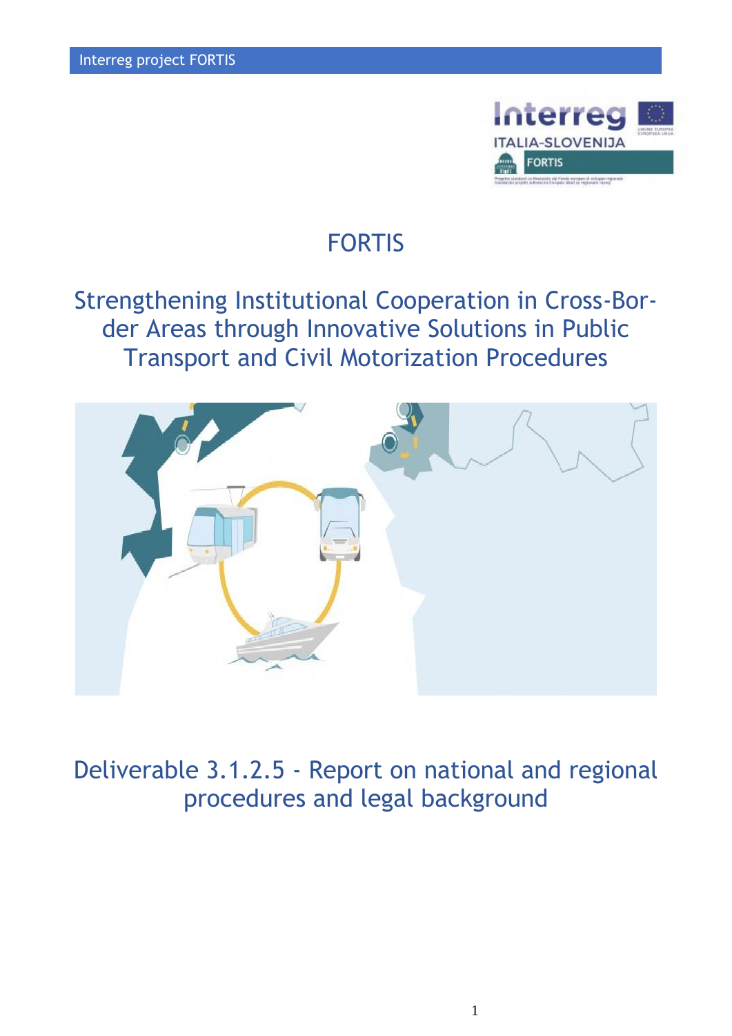# FORTIS

## Strengthening Institutional Cooperation in Cross-Border Areas through Innovative Solutions in Public Transport and Civil Motorization Procedures

## Deliverable 3.1.2.5 - Report on national and regional procedures and legal background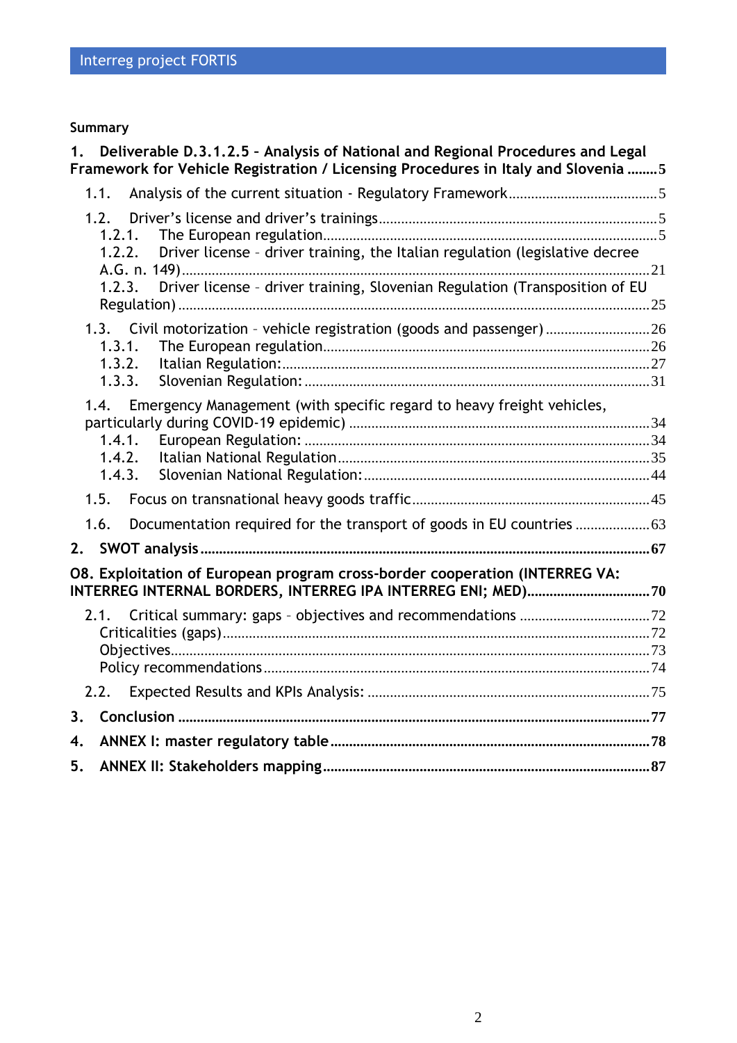**Summary**

**1. Deliverable D.3.1.2.5 – Analysis of National and Regional Procedures and Legal Framework for Vehicle Registration / Licensing Procedures in Italy and Slovenia ........5**

1.1. Analysis of the current situation - Regulatory Framework........................................5

1.2. Driver's license and driver's trainings..........................................................................5
- 1.2.1. The European regulation........................................................................................5
- 1.2.2. Driver license – driver training, the Italian regulation (legislative decree A.G. n. 149)..........................................................................................................................21
- 1.2.3. Driver license – driver training, Slovenian Regulation (Transposition of EU Regulation)..............................................................................................................25

1.3. Civil motorization – vehicle registration (goods and passenger)............................26
- 1.3.1. The European regulation.......................................................................................26
- 1.3.2. Italian Regulation:..................................................................................................27
- 1.3.3. Slovenian Regulation:............................................................................................31

1.4. Emergency Management (with specific regard to heavy freight vehicles, particularly during COVID-19 epidemic).................................................................34
- 1.4.1. European Regulation:............................................................................................34
- 1.4.2. Italian National Regulation...................................................................................35
- 1.4.3. Slovenian National Regulation:............................................................................44

1.5. Focus on transnational heavy goods traffic...............................................................45

1.6. Documentation required for the transport of goods in EU countries....................63

**2. SWOT analysis ........................................................................................................67**

**O8. Exploitation of European program cross-border cooperation (INTERREG VA: INTERREG INTERNAL BORDERS, INTERREG IPA INTERREG ENI; MED)..................................70**

2.1. Critical summary: gaps – objectives and recommendations...................................72
- Criticalities (gaps).........................................................................................................72
- Objectives.......................................................................................................................73
- Policy recommendations...............................................................................................74

2.2. Expected Results and KPIs Analysis:..........................................................................75

**3. Conclusion ...............................................................................................................77**

**4. ANNEX I: master regulatory table ........................................................................78**

**5. ANNEX II: Stakeholders mapping ..........................................................................87**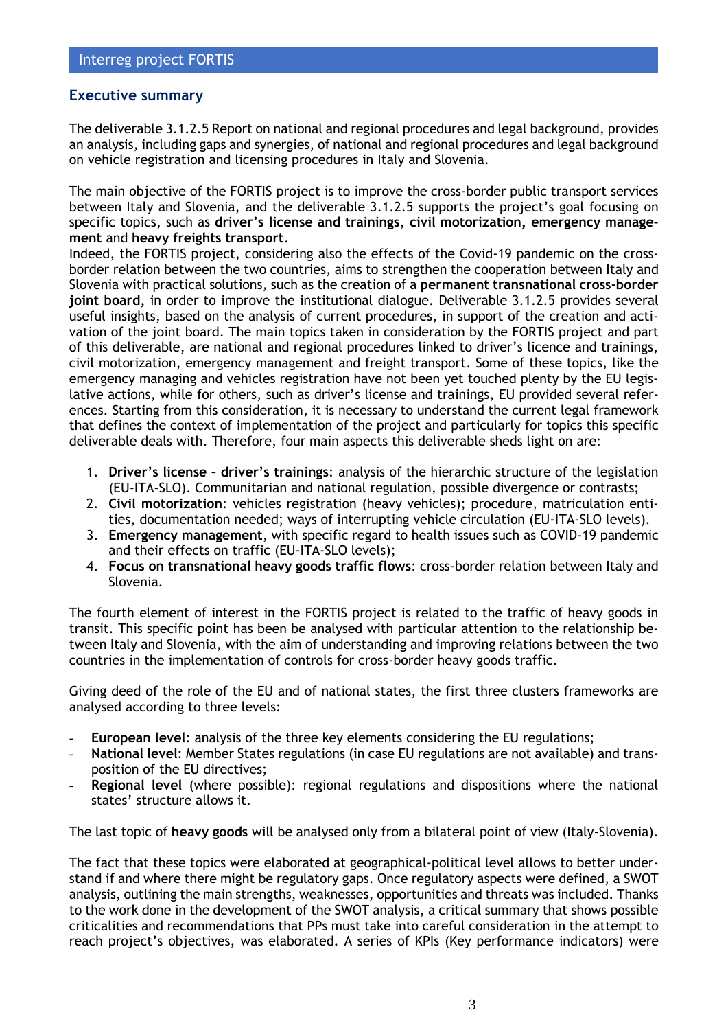## Executive summary

The deliverable 3.1.2.5 Report on national and regional procedures and legal background, provides an analysis, including gaps and synergies, of national and regional procedures and legal background on vehicle registration and licensing procedures in Italy and Slovenia.

The main objective of the FORTIS project is to improve the cross-border public transport services between Italy and Slovenia, and the deliverable 3.1.2.5 supports the project's goal focusing on specific topics, such as **driver's license and trainings**, **civil motorization, emergency management** and **heavy freights transport**.
Indeed, the FORTIS project, considering also the effects of the Covid-19 pandemic on the cross-border relation between the two countries, aims to strengthen the cooperation between Italy and Slovenia with practical solutions, such as the creation of a **permanent transnational cross-border joint board,** in order to improve the institutional dialogue. Deliverable 3.1.2.5 provides several useful insights, based on the analysis of current procedures, in support of the creation and activation of the joint board. The main topics taken in consideration by the FORTIS project and part of this deliverable, are national and regional procedures linked to driver's licence and trainings, civil motorization, emergency management and freight transport. Some of these topics, like the emergency managing and vehicles registration have not been yet touched plenty by the EU legislative actions, while for others, such as driver's license and trainings, EU provided several references. Starting from this consideration, it is necessary to understand the current legal framework that defines the context of implementation of the project and particularly for topics this specific deliverable deals with. Therefore, four main aspects this deliverable sheds light on are:

1. **Driver's license – driver's trainings**: analysis of the hierarchic structure of the legislation (EU-ITA-SLO). Communitarian and national regulation, possible divergence or contrasts;
2. **Civil motorization**: vehicles registration (heavy vehicles); procedure, matriculation entities, documentation needed; ways of interrupting vehicle circulation (EU-ITA-SLO levels).
3. **Emergency management**, with specific regard to health issues such as COVID-19 pandemic and their effects on traffic (EU-ITA-SLO levels);
4. **Focus on transnational heavy goods traffic flows**: cross-border relation between Italy and Slovenia.

The fourth element of interest in the FORTIS project is related to the traffic of heavy goods in transit. This specific point has been be analysed with particular attention to the relationship between Italy and Slovenia, with the aim of understanding and improving relations between the two countries in the implementation of controls for cross-border heavy goods traffic.

Giving deed of the role of the EU and of national states, the first three clusters frameworks are analysed according to three levels:

- **European level**: analysis of the three key elements considering the EU regulations;
- **National level**: Member States regulations (in case EU regulations are not available) and transposition of the EU directives;
- **Regional level** (where possible): regional regulations and dispositions where the national states' structure allows it.

The last topic of **heavy goods** will be analysed only from a bilateral point of view (Italy-Slovenia).

The fact that these topics were elaborated at geographical-political level allows to better understand if and where there might be regulatory gaps. Once regulatory aspects were defined, a SWOT analysis, outlining the main strengths, weaknesses, opportunities and threats was included. Thanks to the work done in the development of the SWOT analysis, a critical summary that shows possible criticalities and recommendations that PPs must take into careful consideration in the attempt to reach project's objectives, was elaborated. A series of KPIs (Key performance indicators) were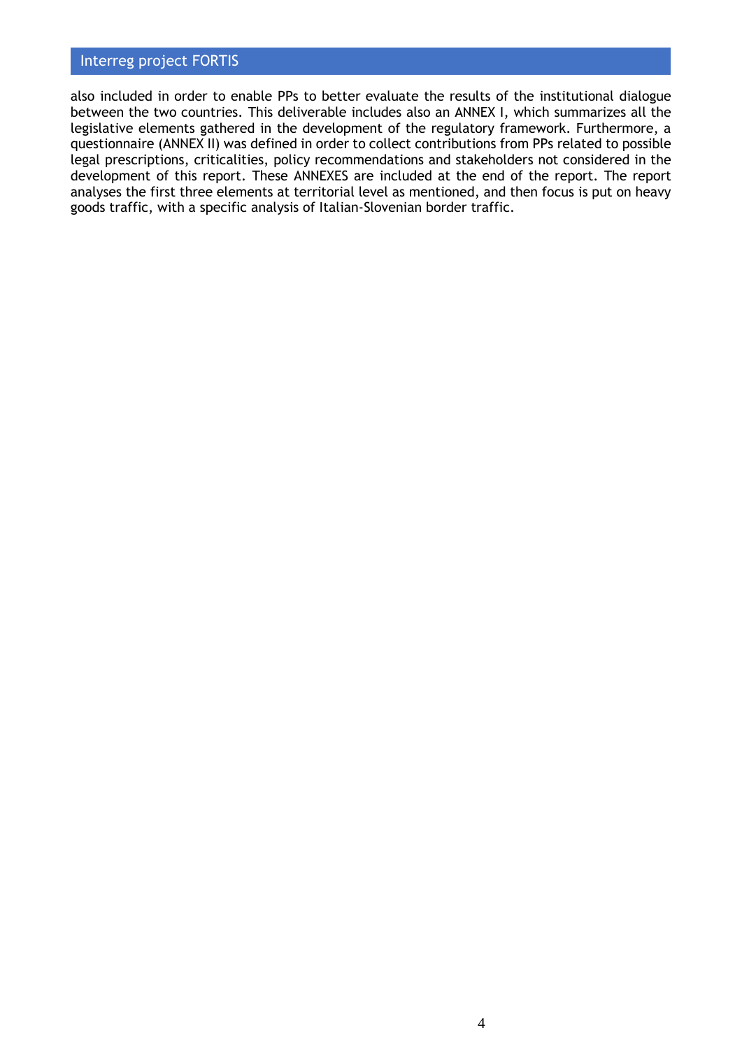also included in order to enable PPs to better evaluate the results of the institutional dialogue between the two countries. This deliverable includes also an ANNEX I, which summarizes all the legislative elements gathered in the development of the regulatory framework. Furthermore, a questionnaire (ANNEX II) was defined in order to collect contributions from PPs related to possible legal prescriptions, criticalities, policy recommendations and stakeholders not considered in the development of this report. These ANNEXES are included at the end of the report. The report analyses the first three elements at territorial level as mentioned, and then focus is put on heavy goods traffic, with a specific analysis of Italian-Slovenian border traffic.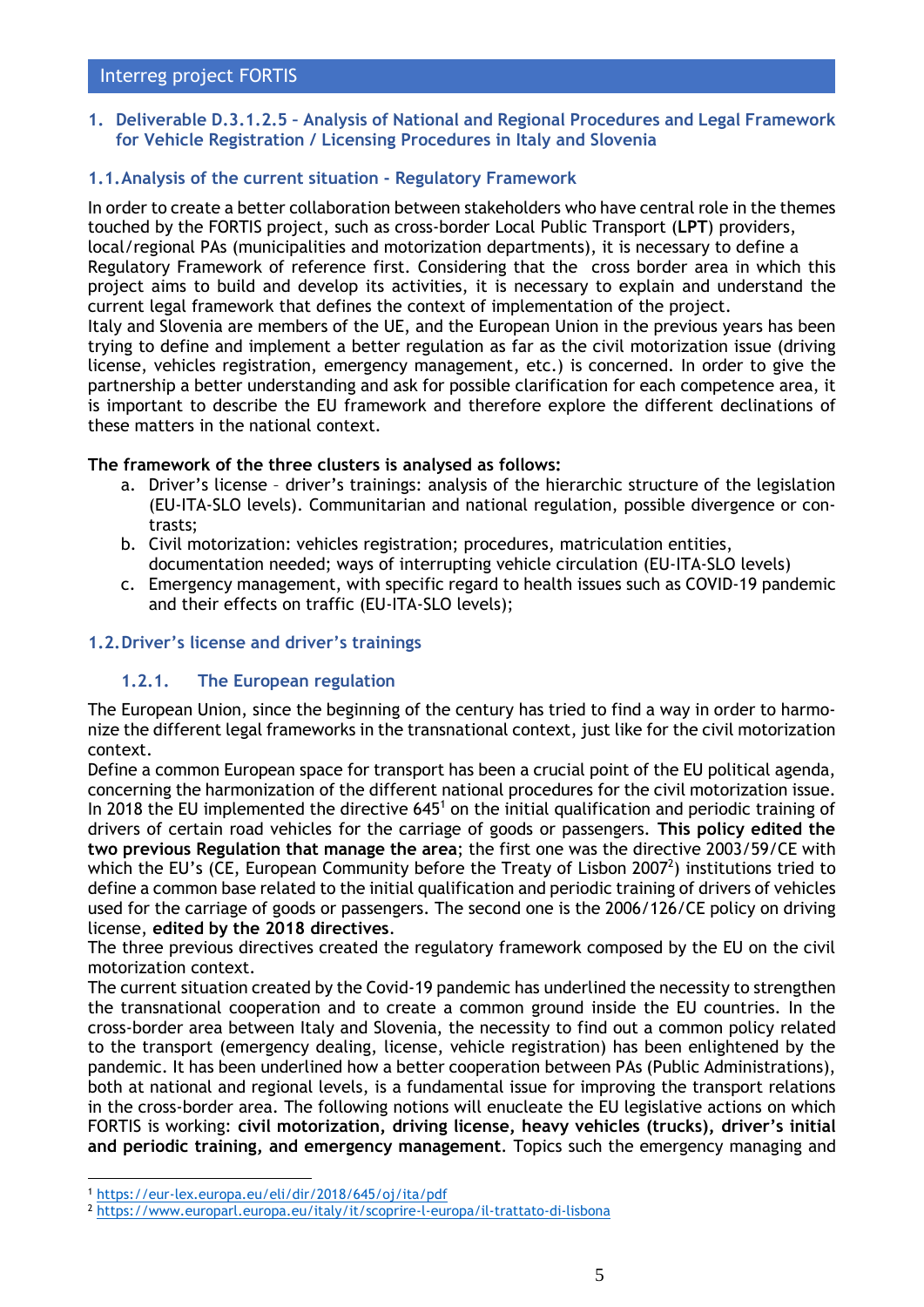# 1. Deliverable D.3.1.2.5 – Analysis of National and Regional Procedures and Legal Framework for Vehicle Registration / Licensing Procedures in Italy and Slovenia

## 1.1. Analysis of the current situation - Regulatory Framework

In order to create a better collaboration between stakeholders who have central role in the themes touched by the FORTIS project, such as cross-border Local Public Transport (**LPT**) providers, local/regional PAs (municipalities and motorization departments), it is necessary to define a Regulatory Framework of reference first. Considering that the cross border area in which this project aims to build and develop its activities, it is necessary to explain and understand the current legal framework that defines the context of implementation of the project.

Italy and Slovenia are members of the UE, and the European Union in the previous years has been trying to define and implement a better regulation as far as the civil motorization issue (driving license, vehicles registration, emergency management, etc.) is concerned. In order to give the partnership a better understanding and ask for possible clarification for each competence area, it is important to describe the EU framework and therefore explore the different declinations of these matters in the national context.

**The framework of the three clusters is analysed as follows:**

a. Driver's license – driver's trainings: analysis of the hierarchic structure of the legislation (EU-ITA-SLO levels). Communitarian and national regulation, possible divergence or contrasts;
b. Civil motorization: vehicles registration; procedures, matriculation entities, documentation needed; ways of interrupting vehicle circulation (EU-ITA-SLO levels)
c. Emergency management, with specific regard to health issues such as COVID-19 pandemic and their effects on traffic (EU-ITA-SLO levels);

## 1.2. Driver's license and driver's trainings

### 1.2.1. The European regulation

The European Union, since the beginning of the century has tried to find a way in order to harmonize the different legal frameworks in the transnational context, just like for the civil motorization context.

Define a common European space for transport has been a crucial point of the EU political agenda, concerning the harmonization of the different national procedures for the civil motorization issue. In 2018 the EU implemented the directive 645[1] on the initial qualification and periodic training of drivers of certain road vehicles for the carriage of goods or passengers. **This policy edited the two previous Regulation that manage the area**; the first one was the directive 2003/59/CE with which the EU's (CE, European Community before the Treaty of Lisbon 2007[2]) institutions tried to define a common base related to the initial qualification and periodic training of drivers of vehicles used for the carriage of goods or passengers. The second one is the 2006/126/CE policy on driving license, **edited by the 2018 directives**.

The three previous directives created the regulatory framework composed by the EU on the civil motorization context.

The current situation created by the Covid-19 pandemic has underlined the necessity to strengthen the transnational cooperation and to create a common ground inside the EU countries. In the cross-border area between Italy and Slovenia, the necessity to find out a common policy related to the transport (emergency dealing, license, vehicle registration) has been enlightened by the pandemic. It has been underlined how a better cooperation between PAs (Public Administrations), both at national and regional levels, is a fundamental issue for improving the transport relations in the cross-border area. The following notions will enucleate the EU legislative actions on which FORTIS is working: **civil motorization, driving license, heavy vehicles (trucks), driver's initial and periodic training, and emergency management**. Topics such the emergency managing and

---

[1] https://eur-lex.europa.eu/eli/dir/2018/645/oj/ita/pdf

[2] https://www.europarl.europa.eu/italy/it/scoprire-l-europa/il-trattato-di-lisbona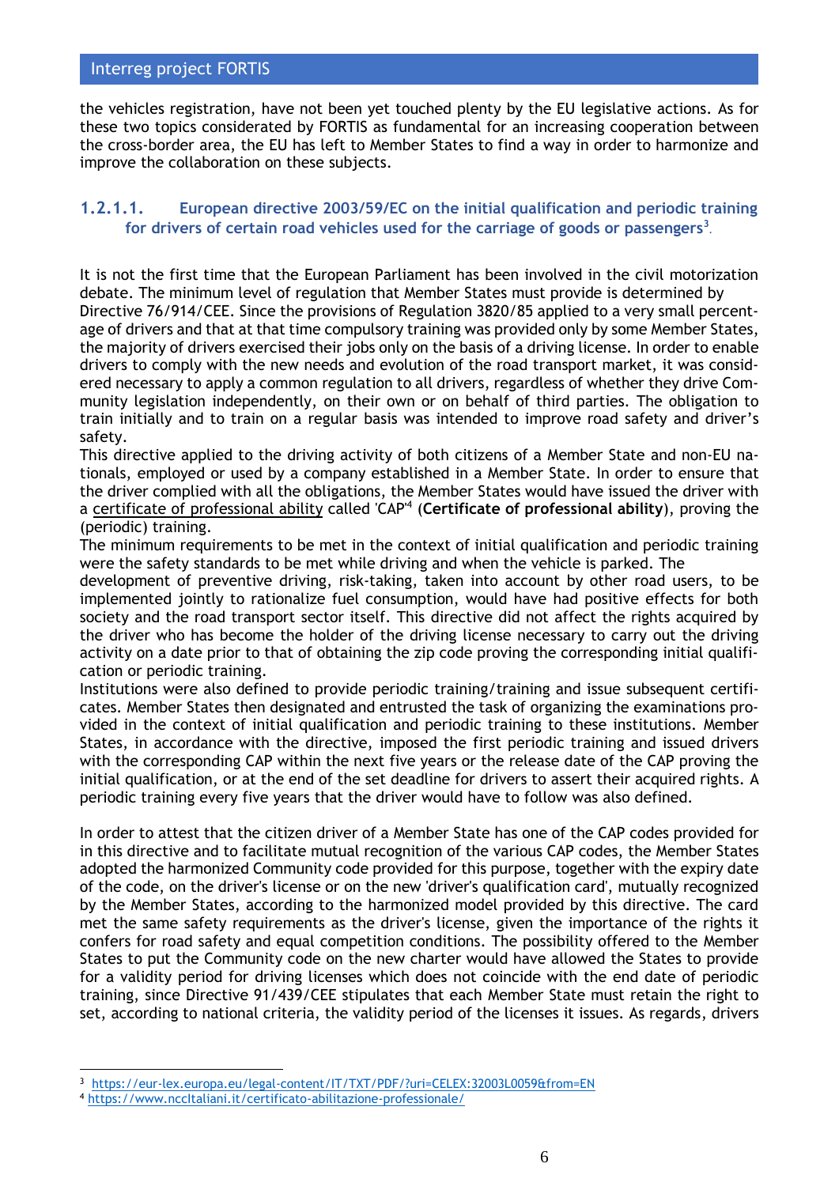the vehicles registration, have not been yet touched plenty by the EU legislative actions. As for these two topics considerated by FORTIS as fundamental for an increasing cooperation between the cross-border area, the EU has left to Member States to find a way in order to harmonize and improve the collaboration on these subjects.

#### 1.2.1.1. European directive 2003/59/EC on the initial qualification and periodic training for drivers of certain road vehicles used for the carriage of goods or passengers[3].

It is not the first time that the European Parliament has been involved in the civil motorization debate. The minimum level of regulation that Member States must provide is determined by Directive 76/914/CEE. Since the provisions of Regulation 3820/85 applied to a very small percentage of drivers and that at that time compulsory training was provided only by some Member States, the majority of drivers exercised their jobs only on the basis of a driving license. In order to enable drivers to comply with the new needs and evolution of the road transport market, it was considered necessary to apply a common regulation to all drivers, regardless of whether they drive Community legislation independently, on their own or on behalf of third parties. The obligation to train initially and to train on a regular basis was intended to improve road safety and driver's safety.

This directive applied to the driving activity of both citizens of a Member State and non-EU nationals, employed or used by a company established in a Member State. In order to ensure that the driver complied with all the obligations, the Member States would have issued the driver with a certificate of professional ability called 'CAP'[4] (**Certificate of professional ability**), proving the (periodic) training.

The minimum requirements to be met in the context of initial qualification and periodic training were the safety standards to be met while driving and when the vehicle is parked. The development of preventive driving, risk-taking, taken into account by other road users, to be implemented jointly to rationalize fuel consumption, would have had positive effects for both society and the road transport sector itself. This directive did not affect the rights acquired by the driver who has become the holder of the driving license necessary to carry out the driving activity on a date prior to that of obtaining the zip code proving the corresponding initial qualification or periodic training.

Institutions were also defined to provide periodic training/training and issue subsequent certificates. Member States then designated and entrusted the task of organizing the examinations provided in the context of initial qualification and periodic training to these institutions. Member States, in accordance with the directive, imposed the first periodic training and issued drivers with the corresponding CAP within the next five years or the release date of the CAP proving the initial qualification, or at the end of the set deadline for drivers to assert their acquired rights. A periodic training every five years that the driver would have to follow was also defined.

In order to attest that the citizen driver of a Member State has one of the CAP codes provided for in this directive and to facilitate mutual recognition of the various CAP codes, the Member States adopted the harmonized Community code provided for this purpose, together with the expiry date of the code, on the driver's license or on the new 'driver's qualification card', mutually recognized by the Member States, according to the harmonized model provided by this directive. The card met the same safety requirements as the driver's license, given the importance of the rights it confers for road safety and equal competition conditions. The possibility offered to the Member States to put the Community code on the new charter would have allowed the States to provide for a validity period for driving licenses which does not coincide with the end date of periodic training, since Directive 91/439/CEE stipulates that each Member State must retain the right to set, according to national criteria, the validity period of the licenses it issues. As regards, drivers

[3] https://eur-lex.europa.eu/legal-content/IT/TXT/PDF/?uri=CELEX:32003L0059&from=EN

[4] https://www.nccItaliani.it/certificato-abilitazione-professionale/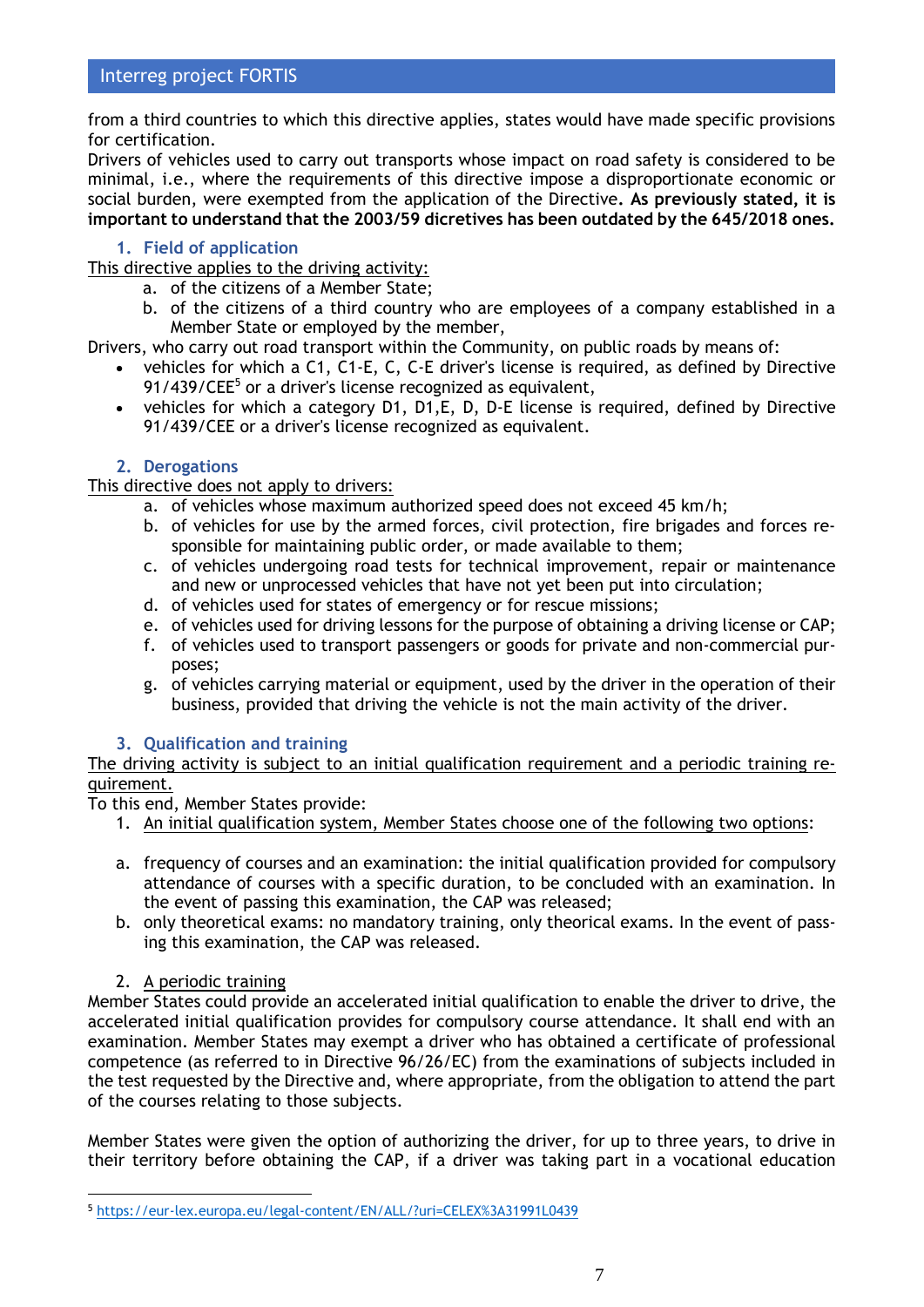from a third countries to which this directive applies, states would have made specific provisions for certification.
Drivers of vehicles used to carry out transports whose impact on road safety is considered to be minimal, i.e., where the requirements of this directive impose a disproportionate economic or social burden, were exempted from the application of the Directive**. As previously stated, it is important to understand that the 2003/59 dicretives has been outdated by the 645/2018 ones.**

### 1. Field of application

<u>This directive applies to the driving activity:</u>

a. of the citizens of a Member State;
b. of the citizens of a third country who are employees of a company established in a Member State or employed by the member,

Drivers, who carry out road transport within the Community, on public roads by means of:

- vehicles for which a C1, C1-E, C, C-E driver's license is required, as defined by Directive 91/439/CEE[5] or a driver's license recognized as equivalent,
- vehicles for which a category D1, D1,E, D, D-E license is required, defined by Directive 91/439/CEE or a driver's license recognized as equivalent.

### 2. Derogations

<u>This directive does not apply to drivers:</u>

a. of vehicles whose maximum authorized speed does not exceed 45 km/h;
b. of vehicles for use by the armed forces, civil protection, fire brigades and forces responsible for maintaining public order, or made available to them;
c. of vehicles undergoing road tests for technical improvement, repair or maintenance and new or unprocessed vehicles that have not yet been put into circulation;
d. of vehicles used for states of emergency or for rescue missions;
e. of vehicles used for driving lessons for the purpose of obtaining a driving license or CAP;
f. of vehicles used to transport passengers or goods for private and non-commercial purposes;
g. of vehicles carrying material or equipment, used by the driver in the operation of their business, provided that driving the vehicle is not the main activity of the driver.

### 3. Qualification and training

<u>The driving activity is subject to an initial qualification requirement and a periodic training requirement.</u>

To this end, Member States provide:

1. <u>An initial qualification system, Member States choose one of the following two options</u>:

a. frequency of courses and an examination: the initial qualification provided for compulsory attendance of courses with a specific duration, to be concluded with an examination. In the event of passing this examination, the CAP was released;
b. only theoretical exams: no mandatory training, only theorical exams. In the event of passing this examination, the CAP was released.

2. <u>A periodic training</u>

Member States could provide an accelerated initial qualification to enable the driver to drive, the accelerated initial qualification provides for compulsory course attendance. It shall end with an examination. Member States may exempt a driver who has obtained a certificate of professional competence (as referred to in Directive 96/26/EC) from the examinations of subjects included in the test requested by the Directive and, where appropriate, from the obligation to attend the part of the courses relating to those subjects.

Member States were given the option of authorizing the driver, for up to three years, to drive in their territory before obtaining the CAP, if a driver was taking part in a vocational education

[5] https://eur-lex.europa.eu/legal-content/EN/ALL/?uri=CELEX%3A31991L0439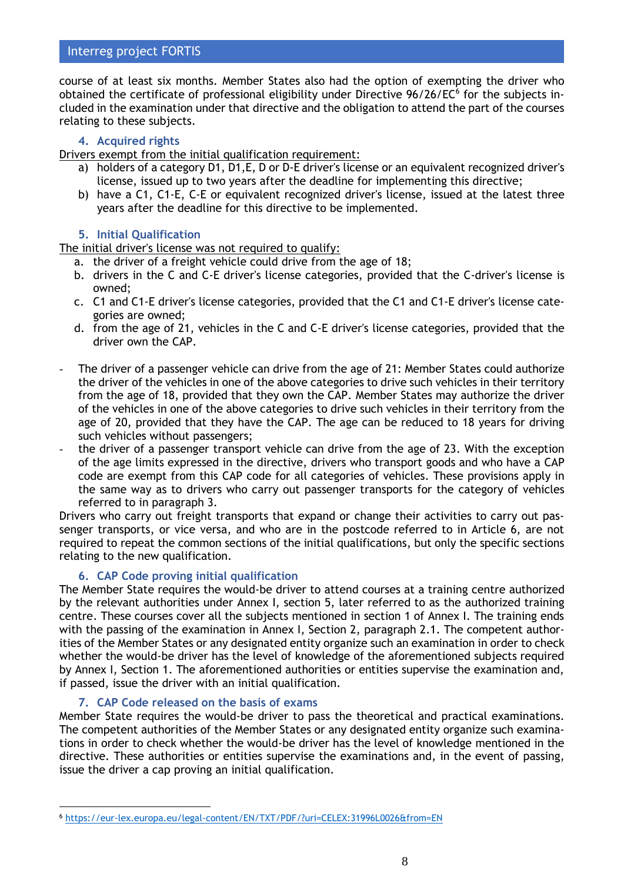course of at least six months. Member States also had the option of exempting the driver who obtained the certificate of professional eligibility under Directive 96/26/EC[6] for the subjects included in the examination under that directive and the obligation to attend the part of the courses relating to these subjects.

### 4. Acquired rights

Drivers exempt from the initial qualification requirement:

a) holders of a category D1, D1,E, D or D-E driver's license or an equivalent recognized driver's license, issued up to two years after the deadline for implementing this directive;
b) have a C1, C1-E, C-E or equivalent recognized driver's license, issued at the latest three years after the deadline for this directive to be implemented.

### 5. Initial Qualification

The initial driver's license was not required to qualify:

a. the driver of a freight vehicle could drive from the age of 18;
b. drivers in the C and C-E driver's license categories, provided that the C-driver's license is owned;
c. C1 and C1-E driver's license categories, provided that the C1 and C1-E driver's license categories are owned;
d. from the age of 21, vehicles in the C and C-E driver's license categories, provided that the driver own the CAP.

- The driver of a passenger vehicle can drive from the age of 21: Member States could authorize the driver of the vehicles in one of the above categories to drive such vehicles in their territory from the age of 18, provided that they own the CAP. Member States may authorize the driver of the vehicles in one of the above categories to drive such vehicles in their territory from the age of 20, provided that they have the CAP. The age can be reduced to 18 years for driving such vehicles without passengers;
- the driver of a passenger transport vehicle can drive from the age of 23. With the exception of the age limits expressed in the directive, drivers who transport goods and who have a CAP code are exempt from this CAP code for all categories of vehicles. These provisions apply in the same way as to drivers who carry out passenger transports for the category of vehicles referred to in paragraph 3.

Drivers who carry out freight transports that expand or change their activities to carry out passenger transports, or vice versa, and who are in the postcode referred to in Article 6, are not required to repeat the common sections of the initial qualifications, but only the specific sections relating to the new qualification.

### 6. CAP Code proving initial qualification

The Member State requires the would-be driver to attend courses at a training centre authorized by the relevant authorities under Annex I, section 5, later referred to as the authorized training centre. These courses cover all the subjects mentioned in section 1 of Annex I. The training ends with the passing of the examination in Annex I, Section 2, paragraph 2.1. The competent authorities of the Member States or any designated entity organize such an examination in order to check whether the would-be driver has the level of knowledge of the aforementioned subjects required by Annex I, Section 1. The aforementioned authorities or entities supervise the examination and, if passed, issue the driver with an initial qualification.

### 7. CAP Code released on the basis of exams

Member State requires the would-be driver to pass the theoretical and practical examinations. The competent authorities of the Member States or any designated entity organize such examinations in order to check whether the would-be driver has the level of knowledge mentioned in the directive. These authorities or entities supervise the examinations and, in the event of passing, issue the driver a cap proving an initial qualification.

---

[6] https://eur-lex.europa.eu/legal-content/EN/TXT/PDF/?uri=CELEX:31996L0026&from=EN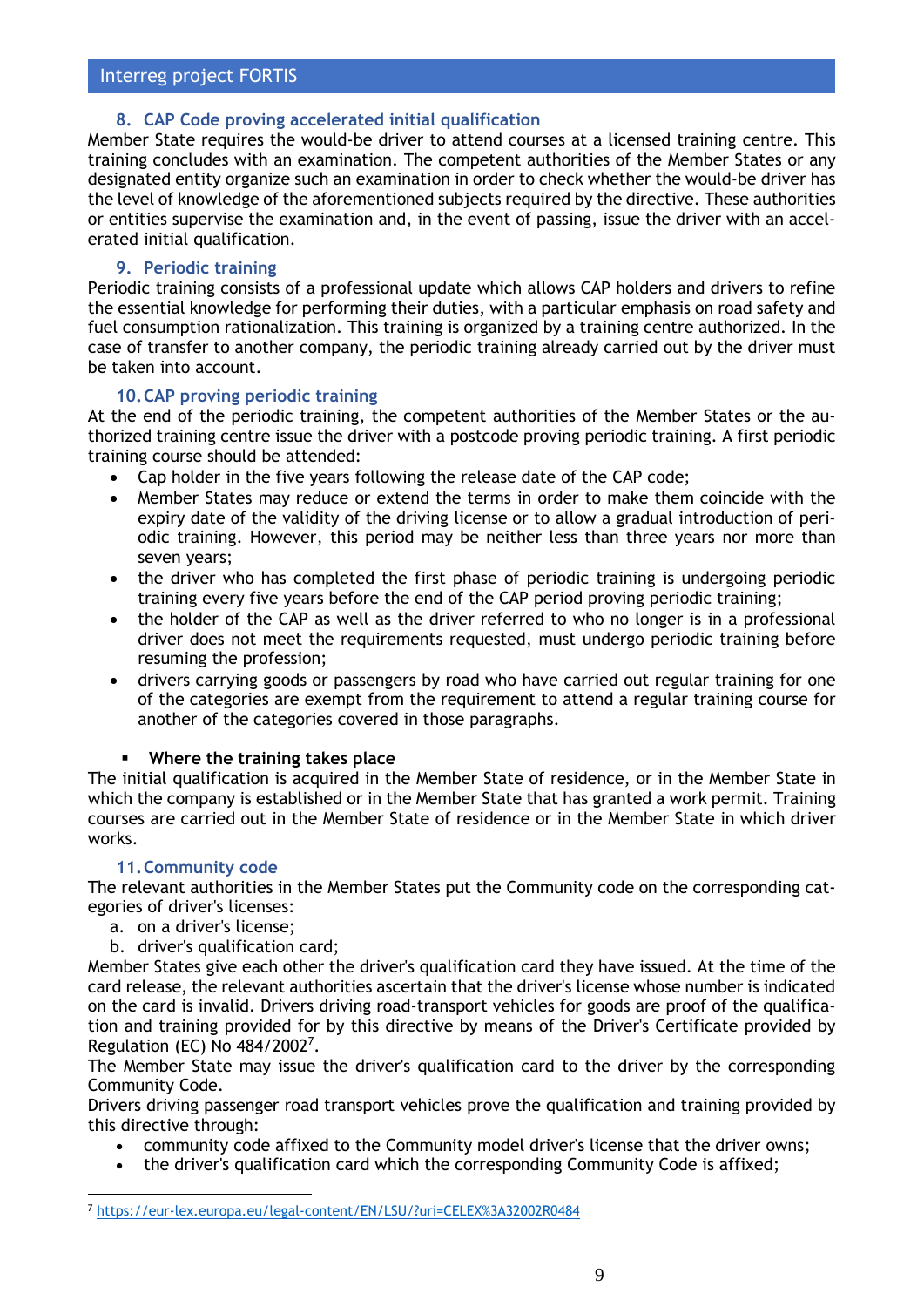### 8. CAP Code proving accelerated initial qualification

Member State requires the would-be driver to attend courses at a licensed training centre. This training concludes with an examination. The competent authorities of the Member States or any designated entity organize such an examination in order to check whether the would-be driver has the level of knowledge of the aforementioned subjects required by the directive. These authorities or entities supervise the examination and, in the event of passing, issue the driver with an accelerated initial qualification.

### 9. Periodic training

Periodic training consists of a professional update which allows CAP holders and drivers to refine the essential knowledge for performing their duties, with a particular emphasis on road safety and fuel consumption rationalization. This training is organized by a training centre authorized. In the case of transfer to another company, the periodic training already carried out by the driver must be taken into account.

### 10. CAP proving periodic training

At the end of the periodic training, the competent authorities of the Member States or the authorized training centre issue the driver with a postcode proving periodic training. A first periodic training course should be attended:

- Cap holder in the five years following the release date of the CAP code;
- Member States may reduce or extend the terms in order to make them coincide with the expiry date of the validity of the driving license or to allow a gradual introduction of periodic training. However, this period may be neither less than three years nor more than seven years;
- the driver who has completed the first phase of periodic training is undergoing periodic training every five years before the end of the CAP period proving periodic training;
- the holder of the CAP as well as the driver referred to who no longer is in a professional driver does not meet the requirements requested, must undergo periodic training before resuming the profession;
- drivers carrying goods or passengers by road who have carried out regular training for one of the categories are exempt from the requirement to attend a regular training course for another of the categories covered in those paragraphs.

- **Where the training takes place**

The initial qualification is acquired in the Member State of residence, or in the Member State in which the company is established or in the Member State that has granted a work permit. Training courses are carried out in the Member State of residence or in the Member State in which driver works.

### 11. Community code

The relevant authorities in the Member States put the Community code on the corresponding categories of driver's licenses:

a. on a driver's license;
b. driver's qualification card;

Member States give each other the driver's qualification card they have issued. At the time of the card release, the relevant authorities ascertain that the driver's license whose number is indicated on the card is invalid. Drivers driving road-transport vehicles for goods are proof of the qualification and training provided for by this directive by means of the Driver's Certificate provided by Regulation (EC) No 484/2002[7].

The Member State may issue the driver's qualification card to the driver by the corresponding Community Code.

Drivers driving passenger road transport vehicles prove the qualification and training provided by this directive through:

- community code affixed to the Community model driver's license that the driver owns;
- the driver's qualification card which the corresponding Community Code is affixed;

[7] https://eur-lex.europa.eu/legal-content/EN/LSU/?uri=CELEX%3A32002R0484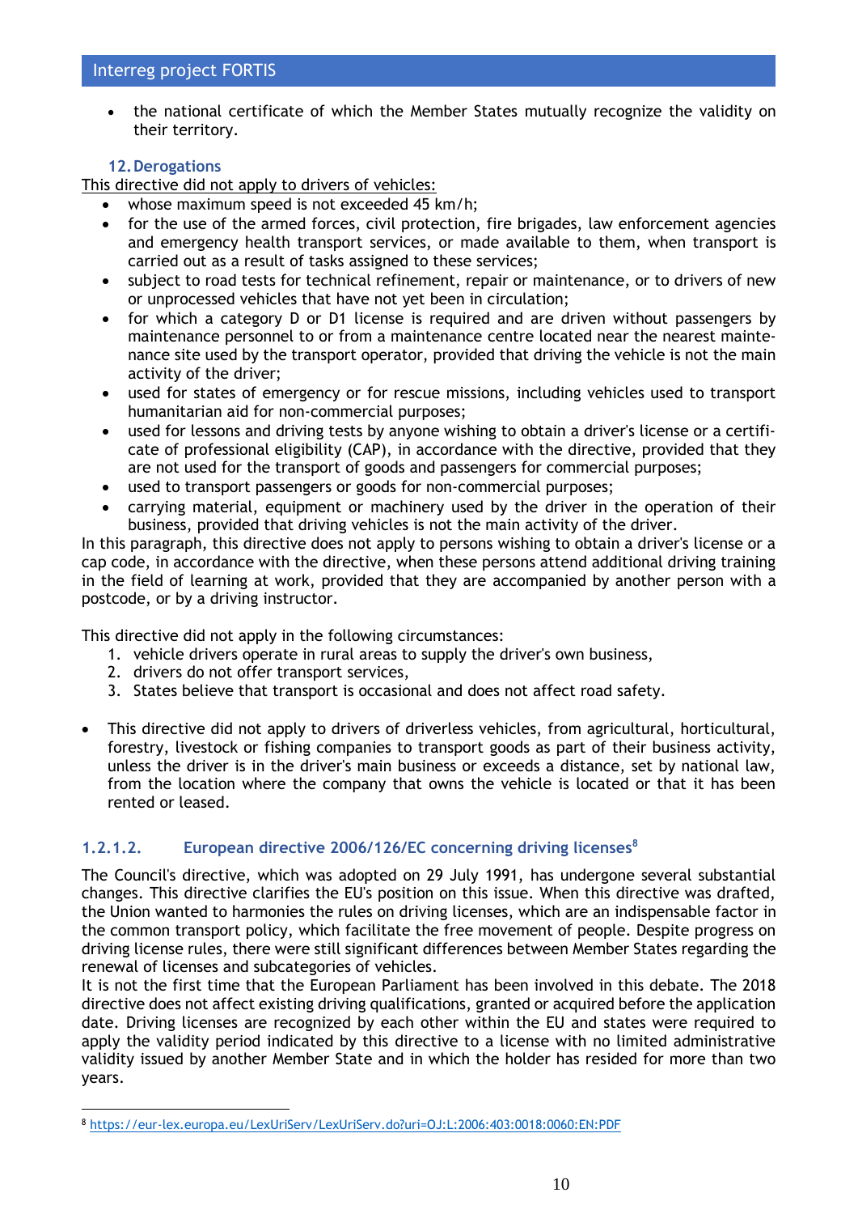- the national certificate of which the Member States mutually recognize the validity on their territory.

### 12. Derogations

This directive did not apply to drivers of vehicles:

- whose maximum speed is not exceeded 45 km/h;
- for the use of the armed forces, civil protection, fire brigades, law enforcement agencies and emergency health transport services, or made available to them, when transport is carried out as a result of tasks assigned to these services;
- subject to road tests for technical refinement, repair or maintenance, or to drivers of new or unprocessed vehicles that have not yet been in circulation;
- for which a category D or D1 license is required and are driven without passengers by maintenance personnel to or from a maintenance centre located near the nearest maintenance site used by the transport operator, provided that driving the vehicle is not the main activity of the driver;
- used for states of emergency or for rescue missions, including vehicles used to transport humanitarian aid for non-commercial purposes;
- used for lessons and driving tests by anyone wishing to obtain a driver's license or a certificate of professional eligibility (CAP), in accordance with the directive, provided that they are not used for the transport of goods and passengers for commercial purposes;
- used to transport passengers or goods for non-commercial purposes;
- carrying material, equipment or machinery used by the driver in the operation of their business, provided that driving vehicles is not the main activity of the driver.

In this paragraph, this directive does not apply to persons wishing to obtain a driver's license or a cap code, in accordance with the directive, when these persons attend additional driving training in the field of learning at work, provided that they are accompanied by another person with a postcode, or by a driving instructor.

This directive did not apply in the following circumstances:

1. vehicle drivers operate in rural areas to supply the driver's own business,
2. drivers do not offer transport services,
3. States believe that transport is occasional and does not affect road safety.

- This directive did not apply to drivers of driverless vehicles, from agricultural, horticultural, forestry, livestock or fishing companies to transport goods as part of their business activity, unless the driver is in the driver's main business or exceeds a distance, set by national law, from the location where the company that owns the vehicle is located or that it has been rented or leased.

#### 1.2.1.2. European directive 2006/126/EC concerning driving licenses[8]

The Council's directive, which was adopted on 29 July 1991, has undergone several substantial changes. This directive clarifies the EU's position on this issue. When this directive was drafted, the Union wanted to harmonies the rules on driving licenses, which are an indispensable factor in the common transport policy, which facilitate the free movement of people. Despite progress on driving license rules, there were still significant differences between Member States regarding the renewal of licenses and subcategories of vehicles.

It is not the first time that the European Parliament has been involved in this debate. The 2018 directive does not affect existing driving qualifications, granted or acquired before the application date. Driving licenses are recognized by each other within the EU and states were required to apply the validity period indicated by this directive to a license with no limited administrative validity issued by another Member State and in which the holder has resided for more than two years.

---

[8] https://eur-lex.europa.eu/LexUriServ/LexUriServ.do?uri=OJ:L:2006:403:0018:0060:EN:PDF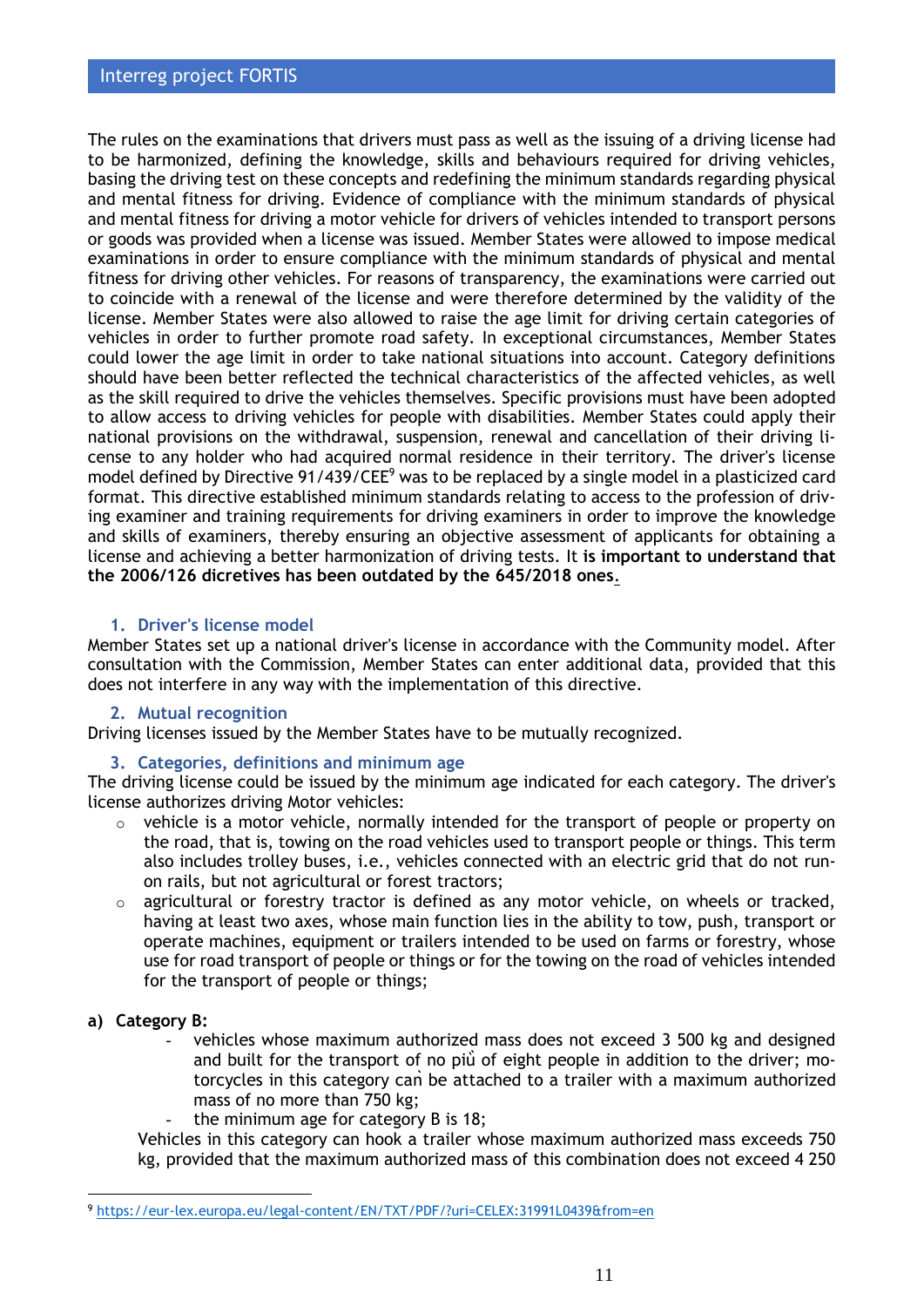The rules on the examinations that drivers must pass as well as the issuing of a driving license had to be harmonized, defining the knowledge, skills and behaviours required for driving vehicles, basing the driving test on these concepts and redefining the minimum standards regarding physical and mental fitness for driving. Evidence of compliance with the minimum standards of physical and mental fitness for driving a motor vehicle for drivers of vehicles intended to transport persons or goods was provided when a license was issued. Member States were allowed to impose medical examinations in order to ensure compliance with the minimum standards of physical and mental fitness for driving other vehicles. For reasons of transparency, the examinations were carried out to coincide with a renewal of the license and were therefore determined by the validity of the license. Member States were also allowed to raise the age limit for driving certain categories of vehicles in order to further promote road safety. In exceptional circumstances, Member States could lower the age limit in order to take national situations into account. Category definitions should have been better reflected the technical characteristics of the affected vehicles, as well as the skill required to drive the vehicles themselves. Specific provisions must have been adopted to allow access to driving vehicles for people with disabilities. Member States could apply their national provisions on the withdrawal, suspension, renewal and cancellation of their driving license to any holder who had acquired normal residence in their territory. The driver's license model defined by Directive 91/439/CEE[9] was to be replaced by a single model in a plasticized card format. This directive established minimum standards relating to access to the profession of driving examiner and training requirements for driving examiners in order to improve the knowledge and skills of examiners, thereby ensuring an objective assessment of applicants for obtaining a license and achieving a better harmonization of driving tests. It **is important to understand that the 2006/126 dicretives has been outdated by the 645/2018 ones**.

### 1. Driver's license model

Member States set up a national driver's license in accordance with the Community model. After consultation with the Commission, Member States can enter additional data, provided that this does not interfere in any way with the implementation of this directive.

### 2. Mutual recognition

Driving licenses issued by the Member States have to be mutually recognized.

### 3. Categories, definitions and minimum age

The driving license could be issued by the minimum age indicated for each category. The driver's license authorizes driving Motor vehicles:

- vehicle is a motor vehicle, normally intended for the transport of people or property on the road, that is, towing on the road vehicles used to transport people or things. This term also includes trolley buses, i.e., vehicles connected with an electric grid that do not run-on rails, but not agricultural or forest tractors;
- agricultural or forestry tractor is defined as any motor vehicle, on wheels or tracked, having at least two axes, whose main function lies in the ability to tow, push, transport or operate machines, equipment or trailers intended to be used on farms or forestry, whose use for road transport of people or things or for the towing on the road of vehicles intended for the transport of people or things;

**a) Category B:**

- vehicles whose maximum authorized mass does not exceed 3 500 kg and designed and built for the transport of no più of eight people in addition to the driver; motorcycles in this category can be attached to a trailer with a maximum authorized mass of no more than 750 kg;
- the minimum age for category B is 18;

Vehicles in this category can hook a trailer whose maximum authorized mass exceeds 750 kg, provided that the maximum authorized mass of this combination does not exceed 4 250

[9] https://eur-lex.europa.eu/legal-content/EN/TXT/PDF/?uri=CELEX:31991L0439&from=en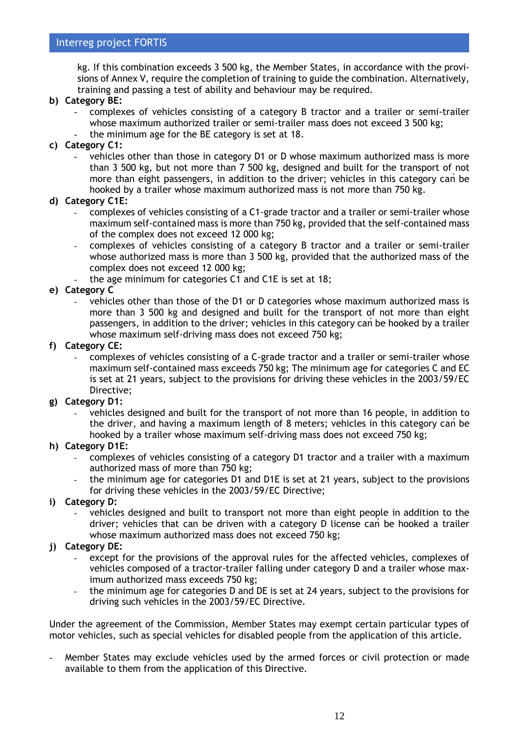kg. If this combination exceeds 3 500 kg, the Member States, in accordance with the provisions of Annex V, require the completion of training to guide the combination. Alternatively, training and passing a test of ability and behaviour may be required.

**b) Category BE:**

- complexes of vehicles consisting of a category B tractor and a trailer or semi-trailer whose maximum authorized trailer or semi-trailer mass does not exceed 3 500 kg;
- the minimum age for the BE category is set at 18.

**c) Category C1:**

- vehicles other than those in category D1 or D whose maximum authorized mass is more than 3 500 kg, but not more than 7 500 kg, designed and built for the transport of not more than eight passengers, in addition to the driver; vehicles in this category caǹ be hooked by a trailer whose maximum authorized mass is not more than 750 kg.

**d) Category C1E:**

- complexes of vehicles consisting of a C1-grade tractor and a trailer or semi-trailer whose maximum self-contained mass is more than 750 kg, provided that the self-contained mass of the complex does not exceed 12 000 kg;
- complexes of vehicles consisting of a category B tractor and a trailer or semi-trailer whose authorized mass is more than 3 500 kg, provided that the authorized mass of the complex does not exceed 12 000 kg;
- the age minimum for categories C1 and C1E is set at 18;

**e) Category C**

- vehicles other than those of the D1 or D categories whose maximum authorized mass is more than 3 500 kg and designed and built for the transport of not more than eight passengers, in addition to the driver; vehicles in this category caǹ be hooked by a trailer whose maximum self-driving mass does not exceed 750 kg;

**f) Category CE:**

- complexes of vehicles consisting of a C-grade tractor and a trailer or semi-trailer whose maximum self-contained mass exceeds 750 kg; The minimum age for categories C and EC is set at 21 years, subject to the provisions for driving these vehicles in the 2003/59/EC Directive;

**g) Category D1:**

- vehicles designed and built for the transport of not more than 16 people, in addition to the driver, and having a maximum length of 8 meters; vehicles in this category caǹ be hooked by a trailer whose maximum self-driving mass does not exceed 750 kg;

**h) Category D1E:**

- complexes of vehicles consisting of a category D1 tractor and a trailer with a maximum authorized mass of more than 750 kg;
- the minimum age for categories D1 and D1E is set at 21 years, subject to the provisions for driving these vehicles in the 2003/59/EC Directive;

**i) Category D:**

- vehicles designed and built to transport not more than eight people in addition to the driver; vehicles that can be driven with a category D license caǹ be hooked a trailer whose maximum authorized mass does not exceed 750 kg;

**j) Category DE:**

- except for the provisions of the approval rules for the affected vehicles, complexes of vehicles composed of a tractor-trailer falling under category D and a trailer whose maximum authorized mass exceeds 750 kg;
- the minimum age for categories D and DE is set at 24 years, subject to the provisions for driving such vehicles in the 2003/59/EC Directive.

Under the agreement of the Commission, Member States may exempt certain particular types of motor vehicles, such as special vehicles for disabled people from the application of this article.

- Member States may exclude vehicles used by the armed forces or civil protection or made available to them from the application of this Directive.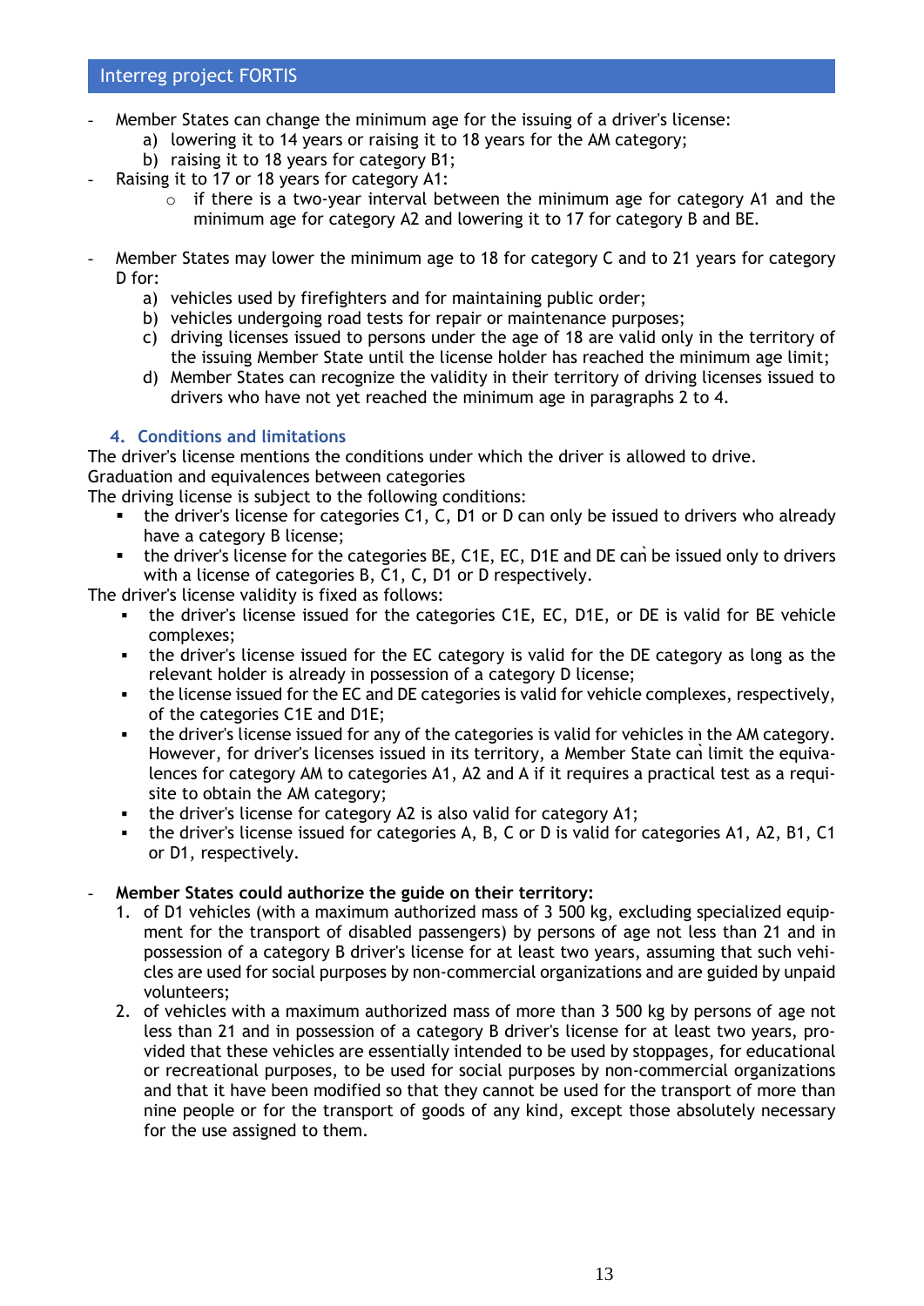- Member States can change the minimum age for the issuing of a driver's license:
  a) lowering it to 14 years or raising it to 18 years for the AM category;
  b) raising it to 18 years for category B1;
- Raising it to 17 or 18 years for category A1:
  - if there is a two-year interval between the minimum age for category A1 and the minimum age for category A2 and lowering it to 17 for category B and BE.

- Member States may lower the minimum age to 18 for category C and to 21 years for category D for:
  a) vehicles used by firefighters and for maintaining public order;
  b) vehicles undergoing road tests for repair or maintenance purposes;
  c) driving licenses issued to persons under the age of 18 are valid only in the territory of the issuing Member State until the license holder has reached the minimum age limit;
  d) Member States can recognize the validity in their territory of driving licenses issued to drivers who have not yet reached the minimum age in paragraphs 2 to 4.

### 4. Conditions and limitations

The driver's license mentions the conditions under which the driver is allowed to drive.
Graduation and equivalences between categories
The driving license is subject to the following conditions:

- the driver's license for categories C1, C, D1 or D can only be issued to drivers who already have a category B license;
- the driver's license for the categories BE, C1E, EC, D1E and DE can be issued only to drivers with a license of categories B, C1, C, D1 or D respectively.

The driver's license validity is fixed as follows:

- the driver's license issued for the categories C1E, EC, D1E, or DE is valid for BE vehicle complexes;
- the driver's license issued for the EC category is valid for the DE category as long as the relevant holder is already in possession of a category D license;
- the license issued for the EC and DE categories is valid for vehicle complexes, respectively, of the categories C1E and D1E;
- the driver's license issued for any of the categories is valid for vehicles in the AM category. However, for driver's licenses issued in its territory, a Member State can limit the equivalences for category AM to categories A1, A2 and A if it requires a practical test as a requisite to obtain the AM category;
- the driver's license for category A2 is also valid for category A1;
- the driver's license issued for categories A, B, C or D is valid for categories A1, A2, B1, C1 or D1, respectively.

- **Member States could authorize the guide on their territory:**
  1. of D1 vehicles (with a maximum authorized mass of 3 500 kg, excluding specialized equipment for the transport of disabled passengers) by persons of age not less than 21 and in possession of a category B driver's license for at least two years, assuming that such vehicles are used for social purposes by non-commercial organizations and are guided by unpaid volunteers;
  2. of vehicles with a maximum authorized mass of more than 3 500 kg by persons of age not less than 21 and in possession of a category B driver's license for at least two years, provided that these vehicles are essentially intended to be used by stoppages, for educational or recreational purposes, to be used for social purposes by non-commercial organizations and that it have been modified so that they cannot be used for the transport of more than nine people or for the transport of goods of any kind, except those absolutely necessary for the use assigned to them.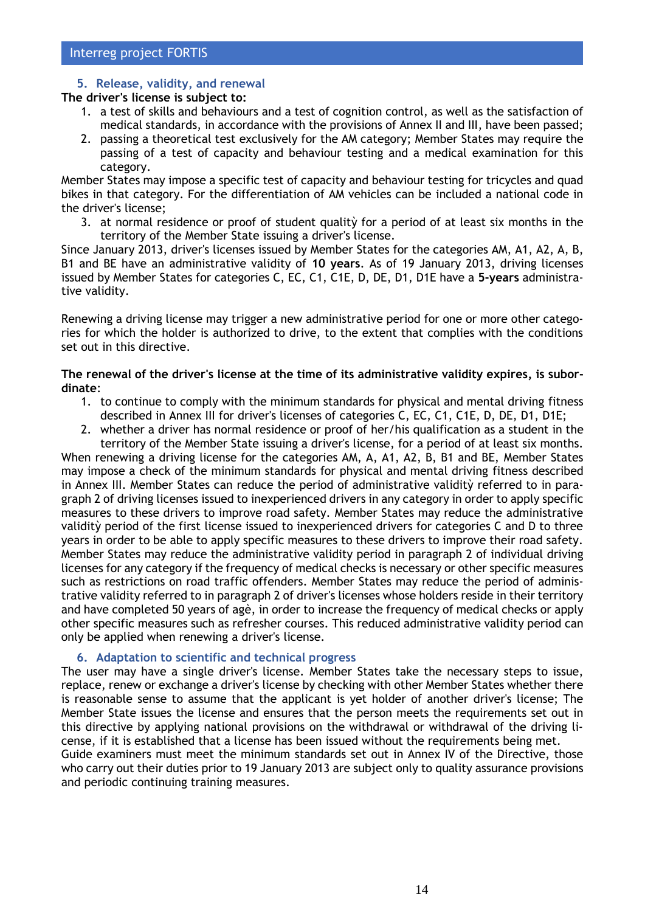## 5. Release, validity, and renewal

**The driver's license is subject to:**

1. a test of skills and behaviours and a test of cognition control, as well as the satisfaction of medical standards, in accordance with the provisions of Annex II and III, have been passed;
2. passing a theoretical test exclusively for the AM category; Member States may require the passing of a test of capacity and behaviour testing and a medical examination for this category.

Member States may impose a specific test of capacity and behaviour testing for tricycles and quad bikes in that category. For the differentiation of AM vehicles can be included a national code in the driver's license;

3. at normal residence or proof of student qualitỳ for a period of at least six months in the territory of the Member State issuing a driver's license.

Since January 2013, driver's licenses issued by Member States for the categories AM, A1, A2, A, B, B1 and BE have an administrative validity of **10 years**. As of 19 January 2013, driving licenses issued by Member States for categories C, EC, C1, C1E, D, DE, D1, D1E have a **5-years** administrative validity.

Renewing a driving license may trigger a new administrative period for one or more other categories for which the holder is authorized to drive, to the extent that complies with the conditions set out in this directive.

**The renewal of the driver's license at the time of its administrative validity expires, is subordinate**:

1. to continue to comply with the minimum standards for physical and mental driving fitness described in Annex III for driver's licenses of categories C, EC, C1, C1E, D, DE, D1, D1E;
2. whether a driver has normal residence or proof of her/his qualification as a student in the territory of the Member State issuing a driver's license, for a period of at least six months.

When renewing a driving license for the categories AM, A, A1, A2, B, B1 and BE, Member States may impose a check of the minimum standards for physical and mental driving fitness described in Annex III. Member States can reduce the period of administrative validitỳ referred to in paragraph 2 of driving licenses issued to inexperienced drivers in any category in order to apply specific measures to these drivers to improve road safety. Member States may reduce the administrative validitỳ period of the first license issued to inexperienced drivers for categories C and D to three years in order to be able to apply specific measures to these drivers to improve their road safety. Member States may reduce the administrative validity period in paragraph 2 of individual driving licenses for any category if the frequency of medical checks is necessary or other specific measures such as restrictions on road traffic offenders. Member States may reduce the period of administrative validity referred to in paragraph 2 of driver's licenses whose holders reside in their territory and have completed 50 years of agè, in order to increase the frequency of medical checks or apply other specific measures such as refresher courses. This reduced administrative validity period can only be applied when renewing a driver's license.

## 6. Adaptation to scientific and technical progress

The user may have a single driver's license. Member States take the necessary steps to issue, replace, renew or exchange a driver's license by checking with other Member States whether there is reasonable sense to assume that the applicant is yet holder of another driver's license; The Member State issues the license and ensures that the person meets the requirements set out in this directive by applying national provisions on the withdrawal or withdrawal of the driving license, if it is established that a license has been issued without the requirements being met.
Guide examiners must meet the minimum standards set out in Annex IV of the Directive, those who carry out their duties prior to 19 January 2013 are subject only to quality assurance provisions and periodic continuing training measures.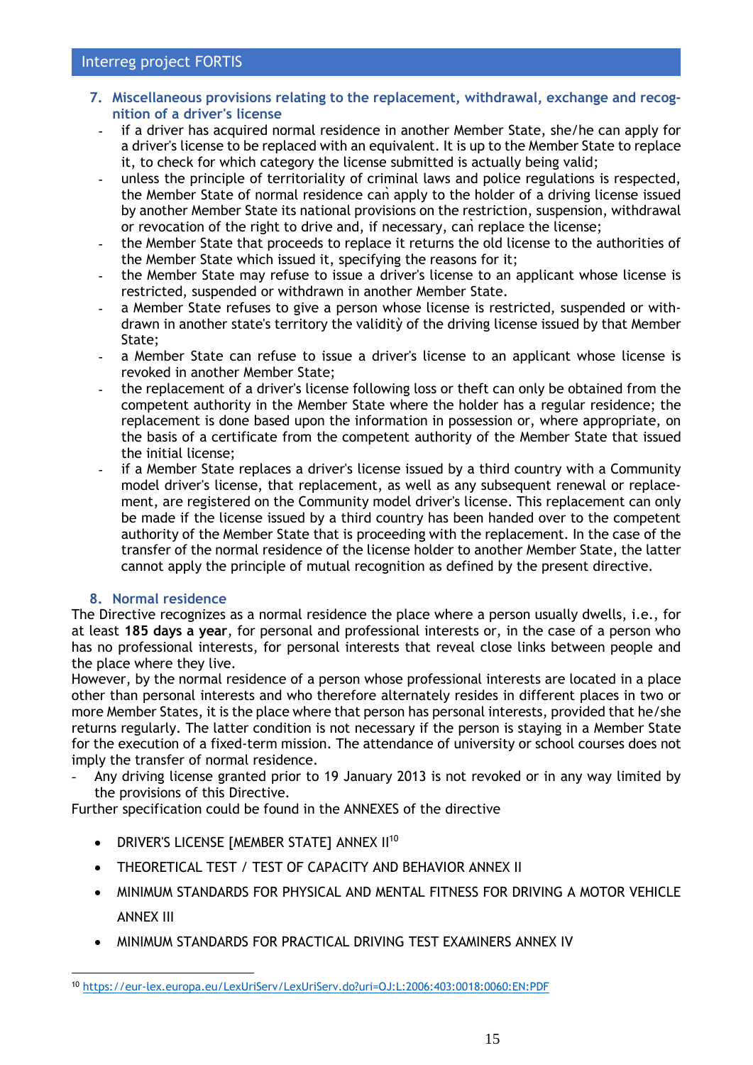## 7. Miscellaneous provisions relating to the replacement, withdrawal, exchange and recognition of a driver's license

- if a driver has acquired normal residence in another Member State, she/he can apply for a driver's license to be replaced with an equivalent. It is up to the Member State to replace it, to check for which category the license submitted is actually being valid;
- unless the principle of territoriality of criminal laws and police regulations is respected, the Member State of normal residence can apply to the holder of a driving license issued by another Member State its national provisions on the restriction, suspension, withdrawal or revocation of the right to drive and, if necessary, can replace the license;
- the Member State that proceeds to replace it returns the old license to the authorities of the Member State which issued it, specifying the reasons for it;
- the Member State may refuse to issue a driver's license to an applicant whose license is restricted, suspended or withdrawn in another Member State.
- a Member State refuses to give a person whose license is restricted, suspended or withdrawn in another state's territory the validity of the driving license issued by that Member State;
- a Member State can refuse to issue a driver's license to an applicant whose license is revoked in another Member State;
- the replacement of a driver's license following loss or theft can only be obtained from the competent authority in the Member State where the holder has a regular residence; the replacement is done based upon the information in possession or, where appropriate, on the basis of a certificate from the competent authority of the Member State that issued the initial license;
- if a Member State replaces a driver's license issued by a third country with a Community model driver's license, that replacement, as well as any subsequent renewal or replacement, are registered on the Community model driver's license. This replacement can only be made if the license issued by a third country has been handed over to the competent authority of the Member State that is proceeding with the replacement. In the case of the transfer of the normal residence of the license holder to another Member State, the latter cannot apply the principle of mutual recognition as defined by the present directive.

## 8. Normal residence

The Directive recognizes as a normal residence the place where a person usually dwells, i.e., for at least **185 days a year**, for personal and professional interests or, in the case of a person who has no professional interests, for personal interests that reveal close links between people and the place where they live.

However, by the normal residence of a person whose professional interests are located in a place other than personal interests and who therefore alternately resides in different places in two or more Member States, it is the place where that person has personal interests, provided that he/she returns regularly. The latter condition is not necessary if the person is staying in a Member State for the execution of a fixed-term mission. The attendance of university or school courses does not imply the transfer of normal residence.

- Any driving license granted prior to 19 January 2013 is not revoked or in any way limited by the provisions of this Directive.

Further specification could be found in the ANNEXES of the directive

- DRIVER'S LICENSE [MEMBER STATE] ANNEX II[10]
- THEORETICAL TEST / TEST OF CAPACITY AND BEHAVIOR ANNEX II
- MINIMUM STANDARDS FOR PHYSICAL AND MENTAL FITNESS FOR DRIVING A MOTOR VEHICLE ANNEX III
- MINIMUM STANDARDS FOR PRACTICAL DRIVING TEST EXAMINERS ANNEX IV

---

[10] https://eur-lex.europa.eu/LexUriServ/LexUriServ.do?uri=OJ:L:2006:403:0018:0060:EN:PDF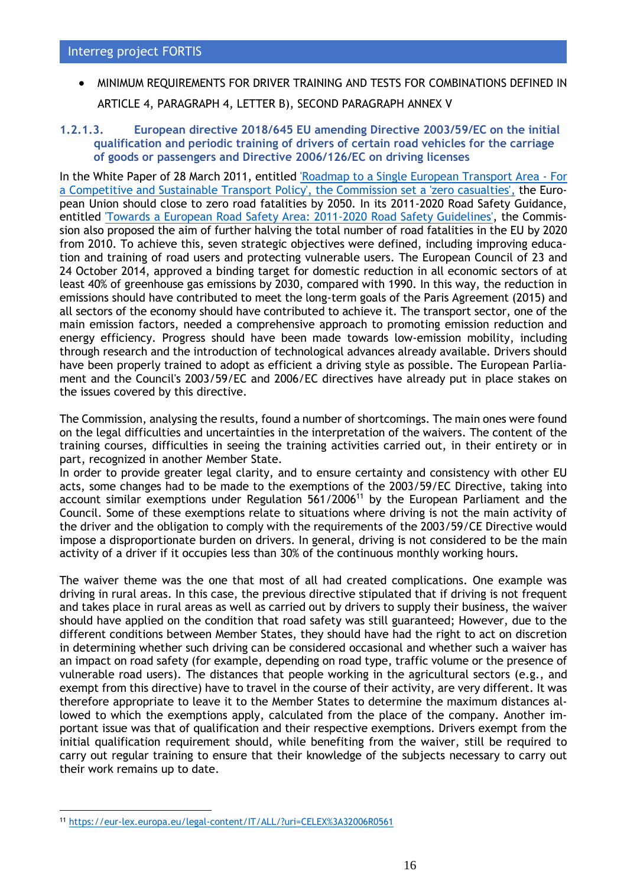- MINIMUM REQUIREMENTS FOR DRIVER TRAINING AND TESTS FOR COMBINATIONS DEFINED IN ARTICLE 4, PARAGRAPH 4, LETTER B), SECOND PARAGRAPH ANNEX V

#### 1.2.1.3. European directive 2018/645 EU amending Directive 2003/59/EC on the initial qualification and periodic training of drivers of certain road vehicles for the carriage of goods or passengers and Directive 2006/126/EC on driving licenses

In the White Paper of 28 March 2011, entitled 'Roadmap to a Single European Transport Area - For a Competitive and Sustainable Transport Policy', the Commission set a 'zero casualties', the European Union should close to zero road fatalities by 2050. In its 2011-2020 Road Safety Guidance, entitled 'Towards a European Road Safety Area: 2011-2020 Road Safety Guidelines', the Commission also proposed the aim of further halving the total number of road fatalities in the EU by 2020 from 2010. To achieve this, seven strategic objectives were defined, including improving education and training of road users and protecting vulnerable users. The European Council of 23 and 24 October 2014, approved a binding target for domestic reduction in all economic sectors of at least 40% of greenhouse gas emissions by 2030, compared with 1990. In this way, the reduction in emissions should have contributed to meet the long-term goals of the Paris Agreement (2015) and all sectors of the economy should have contributed to achieve it. The transport sector, one of the main emission factors, needed a comprehensive approach to promoting emission reduction and energy efficiency. Progress should have been made towards low-emission mobility, including through research and the introduction of technological advances already available. Drivers should have been properly trained to adopt as efficient a driving style as possible. The European Parliament and the Council's 2003/59/EC and 2006/EC directives have already put in place stakes on the issues covered by this directive.

The Commission, analysing the results, found a number of shortcomings. The main ones were found on the legal difficulties and uncertainties in the interpretation of the waivers. The content of the training courses, difficulties in seeing the training activities carried out, in their entirety or in part, recognized in another Member State.
In order to provide greater legal clarity, and to ensure certainty and consistency with other EU acts, some changes had to be made to the exemptions of the 2003/59/EC Directive, taking into account similar exemptions under Regulation 561/2006[11] by the European Parliament and the Council. Some of these exemptions relate to situations where driving is not the main activity of the driver and the obligation to comply with the requirements of the 2003/59/CE Directive would impose a disproportionate burden on drivers. In general, driving is not considered to be the main activity of a driver if it occupies less than 30% of the continuous monthly working hours.

The waiver theme was the one that most of all had created complications. One example was driving in rural areas. In this case, the previous directive stipulated that if driving is not frequent and takes place in rural areas as well as carried out by drivers to supply their business, the waiver should have applied on the condition that road safety was still guaranteed; However, due to the different conditions between Member States, they should have had the right to act on discretion in determining whether such driving can be considered occasional and whether such a waiver has an impact on road safety (for example, depending on road type, traffic volume or the presence of vulnerable road users). The distances that people working in the agricultural sectors (e.g., and exempt from this directive) have to travel in the course of their activity, are very different. It was therefore appropriate to leave it to the Member States to determine the maximum distances allowed to which the exemptions apply, calculated from the place of the company. Another important issue was that of qualification and their respective exemptions. Drivers exempt from the initial qualification requirement should, while benefiting from the waiver, still be required to carry out regular training to ensure that their knowledge of the subjects necessary to carry out their work remains up to date.

[11] https://eur-lex.europa.eu/legal-content/IT/ALL/?uri=CELEX%3A32006R0561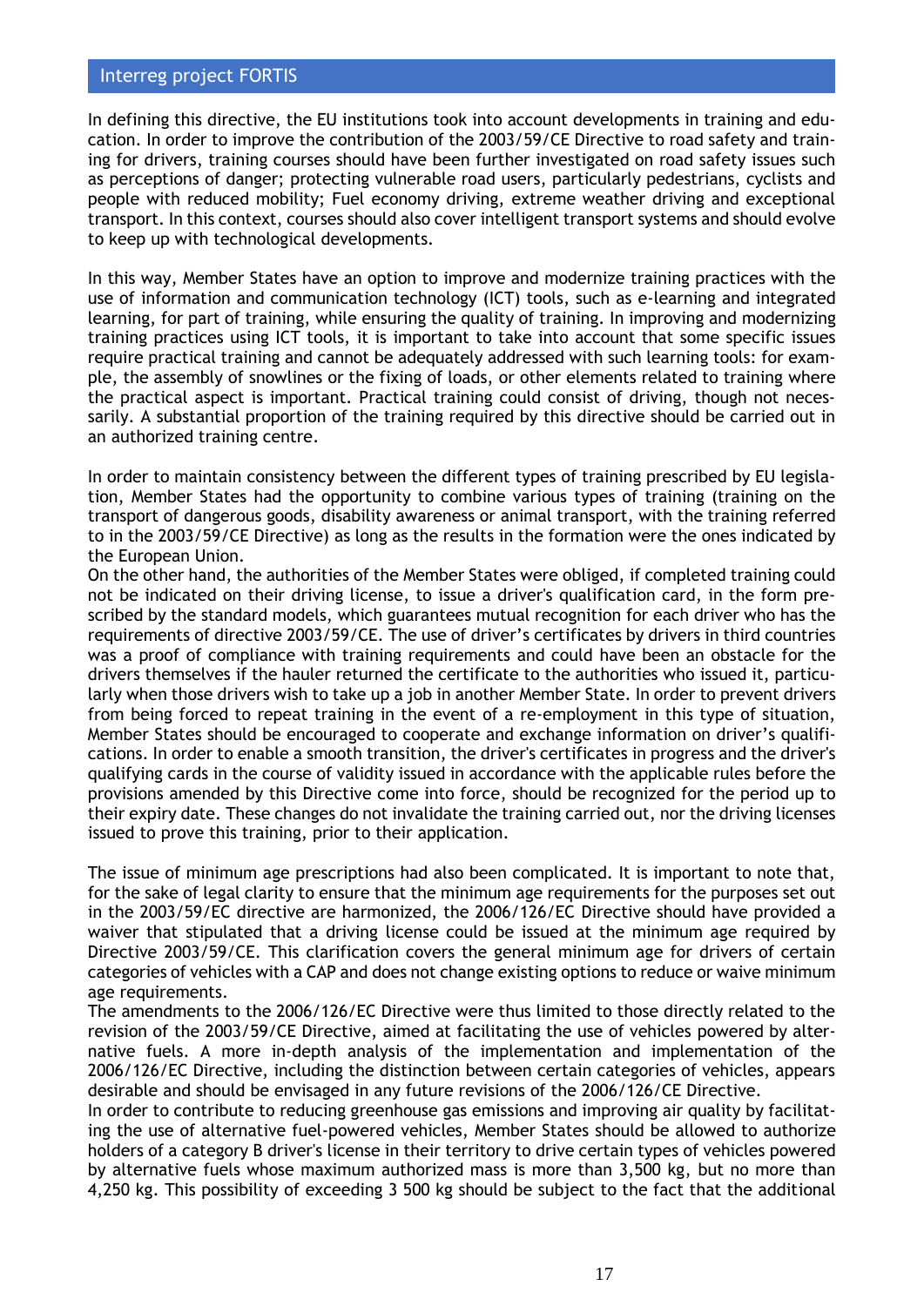In defining this directive, the EU institutions took into account developments in training and education. In order to improve the contribution of the 2003/59/CE Directive to road safety and training for drivers, training courses should have been further investigated on road safety issues such as perceptions of danger; protecting vulnerable road users, particularly pedestrians, cyclists and people with reduced mobility; Fuel economy driving, extreme weather driving and exceptional transport. In this context, courses should also cover intelligent transport systems and should evolve to keep up with technological developments.

In this way, Member States have an option to improve and modernize training practices with the use of information and communication technology (ICT) tools, such as e-learning and integrated learning, for part of training, while ensuring the quality of training. In improving and modernizing training practices using ICT tools, it is important to take into account that some specific issues require practical training and cannot be adequately addressed with such learning tools: for example, the assembly of snowlines or the fixing of loads, or other elements related to training where the practical aspect is important. Practical training could consist of driving, though not necessarily. A substantial proportion of the training required by this directive should be carried out in an authorized training centre.

In order to maintain consistency between the different types of training prescribed by EU legislation, Member States had the opportunity to combine various types of training (training on the transport of dangerous goods, disability awareness or animal transport, with the training referred to in the 2003/59/CE Directive) as long as the results in the formation were the ones indicated by the European Union.

On the other hand, the authorities of the Member States were obliged, if completed training could not be indicated on their driving license, to issue a driver's qualification card, in the form prescribed by the standard models, which guarantees mutual recognition for each driver who has the requirements of directive 2003/59/CE. The use of driver's certificates by drivers in third countries was a proof of compliance with training requirements and could have been an obstacle for the drivers themselves if the hauler returned the certificate to the authorities who issued it, particularly when those drivers wish to take up a job in another Member State. In order to prevent drivers from being forced to repeat training in the event of a re-employment in this type of situation, Member States should be encouraged to cooperate and exchange information on driver's qualifications. In order to enable a smooth transition, the driver's certificates in progress and the driver's qualifying cards in the course of validity issued in accordance with the applicable rules before the provisions amended by this Directive come into force, should be recognized for the period up to their expiry date. These changes do not invalidate the training carried out, nor the driving licenses issued to prove this training, prior to their application.

The issue of minimum age prescriptions had also been complicated. It is important to note that, for the sake of legal clarity to ensure that the minimum age requirements for the purposes set out in the 2003/59/EC directive are harmonized, the 2006/126/EC Directive should have provided a waiver that stipulated that a driving license could be issued at the minimum age required by Directive 2003/59/CE. This clarification covers the general minimum age for drivers of certain categories of vehicles with a CAP and does not change existing options to reduce or waive minimum age requirements.

The amendments to the 2006/126/EC Directive were thus limited to those directly related to the revision of the 2003/59/CE Directive, aimed at facilitating the use of vehicles powered by alternative fuels. A more in-depth analysis of the implementation and implementation of the 2006/126/EC Directive, including the distinction between certain categories of vehicles, appears desirable and should be envisaged in any future revisions of the 2006/126/CE Directive.

In order to contribute to reducing greenhouse gas emissions and improving air quality by facilitating the use of alternative fuel-powered vehicles, Member States should be allowed to authorize holders of a category B driver's license in their territory to drive certain types of vehicles powered by alternative fuels whose maximum authorized mass is more than 3,500 kg, but no more than 4,250 kg. This possibility of exceeding 3 500 kg should be subject to the fact that the additional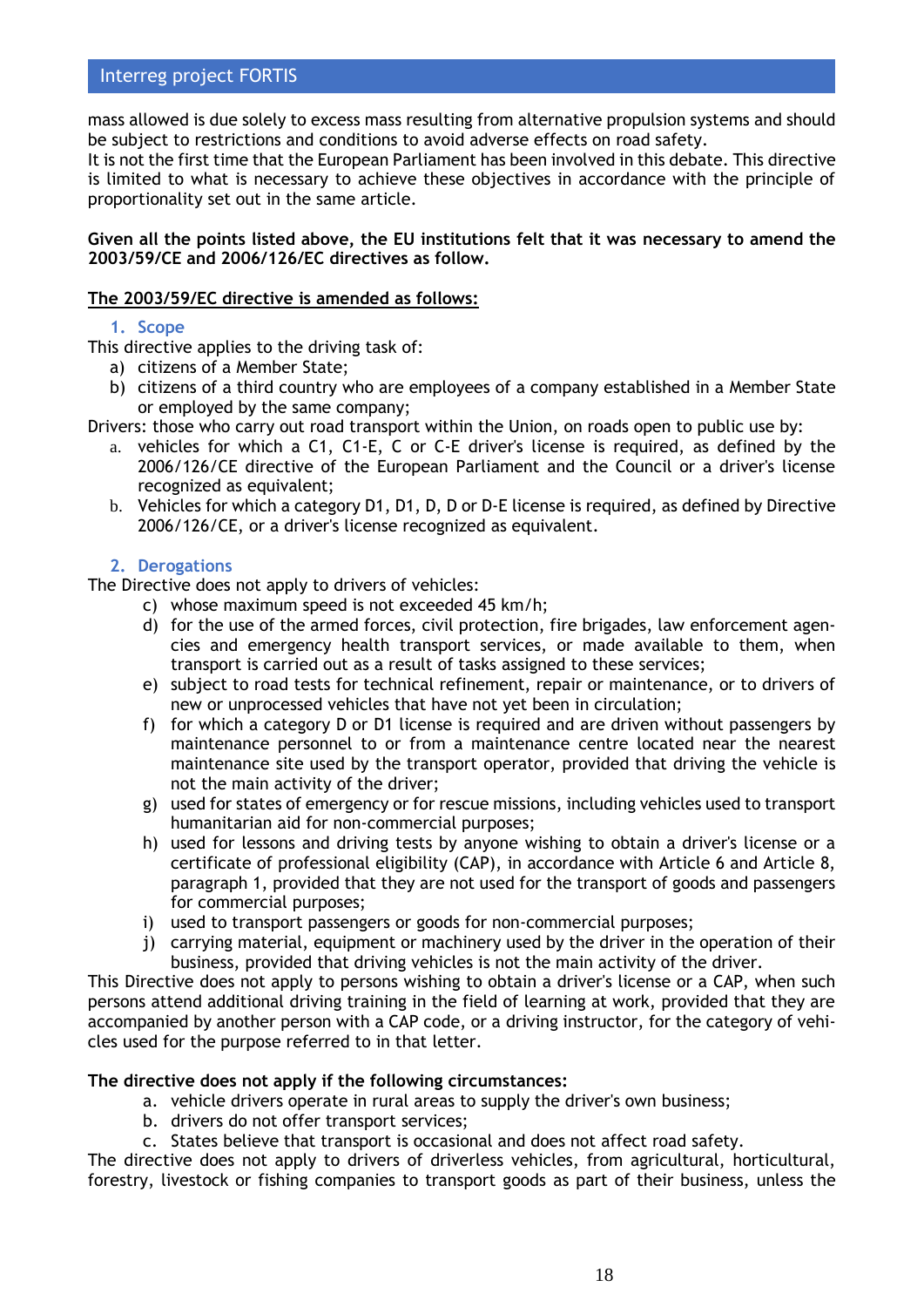mass allowed is due solely to excess mass resulting from alternative propulsion systems and should be subject to restrictions and conditions to avoid adverse effects on road safety.
It is not the first time that the European Parliament has been involved in this debate. This directive is limited to what is necessary to achieve these objectives in accordance with the principle of proportionality set out in the same article.

**Given all the points listed above, the EU institutions felt that it was necessary to amend the 2003/59/CE and 2006/126/EC directives as follow.**

**<u>The 2003/59/EC directive is amended as follows:</u>**

### 1. Scope

This directive applies to the driving task of:

a) citizens of a Member State;
b) citizens of a third country who are employees of a company established in a Member State or employed by the same company;

Drivers: those who carry out road transport within the Union, on roads open to public use by:

a. vehicles for which a C1, C1-E, C or C-E driver's license is required, as defined by the 2006/126/CE directive of the European Parliament and the Council or a driver's license recognized as equivalent;
b. Vehicles for which a category D1, D1, D, D or D-E license is required, as defined by Directive 2006/126/CE, or a driver's license recognized as equivalent.

### 2. Derogations

The Directive does not apply to drivers of vehicles:

c) whose maximum speed is not exceeded 45 km/h;
d) for the use of the armed forces, civil protection, fire brigades, law enforcement agencies and emergency health transport services, or made available to them, when transport is carried out as a result of tasks assigned to these services;
e) subject to road tests for technical refinement, repair or maintenance, or to drivers of new or unprocessed vehicles that have not yet been in circulation;
f) for which a category D or D1 license is required and are driven without passengers by maintenance personnel to or from a maintenance centre located near the nearest maintenance site used by the transport operator, provided that driving the vehicle is not the main activity of the driver;
g) used for states of emergency or for rescue missions, including vehicles used to transport humanitarian aid for non-commercial purposes;
h) used for lessons and driving tests by anyone wishing to obtain a driver's license or a certificate of professional eligibility (CAP), in accordance with Article 6 and Article 8, paragraph 1, provided that they are not used for the transport of goods and passengers for commercial purposes;
i) used to transport passengers or goods for non-commercial purposes;
j) carrying material, equipment or machinery used by the driver in the operation of their business, provided that driving vehicles is not the main activity of the driver.

This Directive does not apply to persons wishing to obtain a driver's license or a CAP, when such persons attend additional driving training in the field of learning at work, provided that they are accompanied by another person with a CAP code, or a driving instructor, for the category of vehicles used for the purpose referred to in that letter.

**The directive does not apply if the following circumstances:**

a. vehicle drivers operate in rural areas to supply the driver's own business;
b. drivers do not offer transport services;
c. States believe that transport is occasional and does not affect road safety.

The directive does not apply to drivers of driverless vehicles, from agricultural, horticultural, forestry, livestock or fishing companies to transport goods as part of their business, unless the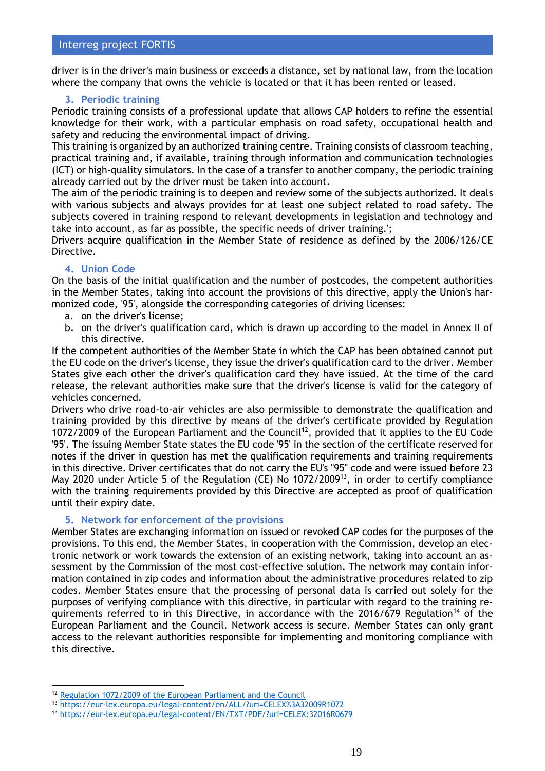driver is in the driver's main business or exceeds a distance, set by national law, from the location where the company that owns the vehicle is located or that it has been rented or leased.

### 3. Periodic training

Periodic training consists of a professional update that allows CAP holders to refine the essential knowledge for their work, with a particular emphasis on road safety, occupational health and safety and reducing the environmental impact of driving.

This training is organized by an authorized training centre. Training consists of classroom teaching, practical training and, if available, training through information and communication technologies (ICT) or high-quality simulators. In the case of a transfer to another company, the periodic training already carried out by the driver must be taken into account.

The aim of the periodic training is to deepen and review some of the subjects authorized. It deals with various subjects and always provides for at least one subject related to road safety. The subjects covered in training respond to relevant developments in legislation and technology and take into account, as far as possible, the specific needs of driver training.';

Drivers acquire qualification in the Member State of residence as defined by the 2006/126/CE Directive.

### 4. Union Code

On the basis of the initial qualification and the number of postcodes, the competent authorities in the Member States, taking into account the provisions of this directive, apply the Union's harmonized code, '95', alongside the corresponding categories of driving licenses:

a. on the driver's license;
b. on the driver's qualification card, which is drawn up according to the model in Annex II of this directive.

If the competent authorities of the Member State in which the CAP has been obtained cannot put the EU code on the driver's license, they issue the driver's qualification card to the driver. Member States give each other the driver's qualification card they have issued. At the time of the card release, the relevant authorities make sure that the driver's license is valid for the category of vehicles concerned.

Drivers who drive road-to-air vehicles are also permissible to demonstrate the qualification and training provided by this directive by means of the driver's certificate provided by Regulation 1072/2009 of the European Parliament and the Council[12], provided that it applies to the EU Code '95'. The issuing Member State states the EU code '95' in the section of the certificate reserved for notes if the driver in question has met the qualification requirements and training requirements in this directive. Driver certificates that do not carry the EU's "95" code and were issued before 23 May 2020 under Article 5 of the Regulation (CE) No 1072/2009[13], in order to certify compliance with the training requirements provided by this Directive are accepted as proof of qualification until their expiry date.

### 5. Network for enforcement of the provisions

Member States are exchanging information on issued or revoked CAP codes for the purposes of the provisions. To this end, the Member States, in cooperation with the Commission, develop an electronic network or work towards the extension of an existing network, taking into account an assessment by the Commission of the most cost-effective solution. The network may contain information contained in zip codes and information about the administrative procedures related to zip codes. Member States ensure that the processing of personal data is carried out solely for the purposes of verifying compliance with this directive, in particular with regard to the training requirements referred to in this Directive, in accordance with the 2016/679 Regulation[14] of the European Parliament and the Council. Network access is secure. Member States can only grant access to the relevant authorities responsible for implementing and monitoring compliance with this directive.

---

[12] Regulation 1072/2009 of the European Parliament and the Council

[13] https://eur-lex.europa.eu/legal-content/en/ALL/?uri=CELEX%3A32009R1072

[14] https://eur-lex.europa.eu/legal-content/EN/TXT/PDF/?uri=CELEX:32016R0679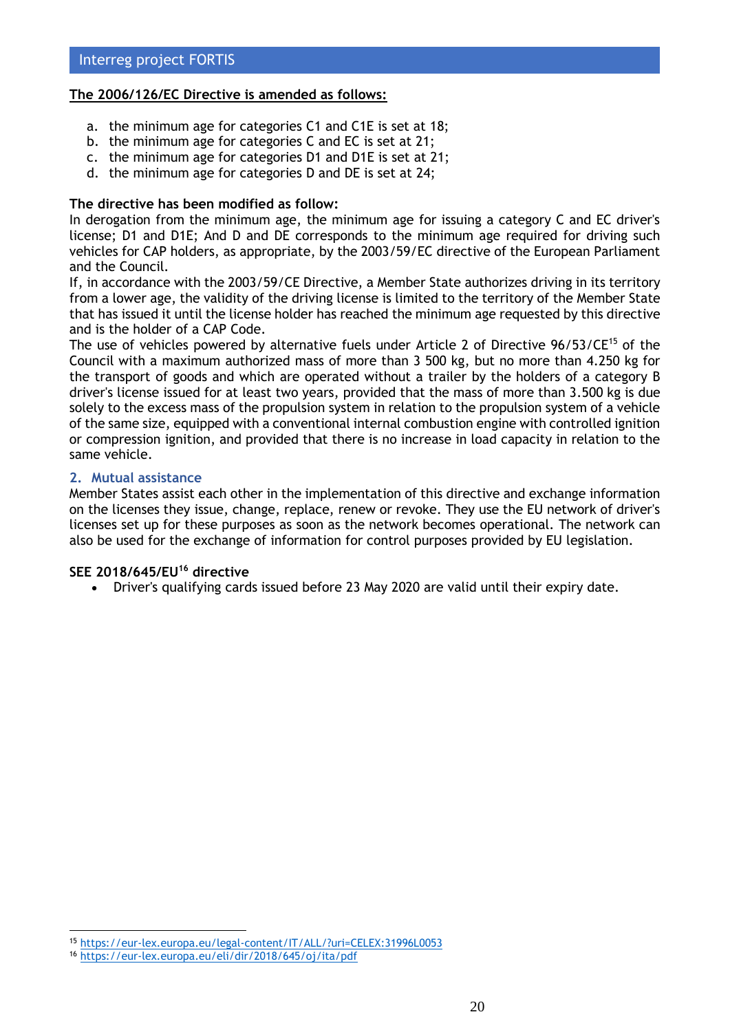**The 2006/126/EC Directive is amended as follows:**

a. the minimum age for categories C1 and C1E is set at 18;
b. the minimum age for categories C and EC is set at 21;
c. the minimum age for categories D1 and D1E is set at 21;
d. the minimum age for categories D and DE is set at 24;

**The directive has been modified as follow:**
In derogation from the minimum age, the minimum age for issuing a category C and EC driver's license; D1 and D1E; And D and DE corresponds to the minimum age required for driving such vehicles for CAP holders, as appropriate, by the 2003/59/EC directive of the European Parliament and the Council.
If, in accordance with the 2003/59/CE Directive, a Member State authorizes driving in its territory from a lower age, the validity of the driving license is limited to the territory of the Member State that has issued it until the license holder has reached the minimum age requested by this directive and is the holder of a CAP Code.
The use of vehicles powered by alternative fuels under Article 2 of Directive 96/53/CE[15] of the Council with a maximum authorized mass of more than 3 500 kg, but no more than 4.250 kg for the transport of goods and which are operated without a trailer by the holders of a category B driver's license issued for at least two years, provided that the mass of more than 3.500 kg is due solely to the excess mass of the propulsion system in relation to the propulsion system of a vehicle of the same size, equipped with a conventional internal combustion engine with controlled ignition or compression ignition, and provided that there is no increase in load capacity in relation to the same vehicle.

## 2. Mutual assistance

Member States assist each other in the implementation of this directive and exchange information on the licenses they issue, change, replace, renew or revoke. They use the EU network of driver's licenses set up for these purposes as soon as the network becomes operational. The network can also be used for the exchange of information for control purposes provided by EU legislation.

**SEE 2018/645/EU[16] directive**

- Driver's qualifying cards issued before 23 May 2020 are valid until their expiry date.

---

[15] https://eur-lex.europa.eu/legal-content/IT/ALL/?uri=CELEX:31996L0053
[16] https://eur-lex.europa.eu/eli/dir/2018/645/oj/ita/pdf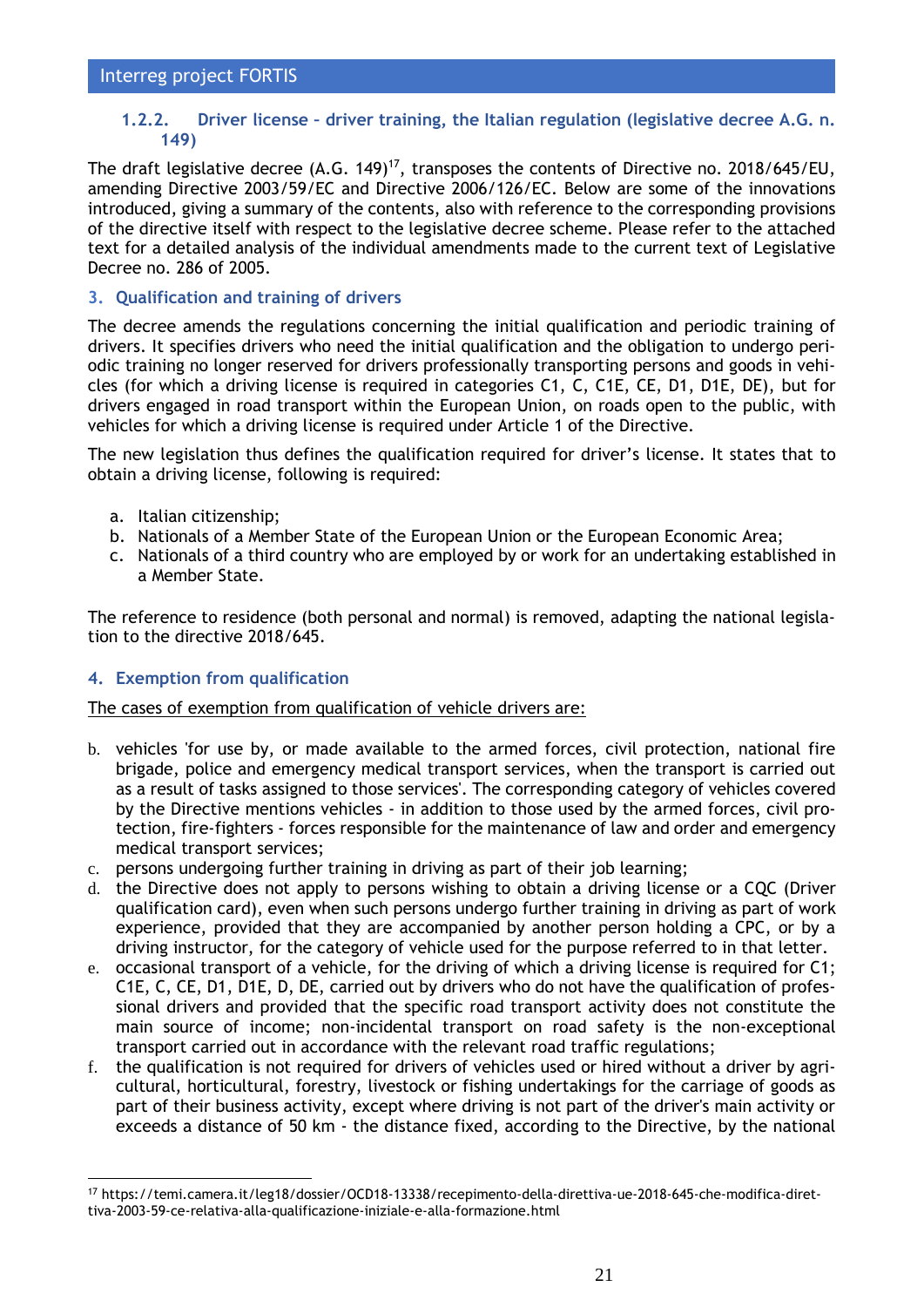#### 1.2.2. Driver license - driver training, the Italian regulation (legislative decree A.G. n. 149)

The draft legislative decree (A.G. 149)[17], transposes the contents of Directive no. 2018/645/EU, amending Directive 2003/59/EC and Directive 2006/126/EC. Below are some of the innovations introduced, giving a summary of the contents, also with reference to the corresponding provisions of the directive itself with respect to the legislative decree scheme. Please refer to the attached text for a detailed analysis of the individual amendments made to the current text of Legislative Decree no. 286 of 2005.

### 3. Qualification and training of drivers

The decree amends the regulations concerning the initial qualification and periodic training of drivers. It specifies drivers who need the initial qualification and the obligation to undergo periodic training no longer reserved for drivers professionally transporting persons and goods in vehicles (for which a driving license is required in categories C1, C, C1E, CE, D1, D1E, DE), but for drivers engaged in road transport within the European Union, on roads open to the public, with vehicles for which a driving license is required under Article 1 of the Directive.

The new legislation thus defines the qualification required for driver's license. It states that to obtain a driving license, following is required:

a. Italian citizenship;
b. Nationals of a Member State of the European Union or the European Economic Area;
c. Nationals of a third country who are employed by or work for an undertaking established in a Member State.

The reference to residence (both personal and normal) is removed, adapting the national legislation to the directive 2018/645.

### 4. Exemption from qualification

<u>The cases of exemption from qualification of vehicle drivers are:</u>

b. vehicles 'for use by, or made available to the armed forces, civil protection, national fire brigade, police and emergency medical transport services, when the transport is carried out as a result of tasks assigned to those services'. The corresponding category of vehicles covered by the Directive mentions vehicles - in addition to those used by the armed forces, civil protection, fire-fighters - forces responsible for the maintenance of law and order and emergency medical transport services;
c. persons undergoing further training in driving as part of their job learning;
d. the Directive does not apply to persons wishing to obtain a driving license or a CQC (Driver qualification card), even when such persons undergo further training in driving as part of work experience, provided that they are accompanied by another person holding a CPC, or by a driving instructor, for the category of vehicle used for the purpose referred to in that letter.
e. occasional transport of a vehicle, for the driving of which a driving license is required for C1; C1E, C, CE, D1, D1E, D, DE, carried out by drivers who do not have the qualification of professional drivers and provided that the specific road transport activity does not constitute the main source of income; non-incidental transport on road safety is the non-exceptional transport carried out in accordance with the relevant road traffic regulations;
f. the qualification is not required for drivers of vehicles used or hired without a driver by agricultural, horticultural, forestry, livestock or fishing undertakings for the carriage of goods as part of their business activity, except where driving is not part of the driver's main activity or exceeds a distance of 50 km - the distance fixed, according to the Directive, by the national

[17] https://temi.camera.it/leg18/dossier/OCD18-13338/recepimento-della-direttiva-ue-2018-645-che-modifica-direttiva-2003-59-ce-relativa-alla-qualificazione-iniziale-e-alla-formazione.html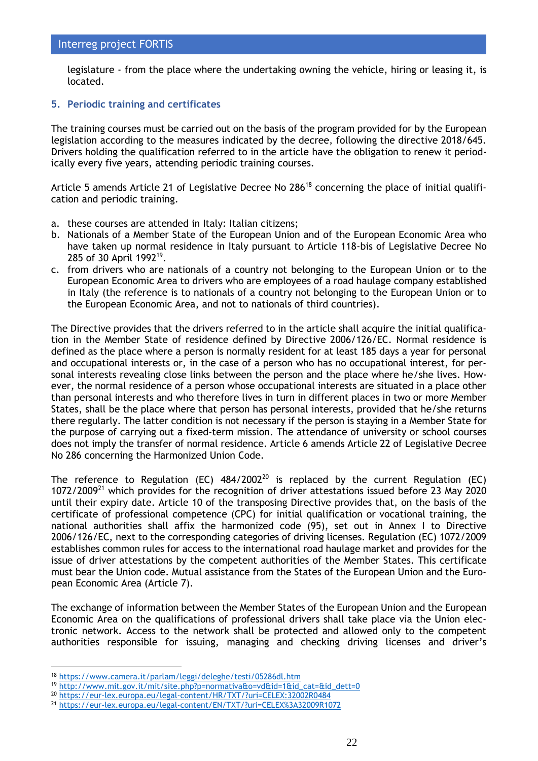legislature - from the place where the undertaking owning the vehicle, hiring or leasing it, is located.

## 5. Periodic training and certificates

The training courses must be carried out on the basis of the program provided for by the European legislation according to the measures indicated by the decree, following the directive 2018/645. Drivers holding the qualification referred to in the article have the obligation to renew it periodically every five years, attending periodic training courses.

Article 5 amends Article 21 of Legislative Decree No 286[18] concerning the place of initial qualification and periodic training.

a. these courses are attended in Italy: Italian citizens;
b. Nationals of a Member State of the European Union and of the European Economic Area who have taken up normal residence in Italy pursuant to Article 118-bis of Legislative Decree No 285 of 30 April 1992[19].
c. from drivers who are nationals of a country not belonging to the European Union or to the European Economic Area to drivers who are employees of a road haulage company established in Italy (the reference is to nationals of a country not belonging to the European Union or to the European Economic Area, and not to nationals of third countries).

The Directive provides that the drivers referred to in the article shall acquire the initial qualification in the Member State of residence defined by Directive 2006/126/EC. Normal residence is defined as the place where a person is normally resident for at least 185 days a year for personal and occupational interests or, in the case of a person who has no occupational interest, for personal interests revealing close links between the person and the place where he/she lives. However, the normal residence of a person whose occupational interests are situated in a place other than personal interests and who therefore lives in turn in different places in two or more Member States, shall be the place where that person has personal interests, provided that he/she returns there regularly. The latter condition is not necessary if the person is staying in a Member State for the purpose of carrying out a fixed-term mission. The attendance of university or school courses does not imply the transfer of normal residence. Article 6 amends Article 22 of Legislative Decree No 286 concerning the Harmonized Union Code.

The reference to Regulation (EC) 484/2002[20] is replaced by the current Regulation (EC) 1072/2009[21] which provides for the recognition of driver attestations issued before 23 May 2020 until their expiry date. Article 10 of the transposing Directive provides that, on the basis of the certificate of professional competence (CPC) for initial qualification or vocational training, the national authorities shall affix the harmonized code (95), set out in Annex I to Directive 2006/126/EC, next to the corresponding categories of driving licenses. Regulation (EC) 1072/2009 establishes common rules for access to the international road haulage market and provides for the issue of driver attestations by the competent authorities of the Member States. This certificate must bear the Union code. Mutual assistance from the States of the European Union and the European Economic Area (Article 7).

The exchange of information between the Member States of the European Union and the European Economic Area on the qualifications of professional drivers shall take place via the Union electronic network. Access to the network shall be protected and allowed only to the competent authorities responsible for issuing, managing and checking driving licenses and driver's

---

[18] https://www.camera.it/parlam/leggi/deleghe/testi/05286dl.htm
[19] http://www.mit.gov.it/mit/site.php?p=normativa&o=vd&id=1&id_cat=&id_dett=0
[20] https://eur-lex.europa.eu/legal-content/HR/TXT/?uri=CELEX:32002R0484
[21] https://eur-lex.europa.eu/legal-content/EN/TXT/?uri=CELEX%3A32009R1072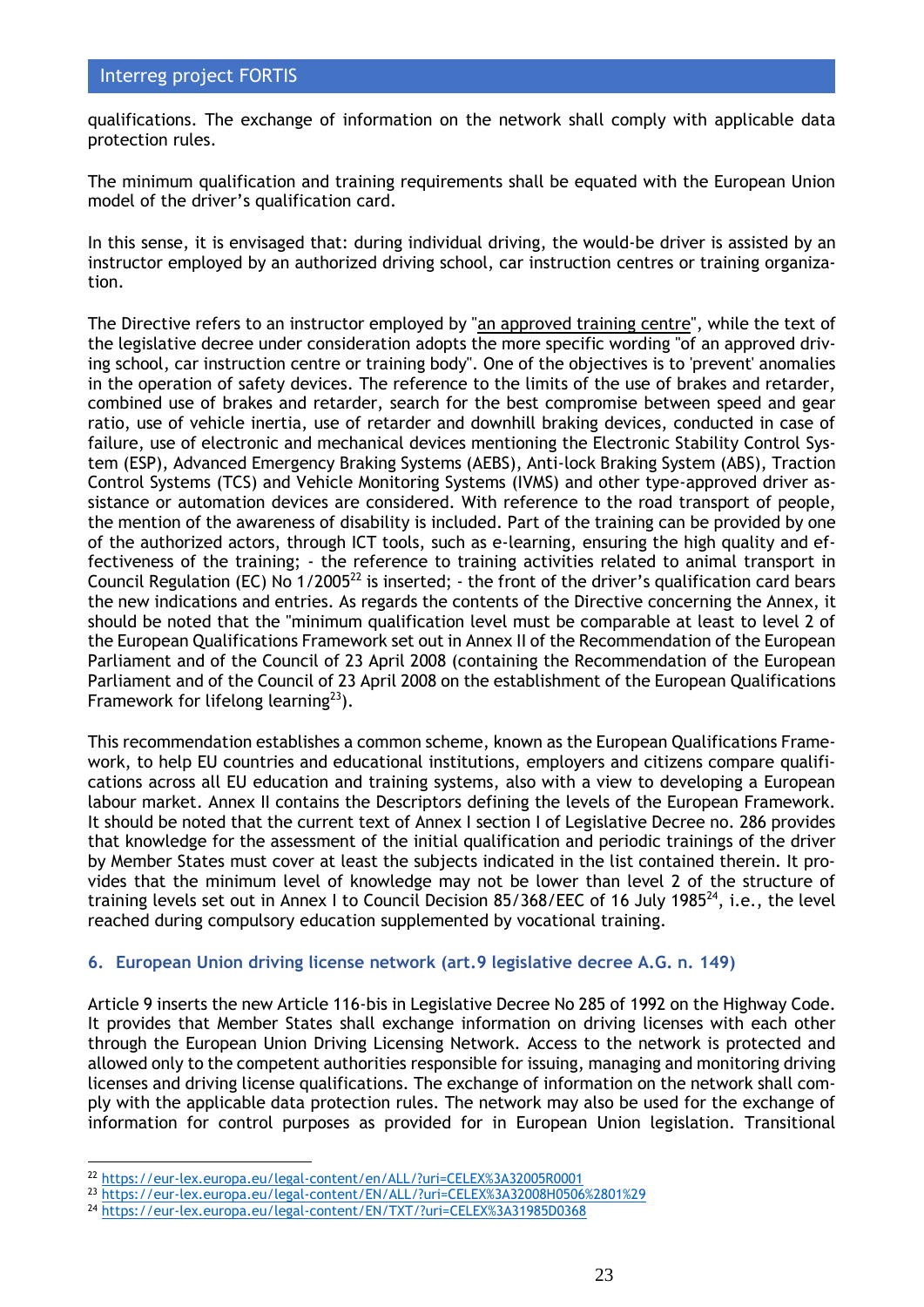qualifications. The exchange of information on the network shall comply with applicable data protection rules.

The minimum qualification and training requirements shall be equated with the European Union model of the driver's qualification card.

In this sense, it is envisaged that: during individual driving, the would-be driver is assisted by an instructor employed by an authorized driving school, car instruction centres or training organization.

The Directive refers to an instructor employed by "an approved training centre", while the text of the legislative decree under consideration adopts the more specific wording "of an approved driving school, car instruction centre or training body". One of the objectives is to 'prevent' anomalies in the operation of safety devices. The reference to the limits of the use of brakes and retarder, combined use of brakes and retarder, search for the best compromise between speed and gear ratio, use of vehicle inertia, use of retarder and downhill braking devices, conducted in case of failure, use of electronic and mechanical devices mentioning the Electronic Stability Control System (ESP), Advanced Emergency Braking Systems (AEBS), Anti-lock Braking System (ABS), Traction Control Systems (TCS) and Vehicle Monitoring Systems (IVMS) and other type-approved driver assistance or automation devices are considered. With reference to the road transport of people, the mention of the awareness of disability is included. Part of the training can be provided by one of the authorized actors, through ICT tools, such as e-learning, ensuring the high quality and effectiveness of the training; - the reference to training activities related to animal transport in Council Regulation (EC) No 1/2005[22] is inserted; - the front of the driver's qualification card bears the new indications and entries. As regards the contents of the Directive concerning the Annex, it should be noted that the "minimum qualification level must be comparable at least to level 2 of the European Qualifications Framework set out in Annex II of the Recommendation of the European Parliament and of the Council of 23 April 2008 (containing the Recommendation of the European Parliament and of the Council of 23 April 2008 on the establishment of the European Qualifications Framework for lifelong learning[23]).

This recommendation establishes a common scheme, known as the European Qualifications Framework, to help EU countries and educational institutions, employers and citizens compare qualifications across all EU education and training systems, also with a view to developing a European labour market. Annex II contains the Descriptors defining the levels of the European Framework. It should be noted that the current text of Annex I section I of Legislative Decree no. 286 provides that knowledge for the assessment of the initial qualification and periodic trainings of the driver by Member States must cover at least the subjects indicated in the list contained therein. It provides that the minimum level of knowledge may not be lower than level 2 of the structure of training levels set out in Annex I to Council Decision 85/368/EEC of 16 July 1985[24], i.e., the level reached during compulsory education supplemented by vocational training.

## 6. European Union driving license network (art.9 legislative decree A.G. n. 149)

Article 9 inserts the new Article 116-bis in Legislative Decree No 285 of 1992 on the Highway Code. It provides that Member States shall exchange information on driving licenses with each other through the European Union Driving Licensing Network. Access to the network is protected and allowed only to the competent authorities responsible for issuing, managing and monitoring driving licenses and driving license qualifications. The exchange of information on the network shall comply with the applicable data protection rules. The network may also be used for the exchange of information for control purposes as provided for in European Union legislation. Transitional

[22] https://eur-lex.europa.eu/legal-content/en/ALL/?uri=CELEX%3A32005R0001

[23] https://eur-lex.europa.eu/legal-content/EN/ALL/?uri=CELEX%3A32008H0506%2801%29

[24] https://eur-lex.europa.eu/legal-content/EN/TXT/?uri=CELEX%3A31985D0368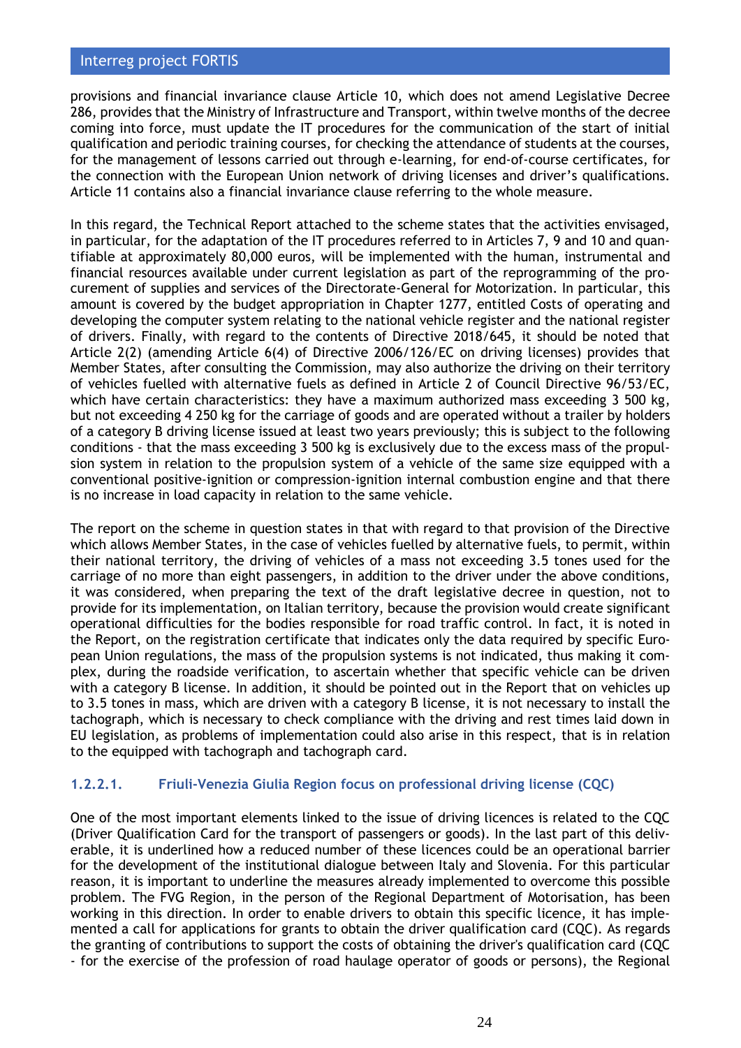provisions and financial invariance clause Article 10, which does not amend Legislative Decree 286, provides that the Ministry of Infrastructure and Transport, within twelve months of the decree coming into force, must update the IT procedures for the communication of the start of initial qualification and periodic training courses, for checking the attendance of students at the courses, for the management of lessons carried out through e-learning, for end-of-course certificates, for the connection with the European Union network of driving licenses and driver's qualifications. Article 11 contains also a financial invariance clause referring to the whole measure.

In this regard, the Technical Report attached to the scheme states that the activities envisaged, in particular, for the adaptation of the IT procedures referred to in Articles 7, 9 and 10 and quantifiable at approximately 80,000 euros, will be implemented with the human, instrumental and financial resources available under current legislation as part of the reprogramming of the procurement of supplies and services of the Directorate-General for Motorization. In particular, this amount is covered by the budget appropriation in Chapter 1277, entitled Costs of operating and developing the computer system relating to the national vehicle register and the national register of drivers. Finally, with regard to the contents of Directive 2018/645, it should be noted that Article 2(2) (amending Article 6(4) of Directive 2006/126/EC on driving licenses) provides that Member States, after consulting the Commission, may also authorize the driving on their territory of vehicles fuelled with alternative fuels as defined in Article 2 of Council Directive 96/53/EC, which have certain characteristics: they have a maximum authorized mass exceeding 3 500 kg, but not exceeding 4 250 kg for the carriage of goods and are operated without a trailer by holders of a category B driving license issued at least two years previously; this is subject to the following conditions - that the mass exceeding 3 500 kg is exclusively due to the excess mass of the propulsion system in relation to the propulsion system of a vehicle of the same size equipped with a conventional positive-ignition or compression-ignition internal combustion engine and that there is no increase in load capacity in relation to the same vehicle.

The report on the scheme in question states in that with regard to that provision of the Directive which allows Member States, in the case of vehicles fuelled by alternative fuels, to permit, within their national territory, the driving of vehicles of a mass not exceeding 3.5 tones used for the carriage of no more than eight passengers, in addition to the driver under the above conditions, it was considered, when preparing the text of the draft legislative decree in question, not to provide for its implementation, on Italian territory, because the provision would create significant operational difficulties for the bodies responsible for road traffic control. In fact, it is noted in the Report, on the registration certificate that indicates only the data required by specific European Union regulations, the mass of the propulsion systems is not indicated, thus making it complex, during the roadside verification, to ascertain whether that specific vehicle can be driven with a category B license. In addition, it should be pointed out in the Report that on vehicles up to 3.5 tones in mass, which are driven with a category B license, it is not necessary to install the tachograph, which is necessary to check compliance with the driving and rest times laid down in EU legislation, as problems of implementation could also arise in this respect, that is in relation to the equipped with tachograph and tachograph card.

#### 1.2.2.1. Friuli-Venezia Giulia Region focus on professional driving license (CQC)

One of the most important elements linked to the issue of driving licences is related to the CQC (Driver Qualification Card for the transport of passengers or goods). In the last part of this deliverable, it is underlined how a reduced number of these licences could be an operational barrier for the development of the institutional dialogue between Italy and Slovenia. For this particular reason, it is important to underline the measures already implemented to overcome this possible problem. The FVG Region, in the person of the Regional Department of Motorisation, has been working in this direction. In order to enable drivers to obtain this specific licence, it has implemented a call for applications for grants to obtain the driver qualification card (CQC). As regards the granting of contributions to support the costs of obtaining the driver's qualification card (CQC - for the exercise of the profession of road haulage operator of goods or persons), the Regional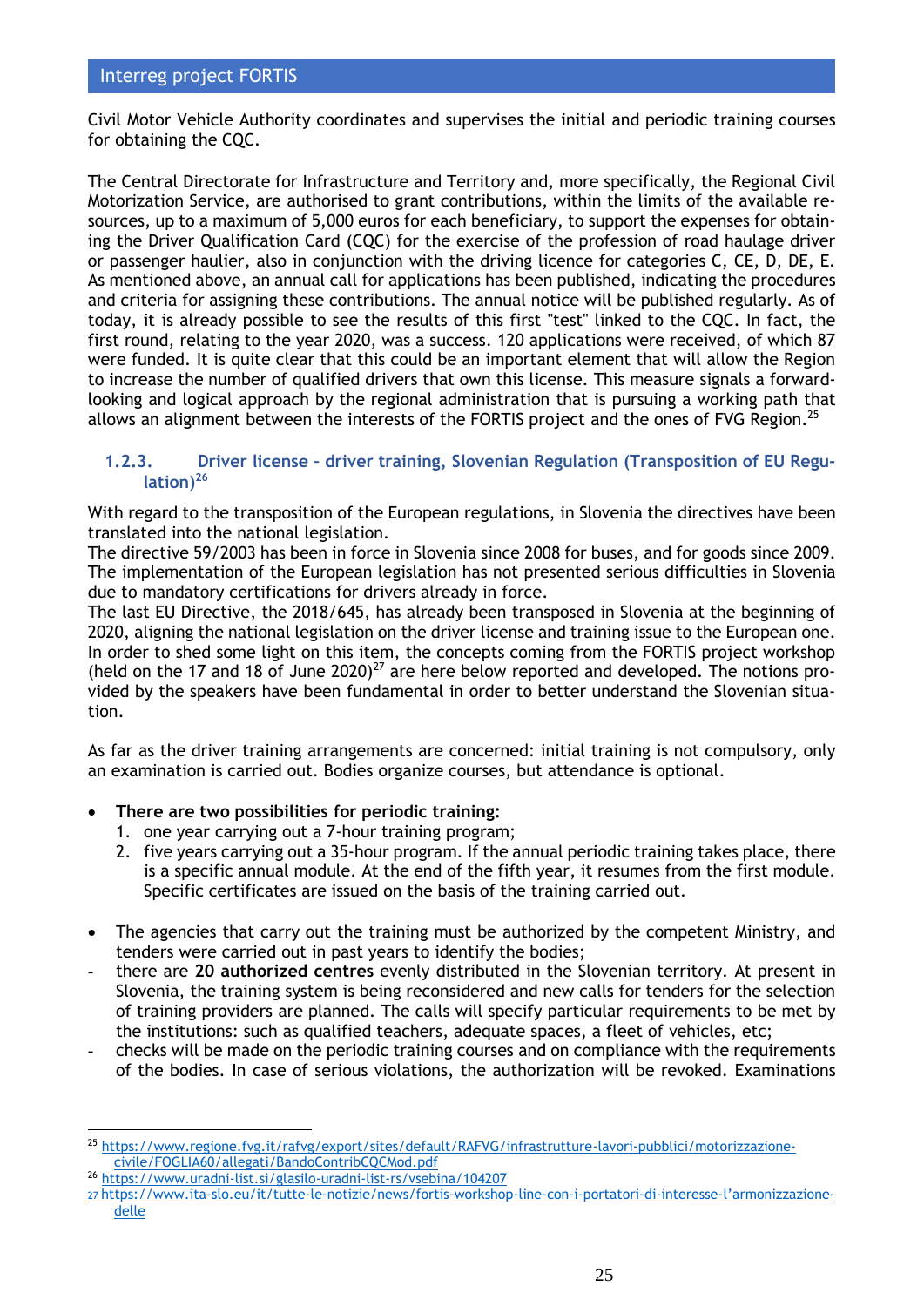Civil Motor Vehicle Authority coordinates and supervises the initial and periodic training courses for obtaining the CQC.

The Central Directorate for Infrastructure and Territory and, more specifically, the Regional Civil Motorization Service, are authorised to grant contributions, within the limits of the available resources, up to a maximum of 5,000 euros for each beneficiary, to support the expenses for obtaining the Driver Qualification Card (CQC) for the exercise of the profession of road haulage driver or passenger haulier, also in conjunction with the driving licence for categories C, CE, D, DE, E. As mentioned above, an annual call for applications has been published, indicating the procedures and criteria for assigning these contributions. The annual notice will be published regularly. As of today, it is already possible to see the results of this first "test" linked to the CQC. In fact, the first round, relating to the year 2020, was a success. 120 applications were received, of which 87 were funded. It is quite clear that this could be an important element that will allow the Region to increase the number of qualified drivers that own this license. This measure signals a forward-looking and logical approach by the regional administration that is pursuing a working path that allows an alignment between the interests of the FORTIS project and the ones of FVG Region.[25]

### 1.2.3. Driver license - driver training, Slovenian Regulation (Transposition of EU Regulation)[26]

With regard to the transposition of the European regulations, in Slovenia the directives have been translated into the national legislation.
The directive 59/2003 has been in force in Slovenia since 2008 for buses, and for goods since 2009. The implementation of the European legislation has not presented serious difficulties in Slovenia due to mandatory certifications for drivers already in force.
The last EU Directive, the 2018/645, has already been transposed in Slovenia at the beginning of 2020, aligning the national legislation on the driver license and training issue to the European one. In order to shed some light on this item, the concepts coming from the FORTIS project workshop (held on the 17 and 18 of June 2020)[27] are here below reported and developed. The notions provided by the speakers have been fundamental in order to better understand the Slovenian situation.

As far as the driver training arrangements are concerned: initial training is not compulsory, only an examination is carried out. Bodies organize courses, but attendance is optional.

- **There are two possibilities for periodic training:**
  1. one year carrying out a 7-hour training program;
  2. five years carrying out a 35-hour program. If the annual periodic training takes place, there is a specific annual module. At the end of the fifth year, it resumes from the first module. Specific certificates are issued on the basis of the training carried out.

- The agencies that carry out the training must be authorized by the competent Ministry, and tenders were carried out in past years to identify the bodies;
- there are **20 authorized centres** evenly distributed in the Slovenian territory. At present in Slovenia, the training system is being reconsidered and new calls for tenders for the selection of training providers are planned. The calls will specify particular requirements to be met by the institutions: such as qualified teachers, adequate spaces, a fleet of vehicles, etc;
- checks will be made on the periodic training courses and on compliance with the requirements of the bodies. In case of serious violations, the authorization will be revoked. Examinations

---

[25] https://www.regione.fvg.it/rafvg/export/sites/default/RAFVG/infrastrutture-lavori-pubblici/motorizzazione-civile/FOGLIA60/allegati/BandoContribCQCMod.pdf

[26] https://www.uradni-list.si/glasilo-uradni-list-rs/vsebina/104207

[27] https://www.ita-slo.eu/it/tutte-le-notizie/news/fortis-workshop-line-con-i-portatori-di-interesse-l'armonizzazione-delle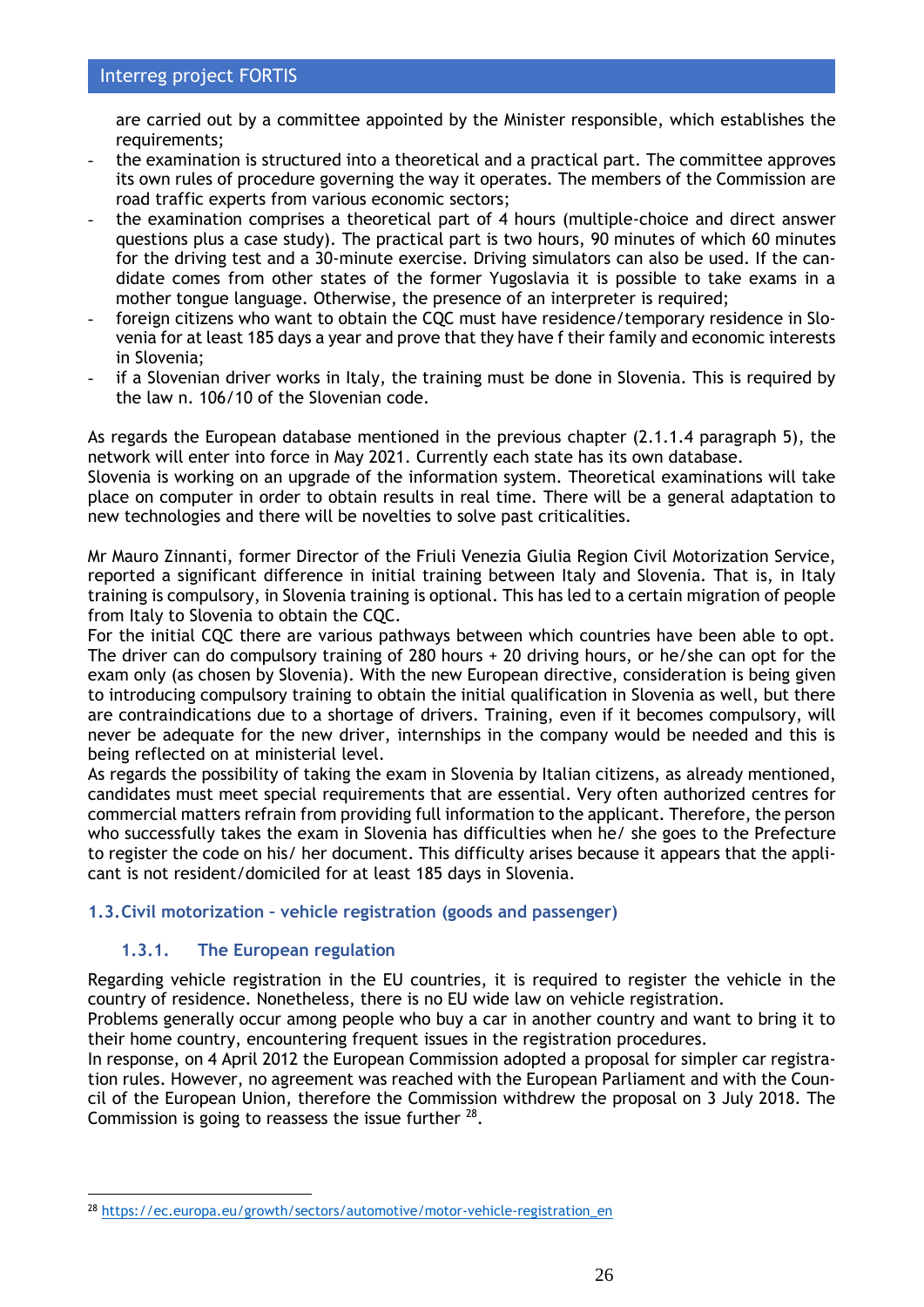are carried out by a committee appointed by the Minister responsible, which establishes the requirements;

- the examination is structured into a theoretical and a practical part. The committee approves its own rules of procedure governing the way it operates. The members of the Commission are road traffic experts from various economic sectors;
- the examination comprises a theoretical part of 4 hours (multiple-choice and direct answer questions plus a case study). The practical part is two hours, 90 minutes of which 60 minutes for the driving test and a 30-minute exercise. Driving simulators can also be used. If the candidate comes from other states of the former Yugoslavia it is possible to take exams in a mother tongue language. Otherwise, the presence of an interpreter is required;
- foreign citizens who want to obtain the CQC must have residence/temporary residence in Slovenia for at least 185 days a year and prove that they have f their family and economic interests in Slovenia;
- if a Slovenian driver works in Italy, the training must be done in Slovenia. This is required by the law n. 106/10 of the Slovenian code.

As regards the European database mentioned in the previous chapter (2.1.1.4 paragraph 5), the network will enter into force in May 2021. Currently each state has its own database.
Slovenia is working on an upgrade of the information system. Theoretical examinations will take place on computer in order to obtain results in real time. There will be a general adaptation to new technologies and there will be novelties to solve past criticalities.

Mr Mauro Zinnanti, former Director of the Friuli Venezia Giulia Region Civil Motorization Service, reported a significant difference in initial training between Italy and Slovenia. That is, in Italy training is compulsory, in Slovenia training is optional. This has led to a certain migration of people from Italy to Slovenia to obtain the CQC.
For the initial CQC there are various pathways between which countries have been able to opt. The driver can do compulsory training of 280 hours + 20 driving hours, or he/she can opt for the exam only (as chosen by Slovenia). With the new European directive, consideration is being given to introducing compulsory training to obtain the initial qualification in Slovenia as well, but there are contraindications due to a shortage of drivers. Training, even if it becomes compulsory, will never be adequate for the new driver, internships in the company would be needed and this is being reflected on at ministerial level.
As regards the possibility of taking the exam in Slovenia by Italian citizens, as already mentioned, candidates must meet special requirements that are essential. Very often authorized centres for commercial matters refrain from providing full information to the applicant. Therefore, the person who successfully takes the exam in Slovenia has difficulties when he/ she goes to the Prefecture to register the code on his/ her document. This difficulty arises because it appears that the applicant is not resident/domiciled for at least 185 days in Slovenia.

## 1.3. Civil motorization – vehicle registration (goods and passenger)

### 1.3.1. The European regulation

Regarding vehicle registration in the EU countries, it is required to register the vehicle in the country of residence. Nonetheless, there is no EU wide law on vehicle registration.
Problems generally occur among people who buy a car in another country and want to bring it to their home country, encountering frequent issues in the registration procedures.
In response, on 4 April 2012 the European Commission adopted a proposal for simpler car registration rules. However, no agreement was reached with the European Parliament and with the Council of the European Union, therefore the Commission withdrew the proposal on 3 July 2018. The Commission is going to reassess the issue further [28].

[28] https://ec.europa.eu/growth/sectors/automotive/motor-vehicle-registration_en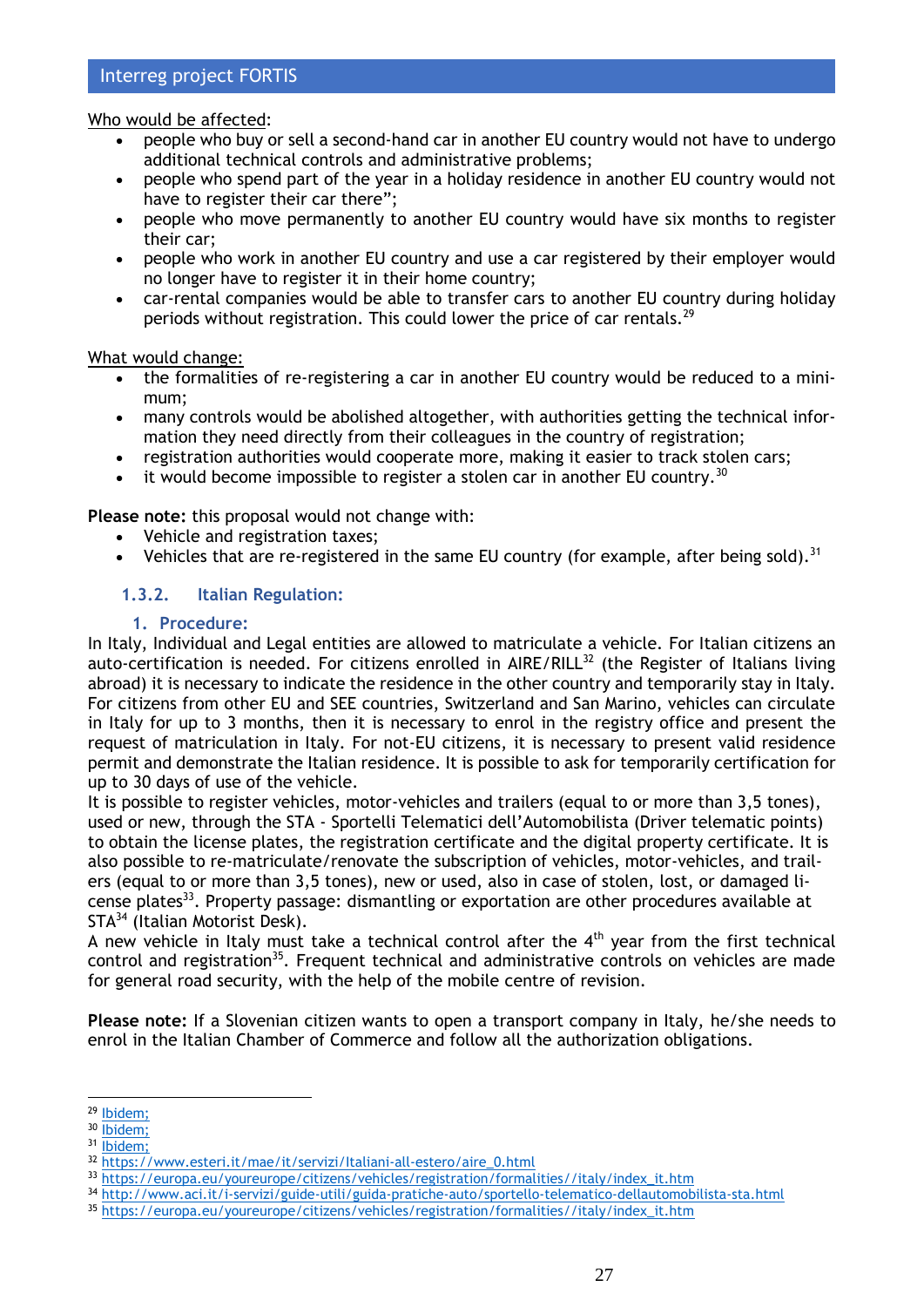Who would be affected:

- people who buy or sell a second-hand car in another EU country would not have to undergo additional technical controls and administrative problems;
- people who spend part of the year in a holiday residence in another EU country would not have to register their car there";
- people who move permanently to another EU country would have six months to register their car;
- people who work in another EU country and use a car registered by their employer would no longer have to register it in their home country;
- car-rental companies would be able to transfer cars to another EU country during holiday periods without registration. This could lower the price of car rentals.[29]

What would change:

- the formalities of re-registering a car in another EU country would be reduced to a minimum;
- many controls would be abolished altogether, with authorities getting the technical information they need directly from their colleagues in the country of registration;
- registration authorities would cooperate more, making it easier to track stolen cars;
- it would become impossible to register a stolen car in another EU country.[30]

**Please note:** this proposal would not change with:

- Vehicle and registration taxes;
- Vehicles that are re-registered in the same EU country (for example, after being sold).[31]

### 1.3.2. Italian Regulation:

#### 1. Procedure:

In Italy, Individual and Legal entities are allowed to matriculate a vehicle. For Italian citizens an auto-certification is needed. For citizens enrolled in AIRE/RILL[32] (the Register of Italians living abroad) it is necessary to indicate the residence in the other country and temporarily stay in Italy. For citizens from other EU and SEE countries, Switzerland and San Marino, vehicles can circulate in Italy for up to 3 months, then it is necessary to enrol in the registry office and present the request of matriculation in Italy. For not-EU citizens, it is necessary to present valid residence permit and demonstrate the Italian residence. It is possible to ask for temporarily certification for up to 30 days of use of the vehicle.

It is possible to register vehicles, motor-vehicles and trailers (equal to or more than 3,5 tones), used or new, through the STA - Sportelli Telematici dell'Automobilista (Driver telematic points) to obtain the license plates, the registration certificate and the digital property certificate. It is also possible to re-matriculate/renovate the subscription of vehicles, motor-vehicles, and trailers (equal to or more than 3,5 tones), new or used, also in case of stolen, lost, or damaged license plates[33]. Property passage: dismantling or exportation are other procedures available at STA[34] (Italian Motorist Desk).

A new vehicle in Italy must take a technical control after the 4th year from the first technical control and registration[35]. Frequent technical and administrative controls on vehicles are made for general road security, with the help of the mobile centre of revision.

**Please note:** If a Slovenian citizen wants to open a transport company in Italy, he/she needs to enrol in the Italian Chamber of Commerce and follow all the authorization obligations.

---

[29] Ibidem;

[30] Ibidem;

[31] Ibidem;

[32] https://www.esteri.it/mae/it/servizi/Italiani-all-estero/aire_0.html

[33] https://europa.eu/youreurope/citizens/vehicles/registration/formalities//italy/index_it.htm

[34] http://www.aci.it/i-servizi/guide-utili/guida-pratiche-auto/sportello-telematico-dellautomobilista-sta.html

[35] https://europa.eu/youreurope/citizens/vehicles/registration/formalities//italy/index_it.htm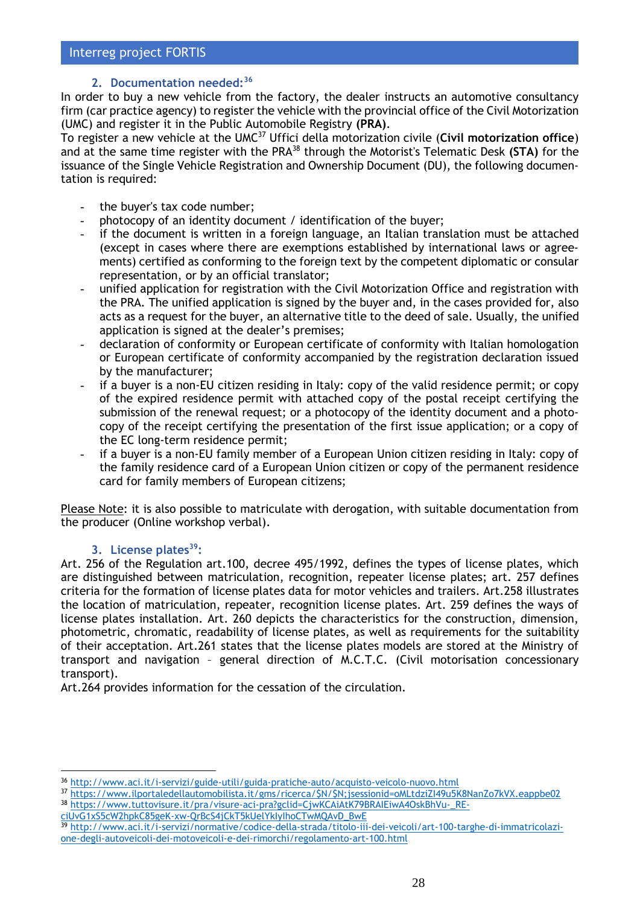### 2. Documentation needed:[36]

In order to buy a new vehicle from the factory, the dealer instructs an automotive consultancy firm (car practice agency) to register the vehicle with the provincial office of the Civil Motorization (UMC) and register it in the Public Automobile Registry **(PRA)**.

To register a new vehicle at the UMC[37] Uffici della motorizzazione civile (**Civil motorization office**) and at the same time register with the PRA[38] through the Motorist's Telematic Desk **(STA)** for the issuance of the Single Vehicle Registration and Ownership Document (DU), the following documentation is required:

- the buyer's tax code number;
- photocopy of an identity document / identification of the buyer;
- if the document is written in a foreign language, an Italian translation must be attached (except in cases where there are exemptions established by international laws or agreements) certified as conforming to the foreign text by the competent diplomatic or consular representation, or by an official translator;
- unified application for registration with the Civil Motorization Office and registration with the PRA. The unified application is signed by the buyer and, in the cases provided for, also acts as a request for the buyer, an alternative title to the deed of sale. Usually, the unified application is signed at the dealer's premises;
- declaration of conformity or European certificate of conformity with Italian homologation or European certificate of conformity accompanied by the registration declaration issued by the manufacturer;
- if a buyer is a non-EU citizen residing in Italy: copy of the valid residence permit; or copy of the expired residence permit with attached copy of the postal receipt certifying the submission of the renewal request; or a photocopy of the identity document and a photocopy of the receipt certifying the presentation of the first issue application; or a copy of the EC long-term residence permit;
- if a buyer is a non-EU family member of a European Union citizen residing in Italy: copy of the family residence card of a European Union citizen or copy of the permanent residence card for family members of European citizens;

Please Note: it is also possible to matriculate with derogation, with suitable documentation from the producer (Online workshop verbal).

### 3. License plates[39]:

Art. 256 of the Regulation art.100, decree 495/1992, defines the types of license plates, which are distinguished between matriculation, recognition, repeater license plates; art. 257 defines criteria for the formation of license plates data for motor vehicles and trailers. Art.258 illustrates the location of matriculation, repeater, recognition license plates. Art. 259 defines the ways of license plates installation. Art. 260 depicts the characteristics for the construction, dimension, photometric, chromatic, readability of license plates, as well as requirements for the suitability of their acceptation. Art.261 states that the license plates models are stored at the Ministry of transport and navigation – general direction of M.C.T.C. (Civil motorisation concessionary transport).

Art.264 provides information for the cessation of the circulation.

---

[36] http://www.aci.it/i-servizi/guide-utili/guida-pratiche-auto/acquisto-veicolo-nuovo.html

[37] https://www.ilportaledellautomobilista.it/gms/ricerca/$N/$N;jsessionid=oMLtdziZI49u5K8NanZo7kVX.eappbe02

[38] https://www.tuttovisure.it/pra/visure-aci-pra?gclid=CjwKCAiAtK79BRAIEiwA4OskBhVu-_RE-ciUvG1xS5cW2hpkC85geK-xw-QrBcS4jCkT5kUelYkIyIhoCTwMQAvD_BwE

[39] http://www.aci.it/i-servizi/normative/codice-della-strada/titolo-iii-dei-veicoli/art-100-targhe-di-immatricolazione-degli-autoveicoli-dei-motoveicoli-e-dei-rimorchi/regolamento-art-100.html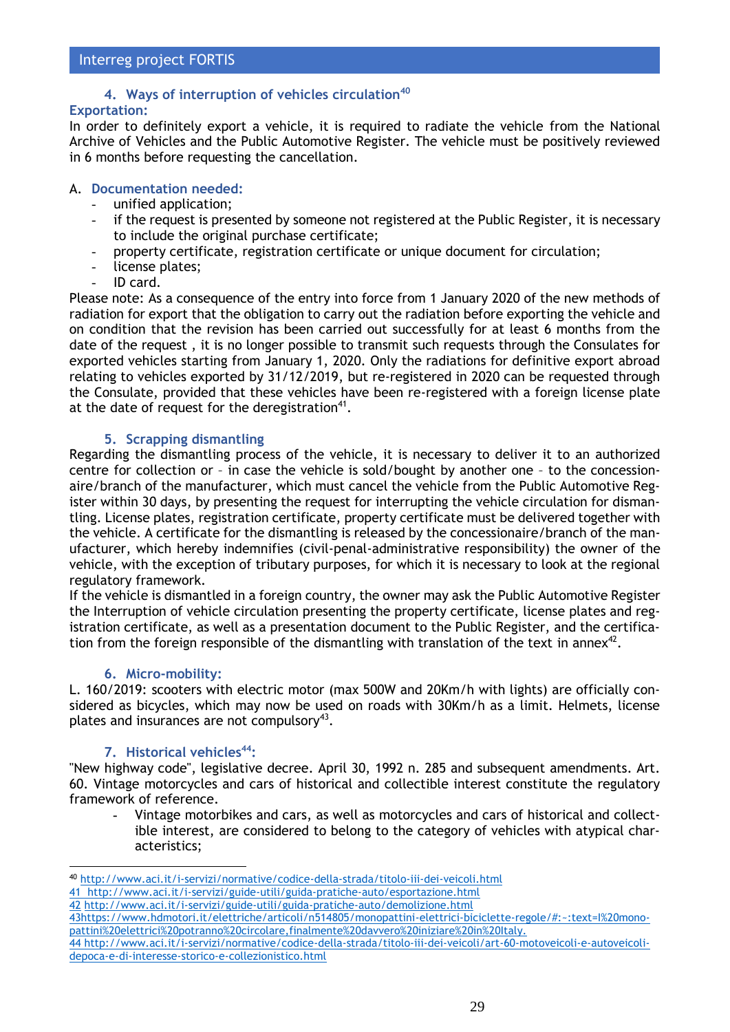## 4. Ways of interruption of vehicles circulation[40]

**Exportation:**

In order to definitely export a vehicle, it is required to radiate the vehicle from the National Archive of Vehicles and the Public Automotive Register. The vehicle must be positively reviewed in 6 months before requesting the cancellation.

A. **Documentation needed:**

- unified application;
- if the request is presented by someone not registered at the Public Register, it is necessary to include the original purchase certificate;
- property certificate, registration certificate or unique document for circulation;
- license plates;
- ID card.

Please note: As a consequence of the entry into force from 1 January 2020 of the new methods of radiation for export that the obligation to carry out the radiation before exporting the vehicle and on condition that the revision has been carried out successfully for at least 6 months from the date of the request , it is no longer possible to transmit such requests through the Consulates for exported vehicles starting from January 1, 2020. Only the radiations for definitive export abroad relating to vehicles exported by 31/12/2019, but re-registered in 2020 can be requested through the Consulate, provided that these vehicles have been re-registered with a foreign license plate at the date of request for the deregistration[41].

## 5. Scrapping dismantling

Regarding the dismantling process of the vehicle, it is necessary to deliver it to an authorized centre for collection or – in case the vehicle is sold/bought by another one – to the concessionaire/branch of the manufacturer, which must cancel the vehicle from the Public Automotive Register within 30 days, by presenting the request for interrupting the vehicle circulation for dismantling. License plates, registration certificate, property certificate must be delivered together with the vehicle. A certificate for the dismantling is released by the concessionaire/branch of the manufacturer, which hereby indemnifies (civil-penal-administrative responsibility) the owner of the vehicle, with the exception of tributary purposes, for which it is necessary to look at the regional regulatory framework.

If the vehicle is dismantled in a foreign country, the owner may ask the Public Automotive Register the Interruption of vehicle circulation presenting the property certificate, license plates and registration certificate, as well as a presentation document to the Public Register, and the certification from the foreign responsible of the dismantling with translation of the text in annex[42].

## 6. Micro-mobility:

L. 160/2019: scooters with electric motor (max 500W and 20Km/h with lights) are officially considered as bicycles, which may now be used on roads with 30Km/h as a limit. Helmets, license plates and insurances are not compulsory[43].

## 7. Historical vehicles[44]:

"New highway code", legislative decree. April 30, 1992 n. 285 and subsequent amendments. Art. 60. Vintage motorcycles and cars of historical and collectible interest constitute the regulatory framework of reference.

- Vintage motorbikes and cars, as well as motorcycles and cars of historical and collectible interest, are considered to belong to the category of vehicles with atypical characteristics;

---

[40] http://www.aci.it/i-servizi/normative/codice-della-strada/titolo-iii-dei-veicoli.html

[41] http://www.aci.it/i-servizi/guide-utili/guida-pratiche-auto/esportazione.html

[42] http://www.aci.it/i-servizi/guide-utili/guida-pratiche-auto/demolizione.html

[43] https://www.hdmotori.it/elettriche/articoli/n514805/monopattini-elettrici-biciclette-regole/#:~:text=I%20monopattini%20elettrici%20potranno%20circolare,finalmente%20davvero%20iniziare%20in%20Italy.

[44] http://www.aci.it/i-servizi/normative/codice-della-strada/titolo-iii-dei-veicoli/art-60-motoveicoli-e-autoveicoli-depoca-e-di-interesse-storico-e-collezionistico.html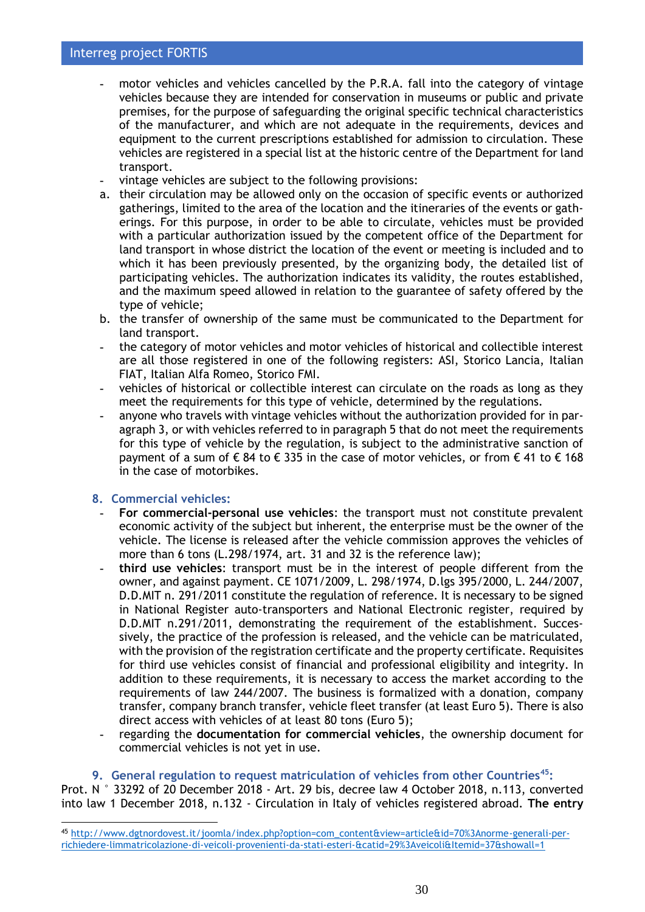- motor vehicles and vehicles cancelled by the P.R.A. fall into the category of vintage vehicles because they are intended for conservation in museums or public and private premises, for the purpose of safeguarding the original specific technical characteristics of the manufacturer, and which are not adequate in the requirements, devices and equipment to the current prescriptions established for admission to circulation. These vehicles are registered in a special list at the historic centre of the Department for land transport.
- vintage vehicles are subject to the following provisions:

a. their circulation may be allowed only on the occasion of specific events or authorized gatherings, limited to the area of the location and the itineraries of the events or gatherings. For this purpose, in order to be able to circulate, vehicles must be provided with a particular authorization issued by the competent office of the Department for land transport in whose district the location of the event or meeting is included and to which it has been previously presented, by the organizing body, the detailed list of participating vehicles. The authorization indicates its validity, the routes established, and the maximum speed allowed in relation to the guarantee of safety offered by the type of vehicle;
b. the transfer of ownership of the same must be communicated to the Department for land transport.

- the category of motor vehicles and motor vehicles of historical and collectible interest are all those registered in one of the following registers: ASI, Storico Lancia, Italian FIAT, Italian Alfa Romeo, Storico FMI.
- vehicles of historical or collectible interest can circulate on the roads as long as they meet the requirements for this type of vehicle, determined by the regulations.
- anyone who travels with vintage vehicles without the authorization provided for in paragraph 3, or with vehicles referred to in paragraph 5 that do not meet the requirements for this type of vehicle by the regulation, is subject to the administrative sanction of payment of a sum of € 84 to € 335 in the case of motor vehicles, or from € 41 to € 168 in the case of motorbikes.

### 8. Commercial vehicles:

- **For commercial-personal use vehicles**: the transport must not constitute prevalent economic activity of the subject but inherent, the enterprise must be the owner of the vehicle. The license is released after the vehicle commission approves the vehicles of more than 6 tons (L.298/1974, art. 31 and 32 is the reference law);
- **third use vehicles**: transport must be in the interest of people different from the owner, and against payment. CE 1071/2009, L. 298/1974, D.lgs 395/2000, L. 244/2007, D.D.MIT n. 291/2011 constitute the regulation of reference. It is necessary to be signed in National Register auto-transporters and National Electronic register, required by D.D.MIT n.291/2011, demonstrating the requirement of the establishment. Successively, the practice of the profession is released, and the vehicle can be matriculated, with the provision of the registration certificate and the property certificate. Requisites for third use vehicles consist of financial and professional eligibility and integrity. In addition to these requirements, it is necessary to access the market according to the requirements of law 244/2007. The business is formalized with a donation, company transfer, company branch transfer, vehicle fleet transfer (at least Euro 5). There is also direct access with vehicles of at least 80 tons (Euro 5);
- regarding the **documentation for commercial vehicles**, the ownership document for commercial vehicles is not yet in use.

### 9. General regulation to request matriculation of vehicles from other Countries[45]:

Prot. N ° 33292 of 20 December 2018 - Art. 29 bis, decree law 4 October 2018, n.113, converted into law 1 December 2018, n.132 - Circulation in Italy of vehicles registered abroad. **The entry**

[45] http://www.dgtnordovest.it/joomla/index.php?option=com_content&view=article&id=70%3Anorme-generali-per-richiedere-limmatricolazione-di-veicoli-provenienti-da-stati-esteri-&catid=29%3Aveicoli&Itemid=37&showall=1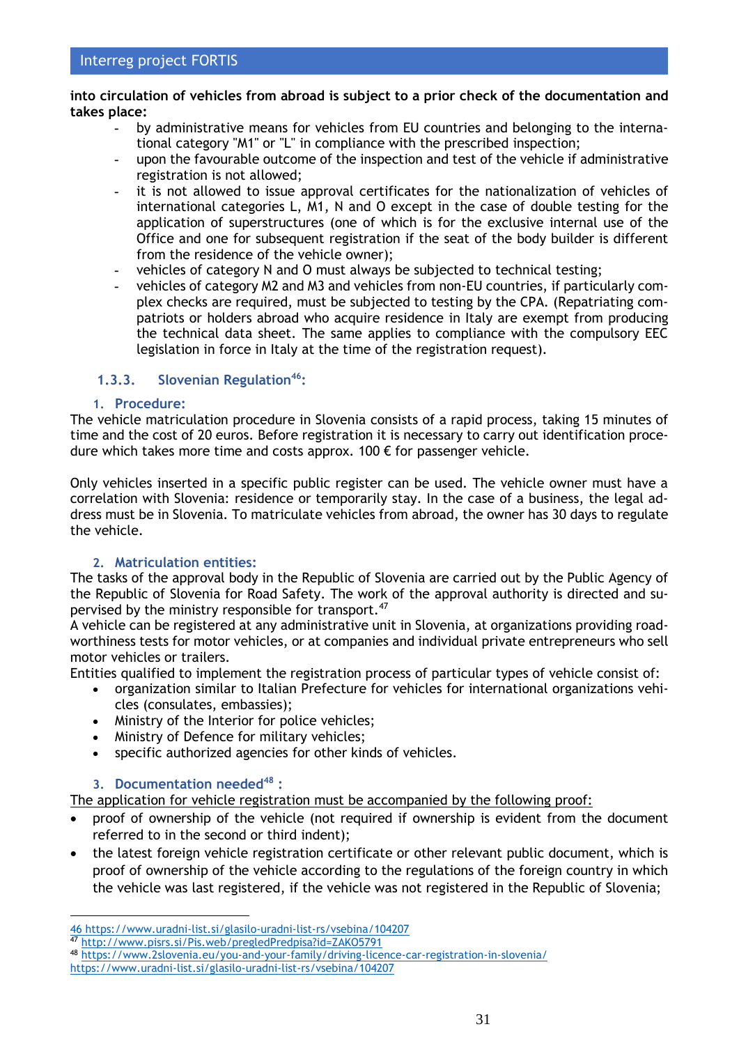**into circulation of vehicles from abroad is subject to a prior check of the documentation and takes place:**

- by administrative means for vehicles from EU countries and belonging to the international category "M1" or "L" in compliance with the prescribed inspection;
- upon the favourable outcome of the inspection and test of the vehicle if administrative registration is not allowed;
- it is not allowed to issue approval certificates for the nationalization of vehicles of international categories L, M1, N and O except in the case of double testing for the application of superstructures (one of which is for the exclusive internal use of the Office and one for subsequent registration if the seat of the body builder is different from the residence of the vehicle owner);
- vehicles of category N and O must always be subjected to technical testing;
- vehicles of category M2 and M3 and vehicles from non-EU countries, if particularly complex checks are required, must be subjected to testing by the CPA. (Repatriating compatriots or holders abroad who acquire residence in Italy are exempt from producing the technical data sheet. The same applies to compliance with the compulsory EEC legislation in force in Italy at the time of the registration request).

### 1.3.3. Slovenian Regulation[46]:

#### 1. Procedure:

The vehicle matriculation procedure in Slovenia consists of a rapid process, taking 15 minutes of time and the cost of 20 euros. Before registration it is necessary to carry out identification procedure which takes more time and costs approx. 100 € for passenger vehicle.

Only vehicles inserted in a specific public register can be used. The vehicle owner must have a correlation with Slovenia: residence or temporarily stay. In the case of a business, the legal address must be in Slovenia. To matriculate vehicles from abroad, the owner has 30 days to regulate the vehicle.

#### 2. Matriculation entities:

The tasks of the approval body in the Republic of Slovenia are carried out by the Public Agency of the Republic of Slovenia for Road Safety. The work of the approval authority is directed and supervised by the ministry responsible for transport.[47]

A vehicle can be registered at any administrative unit in Slovenia, at organizations providing roadworthiness tests for motor vehicles, or at companies and individual private entrepreneurs who sell motor vehicles or trailers.

Entities qualified to implement the registration process of particular types of vehicle consist of:

- organization similar to Italian Prefecture for vehicles for international organizations vehicles (consulates, embassies);
- Ministry of the Interior for police vehicles;
- Ministry of Defence for military vehicles;
- specific authorized agencies for other kinds of vehicles.

#### 3. Documentation needed[48] :

The application for vehicle registration must be accompanied by the following proof:

- proof of ownership of the vehicle (not required if ownership is evident from the document referred to in the second or third indent);
- the latest foreign vehicle registration certificate or other relevant public document, which is proof of ownership of the vehicle according to the regulations of the foreign country in which the vehicle was last registered, if the vehicle was not registered in the Republic of Slovenia;

---

46 https://www.uradni-list.si/glasilo-uradni-list-rs/vsebina/104207

47 http://www.pisrs.si/Pis.web/pregledPredpisa?id=ZAKO5791

48 https://www.2slovenia.eu/you-and-your-family/driving-licence-car-registration-in-slovenia/ https://www.uradni-list.si/glasilo-uradni-list-rs/vsebina/104207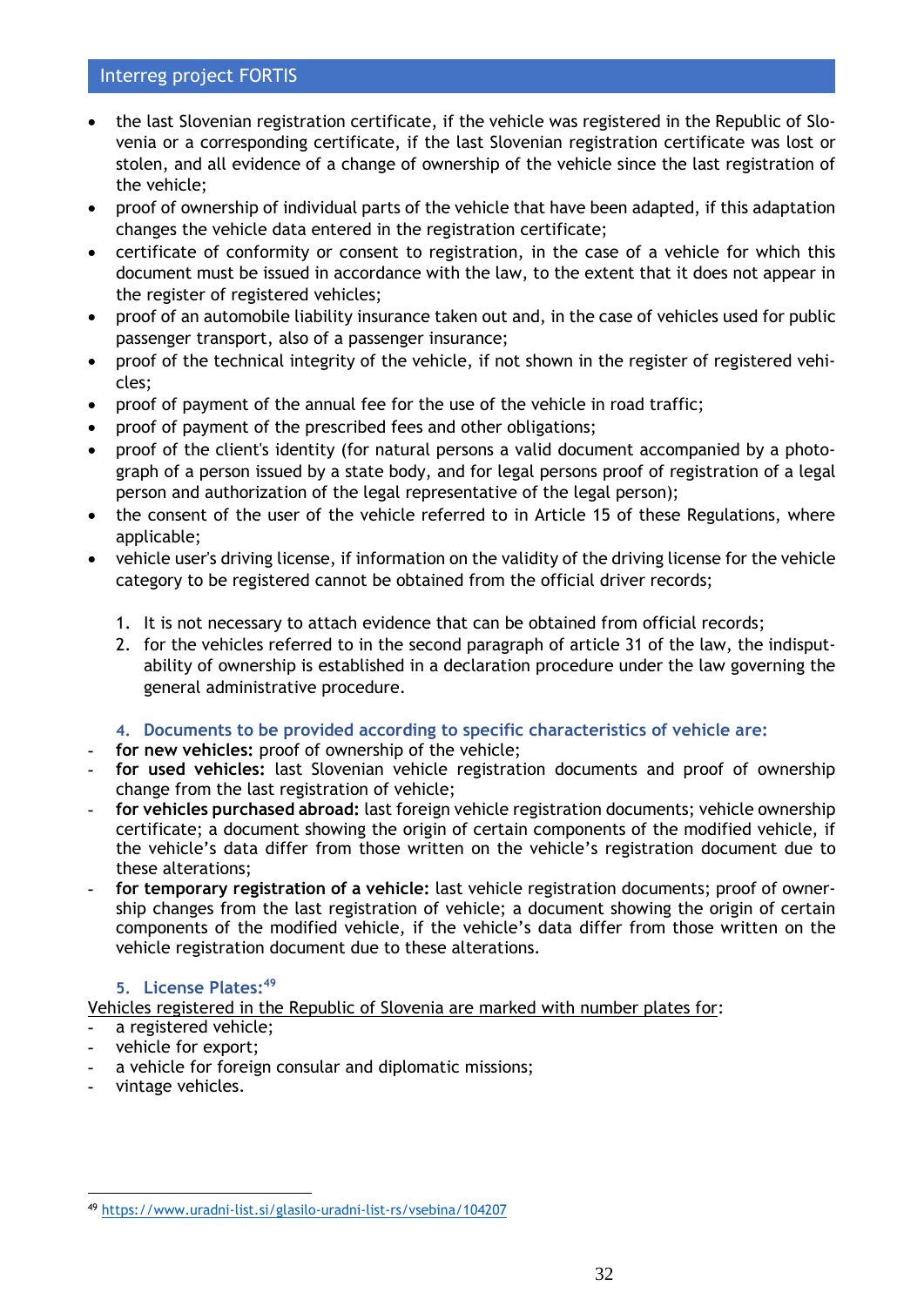- the last Slovenian registration certificate, if the vehicle was registered in the Republic of Slovenia or a corresponding certificate, if the last Slovenian registration certificate was lost or stolen, and all evidence of a change of ownership of the vehicle since the last registration of the vehicle;
- proof of ownership of individual parts of the vehicle that have been adapted, if this adaptation changes the vehicle data entered in the registration certificate;
- certificate of conformity or consent to registration, in the case of a vehicle for which this document must be issued in accordance with the law, to the extent that it does not appear in the register of registered vehicles;
- proof of an automobile liability insurance taken out and, in the case of vehicles used for public passenger transport, also of a passenger insurance;
- proof of the technical integrity of the vehicle, if not shown in the register of registered vehicles;
- proof of payment of the annual fee for the use of the vehicle in road traffic;
- proof of payment of the prescribed fees and other obligations;
- proof of the client's identity (for natural persons a valid document accompanied by a photograph of a person issued by a state body, and for legal persons proof of registration of a legal person and authorization of the legal representative of the legal person);
- the consent of the user of the vehicle referred to in Article 15 of these Regulations, where applicable;
- vehicle user's driving license, if information on the validity of the driving license for the vehicle category to be registered cannot be obtained from the official driver records;

1. It is not necessary to attach evidence that can be obtained from official records;
2. for the vehicles referred to in the second paragraph of article 31 of the law, the indisputability of ownership is established in a declaration procedure under the law governing the general administrative procedure.

### 4. Documents to be provided according to specific characteristics of vehicle are:

- **for new vehicles:** proof of ownership of the vehicle;
- **for used vehicles:** last Slovenian vehicle registration documents and proof of ownership change from the last registration of vehicle;
- **for vehicles purchased abroad:** last foreign vehicle registration documents; vehicle ownership certificate; a document showing the origin of certain components of the modified vehicle, if the vehicle's data differ from those written on the vehicle's registration document due to these alterations;
- **for temporary registration of a vehicle:** last vehicle registration documents; proof of ownership changes from the last registration of vehicle; a document showing the origin of certain components of the modified vehicle, if the vehicle's data differ from those written on the vehicle registration document due to these alterations.

### 5. License Plates:[49]

Vehicles registered in the Republic of Slovenia are marked with number plates for:

- a registered vehicle;
- vehicle for export;
- a vehicle for foreign consular and diplomatic missions;
- vintage vehicles.

[49] https://www.uradni-list.si/glasilo-uradni-list-rs/vsebina/104207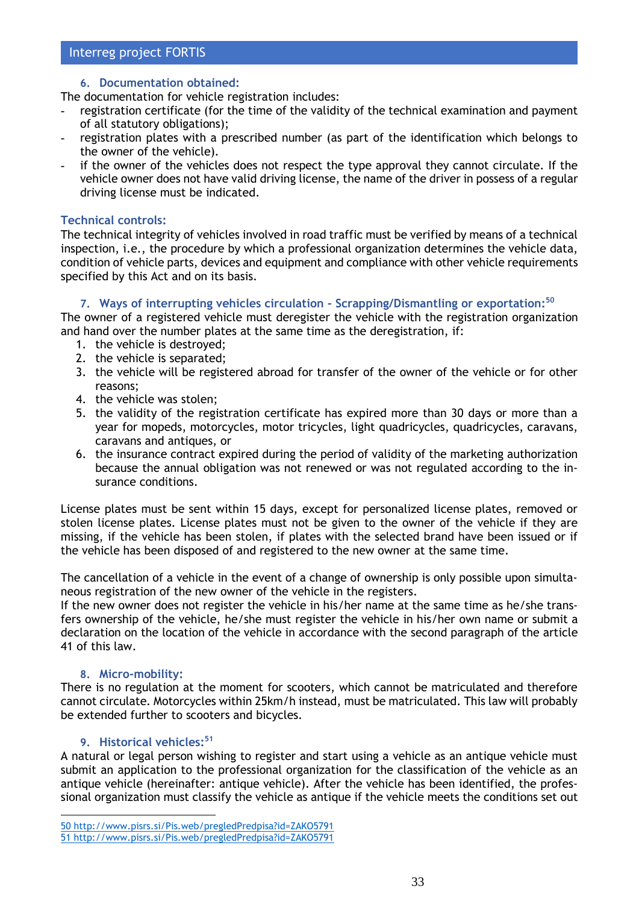### 6. Documentation obtained:

The documentation for vehicle registration includes:

- registration certificate (for the time of the validity of the technical examination and payment of all statutory obligations);
- registration plates with a prescribed number (as part of the identification which belongs to the owner of the vehicle).
- if the owner of the vehicles does not respect the type approval they cannot circulate. If the vehicle owner does not have valid driving license, the name of the driver in possess of a regular driving license must be indicated.

### Technical controls:

The technical integrity of vehicles involved in road traffic must be verified by means of a technical inspection, i.e., the procedure by which a professional organization determines the vehicle data, condition of vehicle parts, devices and equipment and compliance with other vehicle requirements specified by this Act and on its basis.

### 7. Ways of interrupting vehicles circulation - Scrapping/Dismantling or exportation:[50]

The owner of a registered vehicle must deregister the vehicle with the registration organization and hand over the number plates at the same time as the deregistration, if:

1. the vehicle is destroyed;
2. the vehicle is separated;
3. the vehicle will be registered abroad for transfer of the owner of the vehicle or for other reasons;
4. the vehicle was stolen;
5. the validity of the registration certificate has expired more than 30 days or more than a year for mopeds, motorcycles, motor tricycles, light quadricycles, quadricycles, caravans, caravans and antiques, or
6. the insurance contract expired during the period of validity of the marketing authorization because the annual obligation was not renewed or was not regulated according to the insurance conditions.

License plates must be sent within 15 days, except for personalized license plates, removed or stolen license plates. License plates must not be given to the owner of the vehicle if they are missing, if the vehicle has been stolen, if plates with the selected brand have been issued or if the vehicle has been disposed of and registered to the new owner at the same time.

The cancellation of a vehicle in the event of a change of ownership is only possible upon simultaneous registration of the new owner of the vehicle in the registers.
If the new owner does not register the vehicle in his/her name at the same time as he/she transfers ownership of the vehicle, he/she must register the vehicle in his/her own name or submit a declaration on the location of the vehicle in accordance with the second paragraph of the article 41 of this law.

### 8. Micro-mobility:

There is no regulation at the moment for scooters, which cannot be matriculated and therefore cannot circulate. Motorcycles within 25km/h instead, must be matriculated. This law will probably be extended further to scooters and bicycles.

### 9. Historical vehicles:[51]

A natural or legal person wishing to register and start using a vehicle as an antique vehicle must submit an application to the professional organization for the classification of the vehicle as an antique vehicle (hereinafter: antique vehicle). After the vehicle has been identified, the professional organization must classify the vehicle as antique if the vehicle meets the conditions set out

---

50 http://www.pisrs.si/Pis.web/pregledPredpisa?id=ZAKO5791
51 http://www.pisrs.si/Pis.web/pregledPredpisa?id=ZAKO5791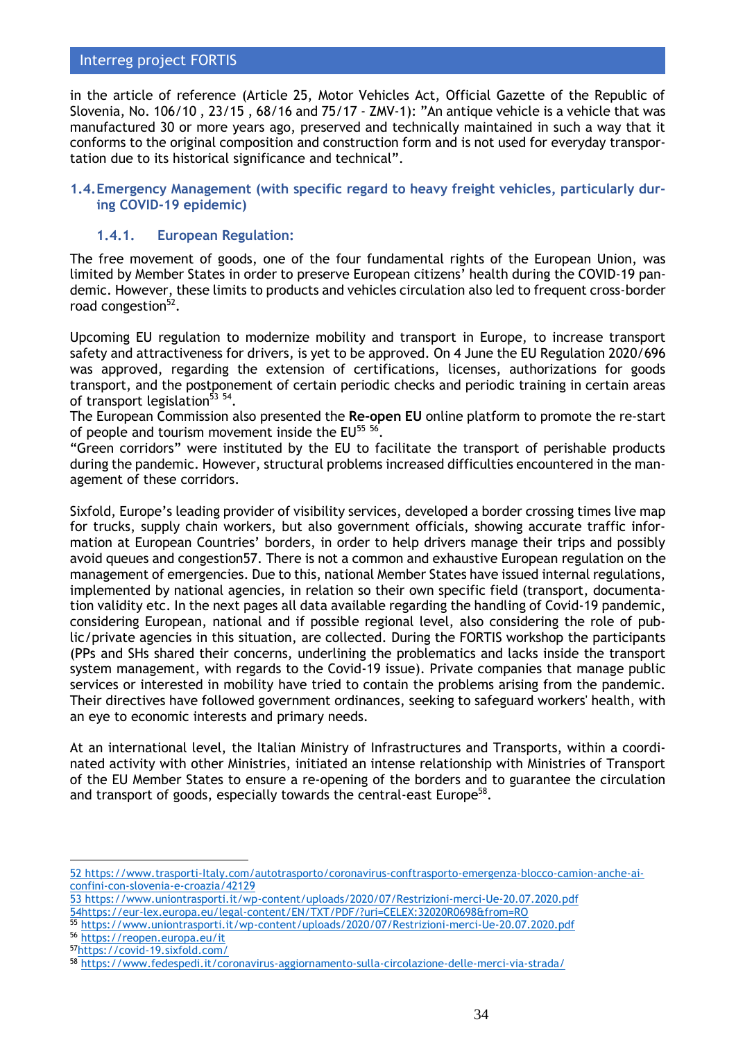in the article of reference (Article 25, Motor Vehicles Act, Official Gazette of the Republic of Slovenia, No. 106/10 , 23/15 , 68/16 and 75/17 - ZMV-1): "An antique vehicle is a vehicle that was manufactured 30 or more years ago, preserved and technically maintained in such a way that it conforms to the original composition and construction form and is not used for everyday transportation due to its historical significance and technical".

### 1.4. Emergency Management (with specific regard to heavy freight vehicles, particularly during COVID-19 epidemic)

#### 1.4.1. European Regulation:

The free movement of goods, one of the four fundamental rights of the European Union, was limited by Member States in order to preserve European citizens' health during the COVID-19 pandemic. However, these limits to products and vehicles circulation also led to frequent cross-border road congestion[52].

Upcoming EU regulation to modernize mobility and transport in Europe, to increase transport safety and attractiveness for drivers, is yet to be approved. On 4 June the EU Regulation 2020/696 was approved, regarding the extension of certifications, licenses, authorizations for goods transport, and the postponement of certain periodic checks and periodic training in certain areas of transport legislation[53] [54].
The European Commission also presented the **Re-open EU** online platform to promote the re-start of people and tourism movement inside the EU[55] [56].
"Green corridors" were instituted by the EU to facilitate the transport of perishable products during the pandemic. However, structural problems increased difficulties encountered in the management of these corridors.

Sixfold, Europe's leading provider of visibility services, developed a border crossing times live map for trucks, supply chain workers, but also government officials, showing accurate traffic information at European Countries' borders, in order to help drivers manage their trips and possibly avoid queues and congestion57. There is not a common and exhaustive European regulation on the management of emergencies. Due to this, national Member States have issued internal regulations, implemented by national agencies, in relation so their own specific field (transport, documentation validity etc. In the next pages all data available regarding the handling of Covid-19 pandemic, considering European, national and if possible regional level, also considering the role of public/private agencies in this situation, are collected. During the FORTIS workshop the participants (PPs and SHs shared their concerns, underlining the problematics and lacks inside the transport system management, with regards to the Covid-19 issue). Private companies that manage public services or interested in mobility have tried to contain the problems arising from the pandemic. Their directives have followed government ordinances, seeking to safeguard workers' health, with an eye to economic interests and primary needs.

At an international level, the Italian Ministry of Infrastructures and Transports, within a coordinated activity with other Ministries, initiated an intense relationship with Ministries of Transport of the EU Member States to ensure a re-opening of the borders and to guarantee the circulation and transport of goods, especially towards the central-east Europe[58].

---

52 https://www.trasporti-Italy.com/autotrasporto/coronavirus-conftrasporto-emergenza-blocco-camion-anche-ai-confini-con-slovenia-e-croazia/42129
53 https://www.uniontrasporti.it/wp-content/uploads/2020/07/Restrizioni-merci-Ue-20.07.2020.pdf
54https://eur-lex.europa.eu/legal-content/EN/TXT/PDF/?uri=CELEX:32020R0698&from=RO
55 https://www.uniontrasporti.it/wp-content/uploads/2020/07/Restrizioni-merci-Ue-20.07.2020.pdf
56 https://reopen.europa.eu/it
57https://covid-19.sixfold.com/
58 https://www.fedespedi.it/coronavirus-aggiornamento-sulla-circolazione-delle-merci-via-strada/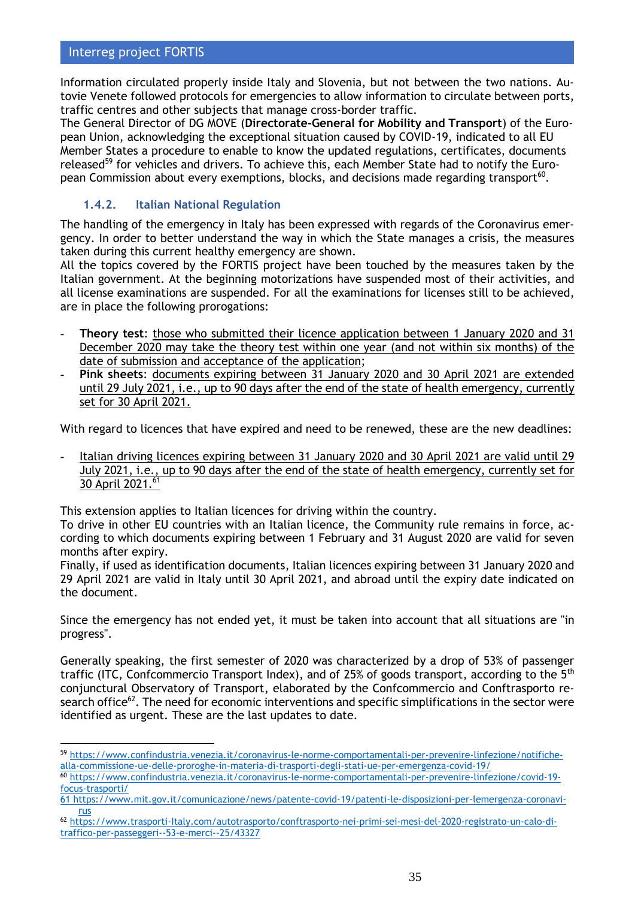Information circulated properly inside Italy and Slovenia, but not between the two nations. Autovie Venete followed protocols for emergencies to allow information to circulate between ports, traffic centres and other subjects that manage cross-border traffic.
The General Director of DG MOVE (**Directorate-General for Mobility and Transport**) of the European Union, acknowledging the exceptional situation caused by COVID-19, indicated to all EU Member States a procedure to enable to know the updated regulations, certificates, documents released[59] for vehicles and drivers. To achieve this, each Member State had to notify the European Commission about every exemptions, blocks, and decisions made regarding transport[60].

### 1.4.2. Italian National Regulation

The handling of the emergency in Italy has been expressed with regards of the Coronavirus emergency. In order to better understand the way in which the State manages a crisis, the measures taken during this current healthy emergency are shown.
All the topics covered by the FORTIS project have been touched by the measures taken by the Italian government. At the beginning motorizations have suspended most of their activities, and all license examinations are suspended. For all the examinations for licenses still to be achieved, are in place the following prorogations:

- **Theory test**: those who submitted their licence application between 1 January 2020 and 31 December 2020 may take the theory test within one year (and not within six months) of the date of submission and acceptance of the application;
- **Pink sheets**: documents expiring between 31 January 2020 and 30 April 2021 are extended until 29 July 2021, i.e., up to 90 days after the end of the state of health emergency, currently set for 30 April 2021.

With regard to licences that have expired and need to be renewed, these are the new deadlines:

- Italian driving licences expiring between 31 January 2020 and 30 April 2021 are valid until 29 July 2021, i.e., up to 90 days after the end of the state of health emergency, currently set for 30 April 2021.[61]

This extension applies to Italian licences for driving within the country.
To drive in other EU countries with an Italian licence, the Community rule remains in force, according to which documents expiring between 1 February and 31 August 2020 are valid for seven months after expiry.
Finally, if used as identification documents, Italian licences expiring between 31 January 2020 and 29 April 2021 are valid in Italy until 30 April 2021, and abroad until the expiry date indicated on the document.

Since the emergency has not ended yet, it must be taken into account that all situations are "in progress".

Generally speaking, the first semester of 2020 was characterized by a drop of 53% of passenger traffic (ITC, Confcommercio Transport Index), and of 25% of goods transport, according to the 5th conjunctural Observatory of Transport, elaborated by the Confcommercio and Conftrasporto research office[62]. The need for economic interventions and specific simplifications in the sector were identified as urgent. These are the last updates to date.

---

[59] https://www.confindustria.venezia.it/coronavirus-le-norme-comportamentali-per-prevenire-linfezione/notifiche-alla-commissione-ue-delle-proroghe-in-materia-di-trasporti-degli-stati-ue-per-emergenza-covid-19/

[60] https://www.confindustria.venezia.it/coronavirus-le-norme-comportamentali-per-prevenire-linfezione/covid-19-focus-trasporti/

[61] https://www.mit.gov.it/comunicazione/news/patente-covid-19/patenti-le-disposizioni-per-lemergenza-coronavirus

[62] https://www.trasporti-italy.com/autotrasporto/conftrasporto-nei-primi-sei-mesi-del-2020-registrato-un-calo-di-traffico-per-passeggeri--53-e-merci--25/43327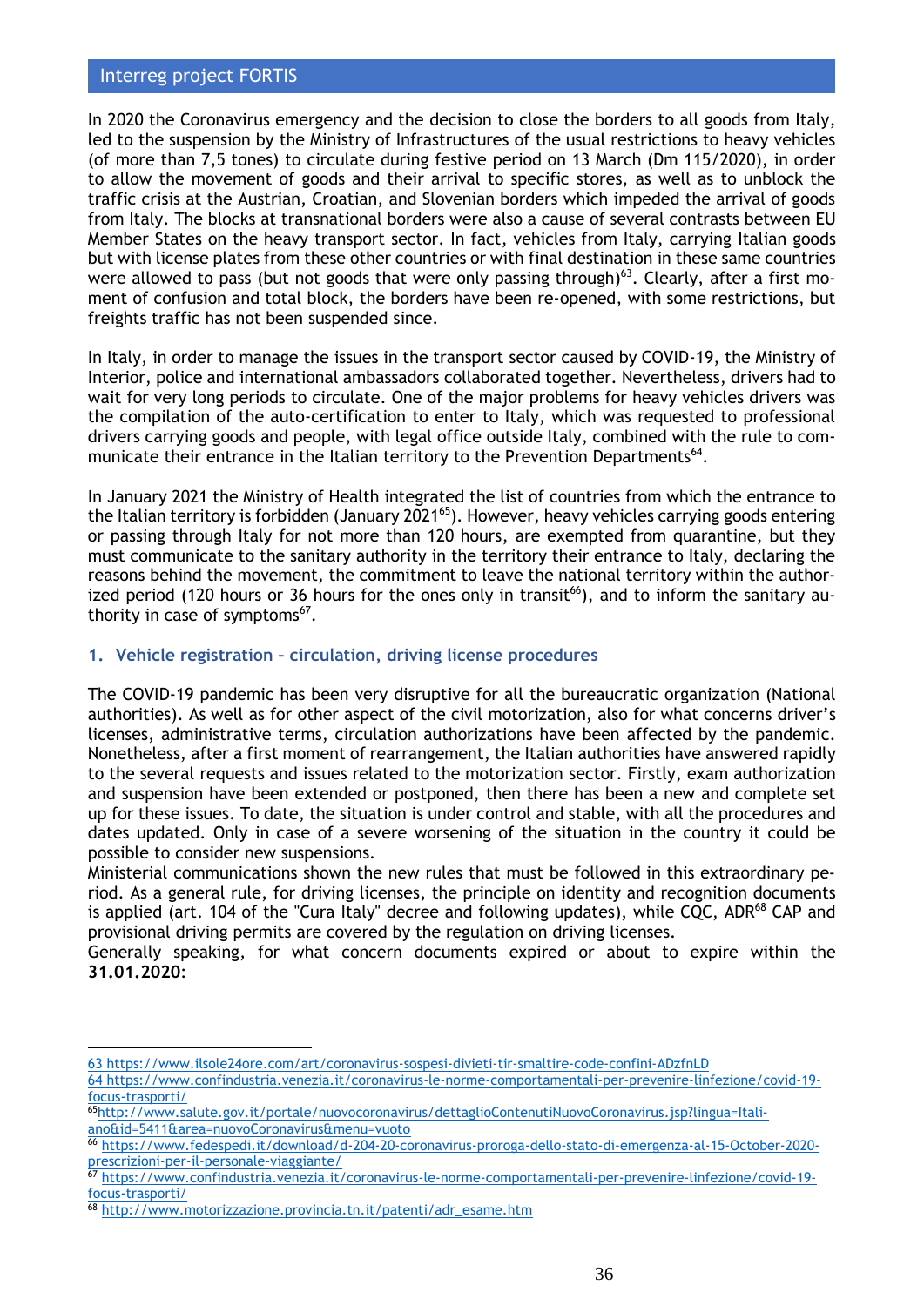In 2020 the Coronavirus emergency and the decision to close the borders to all goods from Italy, led to the suspension by the Ministry of Infrastructures of the usual restrictions to heavy vehicles (of more than 7,5 tones) to circulate during festive period on 13 March (Dm 115/2020), in order to allow the movement of goods and their arrival to specific stores, as well as to unblock the traffic crisis at the Austrian, Croatian, and Slovenian borders which impeded the arrival of goods from Italy. The blocks at transnational borders were also a cause of several contrasts between EU Member States on the heavy transport sector. In fact, vehicles from Italy, carrying Italian goods but with license plates from these other countries or with final destination in these same countries were allowed to pass (but not goods that were only passing through)[63]. Clearly, after a first moment of confusion and total block, the borders have been re-opened, with some restrictions, but freights traffic has not been suspended since.

In Italy, in order to manage the issues in the transport sector caused by COVID-19, the Ministry of Interior, police and international ambassadors collaborated together. Nevertheless, drivers had to wait for very long periods to circulate. One of the major problems for heavy vehicles drivers was the compilation of the auto-certification to enter to Italy, which was requested to professional drivers carrying goods and people, with legal office outside Italy, combined with the rule to communicate their entrance in the Italian territory to the Prevention Departments[64].

In January 2021 the Ministry of Health integrated the list of countries from which the entrance to the Italian territory is forbidden (January 2021[65]). However, heavy vehicles carrying goods entering or passing through Italy for not more than 120 hours, are exempted from quarantine, but they must communicate to the sanitary authority in the territory their entrance to Italy, declaring the reasons behind the movement, the commitment to leave the national territory within the authorized period (120 hours or 36 hours for the ones only in transit[66]), and to inform the sanitary authority in case of symptoms[67].

## 1. Vehicle registration – circulation, driving license procedures

The COVID-19 pandemic has been very disruptive for all the bureaucratic organization (National authorities). As well as for other aspect of the civil motorization, also for what concerns driver's licenses, administrative terms, circulation authorizations have been affected by the pandemic. Nonetheless, after a first moment of rearrangement, the Italian authorities have answered rapidly to the several requests and issues related to the motorization sector. Firstly, exam authorization and suspension have been extended or postponed, then there has been a new and complete set up for these issues. To date, the situation is under control and stable, with all the procedures and dates updated. Only in case of a severe worsening of the situation in the country it could be possible to consider new suspensions.

Ministerial communications shown the new rules that must be followed in this extraordinary period. As a general rule, for driving licenses, the principle on identity and recognition documents is applied (art. 104 of the "Cura Italy" decree and following updates), while CQC, ADR[68] CAP and provisional driving permits are covered by the regulation on driving licenses.

Generally speaking, for what concern documents expired or about to expire within the **31.01.2020**:

---

63 https://www.ilsole24ore.com/art/coronavirus-sospesi-divieti-tir-smaltire-code-confini-ADzfnLD

64 https://www.confindustria.venezia.it/coronavirus-le-norme-comportamentali-per-prevenire-linfezione/covid-19-focus-trasporti/

65 http://www.salute.gov.it/portale/nuovocoronavirus/dettaglioContenutiNuovoCoronavirus.jsp?lingua=italiano&id=5411&area=nuovoCoronavirus&menu=vuoto

66 https://www.fedespedi.it/download/d-204-20-coronavirus-proroga-dello-stato-di-emergenza-al-15-October-2020-prescrizioni-per-il-personale-viaggiante/

67 https://www.confindustria.venezia.it/coronavirus-le-norme-comportamentali-per-prevenire-linfezione/covid-19-focus-trasporti/

68 http://www.motorizzazione.provincia.tn.it/patenti/adr_esame.htm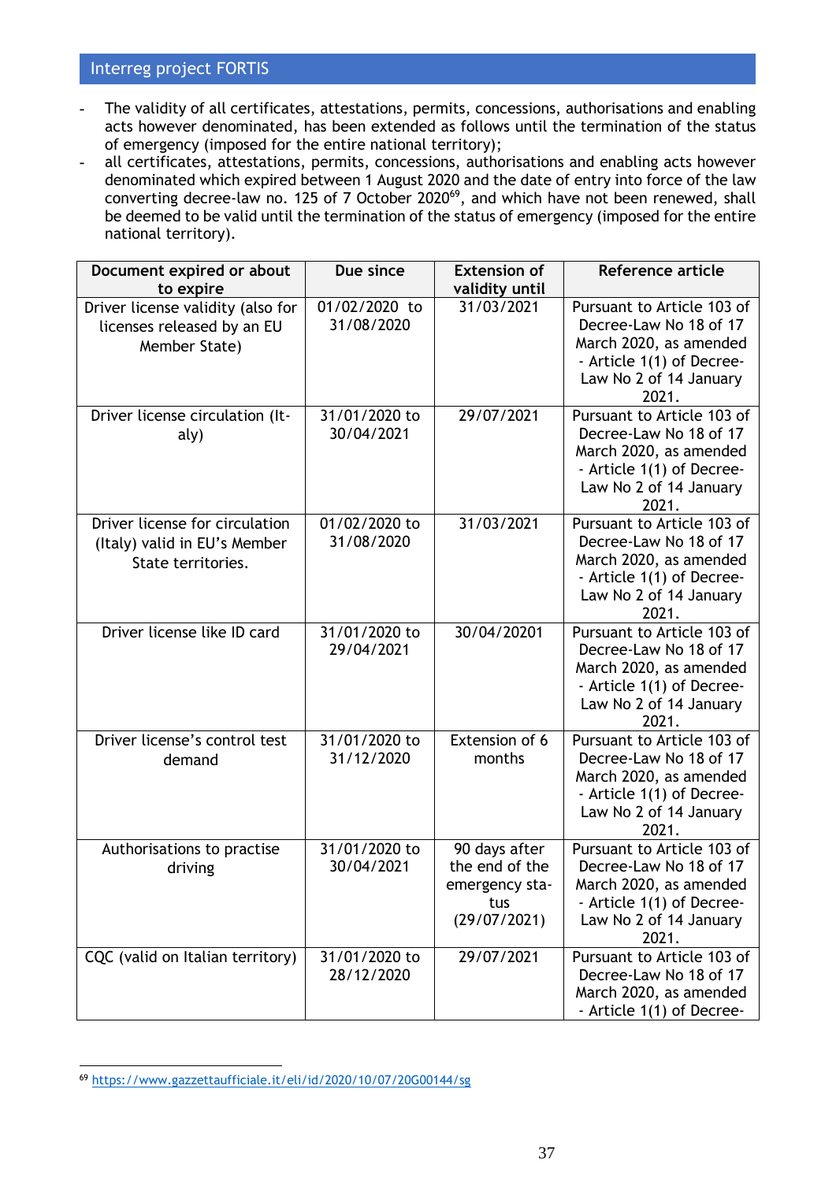- The validity of all certificates, attestations, permits, concessions, authorisations and enabling acts however denominated, has been extended as follows until the termination of the status of emergency (imposed for the entire national territory);
- all certificates, attestations, permits, concessions, authorisations and enabling acts however denominated which expired between 1 August 2020 and the date of entry into force of the law converting decree-law no. 125 of 7 October 2020[69], and which have not been renewed, shall be deemed to be valid until the termination of the status of emergency (imposed for the entire national territory).

| Document expired or about to expire | Due since | Extension of validity until | Reference article |
|---|---|---|---|
| Driver license validity (also for licenses released by an EU Member State) | 01/02/2020 to 31/08/2020 | 31/03/2021 | Pursuant to Article 103 of Decree-Law No 18 of 17 March 2020, as amended - Article 1(1) of Decree-Law No 2 of 14 January 2021. |
| Driver license circulation (Italy) | 31/01/2020 to 30/04/2021 | 29/07/2021 | Pursuant to Article 103 of Decree-Law No 18 of 17 March 2020, as amended - Article 1(1) of Decree-Law No 2 of 14 January 2021. |
| Driver license for circulation (Italy) valid in EU's Member State territories. | 01/02/2020 to 31/08/2020 | 31/03/2021 | Pursuant to Article 103 of Decree-Law No 18 of 17 March 2020, as amended - Article 1(1) of Decree-Law No 2 of 14 January 2021. |
| Driver license like ID card | 31/01/2020 to 29/04/2021 | 30/04/20201 | Pursuant to Article 103 of Decree-Law No 18 of 17 March 2020, as amended - Article 1(1) of Decree-Law No 2 of 14 January 2021. |
| Driver license's control test demand | 31/01/2020 to 31/12/2020 | Extension of 6 months | Pursuant to Article 103 of Decree-Law No 18 of 17 March 2020, as amended - Article 1(1) of Decree-Law No 2 of 14 January 2021. |
| Authorisations to practise driving | 31/01/2020 to 30/04/2021 | 90 days after the end of the emergency status (29/07/2021) | Pursuant to Article 103 of Decree-Law No 18 of 17 March 2020, as amended - Article 1(1) of Decree-Law No 2 of 14 January 2021. |
| CQC (valid on Italian territory) | 31/01/2020 to 28/12/2020 | 29/07/2021 | Pursuant to Article 103 of Decree-Law No 18 of 17 March 2020, as amended - Article 1(1) of Decree- |

[69] https://www.gazzettaufficiale.it/eli/id/2020/10/07/20G00144/sg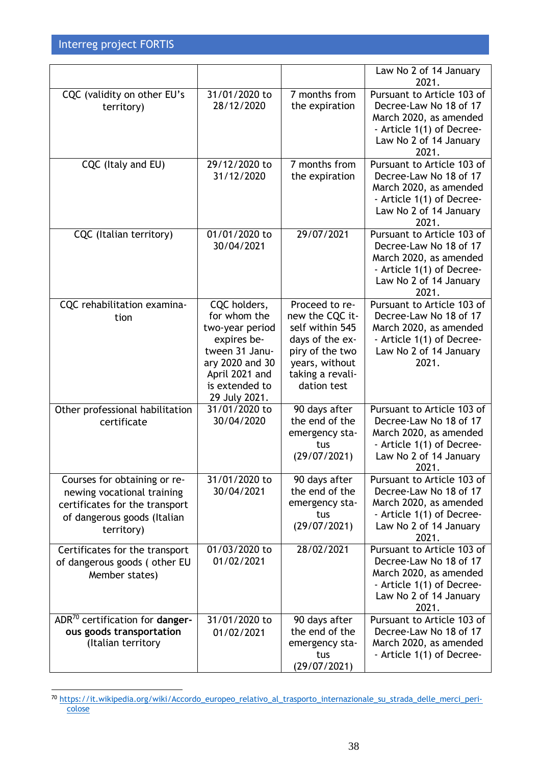| | | | |
|---|---|---|---|
| | | | Law No 2 of 14 January 2021. |
| CQC (validity on other EU's territory) | 31/01/2020 to 28/12/2020 | 7 months from the expiration | Pursuant to Article 103 of Decree-Law No 18 of 17 March 2020, as amended - Article 1(1) of Decree-Law No 2 of 14 January 2021. |
| CQC (Italy and EU) | 29/12/2020 to 31/12/2020 | 7 months from the expiration | Pursuant to Article 103 of Decree-Law No 18 of 17 March 2020, as amended - Article 1(1) of Decree-Law No 2 of 14 January 2021. |
| CQC (Italian territory) | 01/01/2020 to 30/04/2021 | 29/07/2021 | Pursuant to Article 103 of Decree-Law No 18 of 17 March 2020, as amended - Article 1(1) of Decree-Law No 2 of 14 January 2021. |
| CQC rehabilitation examination | CQC holders, for whom the two-year period expires between 31 January 2020 and 30 April 2021 and is extended to 29 July 2021. | Proceed to renew the CQC itself within 545 days of the expiry of the two years, without taking a revalidation test | Pursuant to Article 103 of Decree-Law No 18 of 17 March 2020, as amended - Article 1(1) of Decree-Law No 2 of 14 January 2021. |
| Other professional habilitation certificate | 31/01/2020 to 30/04/2020 | 90 days after the end of the emergency status (29/07/2021) | Pursuant to Article 103 of Decree-Law No 18 of 17 March 2020, as amended - Article 1(1) of Decree-Law No 2 of 14 January 2021. |
| Courses for obtaining or renewing vocational training certificates for the transport of dangerous goods (Italian territory) | 31/01/2020 to 30/04/2021 | 90 days after the end of the emergency status (29/07/2021) | Pursuant to Article 103 of Decree-Law No 18 of 17 March 2020, as amended - Article 1(1) of Decree-Law No 2 of 14 January 2021. |
| Certificates for the transport of dangerous goods ( other EU Member states) | 01/03/2020 to 01/02/2021 | 28/02/2021 | Pursuant to Article 103 of Decree-Law No 18 of 17 March 2020, as amended - Article 1(1) of Decree-Law No 2 of 14 January 2021. |
| ADR[70] certification for **dangerous goods transportation** (Italian territory | 31/01/2020 to 01/02/2021 | 90 days after the end of the emergency status (29/07/2021) | Pursuant to Article 103 of Decree-Law No 18 of 17 March 2020, as amended - Article 1(1) of Decree- |

[70] https://it.wikipedia.org/wiki/Accordo_europeo_relativo_al_trasporto_internazionale_su_strada_delle_merci_pericolose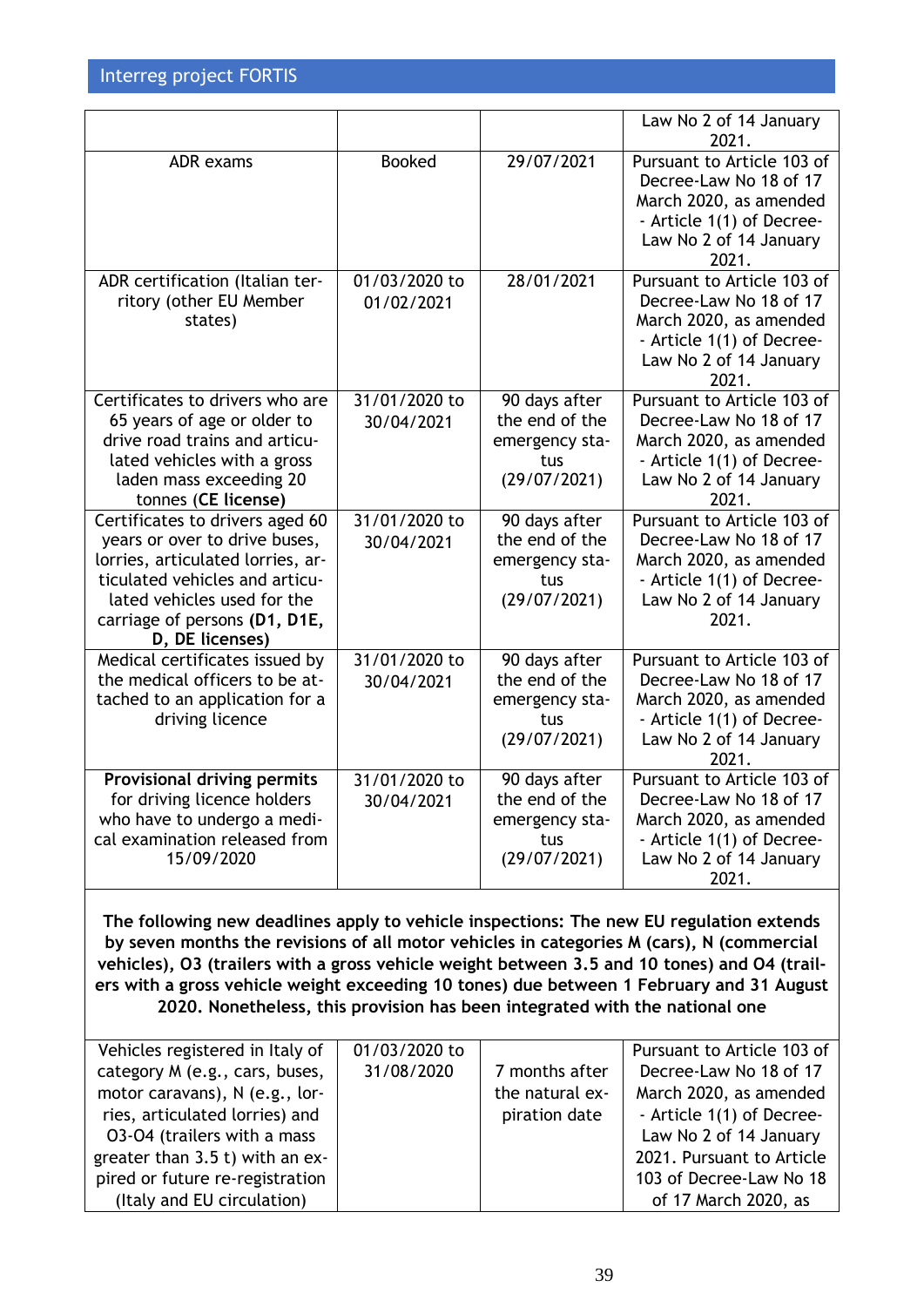| | | | |
|---|---|---|---|
| | | | Law No 2 of 14 January 2021. |
| ADR exams | Booked | 29/07/2021 | Pursuant to Article 103 of Decree-Law No 18 of 17 March 2020, as amended - Article 1(1) of Decree-Law No 2 of 14 January 2021. |
| ADR certification (Italian territory (other EU Member states) | 01/03/2020 to 01/02/2021 | 28/01/2021 | Pursuant to Article 103 of Decree-Law No 18 of 17 March 2020, as amended - Article 1(1) of Decree-Law No 2 of 14 January 2021. |
| Certificates to drivers who are 65 years of age or older to drive road trains and articulated vehicles with a gross laden mass exceeding 20 tonnes (**CE license**) | 31/01/2020 to 30/04/2021 | 90 days after the end of the emergency status (29/07/2021) | Pursuant to Article 103 of Decree-Law No 18 of 17 March 2020, as amended - Article 1(1) of Decree-Law No 2 of 14 January 2021. |
| Certificates to drivers aged 60 years or over to drive buses, lorries, articulated lorries, articulated vehicles and articulated vehicles used for the carriage of persons (**D1, D1E, D, DE licenses**) | 31/01/2020 to 30/04/2021 | 90 days after the end of the emergency status (29/07/2021) | Pursuant to Article 103 of Decree-Law No 18 of 17 March 2020, as amended - Article 1(1) of Decree-Law No 2 of 14 January 2021. |
| Medical certificates issued by the medical officers to be attached to an application for a driving licence | 31/01/2020 to 30/04/2021 | 90 days after the end of the emergency status (29/07/2021) | Pursuant to Article 103 of Decree-Law No 18 of 17 March 2020, as amended - Article 1(1) of Decree-Law No 2 of 14 January 2021. |
| **Provisional driving permits** for driving licence holders who have to undergo a medical examination released from 15/09/2020 | 31/01/2020 to 30/04/2021 | 90 days after the end of the emergency status (29/07/2021) | Pursuant to Article 103 of Decree-Law No 18 of 17 March 2020, as amended - Article 1(1) of Decree-Law No 2 of 14 January 2021. |
| **The following new deadlines apply to vehicle inspections: The new EU regulation extends by seven months the revisions of all motor vehicles in categories M (cars), N (commercial vehicles), O3 (trailers with a gross vehicle weight between 3.5 and 10 tones) and O4 (trailers with a gross vehicle weight exceeding 10 tones) due between 1 February and 31 August 2020. Nonetheless, this provision has been integrated with the national one** | | | |
| Vehicles registered in Italy of category M (e.g., cars, buses, motor caravans), N (e.g., lorries, articulated lorries) and O3-O4 (trailers with a mass greater than 3.5 t) with an expired or future re-registration (Italy and EU circulation) | 01/03/2020 to 31/08/2020 | 7 months after the natural expiration date | Pursuant to Article 103 of Decree-Law No 18 of 17 March 2020, as amended - Article 1(1) of Decree-Law No 2 of 14 January 2021. Pursuant to Article 103 of Decree-Law No 18 of 17 March 2020, as |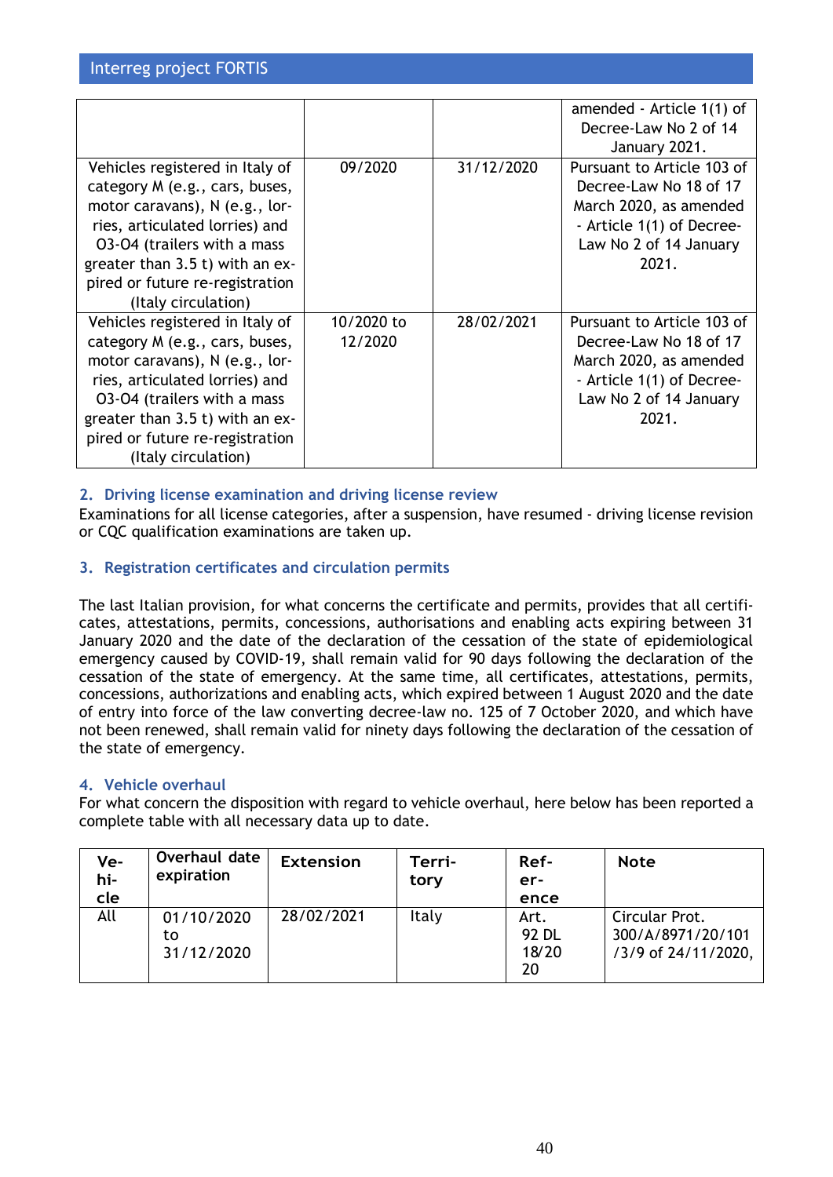| | | | |
|---|---|---|---|
| | | | amended - Article 1(1) of Decree-Law No 2 of 14 January 2021. |
| Vehicles registered in Italy of category M (e.g., cars, buses, motor caravans), N (e.g., lorries, articulated lorries) and O3-O4 (trailers with a mass greater than 3.5 t) with an expired or future re-registration (Italy circulation) | 09/2020 | 31/12/2020 | Pursuant to Article 103 of Decree-Law No 18 of 17 March 2020, as amended - Article 1(1) of Decree-Law No 2 of 14 January 2021. |
| Vehicles registered in Italy of category M (e.g., cars, buses, motor caravans), N (e.g., lorries, articulated lorries) and O3-O4 (trailers with a mass greater than 3.5 t) with an expired or future re-registration (Italy circulation) | 10/2020 to 12/2020 | 28/02/2021 | Pursuant to Article 103 of Decree-Law No 18 of 17 March 2020, as amended - Article 1(1) of Decree-Law No 2 of 14 January 2021. |

## 2. Driving license examination and driving license review

Examinations for all license categories, after a suspension, have resumed - driving license revision or CQC qualification examinations are taken up.

## 3. Registration certificates and circulation permits

The last Italian provision, for what concerns the certificate and permits, provides that all certificates, attestations, permits, concessions, authorisations and enabling acts expiring between 31 January 2020 and the date of the declaration of the cessation of the state of epidemiological emergency caused by COVID-19, shall remain valid for 90 days following the declaration of the cessation of the state of emergency. At the same time, all certificates, attestations, permits, concessions, authorizations and enabling acts, which expired between 1 August 2020 and the date of entry into force of the law converting decree-law no. 125 of 7 October 2020, and which have not been renewed, shall remain valid for ninety days following the declaration of the cessation of the state of emergency.

## 4. Vehicle overhaul

For what concern the disposition with regard to vehicle overhaul, here below has been reported a complete table with all necessary data up to date.

| Vehicle | Overhaul date expiration | Extension | Territory | Reference | Note |
|---|---|---|---|---|---|
| All | 01/10/2020 to 31/12/2020 | 28/02/2021 | Italy | Art. 92 DL 18/2020 | Circular Prot. 300/A/8971/20/101/3/9 of 24/11/2020, |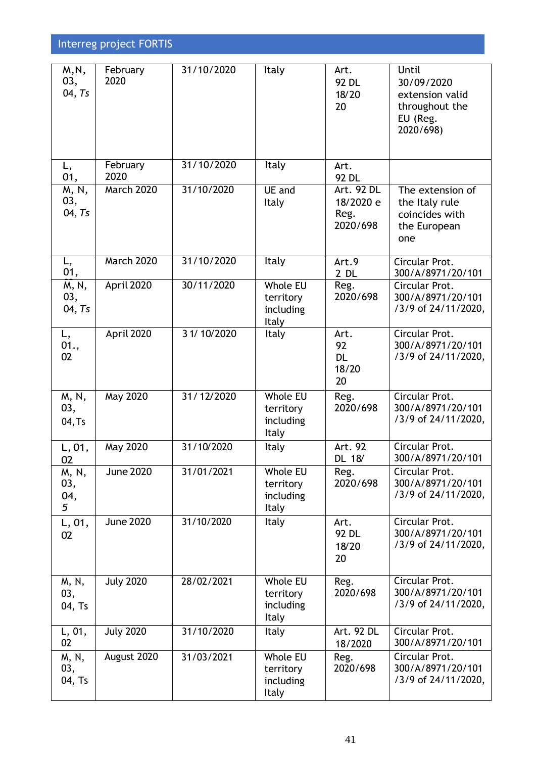| M,N, 03, 04, *Ts* | February 2020 | 31/10/2020 | Italy | Art. 92 DL 18/20 20 | Until 30/09/2020 extension valid throughout the EU (Reg. 2020/698) |
|---|---|---|---|---|---|
| L, 01, | February 2020 | 31/10/2020 | Italy | Art. 92 DL | |
| M, N, 03, 04, *Ts* | March 2020 | 31/10/2020 | UE and Italy | Art. 92 DL 18/2020 e Reg. 2020/698 | The extension of the Italy rule coincides with the European one |
| L, 01, | March 2020 | 31/10/2020 | Italy | Art.9 2 DL | Circular Prot. 300/A/8971/20/101 |
| M, N, 03, 04, *Ts* | April 2020 | 30/11/2020 | Whole EU territory including Italy | Reg. 2020/698 | Circular Prot. 300/A/8971/20/101 /3/9 of 24/11/2020, |
| L, 01., 02 | April 2020 | 3 1/ 10/2020 | Italy | Art. 92 DL 18/20 20 | Circular Prot. 300/A/8971/20/101 /3/9 of 24/11/2020, |
| M, N, 03, 04, Ts | May 2020 | 31/ 12/2020 | Whole EU territory including Italy | Reg. 2020/698 | Circular Prot. 300/A/8971/20/101 /3/9 of 24/11/2020, |
| L, 01, 02 | May 2020 | 31/10/2020 | Italy | Art. 92 DL 18/ | Circular Prot. 300/A/8971/20/101 |
| M, N, 03, 04, *5* | June 2020 | 31/01/2021 | Whole EU territory including Italy | Reg. 2020/698 | Circular Prot. 300/A/8971/20/101 /3/9 of 24/11/2020, |
| L, 01, 02 | June 2020 | 31/10/2020 | Italy | Art. 92 DL 18/20 20 | Circular Prot. 300/A/8971/20/101 /3/9 of 24/11/2020, |
| M, N, 03, 04, Ts | July 2020 | 28/02/2021 | Whole EU territory including Italy | Reg. 2020/698 | Circular Prot. 300/A/8971/20/101 /3/9 of 24/11/2020, |
| L, 01, 02 | July 2020 | 31/10/2020 | Italy | Art. 92 DL 18/2020 | Circular Prot. 300/A/8971/20/101 |
| M, N, 03, 04, Ts | August 2020 | 31/03/2021 | Whole EU territory including Italy | Reg. 2020/698 | Circular Prot. 300/A/8971/20/101 /3/9 of 24/11/2020, |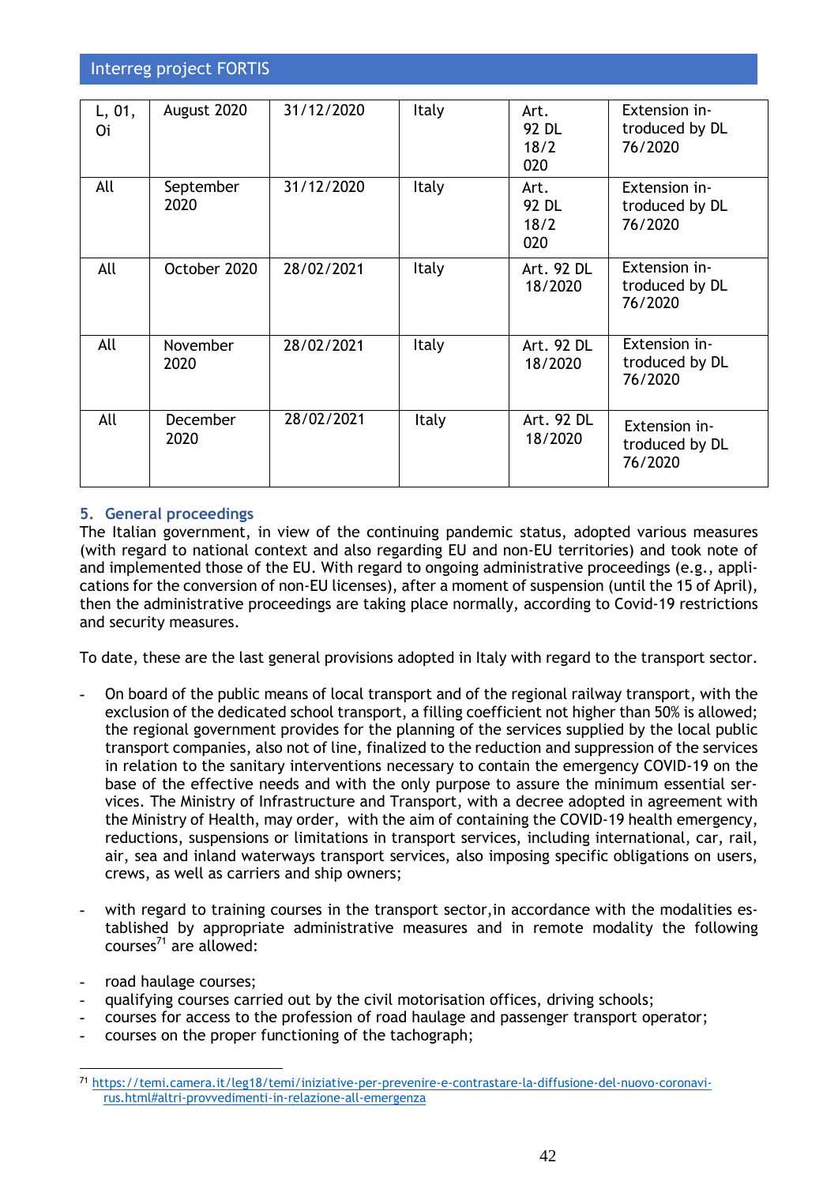| L, 01, Oi | August 2020 | 31/12/2020 | Italy | Art. 92 DL 18/2020 | Extension introduced by DL 76/2020 |
|---|---|---|---|---|---|
| All | September 2020 | 31/12/2020 | Italy | Art. 92 DL 18/2020 | Extension introduced by DL 76/2020 |
| All | October 2020 | 28/02/2021 | Italy | Art. 92 DL 18/2020 | Extension introduced by DL 76/2020 |
| All | November 2020 | 28/02/2021 | Italy | Art. 92 DL 18/2020 | Extension introduced by DL 76/2020 |
| All | December 2020 | 28/02/2021 | Italy | Art. 92 DL 18/2020 | Extension introduced by DL 76/2020 |

## 5. General proceedings

The Italian government, in view of the continuing pandemic status, adopted various measures (with regard to national context and also regarding EU and non-EU territories) and took note of and implemented those of the EU. With regard to ongoing administrative proceedings (e.g., applications for the conversion of non-EU licenses), after a moment of suspension (until the 15 of April), then the administrative proceedings are taking place normally, according to Covid-19 restrictions and security measures.

To date, these are the last general provisions adopted in Italy with regard to the transport sector.

- On board of the public means of local transport and of the regional railway transport, with the exclusion of the dedicated school transport, a filling coefficient not higher than 50% is allowed; the regional government provides for the planning of the services supplied by the local public transport companies, also not of line, finalized to the reduction and suppression of the services in relation to the sanitary interventions necessary to contain the emergency COVID-19 on the base of the effective needs and with the only purpose to assure the minimum essential services. The Ministry of Infrastructure and Transport, with a decree adopted in agreement with the Ministry of Health, may order, with the aim of containing the COVID-19 health emergency, reductions, suspensions or limitations in transport services, including international, car, rail, air, sea and inland waterways transport services, also imposing specific obligations on users, crews, as well as carriers and ship owners;

- with regard to training courses in the transport sector, in accordance with the modalities established by appropriate administrative measures and in remote modality the following courses[71] are allowed:

- road haulage courses;
- qualifying courses carried out by the civil motorisation offices, driving schools;
- courses for access to the profession of road haulage and passenger transport operator;
- courses on the proper functioning of the tachograph;

[71] https://temi.camera.it/leg18/temi/iniziative-per-prevenire-e-contrastare-la-diffusione-del-nuovo-coronavirus.html#altri-provvedimenti-in-relazione-all-emergenza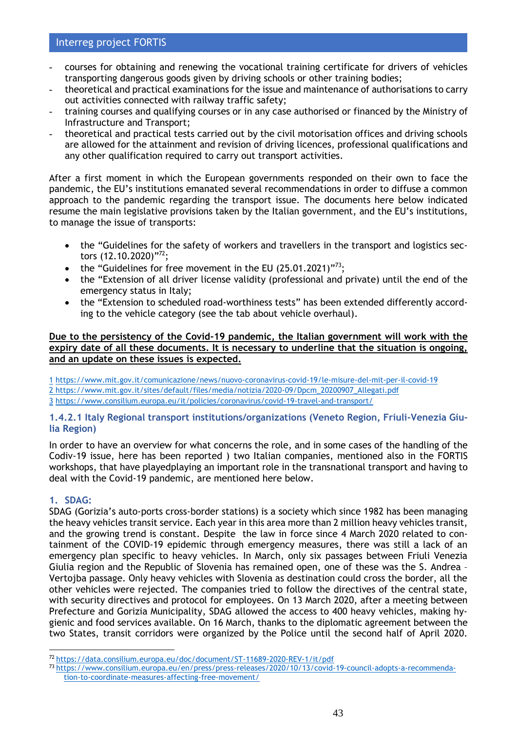- courses for obtaining and renewing the vocational training certificate for drivers of vehicles transporting dangerous goods given by driving schools or other training bodies;
- theoretical and practical examinations for the issue and maintenance of authorisations to carry out activities connected with railway traffic safety;
- training courses and qualifying courses or in any case authorised or financed by the Ministry of Infrastructure and Transport;
- theoretical and practical tests carried out by the civil motorisation offices and driving schools are allowed for the attainment and revision of driving licences, professional qualifications and any other qualification required to carry out transport activities.

After a first moment in which the European governments responded on their own to face the pandemic, the EU's institutions emanated several recommendations in order to diffuse a common approach to the pandemic regarding the transport issue. The documents here below indicated resume the main legislative provisions taken by the Italian government, and the EU's institutions, to manage the issue of transports:

- the "Guidelines for the safety of workers and travellers in the transport and logistics sectors (12.10.2020)"[72];
- the "Guidelines for free movement in the EU (25.01.2021)"[73];
- the "Extension of all driver license validity (professional and private) until the end of the emergency status in Italy;
- the "Extension to scheduled road-worthiness tests" has been extended differently according to the vehicle category (see the tab about vehicle overhaul).

**Due to the persistency of the Covid-19 pandemic, the Italian government will work with the expiry date of all these documents. It is necessary to underline that the situation is ongoing, and an update on these issues is expected.**

1 https://www.mit.gov.it/comunicazione/news/nuovo-coronavirus-covid-19/le-misure-del-mit-per-il-covid-19
2 https://www.mit.gov.it/sites/default/files/media/notizia/2020-09/Dpcm_20200907_Allegati.pdf
3 https://www.consilium.europa.eu/it/policies/coronavirus/covid-19-travel-and-transport/

#### 1.4.2.1 Italy Regional transport institutions/organizations (Veneto Region, Friuli-Venezia Giulia Region)

In order to have an overview for what concerns the role, and in some cases of the handling of the Codiv-19 issue, here has been reported ) two Italian companies, mentioned also in the FORTIS workshops, that have playedplaying an important role in the transnational transport and having to deal with the Covid-19 pandemic, are mentioned here below.

**1. SDAG:**

SDAG (Gorizia's auto-ports cross-border stations) is a society which since 1982 has been managing the heavy vehicles transit service. Each year in this area more than 2 million heavy vehicles transit, and the growing trend is constant. Despite the law in force since 4 March 2020 related to containment of the COVID-19 epidemic through emergency measures, there was still a lack of an emergency plan specific to heavy vehicles. In March, only six passages between Friuli Venezia Giulia region and the Republic of Slovenia has remained open, one of these was the S. Andrea – Vertojba passage. Only heavy vehicles with Slovenia as destination could cross the border, all the other vehicles were rejected. The companies tried to follow the directives of the central state, with security directives and protocol for employees. On 13 March 2020, after a meeting between Prefecture and Gorizia Municipality, SDAG allowed the access to 400 heavy vehicles, making hygienic and food services available. On 16 March, thanks to the diplomatic agreement between the two States, transit corridors were organized by the Police until the second half of April 2020.

[72] https://data.consilium.europa.eu/doc/document/ST-11689-2020-REV-1/it/pdf

[73] https://www.consilium.europa.eu/en/press/press-releases/2020/10/13/covid-19-council-adopts-a-recommendation-to-coordinate-measures-affecting-free-movement/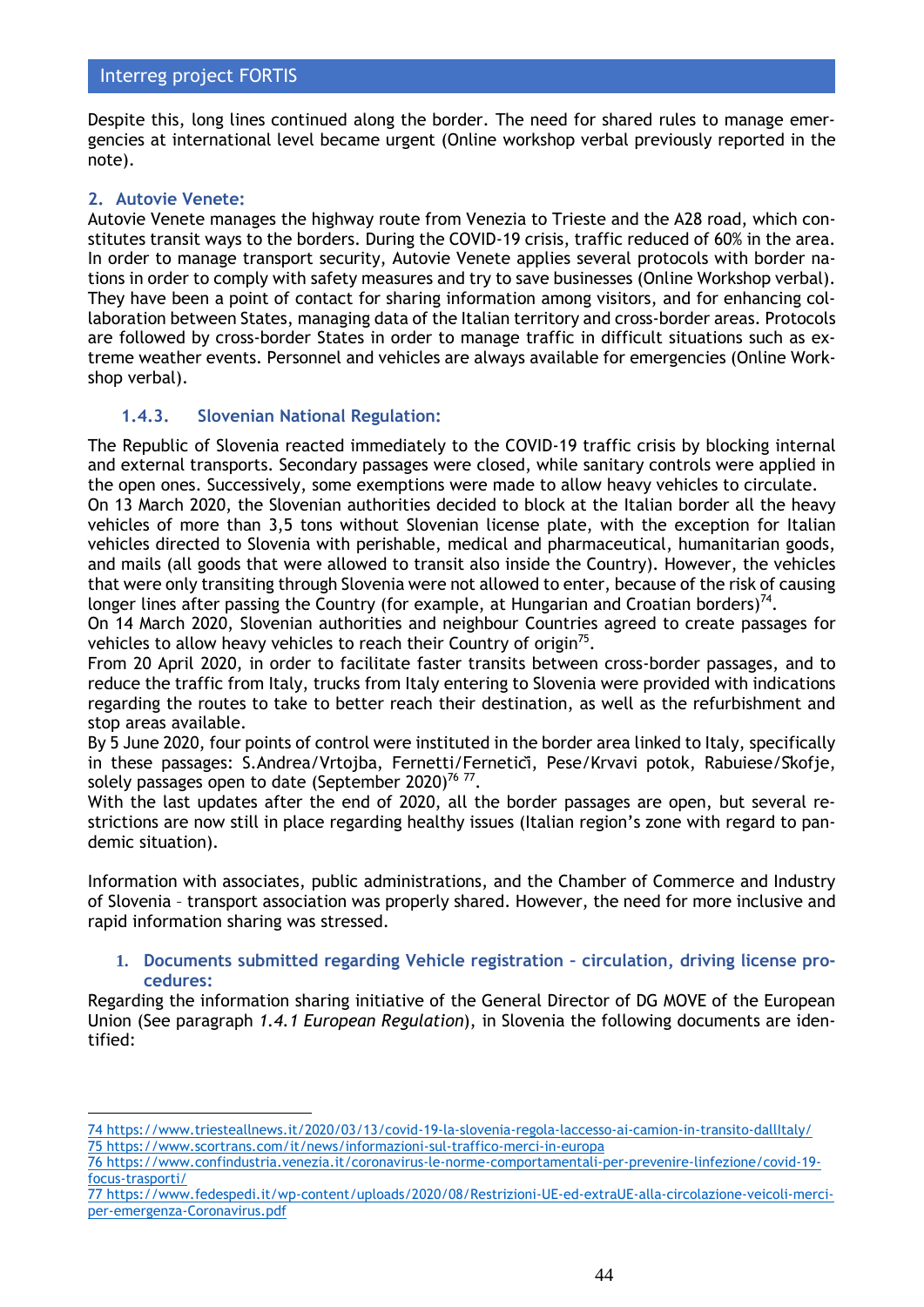Despite this, long lines continued along the border. The need for shared rules to manage emergencies at international level became urgent (Online workshop verbal previously reported in the note).

**2. Autovie Venete:**

Autovie Venete manages the highway route from Venezia to Trieste and the A28 road, which constitutes transit ways to the borders. During the COVID-19 crisis, traffic reduced of 60% in the area. In order to manage transport security, Autovie Venete applies several protocols with border nations in order to comply with safety measures and try to save businesses (Online Workshop verbal). They have been a point of contact for sharing information among visitors, and for enhancing collaboration between States, managing data of the Italian territory and cross-border areas. Protocols are followed by cross-border States in order to manage traffic in difficult situations such as extreme weather events. Personnel and vehicles are always available for emergencies (Online Workshop verbal).

### 1.4.3. Slovenian National Regulation:

The Republic of Slovenia reacted immediately to the COVID-19 traffic crisis by blocking internal and external transports. Secondary passages were closed, while sanitary controls were applied in the open ones. Successively, some exemptions were made to allow heavy vehicles to circulate.

On 13 March 2020, the Slovenian authorities decided to block at the Italian border all the heavy vehicles of more than 3,5 tons without Slovenian license plate, with the exception for Italian vehicles directed to Slovenia with perishable, medical and pharmaceutical, humanitarian goods, and mails (all goods that were allowed to transit also inside the Country). However, the vehicles that were only transiting through Slovenia were not allowed to enter, because of the risk of causing longer lines after passing the Country (for example, at Hungarian and Croatian borders)[74].

On 14 March 2020, Slovenian authorities and neighbour Countries agreed to create passages for vehicles to allow heavy vehicles to reach their Country of origin[75].

From 20 April 2020, in order to facilitate faster transits between cross-border passages, and to reduce the traffic from Italy, trucks from Italy entering to Slovenia were provided with indications regarding the routes to take to better reach their destination, as well as the refurbishment and stop areas available.

By 5 June 2020, four points of control were instituted in the border area linked to Italy, specifically in these passages: S.Andrea/Vrtojba, Fernetti/Fernetiči, Pese/Krvavi potok, Rabuiese/Skofje, solely passages open to date (September 2020)[76] [77].

With the last updates after the end of 2020, all the border passages are open, but several restrictions are now still in place regarding healthy issues (Italian region's zone with regard to pandemic situation).

Information with associates, public administrations, and the Chamber of Commerce and Industry of Slovenia – transport association was properly shared. However, the need for more inclusive and rapid information sharing was stressed.

**1. Documents submitted regarding Vehicle registration – circulation, driving license procedures:**

Regarding the information sharing initiative of the General Director of DG MOVE of the European Union (See paragraph *1.4.1 European Regulation*), in Slovenia the following documents are identified:

---

74 https://www.triesteallnews.it/2020/03/13/covid-19-la-slovenia-regola-laccesso-ai-camion-in-transito-dallItaly/

75 https://www.scortrans.com/it/news/informazioni-sul-traffico-merci-in-europa

76 https://www.confindustria.venezia.it/coronavirus-le-norme-comportamentali-per-prevenire-linfezione/covid-19-focus-trasporti/

77 https://www.fedespedi.it/wp-content/uploads/2020/08/Restrizioni-UE-ed-extraUE-alla-circolazione-veicoli-merci-per-emergenza-Coronavirus.pdf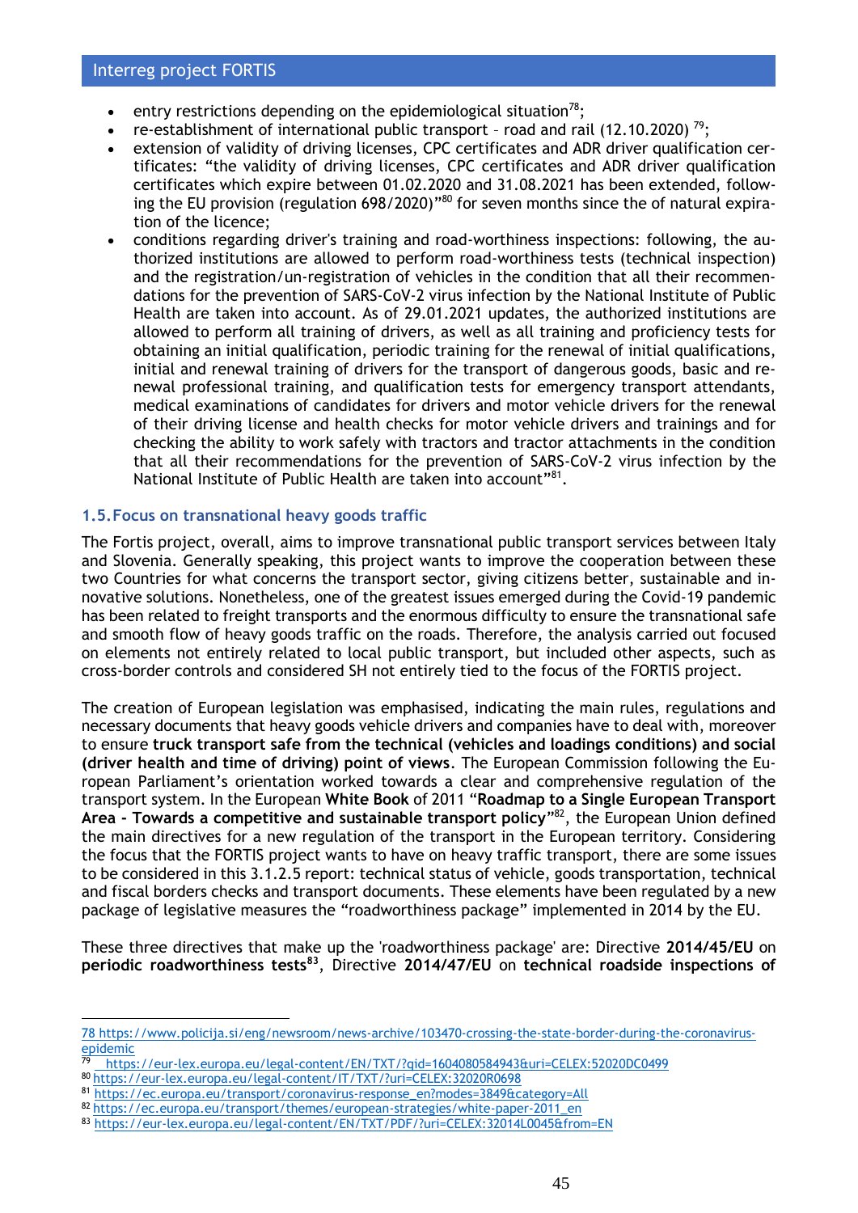- entry restrictions depending on the epidemiological situation[78];
- re-establishment of international public transport – road and rail (12.10.2020) [79];
- extension of validity of driving licenses, CPC certificates and ADR driver qualification certificates: "the validity of driving licenses, CPC certificates and ADR driver qualification certificates which expire between 01.02.2020 and 31.08.2021 has been extended, following the EU provision (regulation 698/2020)"[80] for seven months since the of natural expiration of the licence;
- conditions regarding driver's training and road-worthiness inspections: following, the authorized institutions are allowed to perform road-worthiness tests (technical inspection) and the registration/un-registration of vehicles in the condition that all their recommendations for the prevention of SARS-CoV-2 virus infection by the National Institute of Public Health are taken into account. As of 29.01.2021 updates, the authorized institutions are allowed to perform all training of drivers, as well as all training and proficiency tests for obtaining an initial qualification, periodic training for the renewal of initial qualifications, initial and renewal training of drivers for the transport of dangerous goods, basic and renewal professional training, and qualification tests for emergency transport attendants, medical examinations of candidates for drivers and motor vehicle drivers for the renewal of their driving license and health checks for motor vehicle drivers and trainings and for checking the ability to work safely with tractors and tractor attachments in the condition that all their recommendations for the prevention of SARS-CoV-2 virus infection by the National Institute of Public Health are taken into account"[81].

### 1.5. Focus on transnational heavy goods traffic

The Fortis project, overall, aims to improve transnational public transport services between Italy and Slovenia. Generally speaking, this project wants to improve the cooperation between these two Countries for what concerns the transport sector, giving citizens better, sustainable and innovative solutions. Nonetheless, one of the greatest issues emerged during the Covid-19 pandemic has been related to freight transports and the enormous difficulty to ensure the transnational safe and smooth flow of heavy goods traffic on the roads. Therefore, the analysis carried out focused on elements not entirely related to local public transport, but included other aspects, such as cross-border controls and considered SH not entirely tied to the focus of the FORTIS project.

The creation of European legislation was emphasised, indicating the main rules, regulations and necessary documents that heavy goods vehicle drivers and companies have to deal with, moreover to ensure **truck transport safe from the technical (vehicles and loadings conditions) and social (driver health and time of driving) point of views**. The European Commission following the European Parliament's orientation worked towards a clear and comprehensive regulation of the transport system. In the European **White Book** of 2011 **"Roadmap to a Single European Transport Area - Towards a competitive and sustainable transport policy"**[82], the European Union defined the main directives for a new regulation of the transport in the European territory. Considering the focus that the FORTIS project wants to have on heavy traffic transport, there are some issues to be considered in this 3.1.2.5 report: technical status of vehicle, goods transportation, technical and fiscal borders checks and transport documents. These elements have been regulated by a new package of legislative measures the "roadworthiness package" implemented in 2014 by the EU.

These three directives that make up the 'roadworthiness package' are: Directive **2014/45/EU** on **periodic roadworthiness tests**[83], Directive **2014/47/EU** on **technical roadside inspections of**

---

78 https://www.policija.si/eng/newsroom/news-archive/103470-crossing-the-state-border-during-the-coronavirus-epidemic

79 https://eur-lex.europa.eu/legal-content/EN/TXT/?qid=1604080584943&uri=CELEX:52020DC0499

80 https://eur-lex.europa.eu/legal-content/IT/TXT/?uri=CELEX:32020R0698

81 https://ec.europa.eu/transport/coronavirus-response_en?modes=3849&category=All

82 https://ec.europa.eu/transport/themes/european-strategies/white-paper-2011_en

83 https://eur-lex.europa.eu/legal-content/EN/TXT/PDF/?uri=CELEX:32014L0045&from=EN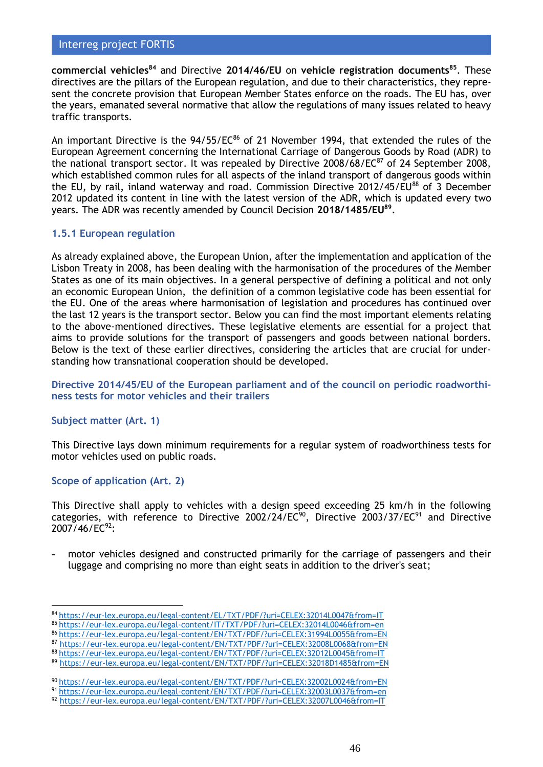**commercial vehicles**[84] and Directive **2014/46/EU** on **vehicle registration documents**[85]. These directives are the pillars of the European regulation, and due to their characteristics, they represent the concrete provision that European Member States enforce on the roads. The EU has, over the years, emanated several normative that allow the regulations of many issues related to heavy traffic transports.

An important Directive is the 94/55/EC[86] of 21 November 1994, that extended the rules of the European Agreement concerning the International Carriage of Dangerous Goods by Road (ADR) to the national transport sector. It was repealed by Directive 2008/68/EC[87] of 24 September 2008, which established common rules for all aspects of the inland transport of dangerous goods within the EU, by rail, inland waterway and road. Commission Directive 2012/45/EU[88] of 3 December 2012 updated its content in line with the latest version of the ADR, which is updated every two years. The ADR was recently amended by Council Decision **2018/1485/EU**[89].

### 1.5.1 European regulation

As already explained above, the European Union, after the implementation and application of the Lisbon Treaty in 2008, has been dealing with the harmonisation of the procedures of the Member States as one of its main objectives. In a general perspective of defining a political and not only an economic European Union, the definition of a common legislative code has been essential for the EU. One of the areas where harmonisation of legislation and procedures has continued over the last 12 years is the transport sector. Below you can find the most important elements relating to the above-mentioned directives. These legislative elements are essential for a project that aims to provide solutions for the transport of passengers and goods between national borders. Below is the text of these earlier directives, considering the articles that are crucial for understanding how transnational cooperation should be developed.

#### Directive 2014/45/EU of the European parliament and of the council on periodic roadworthiness tests for motor vehicles and their trailers

#### Subject matter (Art. 1)

This Directive lays down minimum requirements for a regular system of roadworthiness tests for motor vehicles used on public roads.

#### Scope of application (Art. 2)

This Directive shall apply to vehicles with a design speed exceeding 25 km/h in the following categories, with reference to Directive 2002/24/EC[90], Directive 2003/37/EC[91] and Directive 2007/46/EC[92]:

- motor vehicles designed and constructed primarily for the carriage of passengers and their luggage and comprising no more than eight seats in addition to the driver's seat;

---

[84] https://eur-lex.europa.eu/legal-content/EL/TXT/PDF/?uri=CELEX:32014L0047&from=IT
[85] https://eur-lex.europa.eu/legal-content/IT/TXT/PDF/?uri=CELEX:32014L0046&from=en
[86] https://eur-lex.europa.eu/legal-content/EN/TXT/PDF/?uri=CELEX:31994L0055&from=EN
[87] https://eur-lex.europa.eu/legal-content/EN/TXT/PDF/?uri=CELEX:32008L0068&from=EN
[88] https://eur-lex.europa.eu/legal-content/EN/TXT/PDF/?uri=CELEX:32012L0045&from=IT
[89] https://eur-lex.europa.eu/legal-content/EN/TXT/PDF/?uri=CELEX:32018D1485&from=EN

[90] https://eur-lex.europa.eu/legal-content/EN/TXT/PDF/?uri=CELEX:32002L0024&from=EN
[91] https://eur-lex.europa.eu/legal-content/EN/TXT/PDF/?uri=CELEX:32003L0037&from=en
[92] https://eur-lex.europa.eu/legal-content/EN/TXT/PDF/?uri=CELEX:32007L0046&from=IT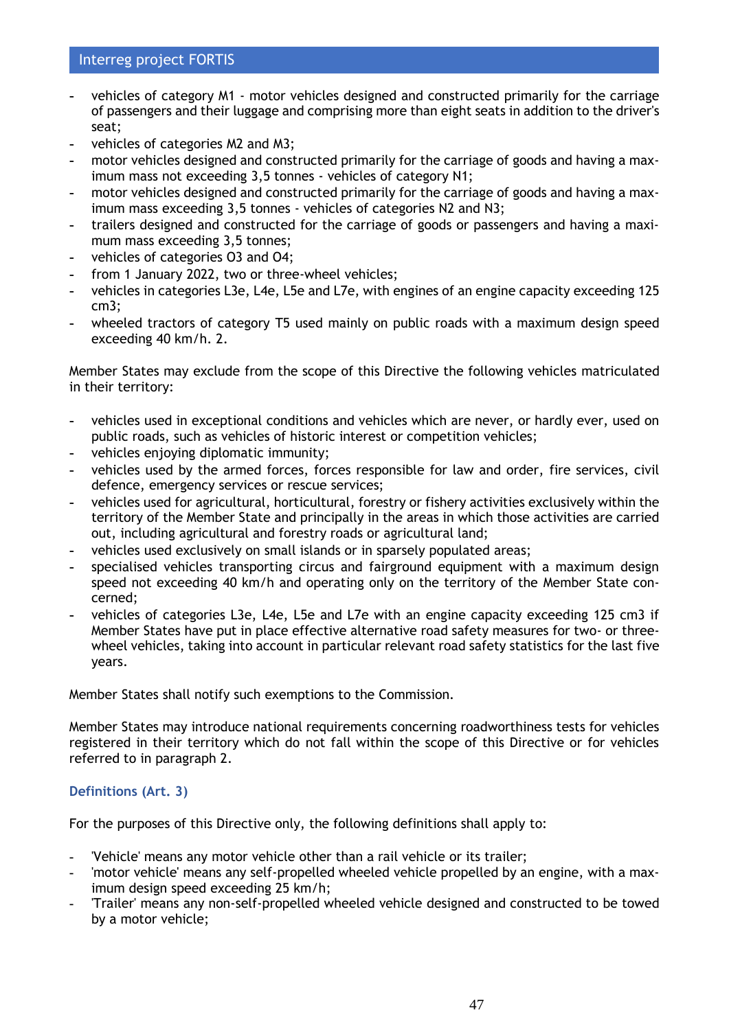- vehicles of category M1 - motor vehicles designed and constructed primarily for the carriage of passengers and their luggage and comprising more than eight seats in addition to the driver's seat;
- vehicles of categories M2 and M3;
- motor vehicles designed and constructed primarily for the carriage of goods and having a maximum mass not exceeding 3,5 tonnes - vehicles of category N1;
- motor vehicles designed and constructed primarily for the carriage of goods and having a maximum mass exceeding 3,5 tonnes - vehicles of categories N2 and N3;
- trailers designed and constructed for the carriage of goods or passengers and having a maximum mass exceeding 3,5 tonnes;
- vehicles of categories O3 and O4;
- from 1 January 2022, two or three-wheel vehicles;
- vehicles in categories L3e, L4e, L5e and L7e, with engines of an engine capacity exceeding 125 cm3;
- wheeled tractors of category T5 used mainly on public roads with a maximum design speed exceeding 40 km/h. 2.

Member States may exclude from the scope of this Directive the following vehicles matriculated in their territory:

- vehicles used in exceptional conditions and vehicles which are never, or hardly ever, used on public roads, such as vehicles of historic interest or competition vehicles;
- vehicles enjoying diplomatic immunity;
- vehicles used by the armed forces, forces responsible for law and order, fire services, civil defence, emergency services or rescue services;
- vehicles used for agricultural, horticultural, forestry or fishery activities exclusively within the territory of the Member State and principally in the areas in which those activities are carried out, including agricultural and forestry roads or agricultural land;
- vehicles used exclusively on small islands or in sparsely populated areas;
- specialised vehicles transporting circus and fairground equipment with a maximum design speed not exceeding 40 km/h and operating only on the territory of the Member State concerned;
- vehicles of categories L3e, L4e, L5e and L7e with an engine capacity exceeding 125 cm3 if Member States have put in place effective alternative road safety measures for two- or three-wheel vehicles, taking into account in particular relevant road safety statistics for the last five years.

Member States shall notify such exemptions to the Commission.

Member States may introduce national requirements concerning roadworthiness tests for vehicles registered in their territory which do not fall within the scope of this Directive or for vehicles referred to in paragraph 2.

### Definitions (Art. 3)

For the purposes of this Directive only, the following definitions shall apply to:

- 'Vehicle' means any motor vehicle other than a rail vehicle or its trailer;
- 'motor vehicle' means any self-propelled wheeled vehicle propelled by an engine, with a maximum design speed exceeding 25 km/h;
- 'Trailer' means any non-self-propelled wheeled vehicle designed and constructed to be towed by a motor vehicle;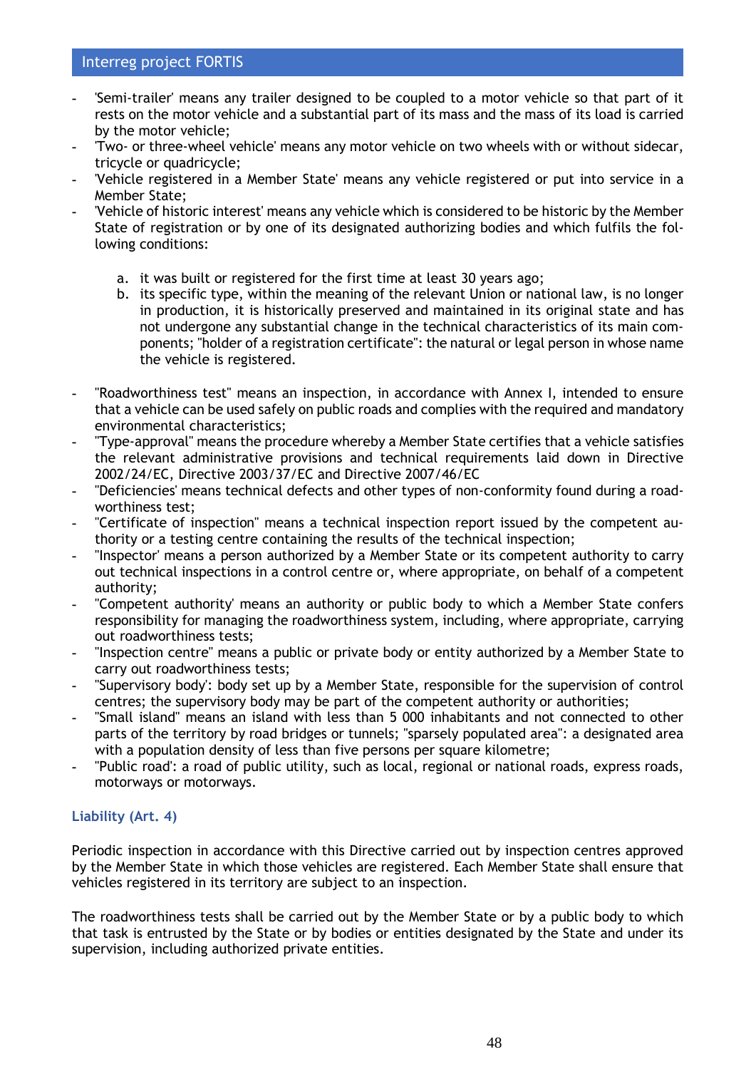- 'Semi-trailer' means any trailer designed to be coupled to a motor vehicle so that part of it rests on the motor vehicle and a substantial part of its mass and the mass of its load is carried by the motor vehicle;
- 'Two- or three-wheel vehicle' means any motor vehicle on two wheels with or without sidecar, tricycle or quadricycle;
- 'Vehicle registered in a Member State' means any vehicle registered or put into service in a Member State;
- 'Vehicle of historic interest' means any vehicle which is considered to be historic by the Member State of registration or by one of its designated authorizing bodies and which fulfils the following conditions:

  a. it was built or registered for the first time at least 30 years ago;
  b. its specific type, within the meaning of the relevant Union or national law, is no longer in production, it is historically preserved and maintained in its original state and has not undergone any substantial change in the technical characteristics of its main components; "holder of a registration certificate": the natural or legal person in whose name the vehicle is registered.

- "Roadworthiness test" means an inspection, in accordance with Annex I, intended to ensure that a vehicle can be used safely on public roads and complies with the required and mandatory environmental characteristics;
- "Type-approval" means the procedure whereby a Member State certifies that a vehicle satisfies the relevant administrative provisions and technical requirements laid down in Directive 2002/24/EC, Directive 2003/37/EC and Directive 2007/46/EC
- "Deficiencies' means technical defects and other types of non-conformity found during a roadworthiness test;
- "Certificate of inspection" means a technical inspection report issued by the competent authority or a testing centre containing the results of the technical inspection;
- "Inspector' means a person authorized by a Member State or its competent authority to carry out technical inspections in a control centre or, where appropriate, on behalf of a competent authority;
- "Competent authority' means an authority or public body to which a Member State confers responsibility for managing the roadworthiness system, including, where appropriate, carrying out roadworthiness tests;
- "Inspection centre" means a public or private body or entity authorized by a Member State to carry out roadworthiness tests;
- "Supervisory body': body set up by a Member State, responsible for the supervision of control centres; the supervisory body may be part of the competent authority or authorities;
- "Small island" means an island with less than 5 000 inhabitants and not connected to other parts of the territory by road bridges or tunnels; "sparsely populated area": a designated area with a population density of less than five persons per square kilometre;
- "Public road': a road of public utility, such as local, regional or national roads, express roads, motorways or motorways.

### Liability (Art. 4)

Periodic inspection in accordance with this Directive carried out by inspection centres approved by the Member State in which those vehicles are registered. Each Member State shall ensure that vehicles registered in its territory are subject to an inspection.

The roadworthiness tests shall be carried out by the Member State or by a public body to which that task is entrusted by the State or by bodies or entities designated by the State and under its supervision, including authorized private entities.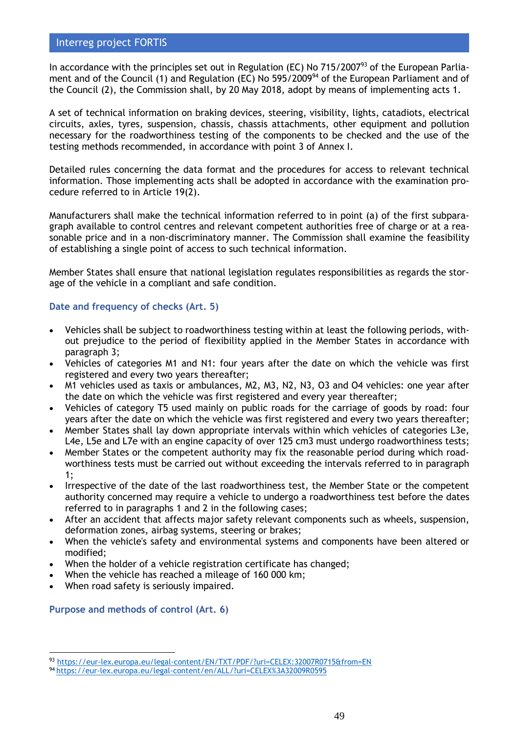In accordance with the principles set out in Regulation (EC) No 715/2007[93] of the European Parliament and of the Council (1) and Regulation (EC) No 595/2009[94] of the European Parliament and of the Council (2), the Commission shall, by 20 May 2018, adopt by means of implementing acts 1.

A set of technical information on braking devices, steering, visibility, lights, catadiots, electrical circuits, axles, tyres, suspension, chassis, chassis attachments, other equipment and pollution necessary for the roadworthiness testing of the components to be checked and the use of the testing methods recommended, in accordance with point 3 of Annex I.

Detailed rules concerning the data format and the procedures for access to relevant technical information. Those implementing acts shall be adopted in accordance with the examination procedure referred to in Article 19(2).

Manufacturers shall make the technical information referred to in point (a) of the first subparagraph available to control centres and relevant competent authorities free of charge or at a reasonable price and in a non-discriminatory manner. The Commission shall examine the feasibility of establishing a single point of access to such technical information.

Member States shall ensure that national legislation regulates responsibilities as regards the storage of the vehicle in a compliant and safe condition.

### Date and frequency of checks (Art. 5)

- Vehicles shall be subject to roadworthiness testing within at least the following periods, without prejudice to the period of flexibility applied in the Member States in accordance with paragraph 3;
- Vehicles of categories M1 and N1: four years after the date on which the vehicle was first registered and every two years thereafter;
- M1 vehicles used as taxis or ambulances, M2, M3, N2, N3, O3 and O4 vehicles: one year after the date on which the vehicle was first registered and every year thereafter;
- Vehicles of category T5 used mainly on public roads for the carriage of goods by road: four years after the date on which the vehicle was first registered and every two years thereafter;
- Member States shall lay down appropriate intervals within which vehicles of categories L3e, L4e, L5e and L7e with an engine capacity of over 125 cm3 must undergo roadworthiness tests;
- Member States or the competent authority may fix the reasonable period during which roadworthiness tests must be carried out without exceeding the intervals referred to in paragraph 1;
- Irrespective of the date of the last roadworthiness test, the Member State or the competent authority concerned may require a vehicle to undergo a roadworthiness test before the dates referred to in paragraphs 1 and 2 in the following cases;
- After an accident that affects major safety relevant components such as wheels, suspension, deformation zones, airbag systems, steering or brakes;
- When the vehicle's safety and environmental systems and components have been altered or modified;
- When the holder of a vehicle registration certificate has changed;
- When the vehicle has reached a mileage of 160 000 km;
- When road safety is seriously impaired.

### Purpose and methods of control (Art. 6)

[93] https://eur-lex.europa.eu/legal-content/EN/TXT/PDF/?uri=CELEX:32007R0715&from=EN

[94] https://eur-lex.europa.eu/legal-content/en/ALL/?uri=CELEX%3A32009R0595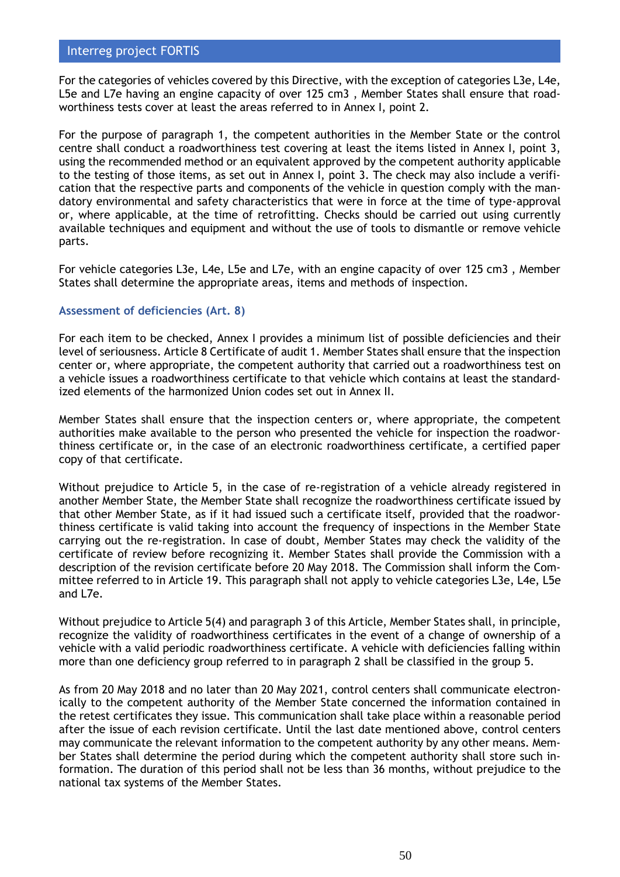For the categories of vehicles covered by this Directive, with the exception of categories L3e, L4e, L5e and L7e having an engine capacity of over 125 cm3 , Member States shall ensure that roadworthiness tests cover at least the areas referred to in Annex I, point 2.

For the purpose of paragraph 1, the competent authorities in the Member State or the control centre shall conduct a roadworthiness test covering at least the items listed in Annex I, point 3, using the recommended method or an equivalent approved by the competent authority applicable to the testing of those items, as set out in Annex I, point 3. The check may also include a verification that the respective parts and components of the vehicle in question comply with the mandatory environmental and safety characteristics that were in force at the time of type-approval or, where applicable, at the time of retrofitting. Checks should be carried out using currently available techniques and equipment and without the use of tools to dismantle or remove vehicle parts.

For vehicle categories L3e, L4e, L5e and L7e, with an engine capacity of over 125 cm3 , Member States shall determine the appropriate areas, items and methods of inspection.

### Assessment of deficiencies (Art. 8)

For each item to be checked, Annex I provides a minimum list of possible deficiencies and their level of seriousness. Article 8 Certificate of audit 1. Member States shall ensure that the inspection center or, where appropriate, the competent authority that carried out a roadworthiness test on a vehicle issues a roadworthiness certificate to that vehicle which contains at least the standardized elements of the harmonized Union codes set out in Annex II.

Member States shall ensure that the inspection centers or, where appropriate, the competent authorities make available to the person who presented the vehicle for inspection the roadworthiness certificate or, in the case of an electronic roadworthiness certificate, a certified paper copy of that certificate.

Without prejudice to Article 5, in the case of re-registration of a vehicle already registered in another Member State, the Member State shall recognize the roadworthiness certificate issued by that other Member State, as if it had issued such a certificate itself, provided that the roadworthiness certificate is valid taking into account the frequency of inspections in the Member State carrying out the re-registration. In case of doubt, Member States may check the validity of the certificate of review before recognizing it. Member States shall provide the Commission with a description of the revision certificate before 20 May 2018. The Commission shall inform the Committee referred to in Article 19. This paragraph shall not apply to vehicle categories L3e, L4e, L5e and L7e.

Without prejudice to Article 5(4) and paragraph 3 of this Article, Member States shall, in principle, recognize the validity of roadworthiness certificates in the event of a change of ownership of a vehicle with a valid periodic roadworthiness certificate. A vehicle with deficiencies falling within more than one deficiency group referred to in paragraph 2 shall be classified in the group 5.

As from 20 May 2018 and no later than 20 May 2021, control centers shall communicate electronically to the competent authority of the Member State concerned the information contained in the retest certificates they issue. This communication shall take place within a reasonable period after the issue of each revision certificate. Until the last date mentioned above, control centers may communicate the relevant information to the competent authority by any other means. Member States shall determine the period during which the competent authority shall store such information. The duration of this period shall not be less than 36 months, without prejudice to the national tax systems of the Member States.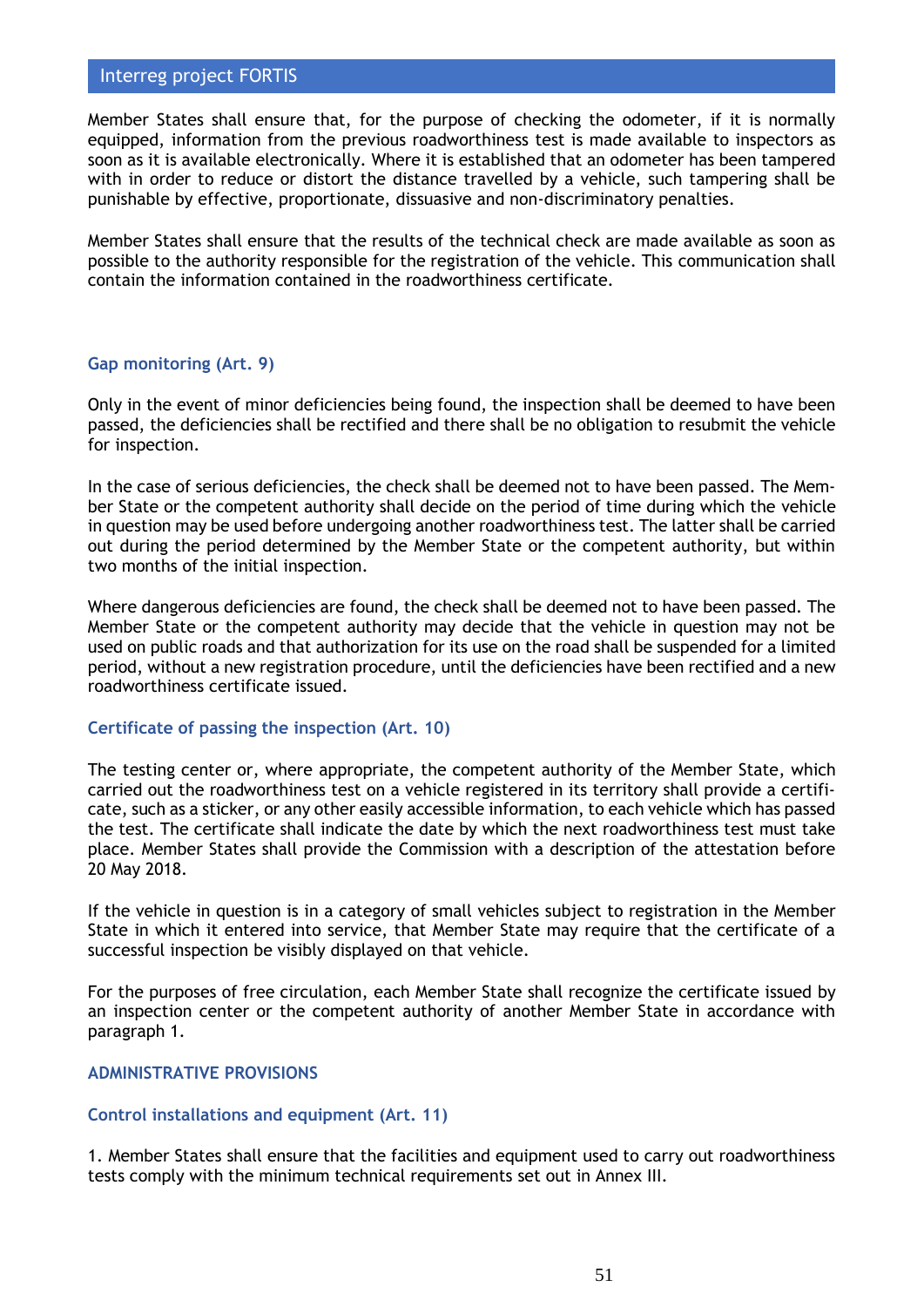Member States shall ensure that, for the purpose of checking the odometer, if it is normally equipped, information from the previous roadworthiness test is made available to inspectors as soon as it is available electronically. Where it is established that an odometer has been tampered with in order to reduce or distort the distance travelled by a vehicle, such tampering shall be punishable by effective, proportionate, dissuasive and non-discriminatory penalties.

Member States shall ensure that the results of the technical check are made available as soon as possible to the authority responsible for the registration of the vehicle. This communication shall contain the information contained in the roadworthiness certificate.

### Gap monitoring (Art. 9)

Only in the event of minor deficiencies being found, the inspection shall be deemed to have been passed, the deficiencies shall be rectified and there shall be no obligation to resubmit the vehicle for inspection.

In the case of serious deficiencies, the check shall be deemed not to have been passed. The Member State or the competent authority shall decide on the period of time during which the vehicle in question may be used before undergoing another roadworthiness test. The latter shall be carried out during the period determined by the Member State or the competent authority, but within two months of the initial inspection.

Where dangerous deficiencies are found, the check shall be deemed not to have been passed. The Member State or the competent authority may decide that the vehicle in question may not be used on public roads and that authorization for its use on the road shall be suspended for a limited period, without a new registration procedure, until the deficiencies have been rectified and a new roadworthiness certificate issued.

### Certificate of passing the inspection (Art. 10)

The testing center or, where appropriate, the competent authority of the Member State, which carried out the roadworthiness test on a vehicle registered in its territory shall provide a certificate, such as a sticker, or any other easily accessible information, to each vehicle which has passed the test. The certificate shall indicate the date by which the next roadworthiness test must take place. Member States shall provide the Commission with a description of the attestation before 20 May 2018.

If the vehicle in question is in a category of small vehicles subject to registration in the Member State in which it entered into service, that Member State may require that the certificate of a successful inspection be visibly displayed on that vehicle.

For the purposes of free circulation, each Member State shall recognize the certificate issued by an inspection center or the competent authority of another Member State in accordance with paragraph 1.

## ADMINISTRATIVE PROVISIONS

### Control installations and equipment (Art. 11)

1. Member States shall ensure that the facilities and equipment used to carry out roadworthiness tests comply with the minimum technical requirements set out in Annex III.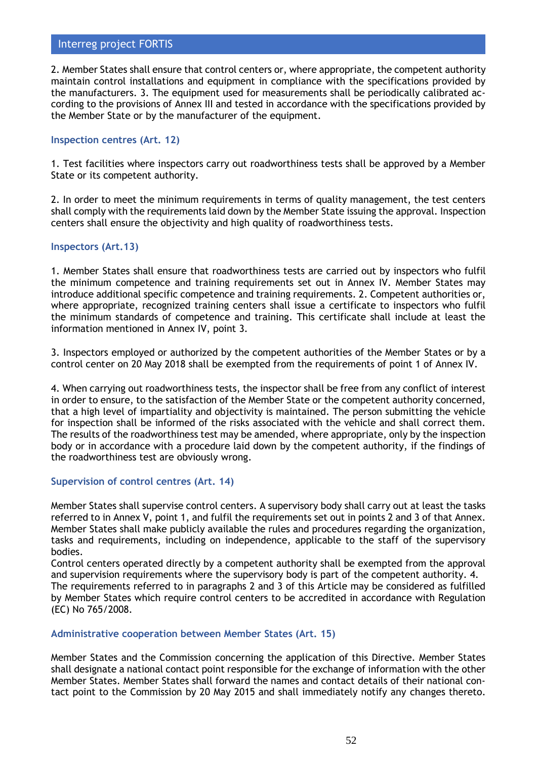2. Member States shall ensure that control centers or, where appropriate, the competent authority maintain control installations and equipment in compliance with the specifications provided by the manufacturers. 3. The equipment used for measurements shall be periodically calibrated according to the provisions of Annex III and tested in accordance with the specifications provided by the Member State or by the manufacturer of the equipment.

### Inspection centres (Art. 12)

1. Test facilities where inspectors carry out roadworthiness tests shall be approved by a Member State or its competent authority.

2. In order to meet the minimum requirements in terms of quality management, the test centers shall comply with the requirements laid down by the Member State issuing the approval. Inspection centers shall ensure the objectivity and high quality of roadworthiness tests.

### Inspectors (Art.13)

1. Member States shall ensure that roadworthiness tests are carried out by inspectors who fulfil the minimum competence and training requirements set out in Annex IV. Member States may introduce additional specific competence and training requirements. 2. Competent authorities or, where appropriate, recognized training centers shall issue a certificate to inspectors who fulfil the minimum standards of competence and training. This certificate shall include at least the information mentioned in Annex IV, point 3.

3. Inspectors employed or authorized by the competent authorities of the Member States or by a control center on 20 May 2018 shall be exempted from the requirements of point 1 of Annex IV.

4. When carrying out roadworthiness tests, the inspector shall be free from any conflict of interest in order to ensure, to the satisfaction of the Member State or the competent authority concerned, that a high level of impartiality and objectivity is maintained. The person submitting the vehicle for inspection shall be informed of the risks associated with the vehicle and shall correct them. The results of the roadworthiness test may be amended, where appropriate, only by the inspection body or in accordance with a procedure laid down by the competent authority, if the findings of the roadworthiness test are obviously wrong.

### Supervision of control centres (Art. 14)

Member States shall supervise control centers. A supervisory body shall carry out at least the tasks referred to in Annex V, point 1, and fulfil the requirements set out in points 2 and 3 of that Annex. Member States shall make publicly available the rules and procedures regarding the organization, tasks and requirements, including on independence, applicable to the staff of the supervisory bodies.
Control centers operated directly by a competent authority shall be exempted from the approval and supervision requirements where the supervisory body is part of the competent authority. 4. The requirements referred to in paragraphs 2 and 3 of this Article may be considered as fulfilled by Member States which require control centers to be accredited in accordance with Regulation (EC) No 765/2008.

### Administrative cooperation between Member States (Art. 15)

Member States and the Commission concerning the application of this Directive. Member States shall designate a national contact point responsible for the exchange of information with the other Member States. Member States shall forward the names and contact details of their national contact point to the Commission by 20 May 2015 and shall immediately notify any changes thereto.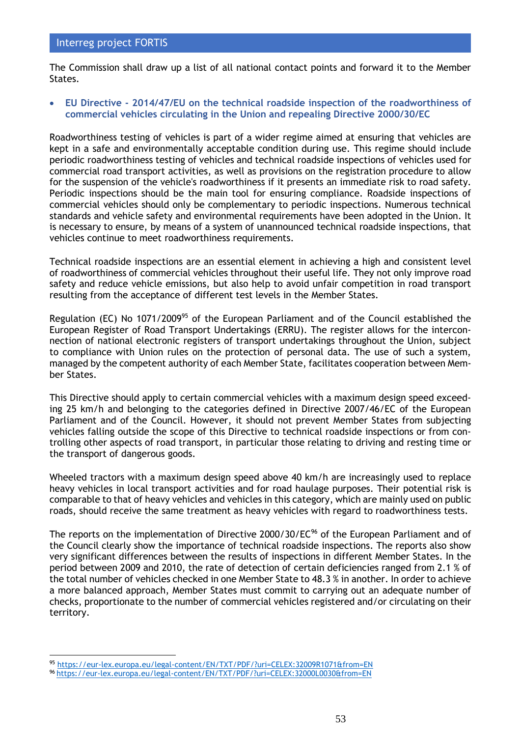The Commission shall draw up a list of all national contact points and forward it to the Member States.

- **EU Directive - 2014/47/EU on the technical roadside inspection of the roadworthiness of commercial vehicles circulating in the Union and repealing Directive 2000/30/EC**

Roadworthiness testing of vehicles is part of a wider regime aimed at ensuring that vehicles are kept in a safe and environmentally acceptable condition during use. This regime should include periodic roadworthiness testing of vehicles and technical roadside inspections of vehicles used for commercial road transport activities, as well as provisions on the registration procedure to allow for the suspension of the vehicle's roadworthiness if it presents an immediate risk to road safety. Periodic inspections should be the main tool for ensuring compliance. Roadside inspections of commercial vehicles should only be complementary to periodic inspections. Numerous technical standards and vehicle safety and environmental requirements have been adopted in the Union. It is necessary to ensure, by means of a system of unannounced technical roadside inspections, that vehicles continue to meet roadworthiness requirements.

Technical roadside inspections are an essential element in achieving a high and consistent level of roadworthiness of commercial vehicles throughout their useful life. They not only improve road safety and reduce vehicle emissions, but also help to avoid unfair competition in road transport resulting from the acceptance of different test levels in the Member States.

Regulation (EC) No 1071/2009[95] of the European Parliament and of the Council established the European Register of Road Transport Undertakings (ERRU). The register allows for the interconnection of national electronic registers of transport undertakings throughout the Union, subject to compliance with Union rules on the protection of personal data. The use of such a system, managed by the competent authority of each Member State, facilitates cooperation between Member States.

This Directive should apply to certain commercial vehicles with a maximum design speed exceeding 25 km/h and belonging to the categories defined in Directive 2007/46/EC of the European Parliament and of the Council. However, it should not prevent Member States from subjecting vehicles falling outside the scope of this Directive to technical roadside inspections or from controlling other aspects of road transport, in particular those relating to driving and resting time or the transport of dangerous goods.

Wheeled tractors with a maximum design speed above 40 km/h are increasingly used to replace heavy vehicles in local transport activities and for road haulage purposes. Their potential risk is comparable to that of heavy vehicles and vehicles in this category, which are mainly used on public roads, should receive the same treatment as heavy vehicles with regard to roadworthiness tests.

The reports on the implementation of Directive 2000/30/EC[96] of the European Parliament and of the Council clearly show the importance of technical roadside inspections. The reports also show very significant differences between the results of inspections in different Member States. In the period between 2009 and 2010, the rate of detection of certain deficiencies ranged from 2.1 % of the total number of vehicles checked in one Member State to 48.3 % in another. In order to achieve a more balanced approach, Member States must commit to carrying out an adequate number of checks, proportionate to the number of commercial vehicles registered and/or circulating on their territory.

---

[95] https://eur-lex.europa.eu/legal-content/EN/TXT/PDF/?uri=CELEX:32009R1071&from=EN

[96] https://eur-lex.europa.eu/legal-content/EN/TXT/PDF/?uri=CELEX:32000L0030&from=EN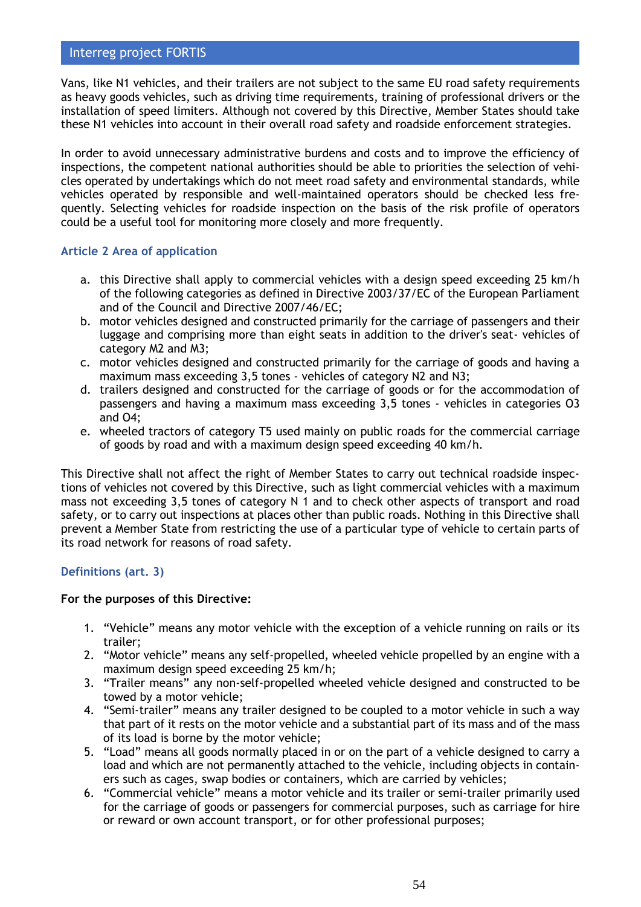Vans, like N1 vehicles, and their trailers are not subject to the same EU road safety requirements as heavy goods vehicles, such as driving time requirements, training of professional drivers or the installation of speed limiters. Although not covered by this Directive, Member States should take these N1 vehicles into account in their overall road safety and roadside enforcement strategies.

In order to avoid unnecessary administrative burdens and costs and to improve the efficiency of inspections, the competent national authorities should be able to priorities the selection of vehicles operated by undertakings which do not meet road safety and environmental standards, while vehicles operated by responsible and well-maintained operators should be checked less frequently. Selecting vehicles for roadside inspection on the basis of the risk profile of operators could be a useful tool for monitoring more closely and more frequently.

### Article 2 Area of application

a. this Directive shall apply to commercial vehicles with a design speed exceeding 25 km/h of the following categories as defined in Directive 2003/37/EC of the European Parliament and of the Council and Directive 2007/46/EC;
b. motor vehicles designed and constructed primarily for the carriage of passengers and their luggage and comprising more than eight seats in addition to the driver's seat- vehicles of category M2 and M3;
c. motor vehicles designed and constructed primarily for the carriage of goods and having a maximum mass exceeding 3,5 tones - vehicles of category N2 and N3;
d. trailers designed and constructed for the carriage of goods or for the accommodation of passengers and having a maximum mass exceeding 3,5 tones - vehicles in categories O3 and O4;
e. wheeled tractors of category T5 used mainly on public roads for the commercial carriage of goods by road and with a maximum design speed exceeding 40 km/h.

This Directive shall not affect the right of Member States to carry out technical roadside inspections of vehicles not covered by this Directive, such as light commercial vehicles with a maximum mass not exceeding 3,5 tones of category N 1 and to check other aspects of transport and road safety, or to carry out inspections at places other than public roads. Nothing in this Directive shall prevent a Member State from restricting the use of a particular type of vehicle to certain parts of its road network for reasons of road safety.

### Definitions (art. 3)

**For the purposes of this Directive:**

1. "Vehicle" means any motor vehicle with the exception of a vehicle running on rails or its trailer;
2. "Motor vehicle" means any self-propelled, wheeled vehicle propelled by an engine with a maximum design speed exceeding 25 km/h;
3. "Trailer means" any non-self-propelled wheeled vehicle designed and constructed to be towed by a motor vehicle;
4. "Semi-trailer" means any trailer designed to be coupled to a motor vehicle in such a way that part of it rests on the motor vehicle and a substantial part of its mass and of the mass of its load is borne by the motor vehicle;
5. "Load" means all goods normally placed in or on the part of a vehicle designed to carry a load and which are not permanently attached to the vehicle, including objects in containers such as cages, swap bodies or containers, which are carried by vehicles;
6. "Commercial vehicle" means a motor vehicle and its trailer or semi-trailer primarily used for the carriage of goods or passengers for commercial purposes, such as carriage for hire or reward or own account transport, or for other professional purposes;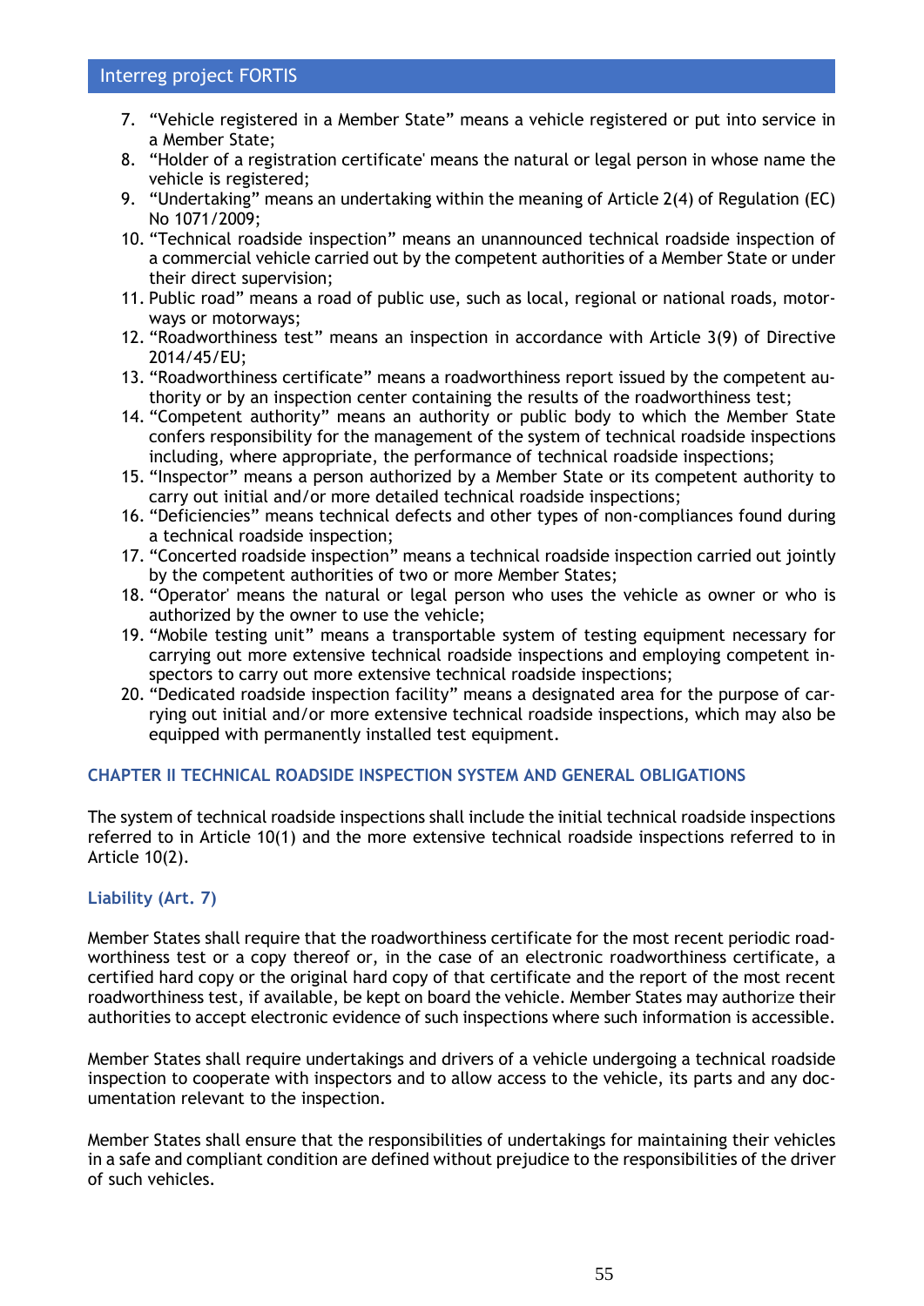7. “Vehicle registered in a Member State” means a vehicle registered or put into service in a Member State;
8. “Holder of a registration certificate' means the natural or legal person in whose name the vehicle is registered;
9. “Undertaking” means an undertaking within the meaning of Article 2(4) of Regulation (EC) No 1071/2009;
10. “Technical roadside inspection” means an unannounced technical roadside inspection of a commercial vehicle carried out by the competent authorities of a Member State or under their direct supervision;
11. Public road” means a road of public use, such as local, regional or national roads, motor-ways or motorways;
12. “Roadworthiness test” means an inspection in accordance with Article 3(9) of Directive 2014/45/EU;
13. “Roadworthiness certificate” means a roadworthiness report issued by the competent authority or by an inspection center containing the results of the roadworthiness test;
14. “Competent authority” means an authority or public body to which the Member State confers responsibility for the management of the system of technical roadside inspections including, where appropriate, the performance of technical roadside inspections;
15. “Inspector” means a person authorized by a Member State or its competent authority to carry out initial and/or more detailed technical roadside inspections;
16. “Deficiencies” means technical defects and other types of non-compliances found during a technical roadside inspection;
17. “Concerted roadside inspection” means a technical roadside inspection carried out jointly by the competent authorities of two or more Member States;
18. “Operator' means the natural or legal person who uses the vehicle as owner or who is authorized by the owner to use the vehicle;
19. “Mobile testing unit” means a transportable system of testing equipment necessary for carrying out more extensive technical roadside inspections and employing competent in-spectors to carry out more extensive technical roadside inspections;
20. “Dedicated roadside inspection facility” means a designated area for the purpose of car-rying out initial and/or more extensive technical roadside inspections, which may also be equipped with permanently installed test equipment.

### CHAPTER II TECHNICAL ROADSIDE INSPECTION SYSTEM AND GENERAL OBLIGATIONS

The system of technical roadside inspections shall include the initial technical roadside inspections referred to in Article 10(1) and the more extensive technical roadside inspections referred to in Article 10(2).

#### Liability (Art. 7)

Member States shall require that the roadworthiness certificate for the most recent periodic road-worthiness test or a copy thereof or, in the case of an electronic roadworthiness certificate, a certified hard copy or the original hard copy of that certificate and the report of the most recent roadworthiness test, if available, be kept on board the vehicle. Member States may authorize their authorities to accept electronic evidence of such inspections where such information is accessible.

Member States shall require undertakings and drivers of a vehicle undergoing a technical roadside inspection to cooperate with inspectors and to allow access to the vehicle, its parts and any doc-umentation relevant to the inspection.

Member States shall ensure that the responsibilities of undertakings for maintaining their vehicles in a safe and compliant condition are defined without prejudice to the responsibilities of the driver of such vehicles.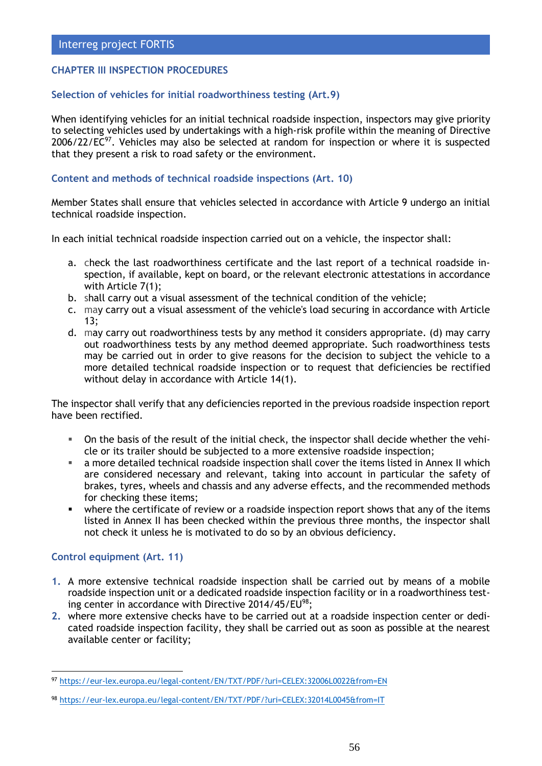## CHAPTER III INSPECTION PROCEDURES

### Selection of vehicles for initial roadworthiness testing (Art.9)

When identifying vehicles for an initial technical roadside inspection, inspectors may give priority to selecting vehicles used by undertakings with a high-risk profile within the meaning of Directive 2006/22/EC[97]. Vehicles may also be selected at random for inspection or where it is suspected that they present a risk to road safety or the environment.

### Content and methods of technical roadside inspections (Art. 10)

Member States shall ensure that vehicles selected in accordance with Article 9 undergo an initial technical roadside inspection.

In each initial technical roadside inspection carried out on a vehicle, the inspector shall:

a. check the last roadworthiness certificate and the last report of a technical roadside inspection, if available, kept on board, or the relevant electronic attestations in accordance with Article 7(1);
b. shall carry out a visual assessment of the technical condition of the vehicle;
c. may carry out a visual assessment of the vehicle's load securing in accordance with Article 13;
d. may carry out roadworthiness tests by any method it considers appropriate. (d) may carry out roadworthiness tests by any method deemed appropriate. Such roadworthiness tests may be carried out in order to give reasons for the decision to subject the vehicle to a more detailed technical roadside inspection or to request that deficiencies be rectified without delay in accordance with Article 14(1).

The inspector shall verify that any deficiencies reported in the previous roadside inspection report have been rectified.

- On the basis of the result of the initial check, the inspector shall decide whether the vehicle or its trailer should be subjected to a more extensive roadside inspection;
- a more detailed technical roadside inspection shall cover the items listed in Annex II which are considered necessary and relevant, taking into account in particular the safety of brakes, tyres, wheels and chassis and any adverse effects, and the recommended methods for checking these items;
- where the certificate of review or a roadside inspection report shows that any of the items listed in Annex II has been checked within the previous three months, the inspector shall not check it unless he is motivated to do so by an obvious deficiency.

### Control equipment (Art. 11)

1. A more extensive technical roadside inspection shall be carried out by means of a mobile roadside inspection unit or a dedicated roadside inspection facility or in a roadworthiness testing center in accordance with Directive 2014/45/EU[98];
2. where more extensive checks have to be carried out at a roadside inspection center or dedicated roadside inspection facility, they shall be carried out as soon as possible at the nearest available center or facility;

---

[97] https://eur-lex.europa.eu/legal-content/EN/TXT/PDF/?uri=CELEX:32006L0022&from=EN

[98] https://eur-lex.europa.eu/legal-content/EN/TXT/PDF/?uri=CELEX:32014L0045&from=IT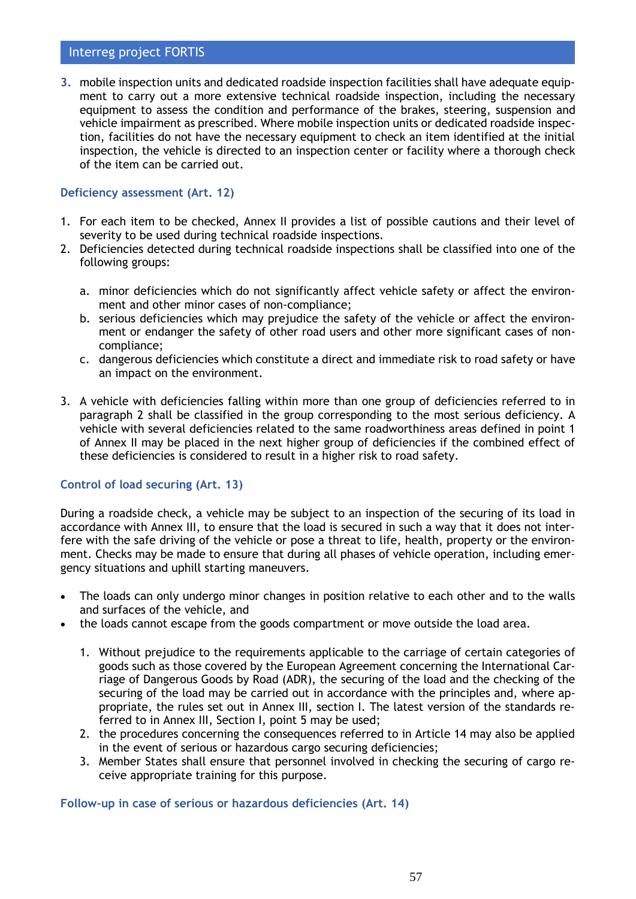3. mobile inspection units and dedicated roadside inspection facilities shall have adequate equipment to carry out a more extensive technical roadside inspection, including the necessary equipment to assess the condition and performance of the brakes, steering, suspension and vehicle impairment as prescribed. Where mobile inspection units or dedicated roadside inspection, facilities do not have the necessary equipment to check an item identified at the initial inspection, the vehicle is directed to an inspection center or facility where a thorough check of the item can be carried out.

### Deficiency assessment (Art. 12)

1. For each item to be checked, Annex II provides a list of possible cautions and their level of severity to be used during technical roadside inspections.
2. Deficiencies detected during technical roadside inspections shall be classified into one of the following groups:

    a. minor deficiencies which do not significantly affect vehicle safety or affect the environment and other minor cases of non-compliance;
    b. serious deficiencies which may prejudice the safety of the vehicle or affect the environment or endanger the safety of other road users and other more significant cases of non-compliance;
    c. dangerous deficiencies which constitute a direct and immediate risk to road safety or have an impact on the environment.

3. A vehicle with deficiencies falling within more than one group of deficiencies referred to in paragraph 2 shall be classified in the group corresponding to the most serious deficiency. A vehicle with several deficiencies related to the same roadworthiness areas defined in point 1 of Annex II may be placed in the next higher group of deficiencies if the combined effect of these deficiencies is considered to result in a higher risk to road safety.

### Control of load securing (Art. 13)

During a roadside check, a vehicle may be subject to an inspection of the securing of its load in accordance with Annex III, to ensure that the load is secured in such a way that it does not interfere with the safe driving of the vehicle or pose a threat to life, health, property or the environment. Checks may be made to ensure that during all phases of vehicle operation, including emergency situations and uphill starting maneuvers.

- The loads can only undergo minor changes in position relative to each other and to the walls and surfaces of the vehicle, and
- the loads cannot escape from the goods compartment or move outside the load area.

    1. Without prejudice to the requirements applicable to the carriage of certain categories of goods such as those covered by the European Agreement concerning the International Carriage of Dangerous Goods by Road (ADR), the securing of the load and the checking of the securing of the load may be carried out in accordance with the principles and, where appropriate, the rules set out in Annex III, section I. The latest version of the standards referred to in Annex III, Section I, point 5 may be used;
    2. the procedures concerning the consequences referred to in Article 14 may also be applied in the event of serious or hazardous cargo securing deficiencies;
    3. Member States shall ensure that personnel involved in checking the securing of cargo receive appropriate training for this purpose.

### Follow-up in case of serious or hazardous deficiencies (Art. 14)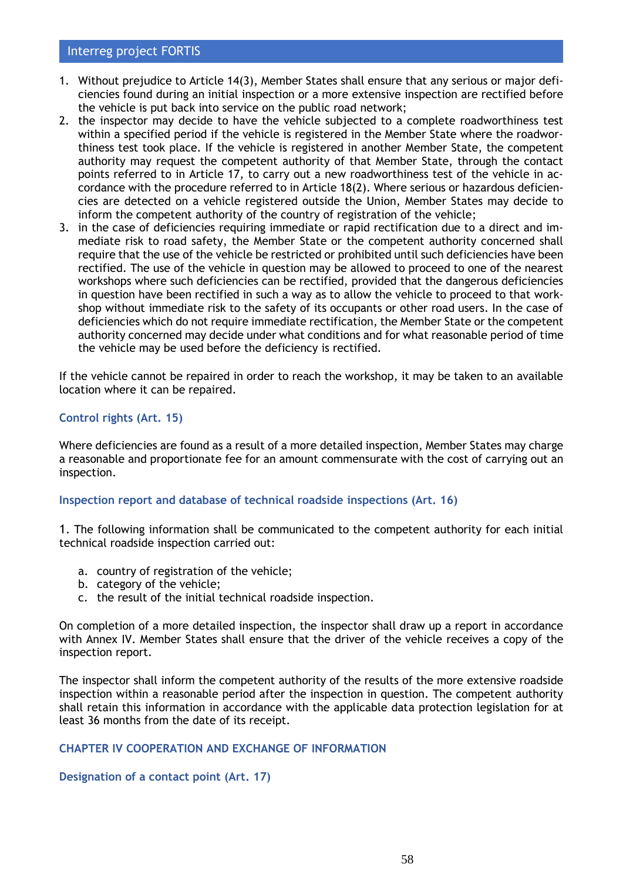1. Without prejudice to Article 14(3), Member States shall ensure that any serious or major deficiencies found during an initial inspection or a more extensive inspection are rectified before the vehicle is put back into service on the public road network;
2. the inspector may decide to have the vehicle subjected to a complete roadworthiness test within a specified period if the vehicle is registered in the Member State where the roadworthiness test took place. If the vehicle is registered in another Member State, the competent authority may request the competent authority of that Member State, through the contact points referred to in Article 17, to carry out a new roadworthiness test of the vehicle in accordance with the procedure referred to in Article 18(2). Where serious or hazardous deficiencies are detected on a vehicle registered outside the Union, Member States may decide to inform the competent authority of the country of registration of the vehicle;
3. in the case of deficiencies requiring immediate or rapid rectification due to a direct and immediate risk to road safety, the Member State or the competent authority concerned shall require that the use of the vehicle be restricted or prohibited until such deficiencies have been rectified. The use of the vehicle in question may be allowed to proceed to one of the nearest workshops where such deficiencies can be rectified, provided that the dangerous deficiencies in question have been rectified in such a way as to allow the vehicle to proceed to that workshop without immediate risk to the safety of its occupants or other road users. In the case of deficiencies which do not require immediate rectification, the Member State or the competent authority concerned may decide under what conditions and for what reasonable period of time the vehicle may be used before the deficiency is rectified.

If the vehicle cannot be repaired in order to reach the workshop, it may be taken to an available location where it can be repaired.

### Control rights (Art. 15)

Where deficiencies are found as a result of a more detailed inspection, Member States may charge a reasonable and proportionate fee for an amount commensurate with the cost of carrying out an inspection.

### Inspection report and database of technical roadside inspections (Art. 16)

1. The following information shall be communicated to the competent authority for each initial technical roadside inspection carried out:

   a. country of registration of the vehicle;
   b. category of the vehicle;
   c. the result of the initial technical roadside inspection.

On completion of a more detailed inspection, the inspector shall draw up a report in accordance with Annex IV. Member States shall ensure that the driver of the vehicle receives a copy of the inspection report.

The inspector shall inform the competent authority of the results of the more extensive roadside inspection within a reasonable period after the inspection in question. The competent authority shall retain this information in accordance with the applicable data protection legislation for at least 36 months from the date of its receipt.

## CHAPTER IV COOPERATION AND EXCHANGE OF INFORMATION

### Designation of a contact point (Art. 17)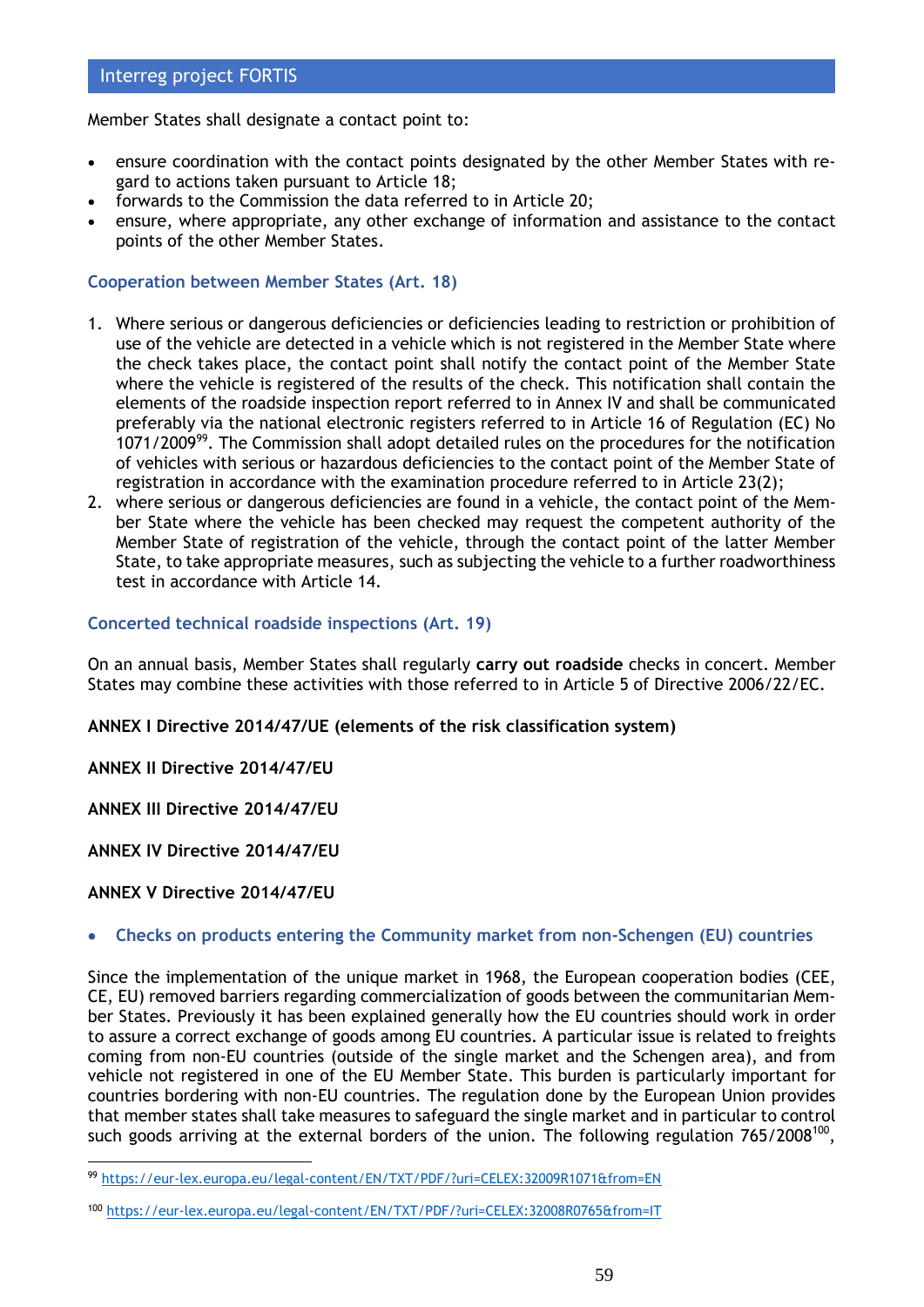Member States shall designate a contact point to:

- ensure coordination with the contact points designated by the other Member States with regard to actions taken pursuant to Article 18;
- forwards to the Commission the data referred to in Article 20;
- ensure, where appropriate, any other exchange of information and assistance to the contact points of the other Member States.

### Cooperation between Member States (Art. 18)

1. Where serious or dangerous deficiencies or deficiencies leading to restriction or prohibition of use of the vehicle are detected in a vehicle which is not registered in the Member State where the check takes place, the contact point shall notify the contact point of the Member State where the vehicle is registered of the results of the check. This notification shall contain the elements of the roadside inspection report referred to in Annex IV and shall be communicated preferably via the national electronic registers referred to in Article 16 of Regulation (EC) No 1071/2009[99]. The Commission shall adopt detailed rules on the procedures for the notification of vehicles with serious or hazardous deficiencies to the contact point of the Member State of registration in accordance with the examination procedure referred to in Article 23(2);
2. where serious or dangerous deficiencies are found in a vehicle, the contact point of the Member State where the vehicle has been checked may request the competent authority of the Member State of registration of the vehicle, through the contact point of the latter Member State, to take appropriate measures, such as subjecting the vehicle to a further roadworthiness test in accordance with Article 14.

### Concerted technical roadside inspections (Art. 19)

On an annual basis, Member States shall regularly **carry out roadside** checks in concert. Member States may combine these activities with those referred to in Article 5 of Directive 2006/22/EC.

**ANNEX I Directive 2014/47/UE (elements of the risk classification system)**

**ANNEX II Directive 2014/47/EU**

**ANNEX III Directive 2014/47/EU**

**ANNEX IV Directive 2014/47/EU**

**ANNEX V Directive 2014/47/EU**

- ### Checks on products entering the Community market from non-Schengen (EU) countries

Since the implementation of the unique market in 1968, the European cooperation bodies (CEE, CE, EU) removed barriers regarding commercialization of goods between the communitarian Member States. Previously it has been explained generally how the EU countries should work in order to assure a correct exchange of goods among EU countries. A particular issue is related to freights coming from non-EU countries (outside of the single market and the Schengen area), and from vehicle not registered in one of the EU Member State. This burden is particularly important for countries bordering with non-EU countries. The regulation done by the European Union provides that member states shall take measures to safeguard the single market and in particular to control such goods arriving at the external borders of the union. The following regulation 765/2008[100],

[99] https://eur-lex.europa.eu/legal-content/EN/TXT/PDF/?uri=CELEX:32009R1071&from=EN

[100] https://eur-lex.europa.eu/legal-content/EN/TXT/PDF/?uri=CELEX:32008R0765&from=IT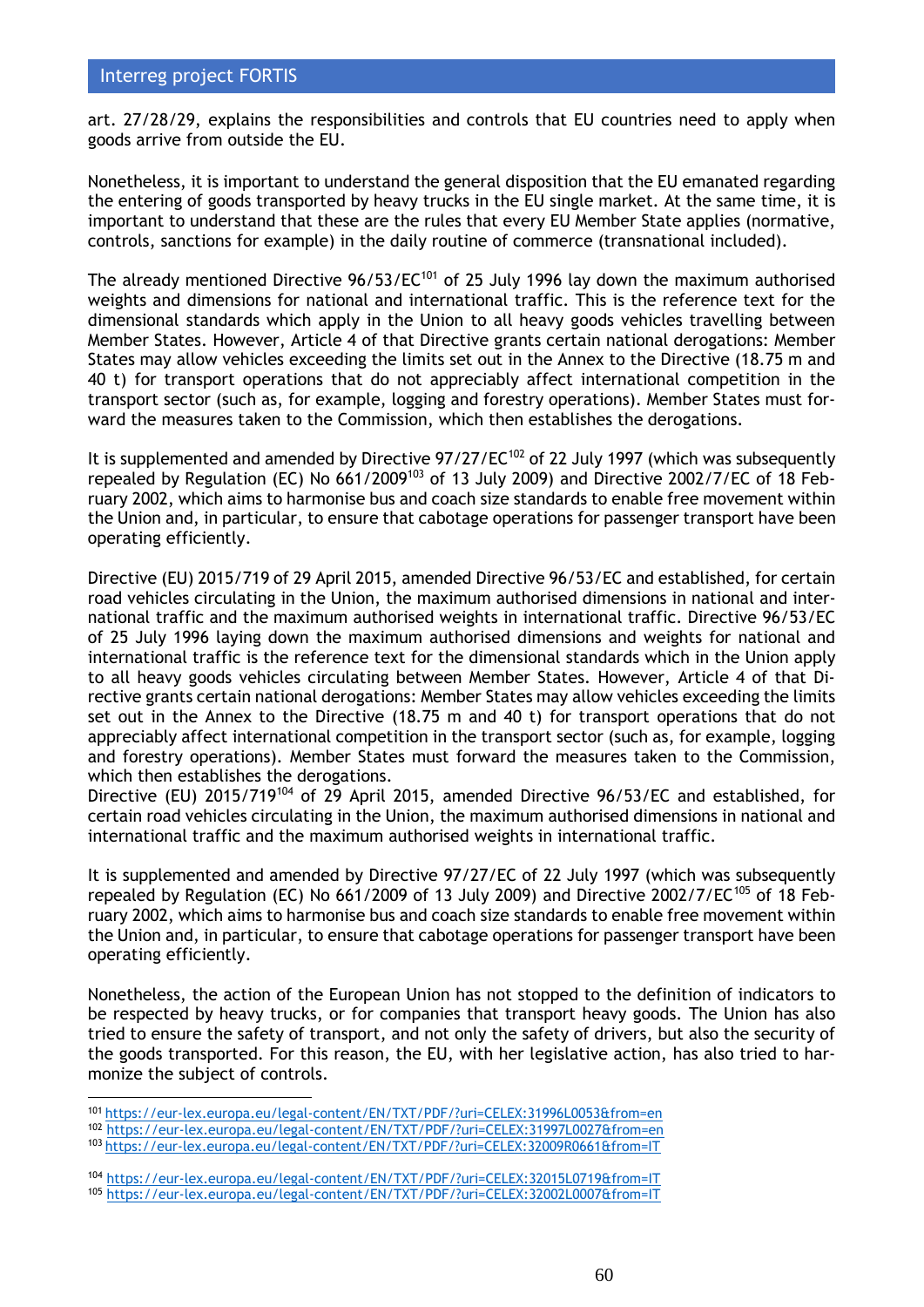art. 27/28/29, explains the responsibilities and controls that EU countries need to apply when goods arrive from outside the EU.

Nonetheless, it is important to understand the general disposition that the EU emanated regarding the entering of goods transported by heavy trucks in the EU single market. At the same time, it is important to understand that these are the rules that every EU Member State applies (normative, controls, sanctions for example) in the daily routine of commerce (transnational included).

The already mentioned Directive 96/53/EC[101] of 25 July 1996 lay down the maximum authorised weights and dimensions for national and international traffic. This is the reference text for the dimensional standards which apply in the Union to all heavy goods vehicles travelling between Member States. However, Article 4 of that Directive grants certain national derogations: Member States may allow vehicles exceeding the limits set out in the Annex to the Directive (18.75 m and 40 t) for transport operations that do not appreciably affect international competition in the transport sector (such as, for example, logging and forestry operations). Member States must forward the measures taken to the Commission, which then establishes the derogations.

It is supplemented and amended by Directive 97/27/EC[102] of 22 July 1997 (which was subsequently repealed by Regulation (EC) No 661/2009[103] of 13 July 2009) and Directive 2002/7/EC of 18 February 2002, which aims to harmonise bus and coach size standards to enable free movement within the Union and, in particular, to ensure that cabotage operations for passenger transport have been operating efficiently.

Directive (EU) 2015/719 of 29 April 2015, amended Directive 96/53/EC and established, for certain road vehicles circulating in the Union, the maximum authorised dimensions in national and international traffic and the maximum authorised weights in international traffic. Directive 96/53/EC of 25 July 1996 laying down the maximum authorised dimensions and weights for national and international traffic is the reference text for the dimensional standards which in the Union apply to all heavy goods vehicles circulating between Member States. However, Article 4 of that Directive grants certain national derogations: Member States may allow vehicles exceeding the limits set out in the Annex to the Directive (18.75 m and 40 t) for transport operations that do not appreciably affect international competition in the transport sector (such as, for example, logging and forestry operations). Member States must forward the measures taken to the Commission, which then establishes the derogations.
Directive (EU) 2015/719[104] of 29 April 2015, amended Directive 96/53/EC and established, for certain road vehicles circulating in the Union, the maximum authorised dimensions in national and international traffic and the maximum authorised weights in international traffic.

It is supplemented and amended by Directive 97/27/EC of 22 July 1997 (which was subsequently repealed by Regulation (EC) No 661/2009 of 13 July 2009) and Directive 2002/7/EC[105] of 18 February 2002, which aims to harmonise bus and coach size standards to enable free movement within the Union and, in particular, to ensure that cabotage operations for passenger transport have been operating efficiently.

Nonetheless, the action of the European Union has not stopped to the definition of indicators to be respected by heavy trucks, or for companies that transport heavy goods. The Union has also tried to ensure the safety of transport, and not only the safety of drivers, but also the security of the goods transported. For this reason, the EU, with her legislative action, has also tried to harmonize the subject of controls.

---

[101] https://eur-lex.europa.eu/legal-content/EN/TXT/PDF/?uri=CELEX:31996L0053&from=en

[102] https://eur-lex.europa.eu/legal-content/EN/TXT/PDF/?uri=CELEX:31997L0027&from=en

[103] https://eur-lex.europa.eu/legal-content/EN/TXT/PDF/?uri=CELEX:32009R0661&from=IT

[104] https://eur-lex.europa.eu/legal-content/EN/TXT/PDF/?uri=CELEX:32015L0719&from=IT

[105] https://eur-lex.europa.eu/legal-content/EN/TXT/PDF/?uri=CELEX:32002L0007&from=IT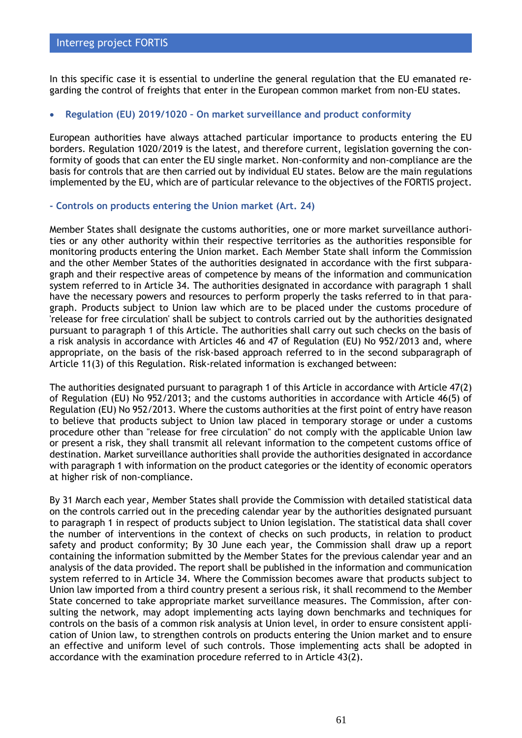In this specific case it is essential to underline the general regulation that the EU emanated regarding the control of freights that enter in the European common market from non-EU states.

- **Regulation (EU) 2019/1020 – On market surveillance and product conformity**

European authorities have always attached particular importance to products entering the EU borders. Regulation 1020/2019 is the latest, and therefore current, legislation governing the conformity of goods that can enter the EU single market. Non-conformity and non-compliance are the basis for controls that are then carried out by individual EU states. Below are the main regulations implemented by the EU, which are of particular relevance to the objectives of the FORTIS project.

**- Controls on products entering the Union market (Art. 24)**

Member States shall designate the customs authorities, one or more market surveillance authorities or any other authority within their respective territories as the authorities responsible for monitoring products entering the Union market. Each Member State shall inform the Commission and the other Member States of the authorities designated in accordance with the first subparagraph and their respective areas of competence by means of the information and communication system referred to in Article 34. The authorities designated in accordance with paragraph 1 shall have the necessary powers and resources to perform properly the tasks referred to in that paragraph. Products subject to Union law which are to be placed under the customs procedure of 'release for free circulation' shall be subject to controls carried out by the authorities designated pursuant to paragraph 1 of this Article. The authorities shall carry out such checks on the basis of a risk analysis in accordance with Articles 46 and 47 of Regulation (EU) No 952/2013 and, where appropriate, on the basis of the risk-based approach referred to in the second subparagraph of Article 11(3) of this Regulation. Risk-related information is exchanged between:

The authorities designated pursuant to paragraph 1 of this Article in accordance with Article 47(2) of Regulation (EU) No 952/2013; and the customs authorities in accordance with Article 46(5) of Regulation (EU) No 952/2013. Where the customs authorities at the first point of entry have reason to believe that products subject to Union law placed in temporary storage or under a customs procedure other than "release for free circulation" do not comply with the applicable Union law or present a risk, they shall transmit all relevant information to the competent customs office of destination. Market surveillance authorities shall provide the authorities designated in accordance with paragraph 1 with information on the product categories or the identity of economic operators at higher risk of non-compliance.

By 31 March each year, Member States shall provide the Commission with detailed statistical data on the controls carried out in the preceding calendar year by the authorities designated pursuant to paragraph 1 in respect of products subject to Union legislation. The statistical data shall cover the number of interventions in the context of checks on such products, in relation to product safety and product conformity; By 30 June each year, the Commission shall draw up a report containing the information submitted by the Member States for the previous calendar year and an analysis of the data provided. The report shall be published in the information and communication system referred to in Article 34. Where the Commission becomes aware that products subject to Union law imported from a third country present a serious risk, it shall recommend to the Member State concerned to take appropriate market surveillance measures. The Commission, after consulting the network, may adopt implementing acts laying down benchmarks and techniques for controls on the basis of a common risk analysis at Union level, in order to ensure consistent application of Union law, to strengthen controls on products entering the Union market and to ensure an effective and uniform level of such controls. Those implementing acts shall be adopted in accordance with the examination procedure referred to in Article 43(2).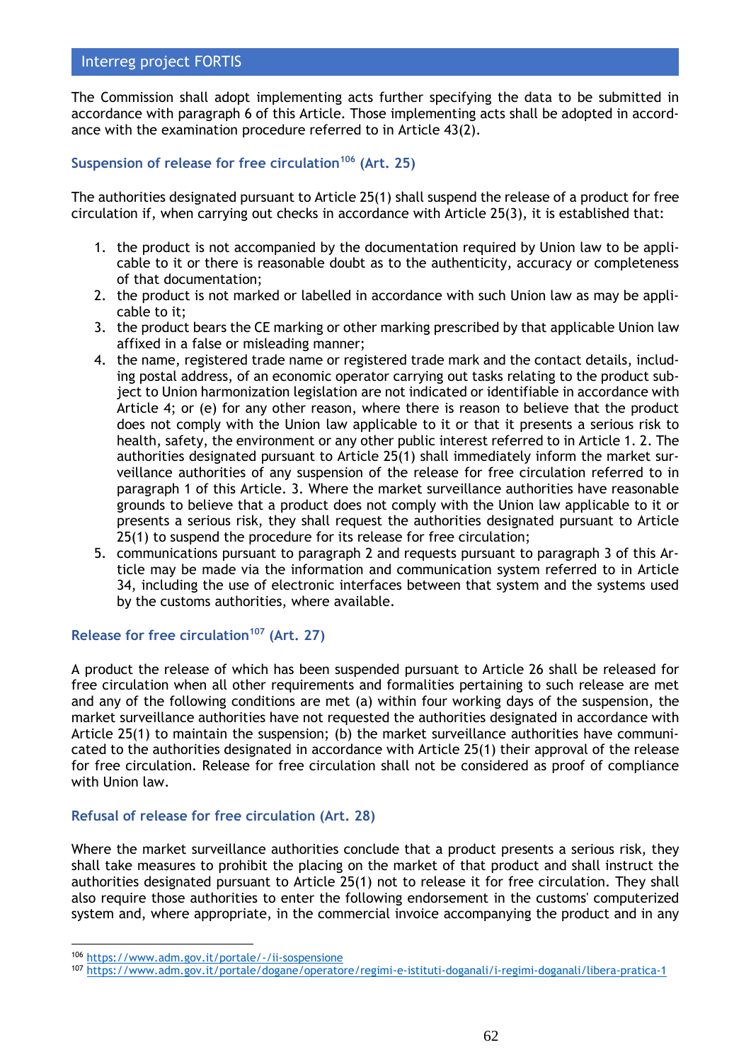The Commission shall adopt implementing acts further specifying the data to be submitted in accordance with paragraph 6 of this Article. Those implementing acts shall be adopted in accordance with the examination procedure referred to in Article 43(2).

### Suspension of release for free circulation[106] (Art. 25)

The authorities designated pursuant to Article 25(1) shall suspend the release of a product for free circulation if, when carrying out checks in accordance with Article 25(3), it is established that:

1. the product is not accompanied by the documentation required by Union law to be applicable to it or there is reasonable doubt as to the authenticity, accuracy or completeness of that documentation;
2. the product is not marked or labelled in accordance with such Union law as may be applicable to it;
3. the product bears the CE marking or other marking prescribed by that applicable Union law affixed in a false or misleading manner;
4. the name, registered trade name or registered trade mark and the contact details, including postal address, of an economic operator carrying out tasks relating to the product subject to Union harmonization legislation are not indicated or identifiable in accordance with Article 4; or (e) for any other reason, where there is reason to believe that the product does not comply with the Union law applicable to it or that it presents a serious risk to health, safety, the environment or any other public interest referred to in Article 1. 2. The authorities designated pursuant to Article 25(1) shall immediately inform the market surveillance authorities of any suspension of the release for free circulation referred to in paragraph 1 of this Article. 3. Where the market surveillance authorities have reasonable grounds to believe that a product does not comply with the Union law applicable to it or presents a serious risk, they shall request the authorities designated pursuant to Article 25(1) to suspend the procedure for its release for free circulation;
5. communications pursuant to paragraph 2 and requests pursuant to paragraph 3 of this Article may be made via the information and communication system referred to in Article 34, including the use of electronic interfaces between that system and the systems used by the customs authorities, where available.

### Release for free circulation[107] (Art. 27)

A product the release of which has been suspended pursuant to Article 26 shall be released for free circulation when all other requirements and formalities pertaining to such release are met and any of the following conditions are met (a) within four working days of the suspension, the market surveillance authorities have not requested the authorities designated in accordance with Article 25(1) to maintain the suspension; (b) the market surveillance authorities have communicated to the authorities designated in accordance with Article 25(1) their approval of the release for free circulation. Release for free circulation shall not be considered as proof of compliance with Union law.

### Refusal of release for free circulation (Art. 28)

Where the market surveillance authorities conclude that a product presents a serious risk, they shall take measures to prohibit the placing on the market of that product and shall instruct the authorities designated pursuant to Article 25(1) not to release it for free circulation. They shall also require those authorities to enter the following endorsement in the customs' computerized system and, where appropriate, in the commercial invoice accompanying the product and in any

---

[106] https://www.adm.gov.it/portale/-/ii-sospensione

[107] https://www.adm.gov.it/portale/dogane/operatore/regimi-e-istituti-doganali/i-regimi-doganali/libera-pratica-1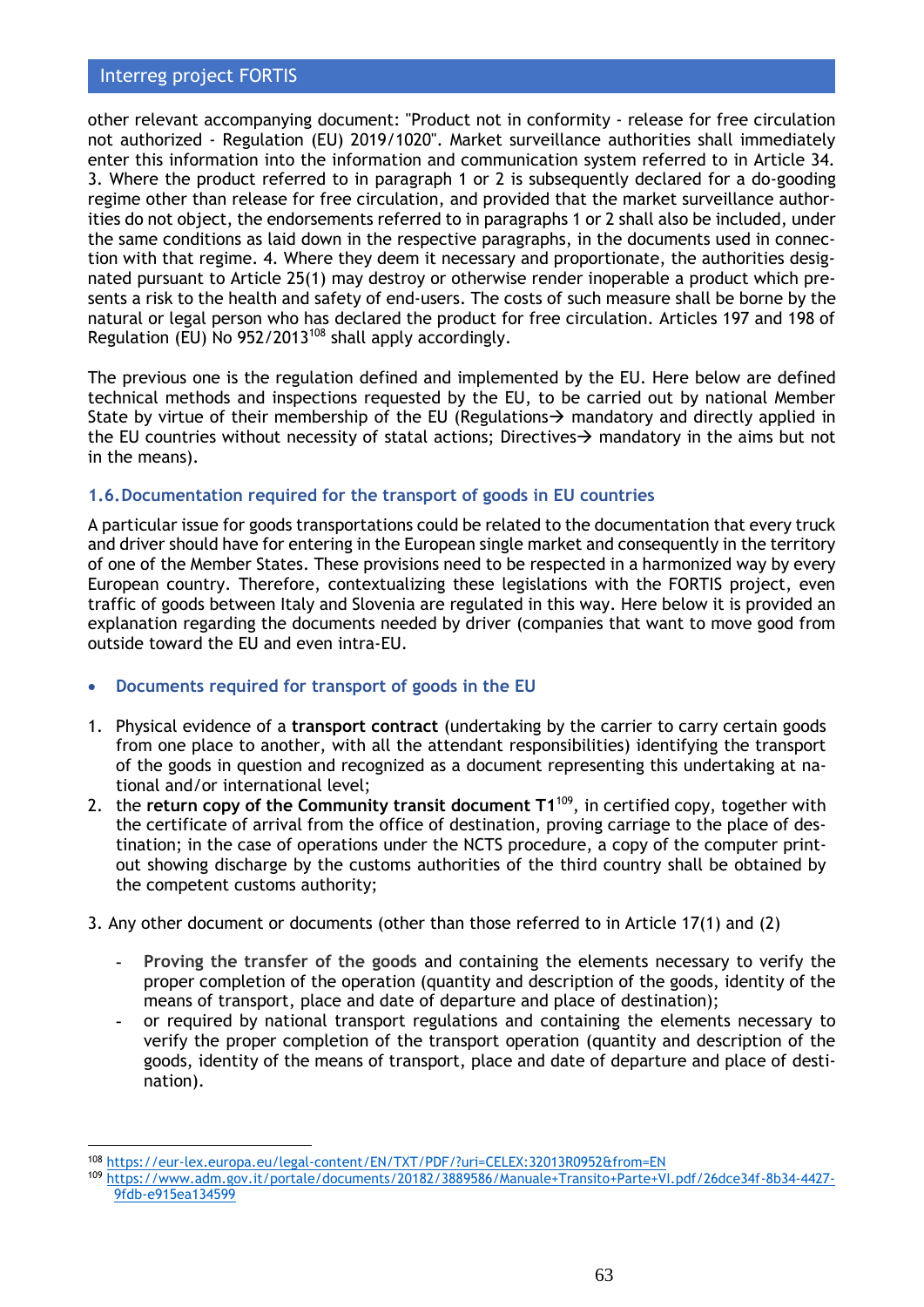other relevant accompanying document: "Product not in conformity - release for free circulation not authorized - Regulation (EU) 2019/1020". Market surveillance authorities shall immediately enter this information into the information and communication system referred to in Article 34. 3. Where the product referred to in paragraph 1 or 2 is subsequently declared for a do-gooding regime other than release for free circulation, and provided that the market surveillance authorities do not object, the endorsements referred to in paragraphs 1 or 2 shall also be included, under the same conditions as laid down in the respective paragraphs, in the documents used in connection with that regime. 4. Where they deem it necessary and proportionate, the authorities designated pursuant to Article 25(1) may destroy or otherwise render inoperable a product which presents a risk to the health and safety of end-users. The costs of such measure shall be borne by the natural or legal person who has declared the product for free circulation. Articles 197 and 198 of Regulation (EU) No 952/2013[108] shall apply accordingly.

The previous one is the regulation defined and implemented by the EU. Here below are defined technical methods and inspections requested by the EU, to be carried out by national Member State by virtue of their membership of the EU (Regulations→ mandatory and directly applied in the EU countries without necessity of statal actions; Directives→ mandatory in the aims but not in the means).

### 1.6. Documentation required for the transport of goods in EU countries

A particular issue for goods transportations could be related to the documentation that every truck and driver should have for entering in the European single market and consequently in the territory of one of the Member States. These provisions need to be respected in a harmonized way by every European country. Therefore, contextualizing these legislations with the FORTIS project, even traffic of goods between Italy and Slovenia are regulated in this way. Here below it is provided an explanation regarding the documents needed by driver (companies that want to move good from outside toward the EU and even intra-EU.

- **Documents required for transport of goods in the EU**

1. Physical evidence of a **transport contract** (undertaking by the carrier to carry certain goods from one place to another, with all the attendant responsibilities) identifying the transport of the goods in question and recognized as a document representing this undertaking at national and/or international level;
2. the **return copy of the Community transit document T1**[109], in certified copy, together with the certificate of arrival from the office of destination, proving carriage to the place of destination; in the case of operations under the NCTS procedure, a copy of the computer printout showing discharge by the customs authorities of the third country shall be obtained by the competent customs authority;

3. Any other document or documents (other than those referred to in Article 17(1) and (2)

   - **Proving the transfer of the goods** and containing the elements necessary to verify the proper completion of the operation (quantity and description of the goods, identity of the means of transport, place and date of departure and place of destination);
   - or required by national transport regulations and containing the elements necessary to verify the proper completion of the transport operation (quantity and description of the goods, identity of the means of transport, place and date of departure and place of destination).

---

[108] https://eur-lex.europa.eu/legal-content/EN/TXT/PDF/?uri=CELEX:32013R0952&from=EN

[109] https://www.adm.gov.it/portale/documents/20182/3889586/Manuale+Transito+Parte+VI.pdf/26dce34f-8b34-4427-9fdb-e915ea134599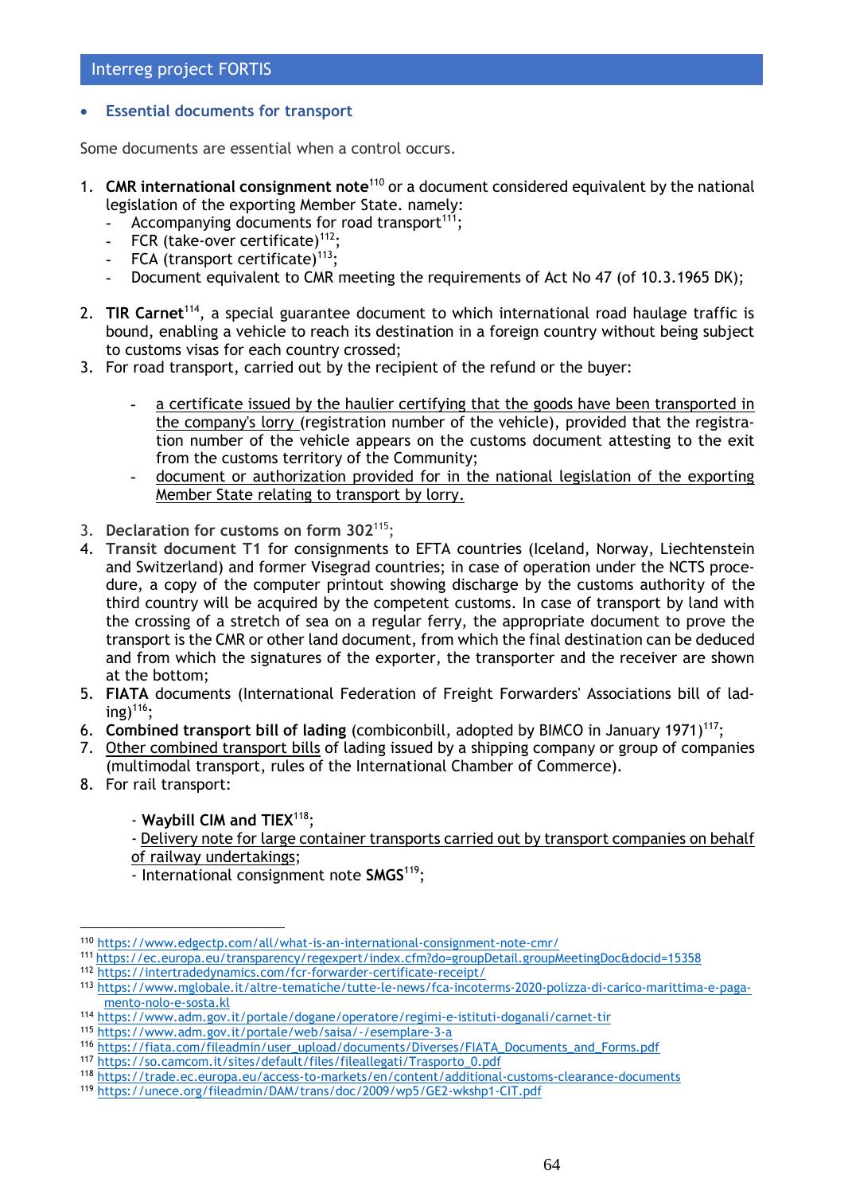- **Essential documents for transport**

Some documents are essential when a control occurs.

1. **CMR international consignment note**[110] or a document considered equivalent by the national legislation of the exporting Member State. namely:
   - Accompanying documents for road transport[111];
   - FCR (take-over certificate)[112];
   - FCA (transport certificate)[113];
   - Document equivalent to CMR meeting the requirements of Act No 47 (of 10.3.1965 DK);

2. **TIR Carnet**[114], a special guarantee document to which international road haulage traffic is bound, enabling a vehicle to reach its destination in a foreign country without being subject to customs visas for each country crossed;
3. For road transport, carried out by the recipient of the refund or the buyer:

   - a certificate issued by the haulier certifying that the goods have been transported in the company's lorry (registration number of the vehicle), provided that the registration number of the vehicle appears on the customs document attesting to the exit from the customs territory of the Community;
   - document or authorization provided for in the national legislation of the exporting Member State relating to transport by lorry.

3. **Declaration for customs on form 302**[115];
4. **Transit document T1** for consignments to EFTA countries (Iceland, Norway, Liechtenstein and Switzerland) and former Visegrad countries; in case of operation under the NCTS procedure, a copy of the computer printout showing discharge by the customs authority of the third country will be acquired by the competent customs. In case of transport by land with the crossing of a stretch of sea on a regular ferry, the appropriate document to prove the transport is the CMR or other land document, from which the final destination can be deduced and from which the signatures of the exporter, the transporter and the receiver are shown at the bottom;
5. **FIATA** documents (International Federation of Freight Forwarders' Associations bill of lading)[116];
6. **Combined transport bill of lading** (combiconbill, adopted by BIMCO in January 1971)[117];
7. Other combined transport bills of lading issued by a shipping company or group of companies (multimodal transport, rules of the International Chamber of Commerce).
8. For rail transport:

   - **Waybill CIM and TIEX**[118];
   - Delivery note for large container transports carried out by transport companies on behalf of railway undertakings;
   - International consignment note **SMGS**[119];

---

[110] https://www.edgectp.com/all/what-is-an-international-consignment-note-cmr/
[111] https://ec.europa.eu/transparency/regexpert/index.cfm?do=groupDetail.groupMeetingDoc&docid=15358
[112] https://intertradedynamics.com/fcr-forwarder-certificate-receipt/
[113] https://www.mglobale.it/altre-tematiche/tutte-le-news/fca-incoterms-2020-polizza-di-carico-marittima-e-pagamento-nolo-e-sosta.kl
[114] https://www.adm.gov.it/portale/dogane/operatore/regimi-e-istituti-doganali/carnet-tir
[115] https://www.adm.gov.it/portale/web/saisa/-/esemplare-3-a
[116] https://fiata.com/fileadmin/user_upload/documents/Diverses/FIATA_Documents_and_Forms.pdf
[117] https://so.camcom.it/sites/default/files/fileallegati/Trasporto_0.pdf
[118] https://trade.ec.europa.eu/access-to-markets/en/content/additional-customs-clearance-documents
[119] https://unece.org/fileadmin/DAM/trans/doc/2009/wp5/GE2-wkshp1-CIT.pdf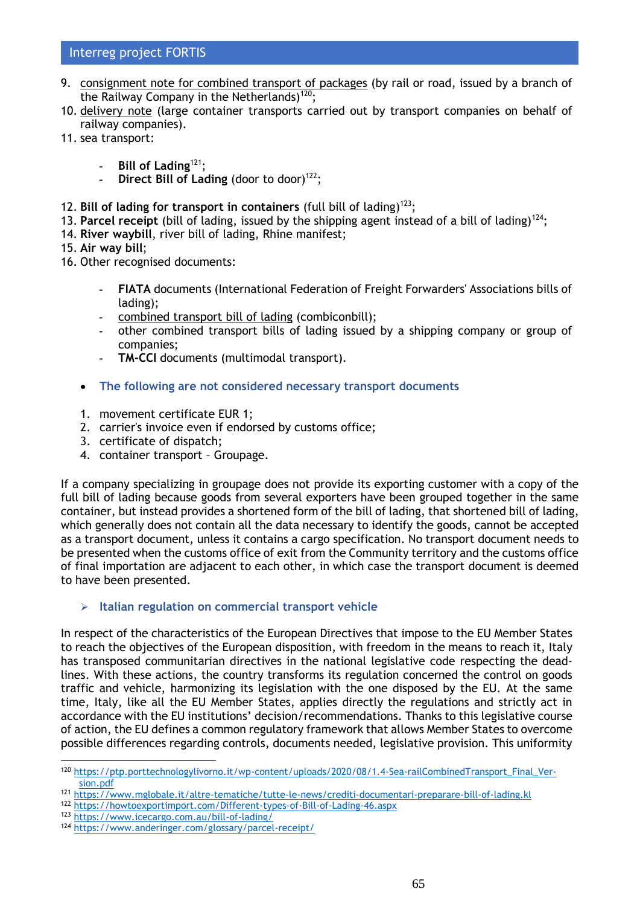9. consignment note for combined transport of packages (by rail or road, issued by a branch of the Railway Company in the Netherlands)[120];
10. delivery note (large container transports carried out by transport companies on behalf of railway companies).
11. sea transport:

    - **Bill of Lading**[121];
    - **Direct Bill of Lading** (door to door)[122];

12. **Bill of lading for transport in containers** (full bill of lading)[123];
13. **Parcel receipt** (bill of lading, issued by the shipping agent instead of a bill of lading)[124];
14. **River waybill**, river bill of lading, Rhine manifest;
15. **Air way bill**;
16. Other recognised documents:

    - **FIATA** documents (International Federation of Freight Forwarders' Associations bills of lading);
    - combined transport bill of lading (combiconbill);
    - other combined transport bills of lading issued by a shipping company or group of companies;
    - **TM-CCI** documents (multimodal transport).

- **The following are not considered necessary transport documents**

1. movement certificate EUR 1;
2. carrier's invoice even if endorsed by customs office;
3. certificate of dispatch;
4. container transport – Groupage.

If a company specializing in groupage does not provide its exporting customer with a copy of the full bill of lading because goods from several exporters have been grouped together in the same container, but instead provides a shortened form of the bill of lading, that shortened bill of lading, which generally does not contain all the data necessary to identify the goods, cannot be accepted as a transport document, unless it contains a cargo specification. No transport document needs to be presented when the customs office of exit from the Community territory and the customs office of final importation are adjacent to each other, in which case the transport document is deemed to have been presented.

### Italian regulation on commercial transport vehicle

In respect of the characteristics of the European Directives that impose to the EU Member States to reach the objectives of the European disposition, with freedom in the means to reach it, Italy has transposed communitarian directives in the national legislative code respecting the dead-lines. With these actions, the country transforms its regulation concerned the control on goods traffic and vehicle, harmonizing its legislation with the one disposed by the EU. At the same time, Italy, like all the EU Member States, applies directly the regulations and strictly act in accordance with the EU institutions' decision/recommendations. Thanks to this legislative course of action, the EU defines a common regulatory framework that allows Member States to overcome possible differences regarding controls, documents needed, legislative provision. This uniformity

---

[120] https://ptp.porttechnologylivorno.it/wp-content/uploads/2020/08/1.4-Sea-railCombinedTransport_Final_Version.pdf
[121] https://www.mglobale.it/altre-tematiche/tutte-le-news/crediti-documentari-preparare-bill-of-lading.kl
[122] https://howtoexportimport.com/Different-types-of-Bill-of-Lading-46.aspx
[123] https://www.icecargo.com.au/bill-of-lading/
[124] https://www.anderinger.com/glossary/parcel-receipt/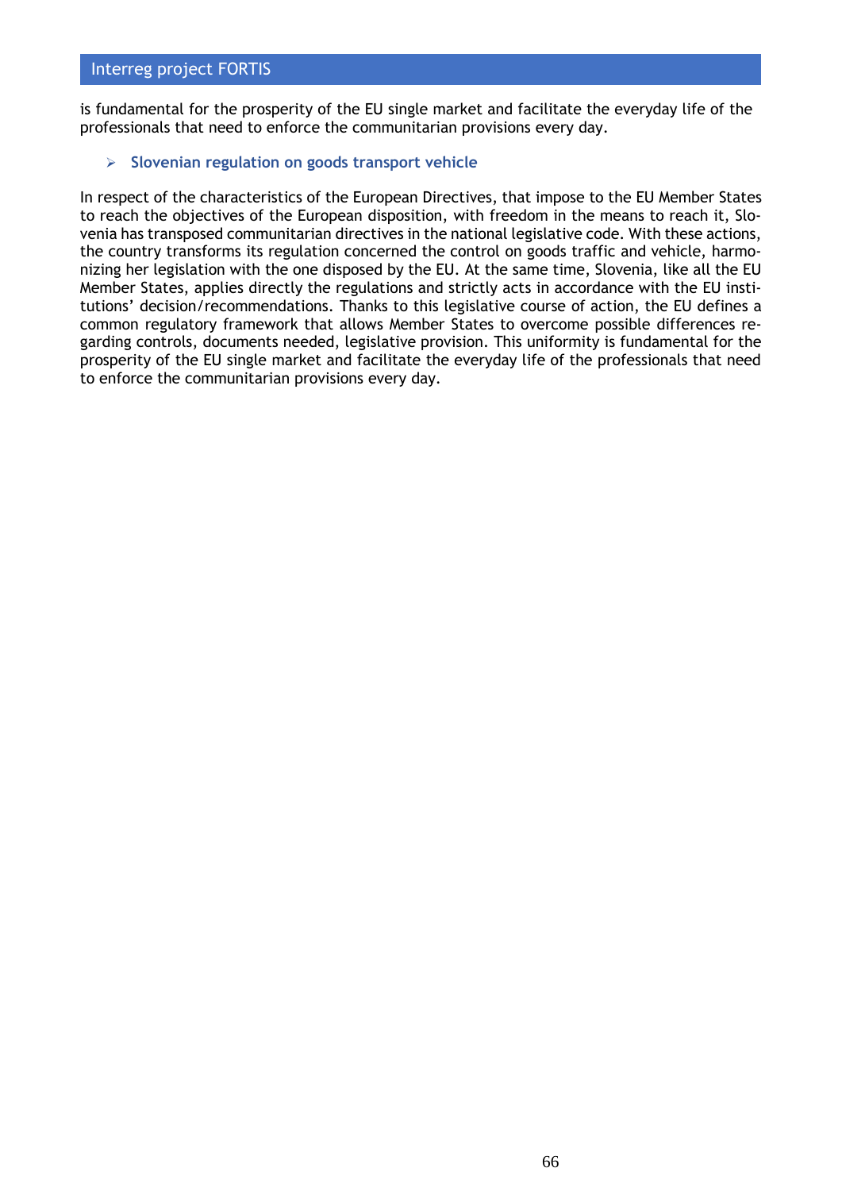is fundamental for the prosperity of the EU single market and facilitate the everyday life of the professionals that need to enforce the communitarian provisions every day.

- **Slovenian regulation on goods transport vehicle**

In respect of the characteristics of the European Directives, that impose to the EU Member States to reach the objectives of the European disposition, with freedom in the means to reach it, Slovenia has transposed communitarian directives in the national legislative code. With these actions, the country transforms its regulation concerned the control on goods traffic and vehicle, harmonizing her legislation with the one disposed by the EU. At the same time, Slovenia, like all the EU Member States, applies directly the regulations and strictly acts in accordance with the EU institutions' decision/recommendations. Thanks to this legislative course of action, the EU defines a common regulatory framework that allows Member States to overcome possible differences regarding controls, documents needed, legislative provision. This uniformity is fundamental for the prosperity of the EU single market and facilitate the everyday life of the professionals that need to enforce the communitarian provisions every day.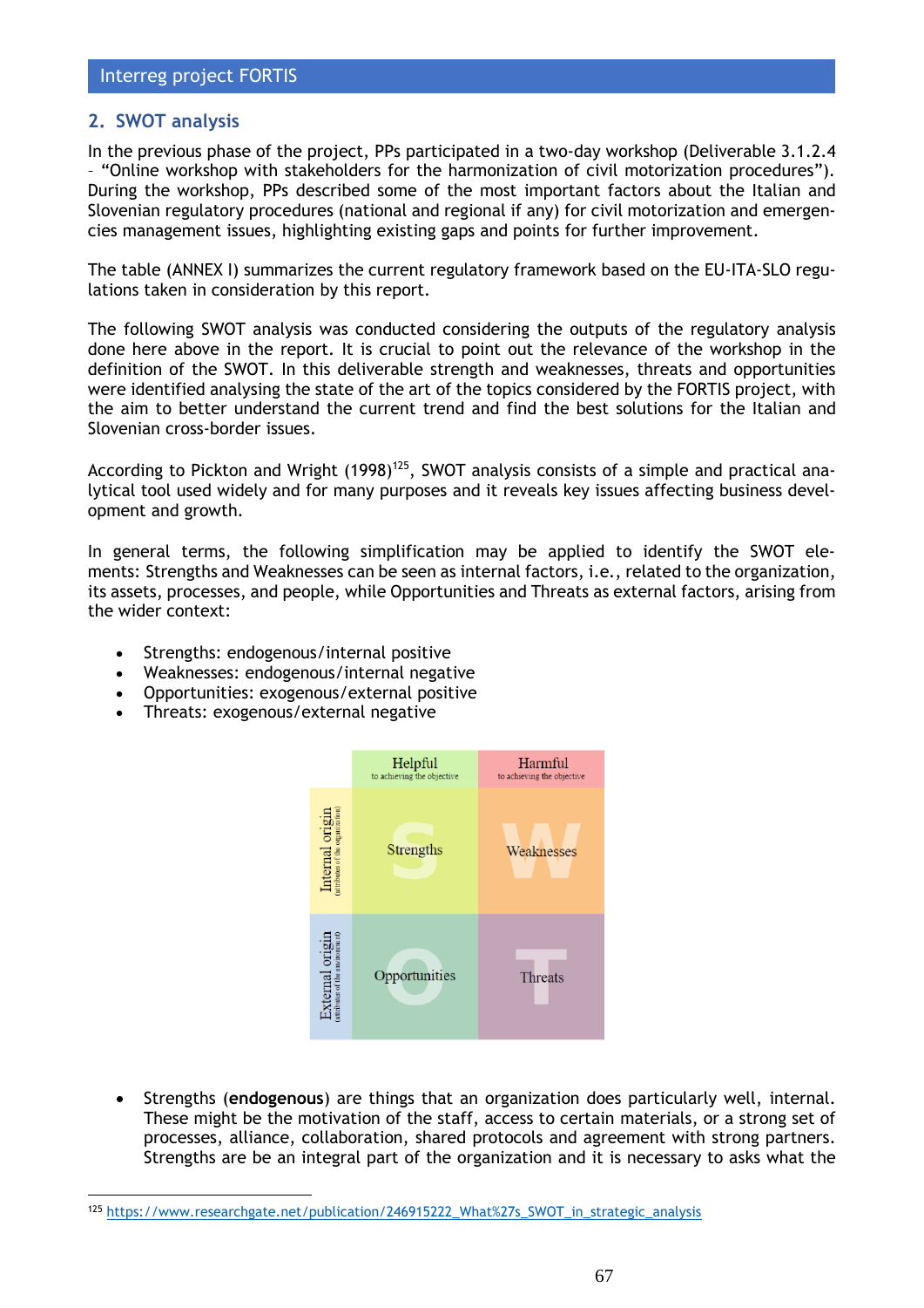## 2. SWOT analysis

In the previous phase of the project, PPs participated in a two-day workshop (Deliverable 3.1.2.4 – "Online workshop with stakeholders for the harmonization of civil motorization procedures"). During the workshop, PPs described some of the most important factors about the Italian and Slovenian regulatory procedures (national and regional if any) for civil motorization and emergencies management issues, highlighting existing gaps and points for further improvement.

The table (ANNEX I) summarizes the current regulatory framework based on the EU-ITA-SLO regulations taken in consideration by this report.

The following SWOT analysis was conducted considering the outputs of the regulatory analysis done here above in the report. It is crucial to point out the relevance of the workshop in the definition of the SWOT. In this deliverable strength and weaknesses, threats and opportunities were identified analysing the state of the art of the topics considered by the FORTIS project, with the aim to better understand the current trend and find the best solutions for the Italian and Slovenian cross-border issues.

According to Pickton and Wright (1998)[125], SWOT analysis consists of a simple and practical analytical tool used widely and for many purposes and it reveals key issues affecting business development and growth.

In general terms, the following simplification may be applied to identify the SWOT elements: Strengths and Weaknesses can be seen as internal factors, i.e., related to the organization, its assets, processes, and people, while Opportunities and Threats as external factors, arising from the wider context:

- Strengths: endogenous/internal positive
- Weaknesses: endogenous/internal negative
- Opportunities: exogenous/external positive
- Threats: exogenous/external negative

| | Helpful (to achieving the objective) | Harmful (to achieving the objective) |
| --- | --- | --- |
| Internal origin (attributes of the organization) | Strengths | Weaknesses |
| External origin (attributes of the environment) | Opportunities | Threats |

- Strengths (**endogenous**) are things that an organization does particularly well, internal. These might be the motivation of the staff, access to certain materials, or a strong set of processes, alliance, collaboration, shared protocols and agreement with strong partners. Strengths are be an integral part of the organization and it is necessary to asks what the

[125] https://www.researchgate.net/publication/246915222_What%27s_SWOT_in_strategic_analysis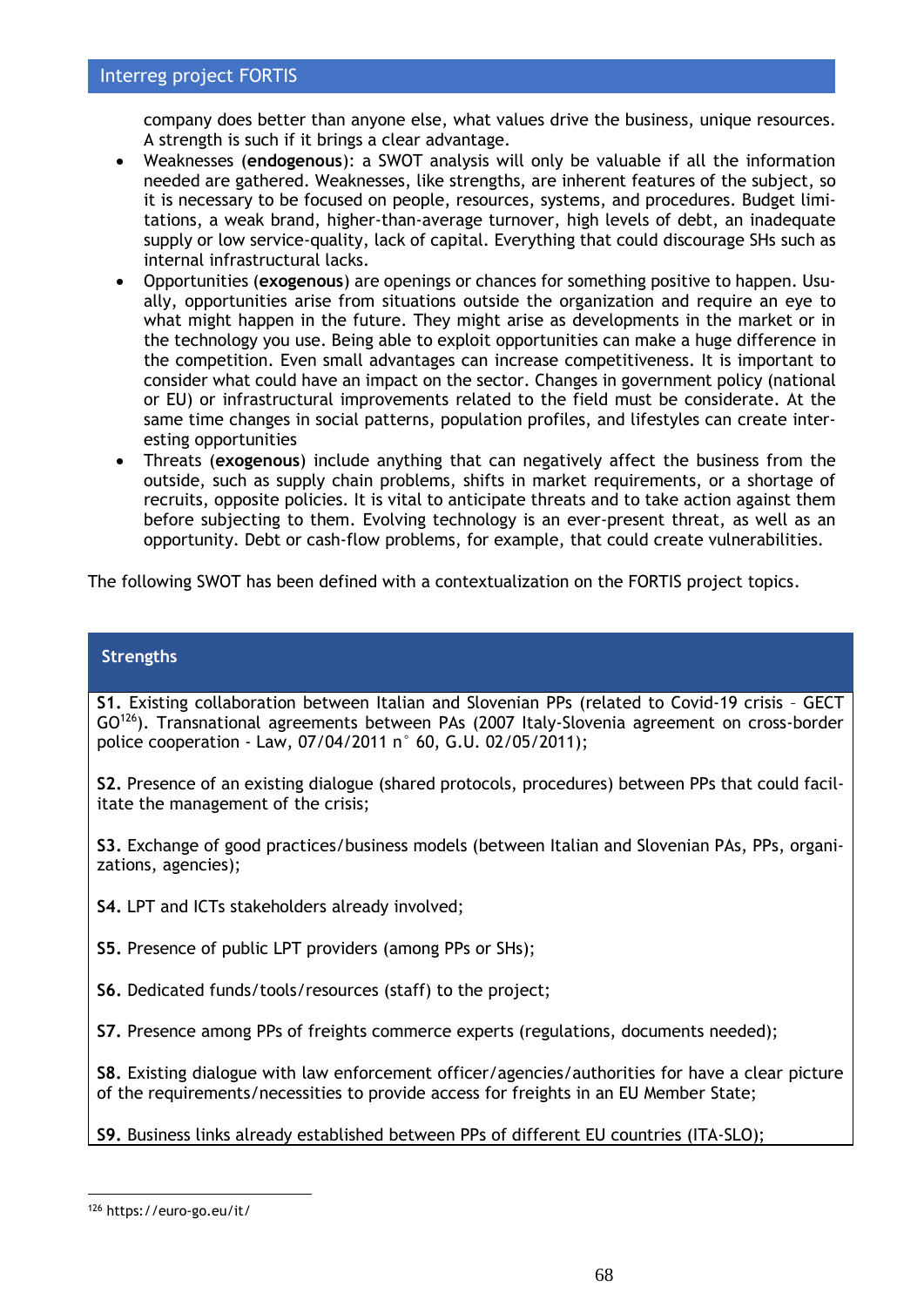company does better than anyone else, what values drive the business, unique resources. A strength is such if it brings a clear advantage.

- Weaknesses (**endogenous**): a SWOT analysis will only be valuable if all the information needed are gathered. Weaknesses, like strengths, are inherent features of the subject, so it is necessary to be focused on people, resources, systems, and procedures. Budget limitations, a weak brand, higher-than-average turnover, high levels of debt, an inadequate supply or low service-quality, lack of capital. Everything that could discourage SHs such as internal infrastructural lacks.
- Opportunities (**exogenous**) are openings or chances for something positive to happen. Usually, opportunities arise from situations outside the organization and require an eye to what might happen in the future. They might arise as developments in the market or in the technology you use. Being able to exploit opportunities can make a huge difference in the competition. Even small advantages can increase competitiveness. It is important to consider what could have an impact on the sector. Changes in government policy (national or EU) or infrastructural improvements related to the field must be considerate. At the same time changes in social patterns, population profiles, and lifestyles can create interesting opportunities
- Threats (**exogenous**) include anything that can negatively affect the business from the outside, such as supply chain problems, shifts in market requirements, or a shortage of recruits, opposite policies. It is vital to anticipate threats and to take action against them before subjecting to them. Evolving technology is an ever-present threat, as well as an opportunity. Debt or cash-flow problems, for example, that could create vulnerabilities.

The following SWOT has been defined with a contextualization on the FORTIS project topics.

| **Strengths** |
|---|
| **S1.** Existing collaboration between Italian and Slovenian PPs (related to Covid-19 crisis – GECT GO[126]). Transnational agreements between PAs (2007 Italy-Slovenia agreement on cross-border police cooperation - Law, 07/04/2011 n° 60, G.U. 02/05/2011); |
| **S2.** Presence of an existing dialogue (shared protocols, procedures) between PPs that could facilitate the management of the crisis; |
| **S3.** Exchange of good practices/business models (between Italian and Slovenian PAs, PPs, organizations, agencies); |
| **S4.** LPT and ICTs stakeholders already involved; |
| **S5.** Presence of public LPT providers (among PPs or SHs); |
| **S6.** Dedicated funds/tools/resources (staff) to the project; |
| **S7.** Presence among PPs of freights commerce experts (regulations, documents needed); |
| **S8.** Existing dialogue with law enforcement officer/agencies/authorities for have a clear picture of the requirements/necessities to provide access for freights in an EU Member State; |
| **S9.** Business links already established between PPs of different EU countries (ITA-SLO); |

[126] https://euro-go.eu/it/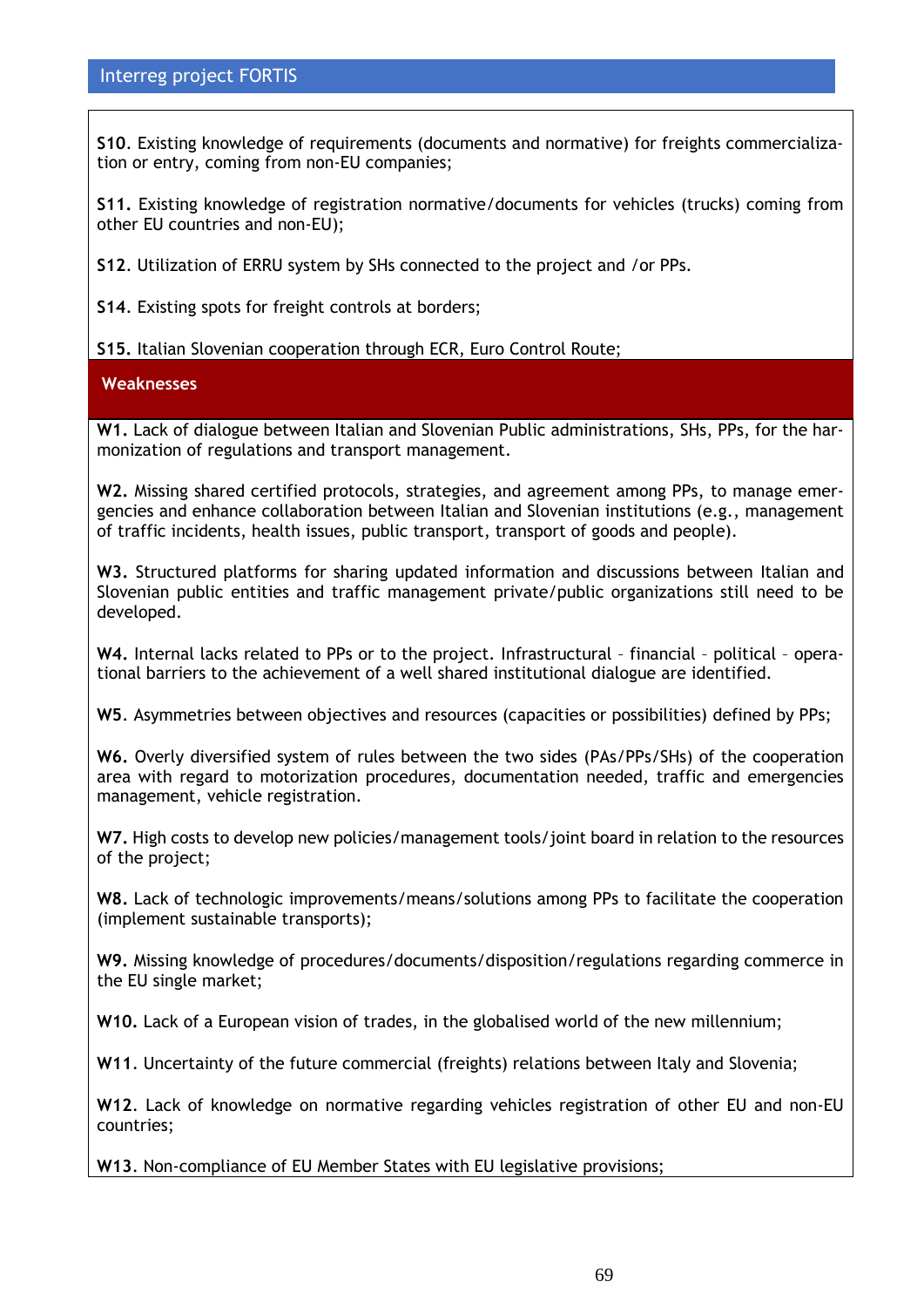**S10**. Existing knowledge of requirements (documents and normative) for freights commercialization or entry, coming from non-EU companies;

**S11.** Existing knowledge of registration normative/documents for vehicles (trucks) coming from other EU countries and non-EU);

**S12**. Utilization of ERRU system by SHs connected to the project and /or PPs.

**S14**. Existing spots for freight controls at borders;

**S15.** Italian Slovenian cooperation through ECR, Euro Control Route;

## Weaknesses

**W1.** Lack of dialogue between Italian and Slovenian Public administrations, SHs, PPs, for the harmonization of regulations and transport management.

**W2.** Missing shared certified protocols, strategies, and agreement among PPs, to manage emergencies and enhance collaboration between Italian and Slovenian institutions (e.g., management of traffic incidents, health issues, public transport, transport of goods and people).

**W3.** Structured platforms for sharing updated information and discussions between Italian and Slovenian public entities and traffic management private/public organizations still need to be developed.

**W4.** Internal lacks related to PPs or to the project. Infrastructural – financial – political – operational barriers to the achievement of a well shared institutional dialogue are identified.

**W5**. Asymmetries between objectives and resources (capacities or possibilities) defined by PPs;

**W6.** Overly diversified system of rules between the two sides (PAs/PPs/SHs) of the cooperation area with regard to motorization procedures, documentation needed, traffic and emergencies management, vehicle registration.

**W7.** High costs to develop new policies/management tools/joint board in relation to the resources of the project;

**W8.** Lack of technologic improvements/means/solutions among PPs to facilitate the cooperation (implement sustainable transports);

**W9.** Missing knowledge of procedures/documents/disposition/regulations regarding commerce in the EU single market;

**W10.** Lack of a European vision of trades, in the globalised world of the new millennium;

**W11**. Uncertainty of the future commercial (freights) relations between Italy and Slovenia;

**W12**. Lack of knowledge on normative regarding vehicles registration of other EU and non-EU countries;

**W13**. Non-compliance of EU Member States with EU legislative provisions;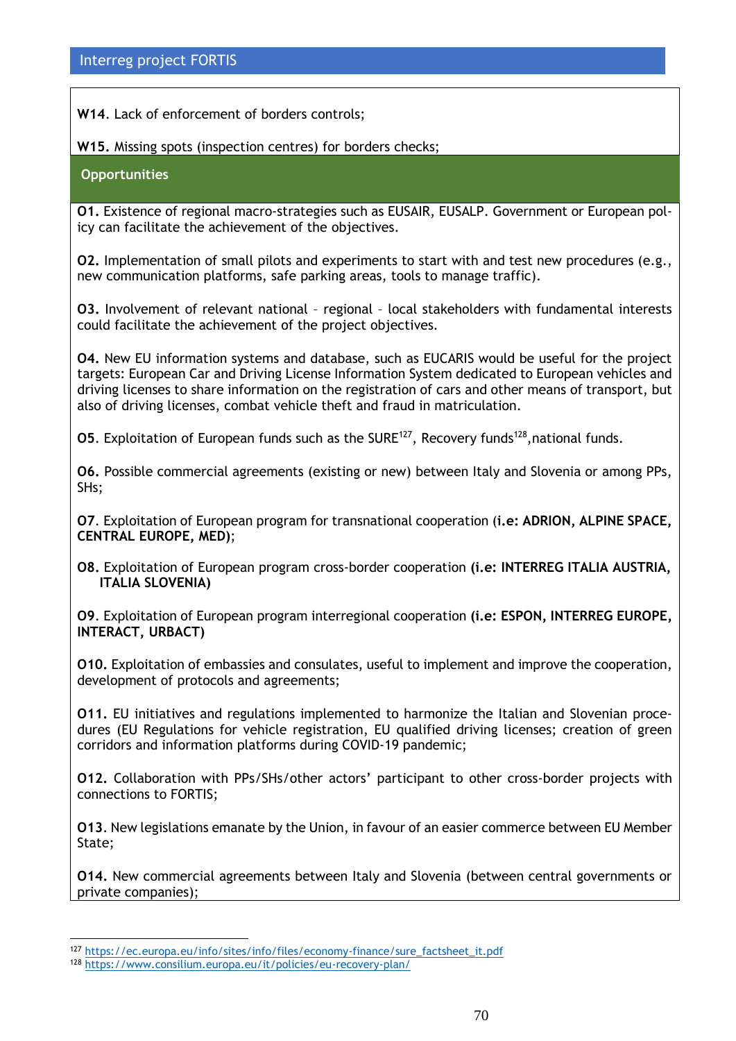**W14**. Lack of enforcement of borders controls;

**W15.** Missing spots (inspection centres) for borders checks;

**Opportunities**

**O1.** Existence of regional macro-strategies such as EUSAIR, EUSALP. Government or European policy can facilitate the achievement of the objectives.

**O2.** Implementation of small pilots and experiments to start with and test new procedures (e.g., new communication platforms, safe parking areas, tools to manage traffic).

**O3.** Involvement of relevant national – regional – local stakeholders with fundamental interests could facilitate the achievement of the project objectives.

**O4.** New EU information systems and database, such as EUCARIS would be useful for the project targets: European Car and Driving License Information System dedicated to European vehicles and driving licenses to share information on the registration of cars and other means of transport, but also of driving licenses, combat vehicle theft and fraud in matriculation.

**O5**. Exploitation of European funds such as the SURE[127], Recovery funds[128],national funds.

**O6.** Possible commercial agreements (existing or new) between Italy and Slovenia or among PPs, SHs;

**O7**. Exploitation of European program for transnational cooperation (**i.e: ADRION, ALPINE SPACE, CENTRAL EUROPE, MED)**;

**O8.** Exploitation of European program cross-border cooperation **(i.e: INTERREG ITALIA AUSTRIA, ITALIA SLOVENIA)**

**O9**. Exploitation of European program interregional cooperation **(i.e: ESPON, INTERREG EUROPE, INTERACT, URBACT)**

**O10.** Exploitation of embassies and consulates, useful to implement and improve the cooperation, development of protocols and agreements;

**O11.** EU initiatives and regulations implemented to harmonize the Italian and Slovenian procedures (EU Regulations for vehicle registration, EU qualified driving licenses; creation of green corridors and information platforms during COVID-19 pandemic;

**O12.** Collaboration with PPs/SHs/other actors' participant to other cross-border projects with connections to FORTIS;

**O13**. New legislations emanate by the Union, in favour of an easier commerce between EU Member State;

**O14.** New commercial agreements between Italy and Slovenia (between central governments or private companies);

---

[127] https://ec.europa.eu/info/sites/info/files/economy-finance/sure_factsheet_it.pdf

[128] https://www.consilium.europa.eu/it/policies/eu-recovery-plan/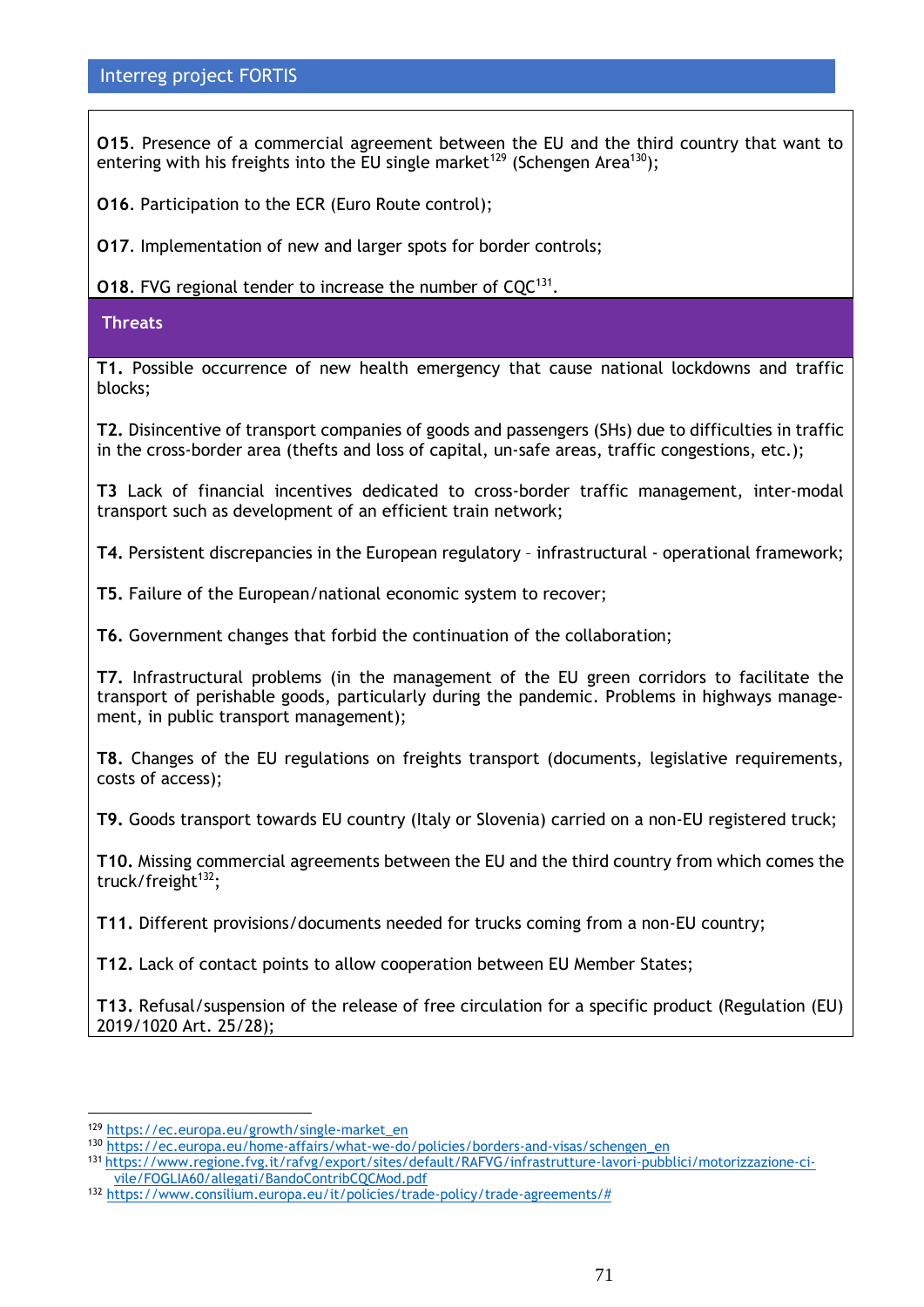**O15**. Presence of a commercial agreement between the EU and the third country that want to entering with his freights into the EU single market[129] (Schengen Area[130]);

**O16**. Participation to the ECR (Euro Route control);

**O17**. Implementation of new and larger spots for border controls;

**O18**. FVG regional tender to increase the number of CQC[131].

**Threats**

**T1.** Possible occurrence of new health emergency that cause national lockdowns and traffic blocks;

**T2.** Disincentive of transport companies of goods and passengers (SHs) due to difficulties in traffic in the cross-border area (thefts and loss of capital, un-safe areas, traffic congestions, etc.);

**T3** Lack of financial incentives dedicated to cross-border traffic management, inter-modal transport such as development of an efficient train network;

**T4.** Persistent discrepancies in the European regulatory – infrastructural - operational framework;

**T5.** Failure of the European/national economic system to recover;

**T6.** Government changes that forbid the continuation of the collaboration;

**T7.** Infrastructural problems (in the management of the EU green corridors to facilitate the transport of perishable goods, particularly during the pandemic. Problems in highways management, in public transport management);

**T8.** Changes of the EU regulations on freights transport (documents, legislative requirements, costs of access);

**T9.** Goods transport towards EU country (Italy or Slovenia) carried on a non-EU registered truck;

**T10.** Missing commercial agreements between the EU and the third country from which comes the truck/freight[132];

**T11.** Different provisions/documents needed for trucks coming from a non-EU country;

**T12.** Lack of contact points to allow cooperation between EU Member States;

**T13.** Refusal/suspension of the release of free circulation for a specific product (Regulation (EU) 2019/1020 Art. 25/28);

[129] https://ec.europa.eu/growth/single-market_en

[130] https://ec.europa.eu/home-affairs/what-we-do/policies/borders-and-visas/schengen_en

[131] https://www.regione.fvg.it/rafvg/export/sites/default/RAFVG/infrastrutture-lavori-pubblici/motorizzazione-civile/FOGLIA60/allegati/BandoContribCQCMod.pdf

[132] https://www.consilium.europa.eu/it/policies/trade-policy/trade-agreements/#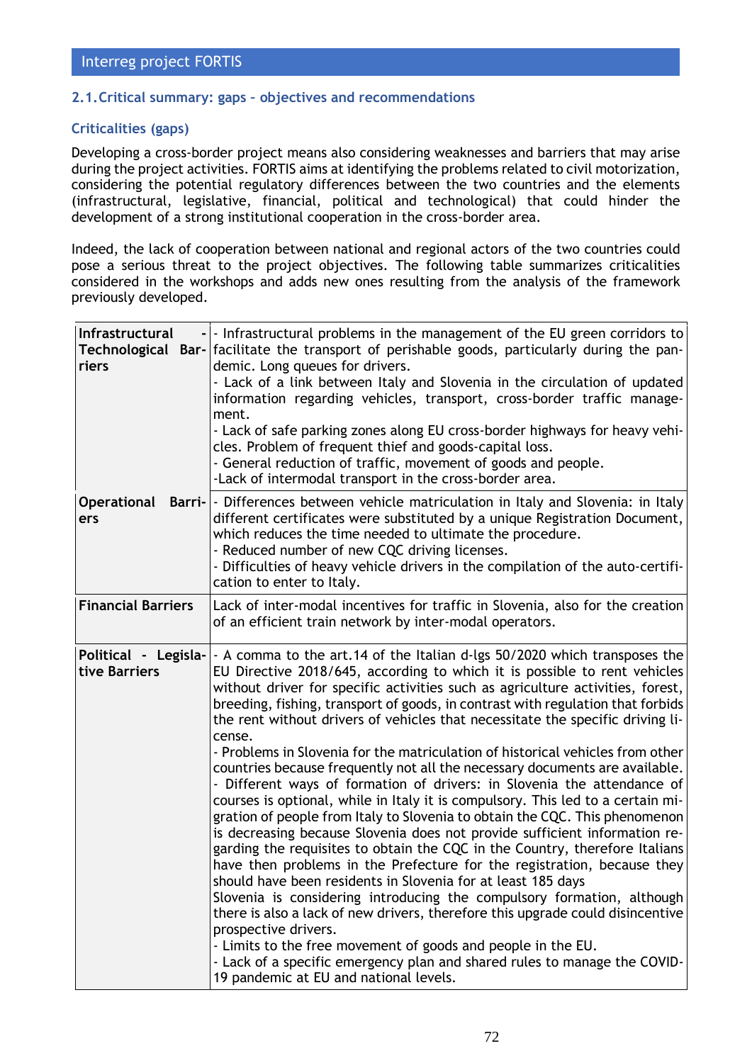## 2.1. Critical summary: gaps – objectives and recommendations

### Criticalities (gaps)

Developing a cross-border project means also considering weaknesses and barriers that may arise during the project activities. FORTIS aims at identifying the problems related to civil motorization, considering the potential regulatory differences between the two countries and the elements (infrastructural, legislative, financial, political and technological) that could hinder the development of a strong institutional cooperation in the cross-border area.

Indeed, the lack of cooperation between national and regional actors of the two countries could pose a serious threat to the project objectives. The following table summarizes criticalities considered in the workshops and adds new ones resulting from the analysis of the framework previously developed.

| | |
|---|---|
| **Infrastructural - Technological Barriers** | - Infrastructural problems in the management of the EU green corridors to facilitate the transport of perishable goods, particularly during the pandemic. Long queues for drivers.<br>- Lack of a link between Italy and Slovenia in the circulation of updated information regarding vehicles, transport, cross-border traffic management.<br>- Lack of safe parking zones along EU cross-border highways for heavy vehicles. Problem of frequent thief and goods-capital loss.<br>- General reduction of traffic, movement of goods and people.<br>-Lack of intermodal transport in the cross-border area. |
| **Operational Barriers** | - Differences between vehicle matriculation in Italy and Slovenia: in Italy different certificates were substituted by a unique Registration Document, which reduces the time needed to ultimate the procedure.<br>- Reduced number of new CQC driving licenses.<br>- Difficulties of heavy vehicle drivers in the compilation of the auto-certification to enter to Italy. |
| **Financial Barriers** | Lack of inter-modal incentives for traffic in Slovenia, also for the creation of an efficient train network by inter-modal operators. |
| **Political - Legislative Barriers** | - A comma to the art.14 of the Italian d-lgs 50/2020 which transposes the EU Directive 2018/645, according to which it is possible to rent vehicles without driver for specific activities such as agriculture activities, forest, breeding, fishing, transport of goods, in contrast with regulation that forbids the rent without drivers of vehicles that necessitate the specific driving license.<br>- Problems in Slovenia for the matriculation of historical vehicles from other countries because frequently not all the necessary documents are available.<br>- Different ways of formation of drivers: in Slovenia the attendance of courses is optional, while in Italy it is compulsory. This led to a certain migration of people from Italy to Slovenia to obtain the CQC. This phenomenon is decreasing because Slovenia does not provide sufficient information regarding the requisites to obtain the CQC in the Country, therefore Italians have then problems in the Prefecture for the registration, because they should have been residents in Slovenia for at least 185 days<br>Slovenia is considering introducing the compulsory formation, although there is also a lack of new drivers, therefore this upgrade could disincentive prospective drivers.<br>- Limits to the free movement of goods and people in the EU.<br>- Lack of a specific emergency plan and shared rules to manage the COVID-19 pandemic at EU and national levels. |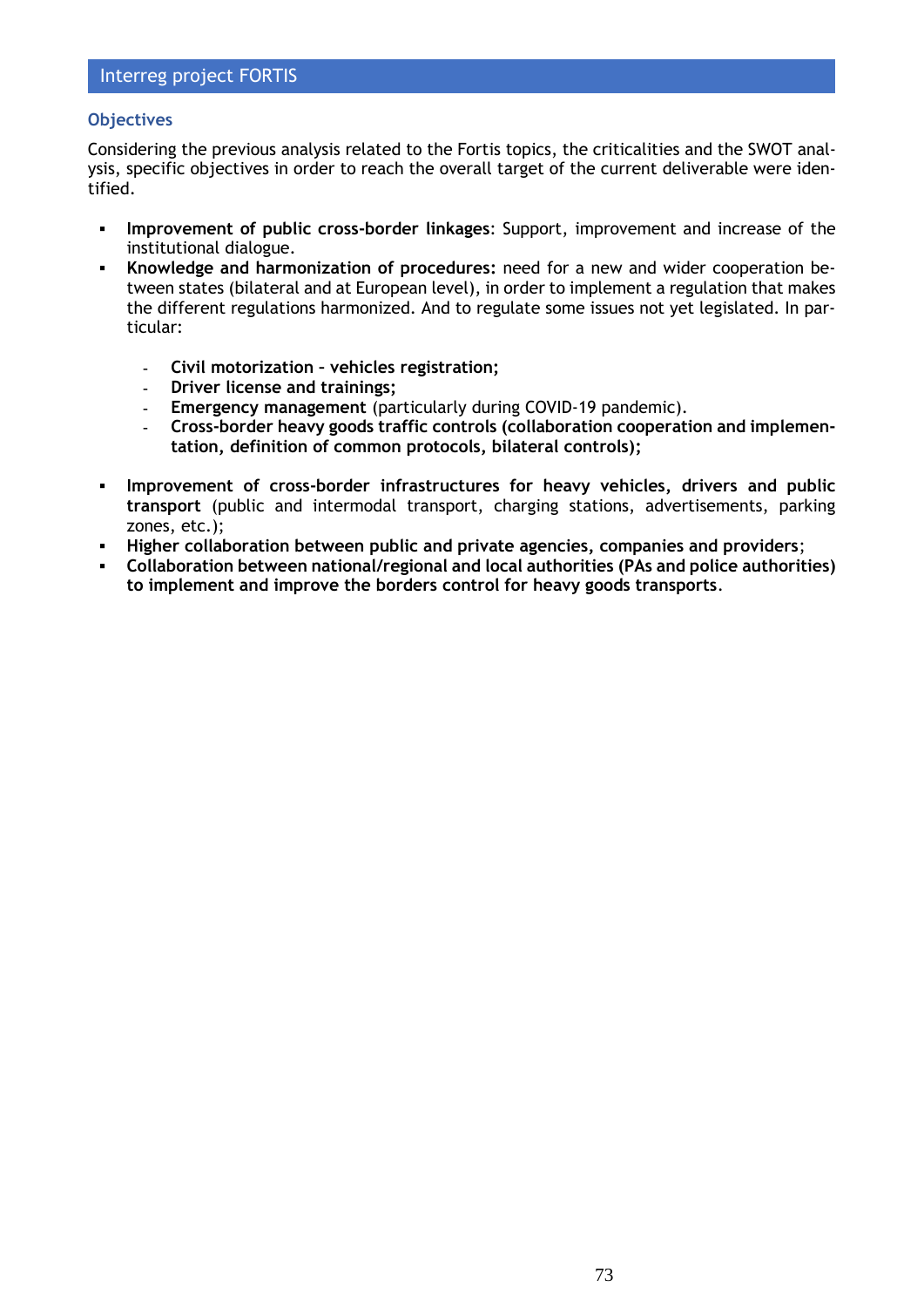### Objectives

Considering the previous analysis related to the Fortis topics, the criticalities and the SWOT analysis, specific objectives in order to reach the overall target of the current deliverable were identified.

- **Improvement of public cross-border linkages**: Support, improvement and increase of the institutional dialogue.
- **Knowledge and harmonization of procedures:** need for a new and wider cooperation between states (bilateral and at European level), in order to implement a regulation that makes the different regulations harmonized. And to regulate some issues not yet legislated. In particular:

  - **Civil motorization – vehicles registration;**
  - **Driver license and trainings;**
  - **Emergency management** (particularly during COVID-19 pandemic).
  - **Cross-border heavy goods traffic controls (collaboration cooperation and implementation, definition of common protocols, bilateral controls);**

- **Improvement of cross-border infrastructures for heavy vehicles, drivers and public transport** (public and intermodal transport, charging stations, advertisements, parking zones, etc.);
- **Higher collaboration between public and private agencies, companies and providers**;
- **Collaboration between national/regional and local authorities (PAs and police authorities) to implement and improve the borders control for heavy goods transports**.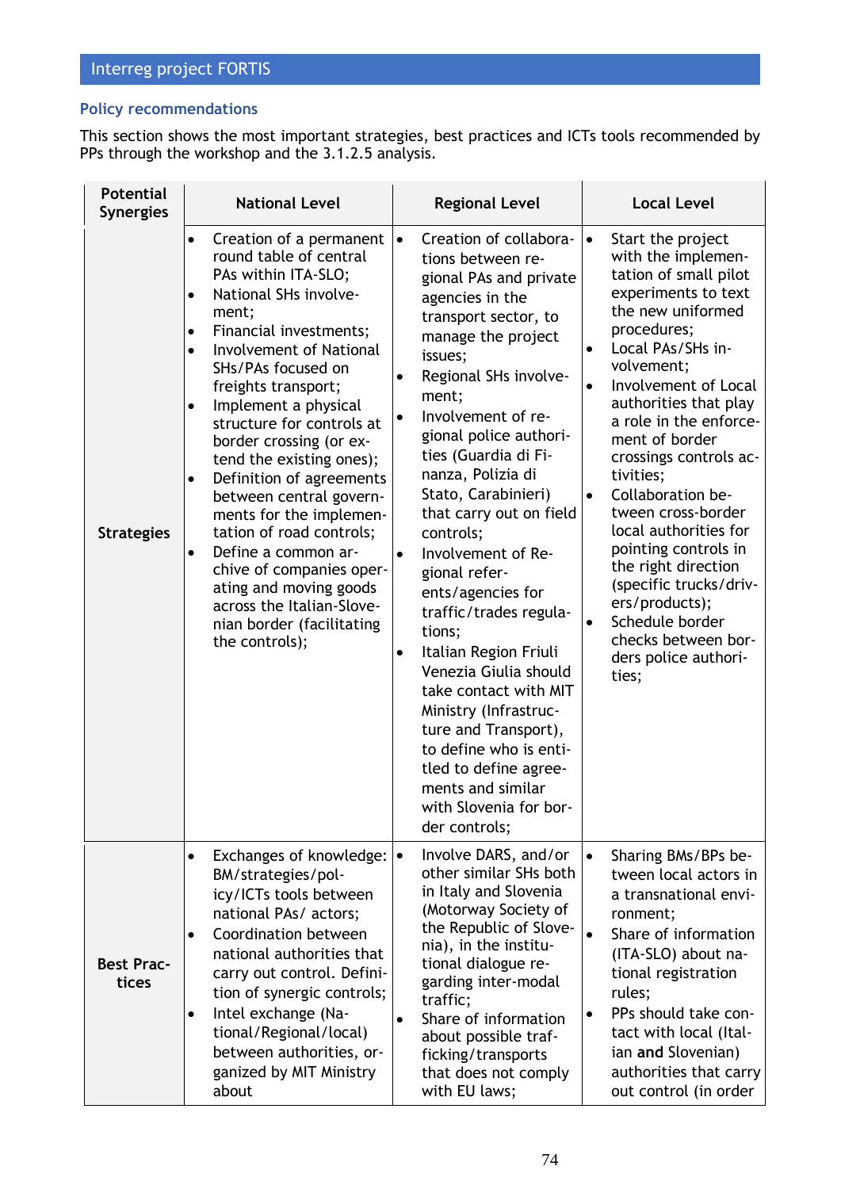## Policy recommendations

This section shows the most important strategies, best practices and ICTs tools recommended by PPs through the workshop and the 3.1.2.5 analysis.

| Potential Synergies | National Level | Regional Level | Local Level |
|---|---|---|---|
| **Strategies** | • Creation of a permanent round table of central PAs within ITA-SLO;<br>• National SHs involvement;<br>• Financial investments;<br>• Involvement of National SHs/PAs focused on freights transport;<br>• Implement a physical structure for controls at border crossing (or extend the existing ones);<br>• Definition of agreements between central governments for the implementation of road controls;<br>• Define a common archive of companies operating and moving goods across the Italian-Slovenian border (facilitating the controls); | • Creation of collaborations between regional PAs and private agencies in the transport sector, to manage the project issues;<br>• Regional SHs involvement;<br>• Involvement of regional police authorities (Guardia di Finanza, Polizia di Stato, Carabinieri) that carry out on field controls;<br>• Involvement of Regional referents/agencies for traffic/trades regulations;<br>• Italian Region Friuli Venezia Giulia should take contact with MIT Ministry (Infrastructure and Transport), to define who is entitled to define agreements and similar with Slovenia for border controls; | • Start the project with the implementation of small pilot experiments to text the new uniformed procedures;<br>• Local PAs/SHs involvement;<br>• Involvement of Local authorities that play a role in the enforcement of border crossings controls activities;<br>• Collaboration between cross-border local authorities for pointing controls in the right direction (specific trucks/drivers/products);<br>• Schedule border checks between borders police authorities; |
| **Best Practices** | • Exchanges of knowledge: BM/strategies/policy/ICTs tools between national PAs/ actors;<br>• Coordination between national authorities that carry out control. Definition of synergic controls;<br>• Intel exchange (National/Regional/local) between authorities, organized by MIT Ministry about | • Involve DARS, and/or other similar SHs both in Italy and Slovenia (Motorway Society of the Republic of Slovenia), in the institutional dialogue regarding inter-modal traffic;<br>• Share of information about possible trafficking/transports that does not comply with EU laws; | • Sharing BMs/BPs between local actors in a transnational environment;<br>• Share of information (ITA-SLO) about national registration rules;<br>• PPs should take contact with local (Italian **and** Slovenian) authorities that carry out control (in order |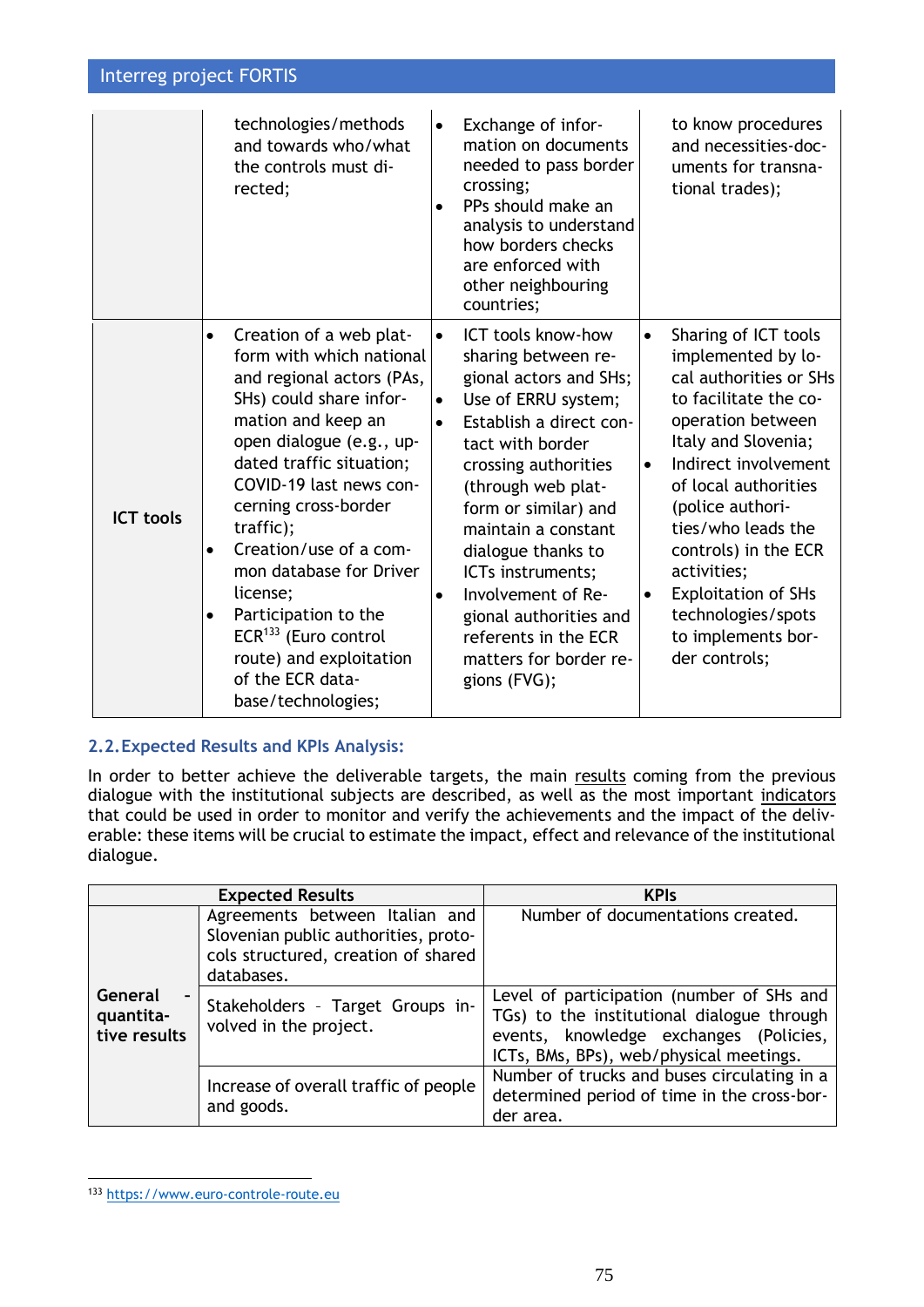| | | | |
|---|---|---|---|
| | technologies/methods and towards who/what the controls must directed; | • Exchange of information on documents needed to pass border crossing;<br>• PPs should make an analysis to understand how borders checks are enforced with other neighbouring countries; | to know procedures and necessities-documents for transnational trades); |
| **ICT tools** | • Creation of a web platform with which national and regional actors (PAs, SHs) could share information and keep an open dialogue (e.g., updated traffic situation; COVID-19 last news concerning cross-border traffic);<br>• Creation/use of a common database for Driver license;<br>• Participation to the ECR[133] (Euro control route) and exploitation of the ECR database/technologies; | • ICT tools know-how sharing between regional actors and SHs;<br>• Use of ERRU system;<br>• Establish a direct contact with border crossing authorities (through web platform or similar) and maintain a constant dialogue thanks to ICTs instruments;<br>• Involvement of Regional authorities and referents in the ECR matters for border regions (FVG); | • Sharing of ICT tools implemented by local authorities or SHs to facilitate the cooperation between Italy and Slovenia;<br>• Indirect involvement of local authorities (police authorities/who leads the controls) in the ECR activities;<br>• Exploitation of SHs technologies/spots to implements border controls; |

## 2.2. Expected Results and KPIs Analysis:

In order to better achieve the deliverable targets, the main results coming from the previous dialogue with the institutional subjects are described, as well as the most important indicators that could be used in order to monitor and verify the achievements and the impact of the deliverable: these items will be crucial to estimate the impact, effect and relevance of the institutional dialogue.

| Expected Results | | KPIs |
|---|---|---|
| **General - quantitative results** | Agreements between Italian and Slovenian public authorities, protocols structured, creation of shared databases. | Number of documentations created. |
| | Stakeholders - Target Groups involved in the project. | Level of participation (number of SHs and TGs) to the institutional dialogue through events, knowledge exchanges (Policies, ICTs, BMs, BPs), web/physical meetings. |
| | Increase of overall traffic of people and goods. | Number of trucks and buses circulating in a determined period of time in the cross-border area. |

[133] https://www.euro-controle-route.eu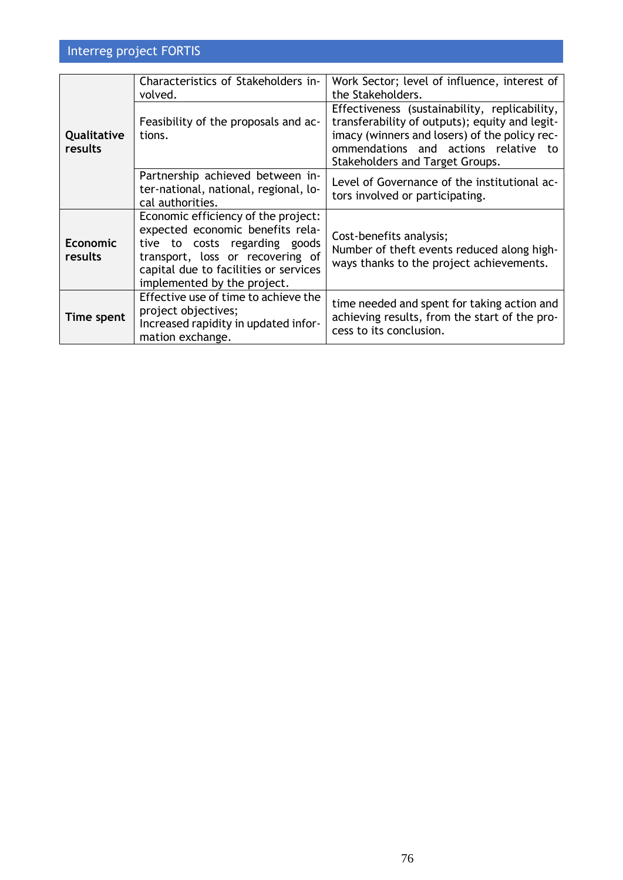| | | |
|---|---|---|
| **Qualitative results** | Characteristics of Stakeholders involved. | Work Sector; level of influence, interest of the Stakeholders. |
| | Feasibility of the proposals and actions. | Effectiveness (sustainability, replicability, transferability of outputs); equity and legitimacy (winners and losers) of the policy recommendations and actions relative to Stakeholders and Target Groups. |
| | Partnership achieved between inter-national, national, regional, local authorities. | Level of Governance of the institutional actors involved or participating. |
| **Economic results** | Economic efficiency of the project: expected economic benefits relative to costs regarding goods transport, loss or recovering of capital due to facilities or services implemented by the project. | Cost-benefits analysis;<br>Number of theft events reduced along highways thanks to the project achievements. |
| **Time spent** | Effective use of time to achieve the project objectives;<br>Increased rapidity in updated information exchange. | time needed and spent for taking action and achieving results, from the start of the process to its conclusion. |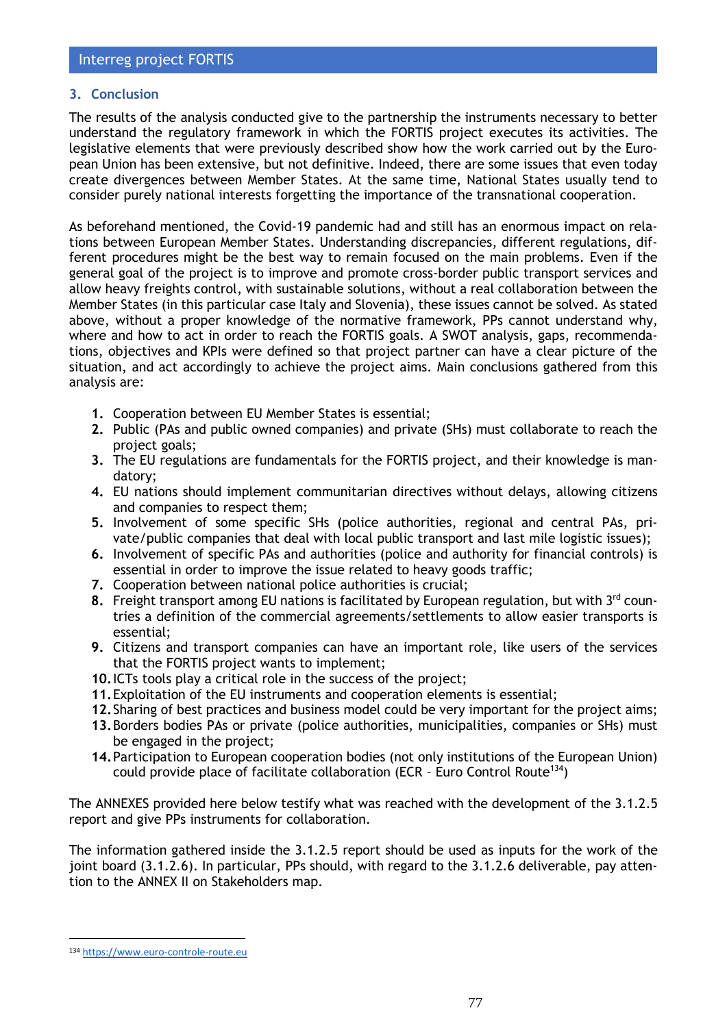## 3. Conclusion

The results of the analysis conducted give to the partnership the instruments necessary to better understand the regulatory framework in which the FORTIS project executes its activities. The legislative elements that were previously described show how the work carried out by the European Union has been extensive, but not definitive. Indeed, there are some issues that even today create divergences between Member States. At the same time, National States usually tend to consider purely national interests forgetting the importance of the transnational cooperation.

As beforehand mentioned, the Covid-19 pandemic had and still has an enormous impact on relations between European Member States. Understanding discrepancies, different regulations, different procedures might be the best way to remain focused on the main problems. Even if the general goal of the project is to improve and promote cross-border public transport services and allow heavy freights control, with sustainable solutions, without a real collaboration between the Member States (in this particular case Italy and Slovenia), these issues cannot be solved. As stated above, without a proper knowledge of the normative framework, PPs cannot understand why, where and how to act in order to reach the FORTIS goals. A SWOT analysis, gaps, recommendations, objectives and KPIs were defined so that project partner can have a clear picture of the situation, and act accordingly to achieve the project aims. Main conclusions gathered from this analysis are:

1. Cooperation between EU Member States is essential;
2. Public (PAs and public owned companies) and private (SHs) must collaborate to reach the project goals;
3. The EU regulations are fundamentals for the FORTIS project, and their knowledge is mandatory;
4. EU nations should implement communitarian directives without delays, allowing citizens and companies to respect them;
5. Involvement of some specific SHs (police authorities, regional and central PAs, private/public companies that deal with local public transport and last mile logistic issues);
6. Involvement of specific PAs and authorities (police and authority for financial controls) is essential in order to improve the issue related to heavy goods traffic;
7. Cooperation between national police authorities is crucial;
8. Freight transport among EU nations is facilitated by European regulation, but with 3rd countries a definition of the commercial agreements/settlements to allow easier transports is essential;
9. Citizens and transport companies can have an important role, like users of the services that the FORTIS project wants to implement;
10. ICTs tools play a critical role in the success of the project;
11. Exploitation of the EU instruments and cooperation elements is essential;
12. Sharing of best practices and business model could be very important for the project aims;
13. Borders bodies PAs or private (police authorities, municipalities, companies or SHs) must be engaged in the project;
14. Participation to European cooperation bodies (not only institutions of the European Union) could provide place of facilitate collaboration (ECR – Euro Control Route[134])

The ANNEXES provided here below testify what was reached with the development of the 3.1.2.5 report and give PPs instruments for collaboration.

The information gathered inside the 3.1.2.5 report should be used as inputs for the work of the joint board (3.1.2.6). In particular, PPs should, with regard to the 3.1.2.6 deliverable, pay attention to the ANNEX II on Stakeholders map.

---

[134] https://www.euro-controle-route.eu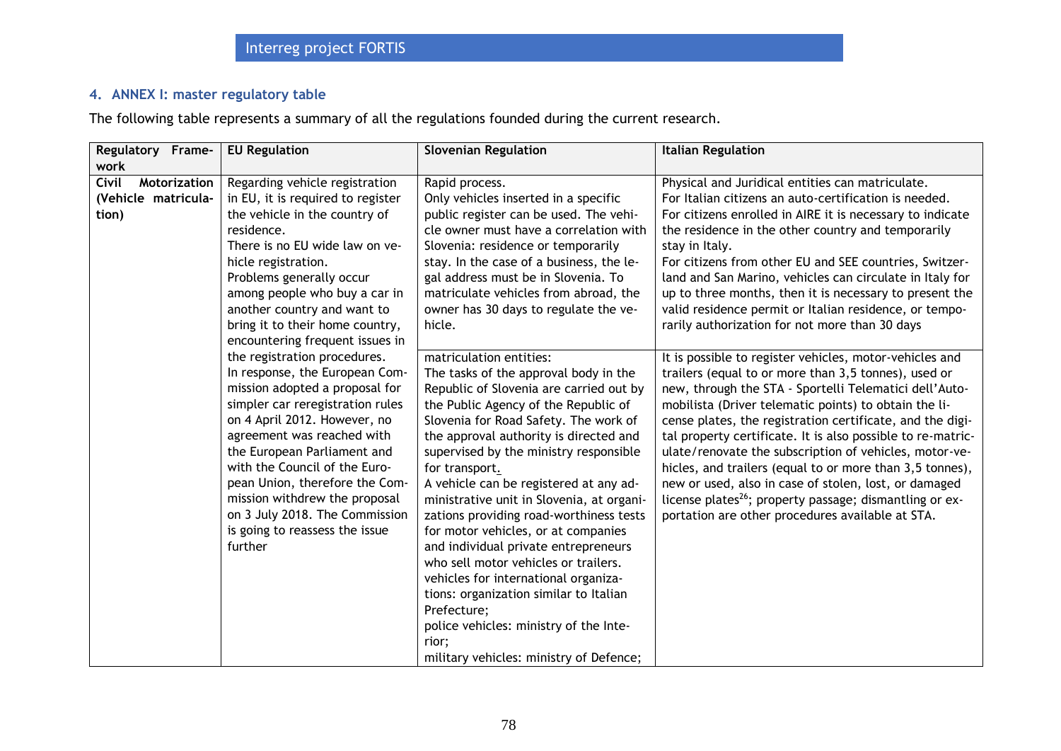## 4. ANNEX I: master regulatory table

The following table represents a summary of all the regulations founded during the current research.

| Regulatory Framework | EU Regulation | Slovenian Regulation | Italian Regulation |
|---|---|---|---|
| **Civil Motorization (Vehicle matriculation)** | Regarding vehicle registration in EU, it is required to register the vehicle in the country of residence.<br>There is no EU wide law on vehicle registration.<br>Problems generally occur among people who buy a car in another country and want to bring it to their home country, encountering frequent issues in the registration procedures.<br>In response, the European Commission adopted a proposal for simpler car reregistration rules on 4 April 2012. However, no agreement was reached with the European Parliament and with the Council of the European Union, therefore the Commission withdrew the proposal on 3 July 2018. The Commission is going to reassess the issue further | Rapid process.<br>Only vehicles inserted in a specific public register can be used. The vehicle owner must have a correlation with Slovenia: residence or temporarily stay. In the case of a business, the legal address must be in Slovenia. To matriculate vehicles from abroad, the owner has 30 days to regulate the vehicle. | Physical and Juridical entities can matriculate.<br>For Italian citizens an auto-certification is needed.<br>For citizens enrolled in AIRE it is necessary to indicate the residence in the other country and temporarily stay in Italy.<br>For citizens from other EU and SEE countries, Switzerland and San Marino, vehicles can circulate in Italy for up to three months, then it is necessary to present the valid residence permit or Italian residence, or temporarily authorization for not more than 30 days |
| | | matriculation entities:<br>The tasks of the approval body in the Republic of Slovenia are carried out by the Public Agency of the Republic of Slovenia for Road Safety. The work of the approval authority is directed and supervised by the ministry responsible for transport.<br>A vehicle can be registered at any administrative unit in Slovenia, at organizations providing road-worthiness tests for motor vehicles, or at companies and individual private entrepreneurs who sell motor vehicles or trailers.<br>vehicles for international organizations: organization similar to Italian Prefecture;<br>police vehicles: ministry of the Interior;<br>military vehicles: ministry of Defence; | It is possible to register vehicles, motor-vehicles and trailers (equal to or more than 3,5 tonnes), used or new, through the STA - Sportelli Telematici dell'Automobilista (Driver telematic points) to obtain the license plates, the registration certificate, and the digital property certificate. It is also possible to re-matriculate/renovate the subscription of vehicles, motor-vehicles, and trailers (equal to or more than 3,5 tonnes), new or used, also in case of stolen, lost, or damaged license plates[26]; property passage; dismantling or exportation are other procedures available at STA. |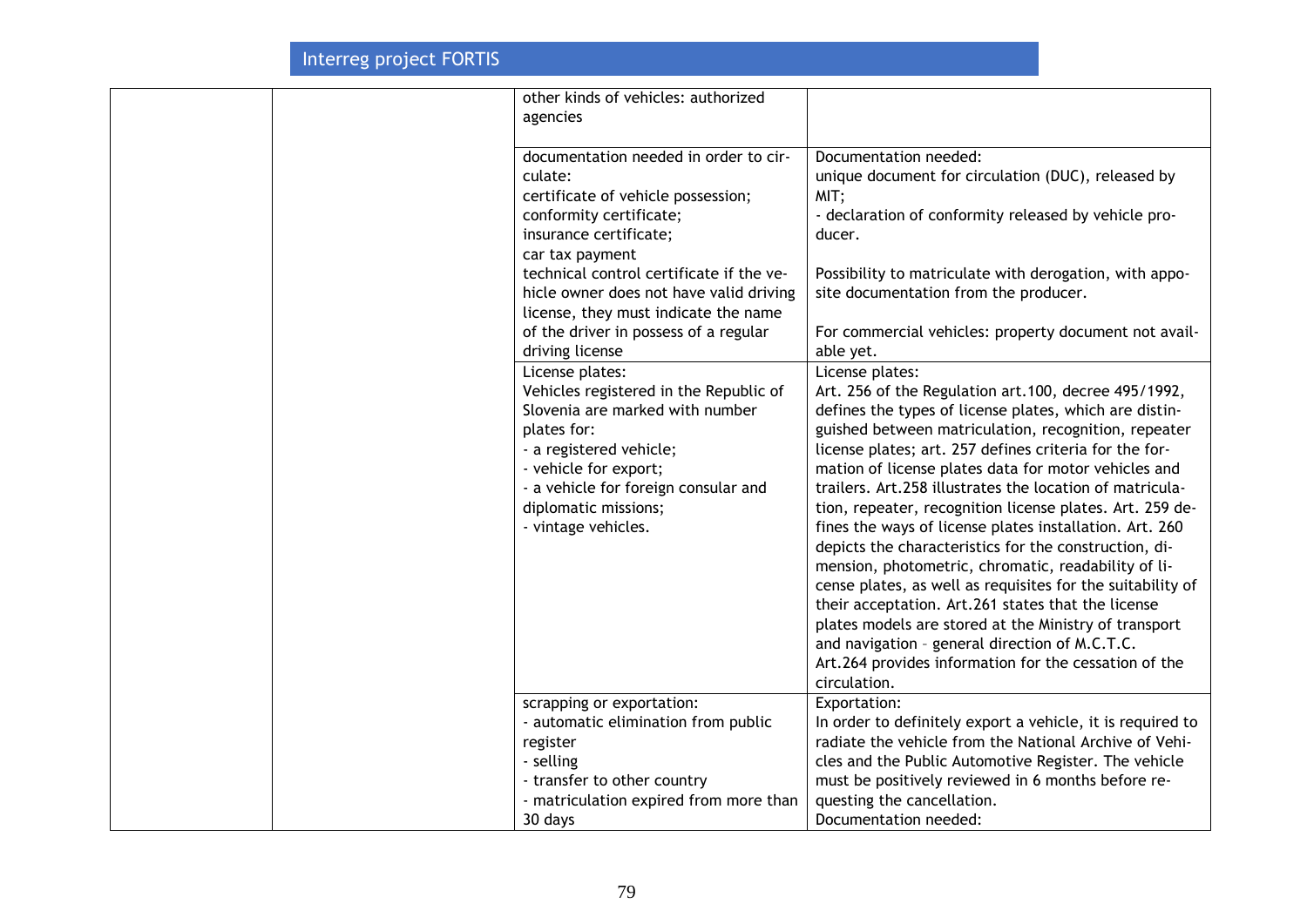| | | | |
|---|---|---|---|
| | | other kinds of vehicles: authorized agencies | |
| | | documentation needed in order to circulate:<br>certificate of vehicle possession;<br>conformity certificate;<br>insurance certificate;<br>car tax payment<br>technical control certificate if the vehicle owner does not have valid driving license, they must indicate the name of the driver in possess of a regular driving license | Documentation needed:<br>unique document for circulation (DUC), released by MIT;<br>- declaration of conformity released by vehicle producer.<br><br>Possibility to matriculate with derogation, with apposite documentation from the producer.<br><br>For commercial vehicles: property document not available yet. |
| | | License plates:<br>Vehicles registered in the Republic of Slovenia are marked with number plates for:<br>- a registered vehicle;<br>- vehicle for export;<br>- a vehicle for foreign consular and diplomatic missions;<br>- vintage vehicles. | License plates:<br>Art. 256 of the Regulation art.100, decree 495/1992, defines the types of license plates, which are distinguished between matriculation, recognition, repeater license plates; art. 257 defines criteria for the formation of license plates data for motor vehicles and trailers. Art.258 illustrates the location of matriculation, repeater, recognition license plates. Art. 259 defines the ways of license plates installation. Art. 260 depicts the characteristics for the construction, dimension, photometric, chromatic, readability of license plates, as well as requisites for the suitability of their acceptation. Art.261 states that the license plates models are stored at the Ministry of transport and navigation – general direction of M.C.T.C.<br>Art.264 provides information for the cessation of the circulation. |
| | | scrapping or exportation:<br>- automatic elimination from public register<br>- selling<br>- transfer to other country<br>- matriculation expired from more than 30 days | Exportation:<br>In order to definitely export a vehicle, it is required to radiate the vehicle from the National Archive of Vehicles and the Public Automotive Register. The vehicle must be positively reviewed in 6 months before requesting the cancellation.<br>Documentation needed: |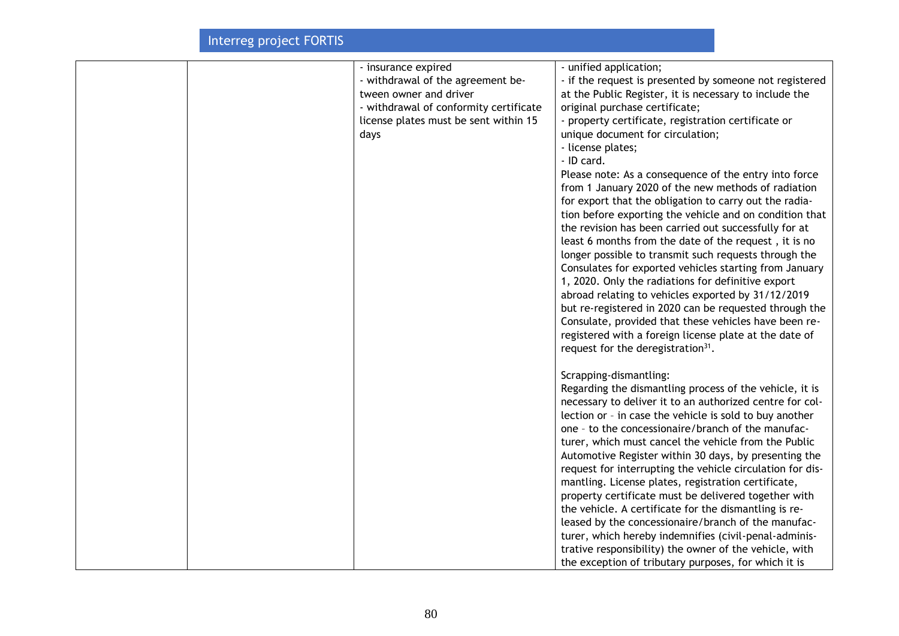| | | - insurance expired<br>- withdrawal of the agreement between owner and driver<br>- withdrawal of conformity certificate<br>license plates must be sent within 15 days | - unified application;<br>- if the request is presented by someone not registered at the Public Register, it is necessary to include the original purchase certificate;<br>- property certificate, registration certificate or unique document for circulation;<br>- license plates;<br>- ID card.<br>Please note: As a consequence of the entry into force from 1 January 2020 of the new methods of radiation for export that the obligation to carry out the radiation before exporting the vehicle and on condition that the revision has been carried out successfully for at least 6 months from the date of the request , it is no longer possible to transmit such requests through the Consulates for exported vehicles starting from January 1, 2020. Only the radiations for definitive export abroad relating to vehicles exported by 31/12/2019 but re-registered in 2020 can be requested through the Consulate, provided that these vehicles have been re-registered with a foreign license plate at the date of request for the deregistration[31].<br><br>Scrapping-dismantling:<br>Regarding the dismantling process of the vehicle, it is necessary to deliver it to an authorized centre for collection or – in case the vehicle is sold to buy another one – to the concessionaire/branch of the manufacturer, which must cancel the vehicle from the Public Automotive Register within 30 days, by presenting the request for interrupting the vehicle circulation for dismantling. License plates, registration certificate, property certificate must be delivered together with the vehicle. A certificate for the dismantling is released by the concessionaire/branch of the manufacturer, which hereby indemnifies (civil-penal-administrative responsibility) the owner of the vehicle, with the exception of tributary purposes, for which it is |
|---|---|---|---|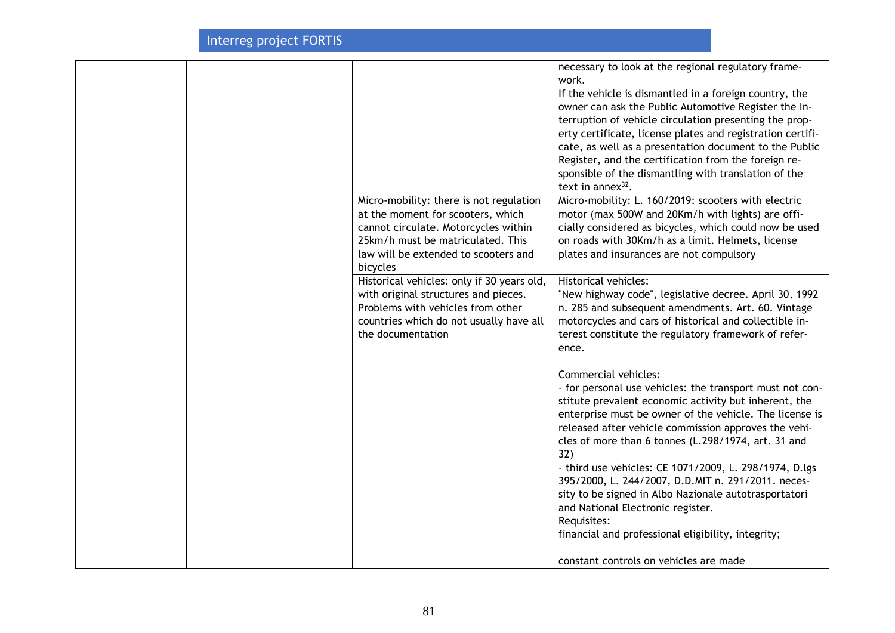| | | | |
|---|---|---|---|
| | | | necessary to look at the regional regulatory framework.<br>If the vehicle is dismantled in a foreign country, the owner can ask the Public Automotive Register the Interruption of vehicle circulation presenting the property certificate, license plates and registration certificate, as well as a presentation document to the Public Register, and the certification from the foreign responsible of the dismantling with translation of the text in annex[32]. |
| | | Micro-mobility: there is not regulation at the moment for scooters, which cannot circulate. Motorcycles within 25km/h must be matriculated. This law will be extended to scooters and bicycles | Micro-mobility: L. 160/2019: scooters with electric motor (max 500W and 20Km/h with lights) are officially considered as bicycles, which could now be used on roads with 30Km/h as a limit. Helmets, license plates and insurances are not compulsory |
| | | Historical vehicles: only if 30 years old, with original structures and pieces. Problems with vehicles from other countries which do not usually have all the documentation | Historical vehicles:<br>"New highway code", legislative decree. April 30, 1992 n. 285 and subsequent amendments. Art. 60. Vintage motorcycles and cars of historical and collectible interest constitute the regulatory framework of reference.<br><br>Commercial vehicles:<br>- for personal use vehicles: the transport must not constitute prevalent economic activity but inherent, the enterprise must be owner of the vehicle. The license is released after vehicle commission approves the vehicles of more than 6 tonnes (L.298/1974, art. 31 and 32)<br>- third use vehicles: CE 1071/2009, L. 298/1974, D.lgs 395/2000, L. 244/2007, D.D.MIT n. 291/2011. necessity to be signed in Albo Nazionale autotrasportatori and National Electronic register.<br>Requisites:<br>financial and professional eligibility, integrity;<br><br>constant controls on vehicles are made |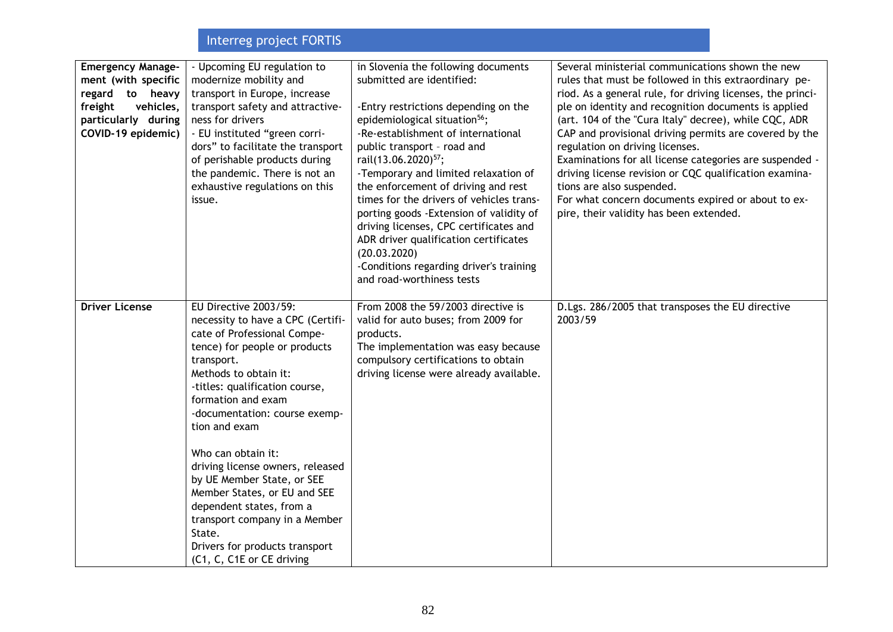| | | | |
|---|---|---|---|
| **Emergency Management (with specific regard to heavy freight vehicles, particularly during COVID-19 epidemic)** | - Upcoming EU regulation to modernize mobility and transport in Europe, increase transport safety and attractiveness for drivers<br>- EU instituted "green corridors" to facilitate the transport of perishable products during the pandemic. There is not an exhaustive regulations on this issue. | in Slovenia the following documents submitted are identified:<br><br>-Entry restrictions depending on the epidemiological situation[56];<br>-Re-establishment of international public transport – road and rail(13.06.2020)[57];<br>-Temporary and limited relaxation of the enforcement of driving and rest times for the drivers of vehicles transporting goods -Extension of validity of driving licenses, CPC certificates and ADR driver qualification certificates (20.03.2020)<br>-Conditions regarding driver's training and road-worthiness tests | Several ministerial communications shown the new rules that must be followed in this extraordinary period. As a general rule, for driving licenses, the principle on identity and recognition documents is applied (art. 104 of the "Cura Italy" decree), while CQC, ADR CAP and provisional driving permits are covered by the regulation on driving licenses.<br>Examinations for all license categories are suspended - driving license revision or CQC qualification examinations are also suspended.<br>For what concern documents expired or about to expire, their validity has been extended. |
| **Driver License** | EU Directive 2003/59:<br>necessity to have a CPC (Certificate of Professional Competence) for people or products transport.<br>Methods to obtain it:<br>-titles: qualification course, formation and exam<br>-documentation: course exemption and exam<br><br>Who can obtain it:<br>driving license owners, released by UE Member State, or SEE Member States, or EU and SEE dependent states, from a transport company in a Member State.<br>Drivers for products transport (C1, C, C1E or CE driving | From 2008 the 59/2003 directive is valid for auto buses; from 2009 for products.<br>The implementation was easy because compulsory certifications to obtain driving license were already available. | D.Lgs. 286/2005 that transposes the EU directive 2003/59 |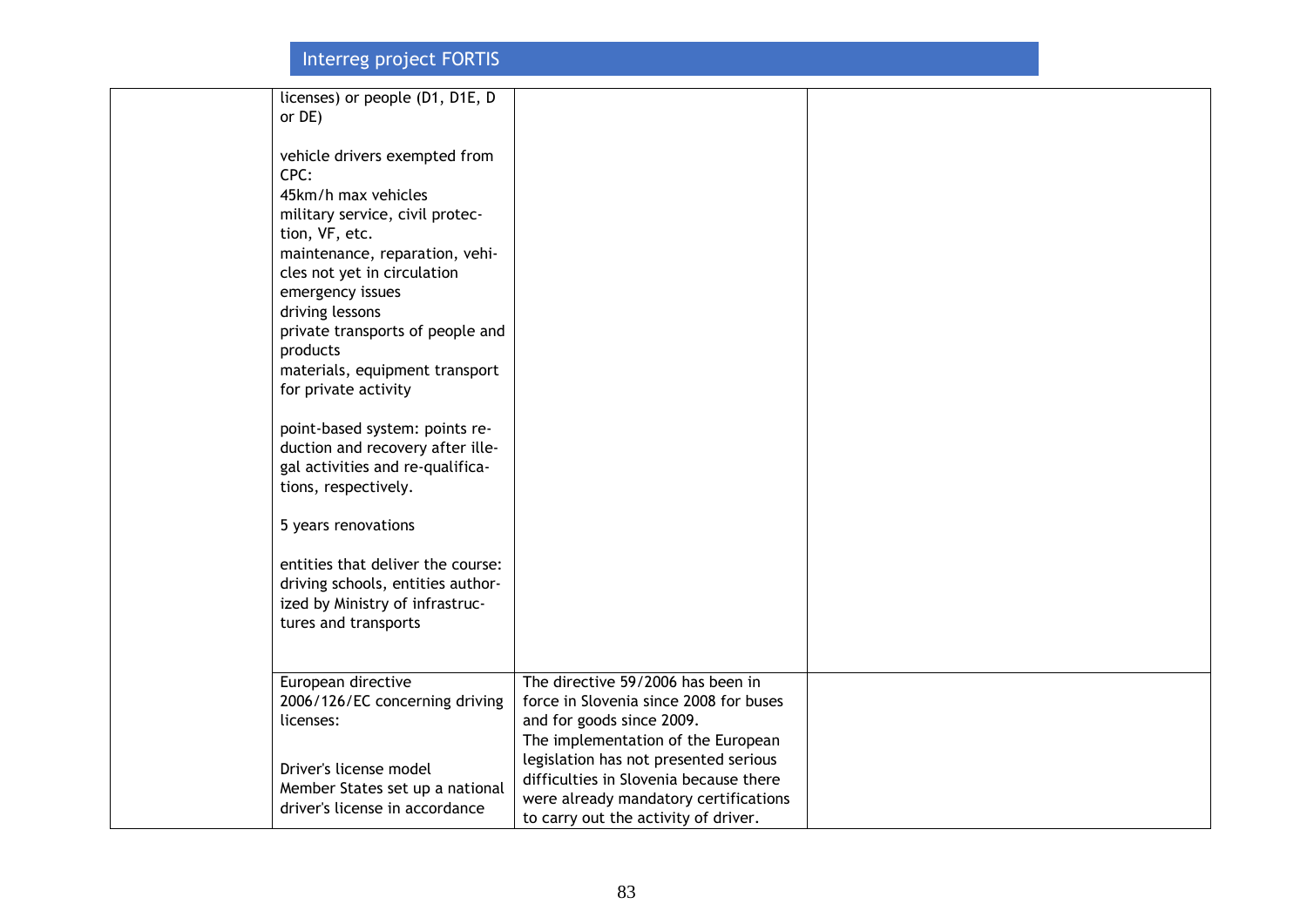| | | | |
|---|---|---|---|
| | licenses) or people (D1, D1E, D or DE)<br><br>vehicle drivers exempted from CPC:<br>45km/h max vehicles<br>military service, civil protection, VF, etc.<br>maintenance, reparation, vehicles not yet in circulation<br>emergency issues<br>driving lessons<br>private transports of people and products<br>materials, equipment transport for private activity<br><br>point-based system: points reduction and recovery after illegal activities and re-qualifications, respectively.<br><br>5 years renovations<br><br>entities that deliver the course: driving schools, entities authorized by Ministry of infrastructures and transports | | |
| | European directive 2006/126/EC concerning driving licenses:<br><br>Driver's license model<br>Member States set up a national driver's license in accordance | The directive 59/2006 has been in force in Slovenia since 2008 for buses and for goods since 2009.<br>The implementation of the European legislation has not presented serious difficulties in Slovenia because there were already mandatory certifications to carry out the activity of driver. | |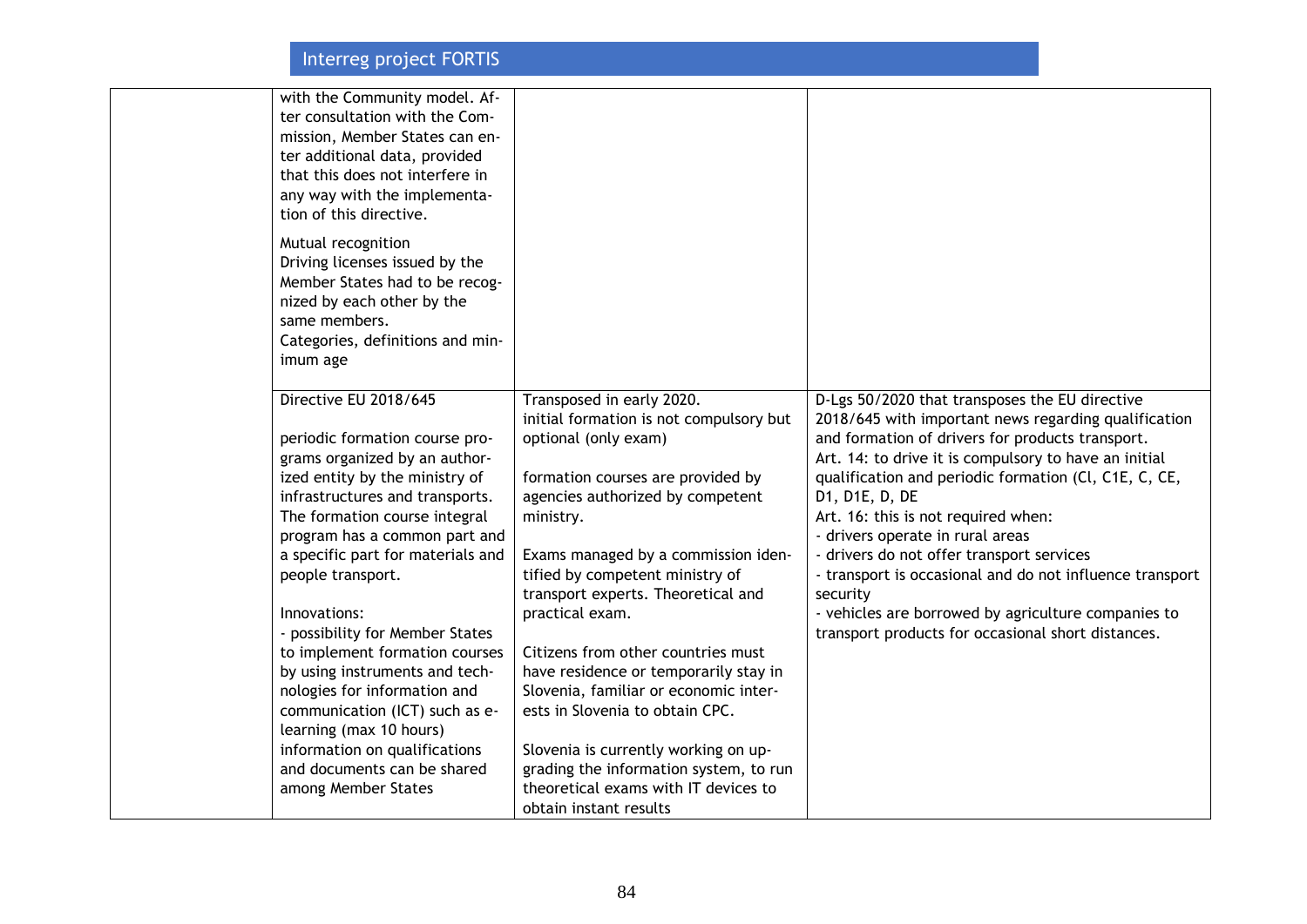| | | | |
|---|---|---|---|
| | with the Community model. After consultation with the Commission, Member States can enter additional data, provided that this does not interfere in any way with the implementation of this directive.<br><br>Mutual recognition<br>Driving licenses issued by the Member States had to be recognized by each other by the same members.<br>Categories, definitions and minimum age | | |
| | Directive EU 2018/645<br><br>periodic formation course programs organized by an authorized entity by the ministry of infrastructures and transports. The formation course integral program has a common part and a specific part for materials and people transport.<br><br>Innovations:<br>- possibility for Member States to implement formation courses by using instruments and technologies for information and communication (ICT) such as e-learning (max 10 hours)<br>information on qualifications and documents can be shared among Member States | Transposed in early 2020.<br>initial formation is not compulsory but optional (only exam)<br><br>formation courses are provided by agencies authorized by competent ministry.<br><br>Exams managed by a commission identified by competent ministry of transport experts. Theoretical and practical exam.<br><br>Citizens from other countries must have residence or temporarily stay in Slovenia, familiar or economic interests in Slovenia to obtain CPC.<br><br>Slovenia is currently working on upgrading the information system, to run theoretical exams with IT devices to obtain instant results | D-Lgs 50/2020 that transposes the EU directive 2018/645 with important news regarding qualification and formation of drivers for products transport.<br>Art. 14: to drive it is compulsory to have an initial qualification and periodic formation (Cl, C1E, C, CE, D1, D1E, D, DE<br>Art. 16: this is not required when:<br>- drivers operate in rural areas<br>- drivers do not offer transport services<br>- transport is occasional and do not influence transport security<br>- vehicles are borrowed by agriculture companies to transport products for occasional short distances. |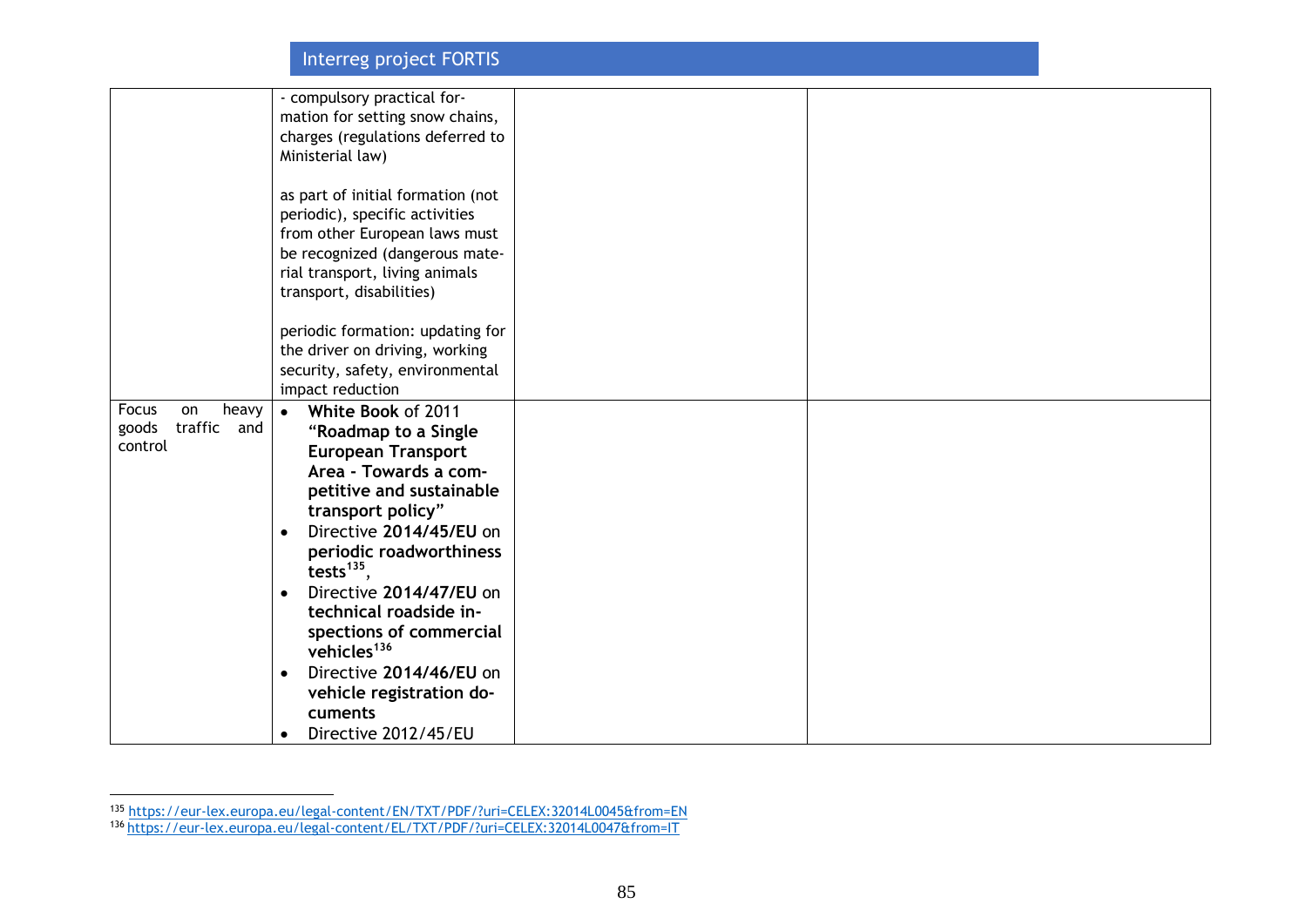| | | | |
|---|---|---|---|
| | - compulsory practical formation for setting snow chains, charges (regulations deferred to Ministerial law)<br><br>as part of initial formation (not periodic), specific activities from other European laws must be recognized (dangerous material transport, living animals transport, disabilities)<br><br>periodic formation: updating for the driver on driving, working security, safety, environmental impact reduction | | |
| Focus on heavy goods traffic and control | • **White Book** of 2011 **"Roadmap to a Single European Transport Area - Towards a competitive and sustainable transport policy"**<br>• Directive **2014/45/EU** on **periodic roadworthiness tests**[135],<br>• Directive **2014/47/EU** on **technical roadside inspections of commercial vehicles**[136]<br>• Directive **2014/46/EU** on **vehicle registration documents**<br>• Directive 2012/45/EU | | |

[135] https://eur-lex.europa.eu/legal-content/EN/TXT/PDF/?uri=CELEX:32014L0045&from=EN

[136] https://eur-lex.europa.eu/legal-content/EL/TXT/PDF/?uri=CELEX:32014L0047&from=IT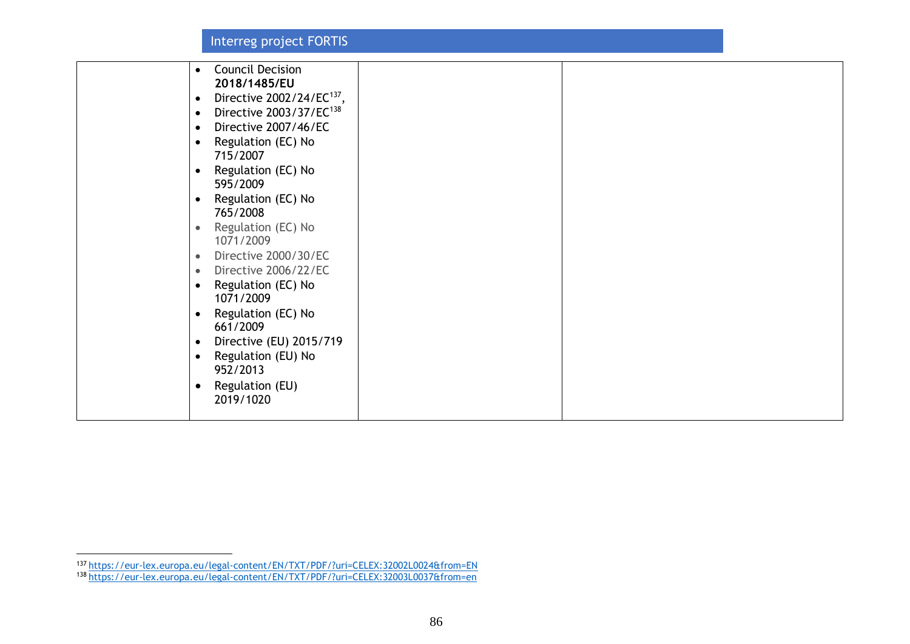| | | | |
|---|---|---|---|
| | • Council Decision **2018/1485/EU**<br>• Directive 2002/24/EC[137],<br>• Directive 2003/37/EC[138]<br>• Directive 2007/46/EC<br>• Regulation (EC) No 715/2007<br>• Regulation (EC) No 595/2009<br>• Regulation (EC) No 765/2008<br>• Regulation (EC) No 1071/2009<br>• Directive 2000/30/EC<br>• Directive 2006/22/EC<br>• Regulation (EC) No 1071/2009<br>• Regulation (EC) No 661/2009<br>• Directive (EU) 2015/719<br>• Regulation (EU) No 952/2013<br>• Regulation (EU) 2019/1020 | | |

[137] https://eur-lex.europa.eu/legal-content/EN/TXT/PDF/?uri=CELEX:32002L0024&from=EN

[138] https://eur-lex.europa.eu/legal-content/EN/TXT/PDF/?uri=CELEX:32003L0037&from=en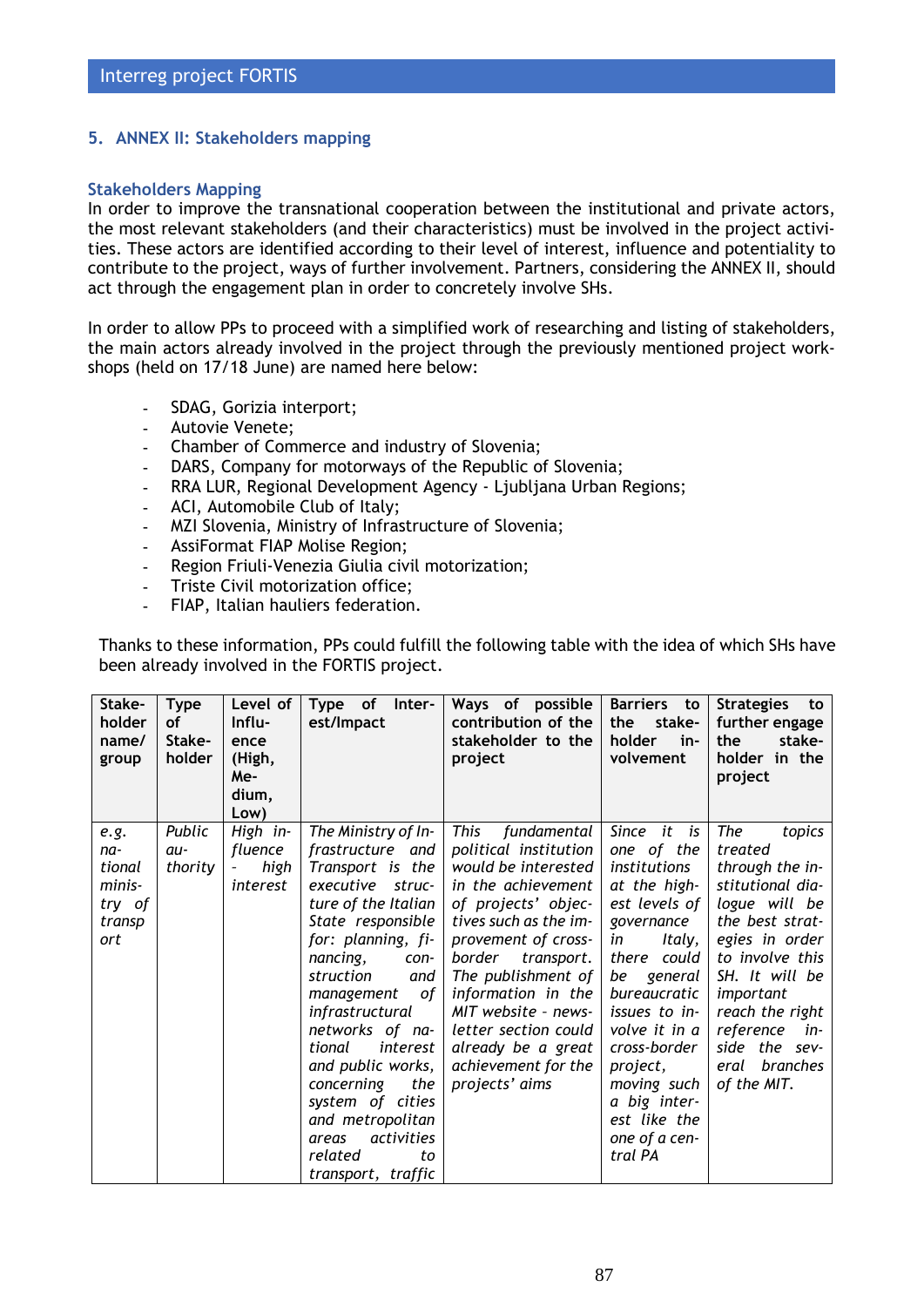## 5. ANNEX II: Stakeholders mapping

### Stakeholders Mapping

In order to improve the transnational cooperation between the institutional and private actors, the most relevant stakeholders (and their characteristics) must be involved in the project activities. These actors are identified according to their level of interest, influence and potentiality to contribute to the project, ways of further involvement. Partners, considering the ANNEX II, should act through the engagement plan in order to concretely involve SHs.

In order to allow PPs to proceed with a simplified work of researching and listing of stakeholders, the main actors already involved in the project through the previously mentioned project workshops (held on 17/18 June) are named here below:

- SDAG, Gorizia interport;
- Autovie Venete;
- Chamber of Commerce and industry of Slovenia;
- DARS, Company for motorways of the Republic of Slovenia;
- RRA LUR, Regional Development Agency - Ljubljana Urban Regions;
- ACI, Automobile Club of Italy;
- MZI Slovenia, Ministry of Infrastructure of Slovenia;
- AssiFormat FIAP Molise Region;
- Region Friuli-Venezia Giulia civil motorization;
- Triste Civil motorization office;
- FIAP, Italian hauliers federation.

Thanks to these information, PPs could fulfill the following table with the idea of which SHs have been already involved in the FORTIS project.

| Stakeholder name/ group | Type of Stakeholder | Level of Influence (High, Medium, Low) | Type of Interest/Impact | Ways of possible contribution of the stakeholder to the project | Barriers to the stakeholder involvement | Strategies to further engage the stakeholder in the project |
|---|---|---|---|---|---|---|
| *e.g. national ministry of transport* | *Public authority* | *High influence - high interest* | *The Ministry of Infrastructure and Transport is the executive structure of the Italian State responsible for: planning, financing, construction and management of infrastructural networks of national interest and public works, concerning the system of cities and metropolitan areas activities related to transport, traffic* | *This fundamental political institution would be interested in the achievement of projects' objectives such as the improvement of cross-border transport. The publishment of information in the MIT website - newsletter section could already be a great achievement for the projects' aims* | *Since it is one of the institutions at the highest levels of governance in Italy, there could be general bureaucratic issues to involve it in a cross-border project, moving such a big interest like the one of a central PA* | *The topics treated through the institutional dialogue will be the best strategies in order to involve this SH. It will be important reach the right reference inside the several branches of the MIT.* |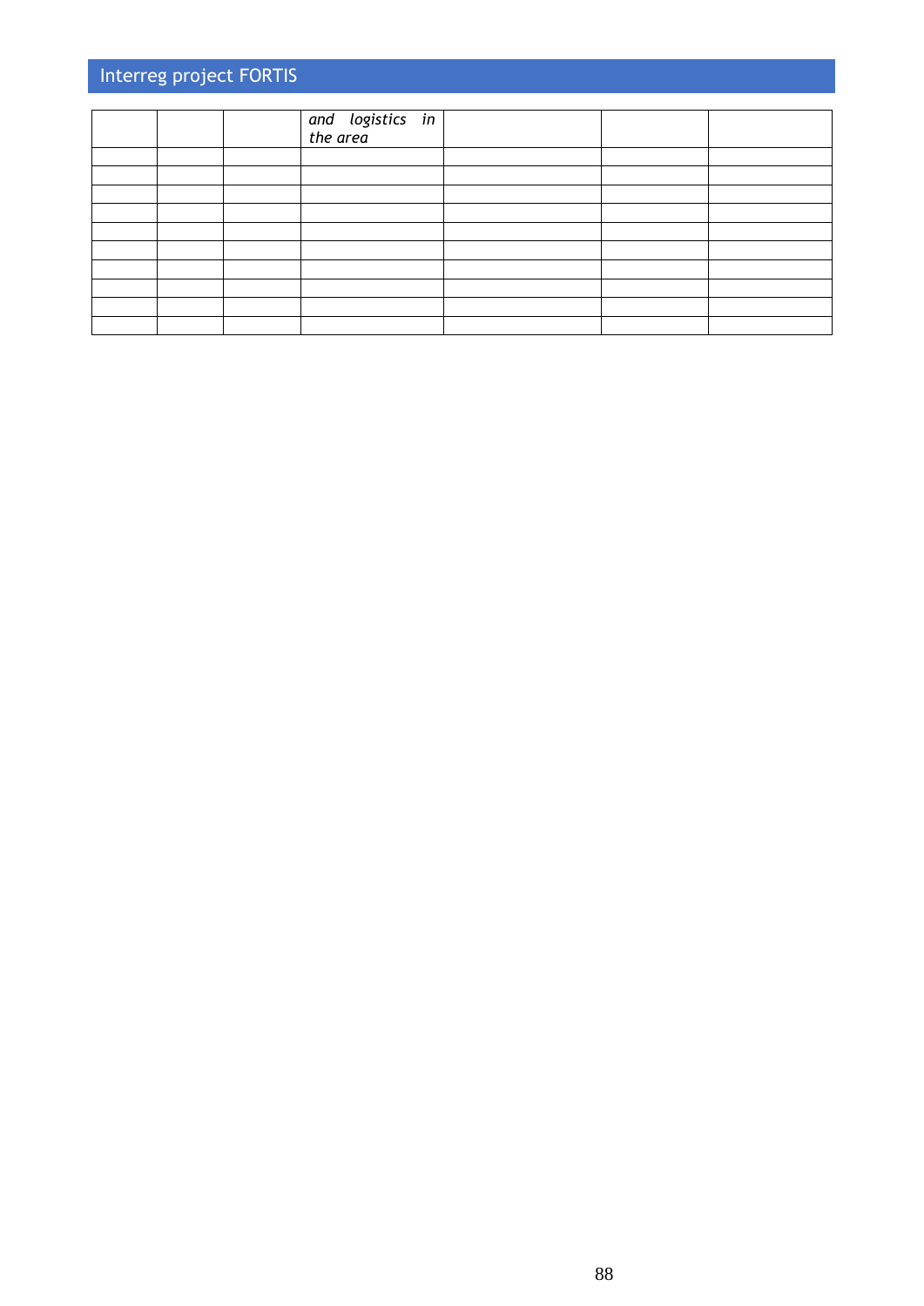| | | | | | | |
|---|---|---|---|---|---|---|
| | | | *and logistics in the area* | | | |
| | | | | | | |
| | | | | | | |
| | | | | | | |
| | | | | | | |
| | | | | | | |
| | | | | | | |
| | | | | | | |
| | | | | | | |
| | | | | | | |
| | | | | | | |